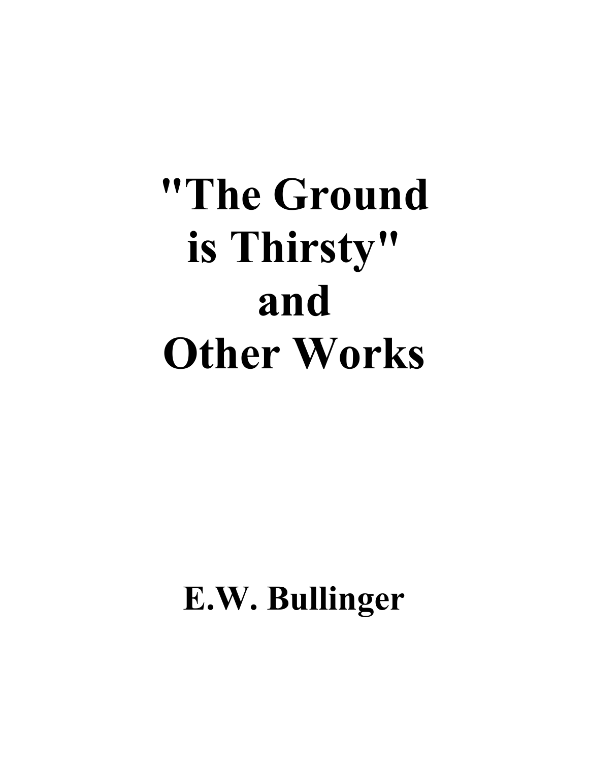# "The Ground is Thirsty" and Other Works

**E.W. Bullinger**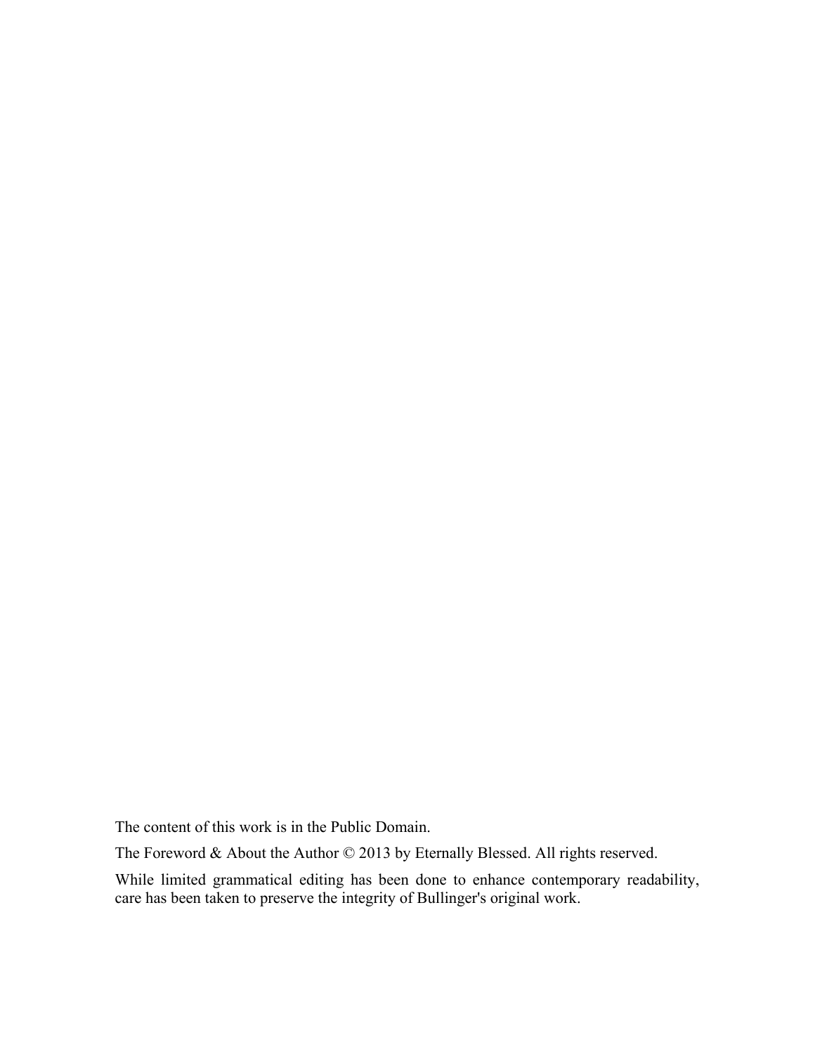The content of this work is in the Public Domain.

The Foreword & About the Author © 2013 by Eternally Blessed. All rights reserved.

While limited grammatical editing has been done to enhance contemporary readability, care has been taken to preserve the integrity of Bullinger's original work.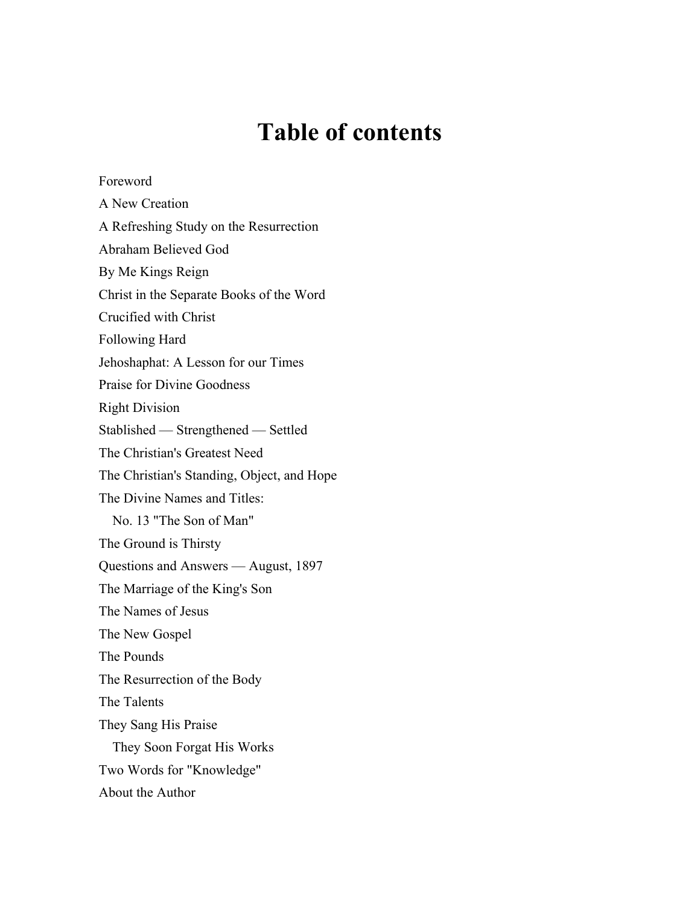# Table of contents

Foreword

A New Creation

A Refreshing Study on the Resurrection

Abraham Believed God

By Me Kings Reign

Christ in the Separate Books of the Word

Crucified with Christ

Following Hard

Jehoshaphat: A Lesson for our Times

Praise for Divine Goodness

Right Division

Stablished — Strengthened — Settled

The Christian's Greatest Need

The Christian's Standing, Object, and Hope

The Divine Names and Titles:
  No. 13 "The Son of Man"

The Ground is Thirsty

Questions and Answers — August, 1897

The Marriage of the King's Son

The Names of Jesus

The New Gospel

The Pounds

The Resurrection of the Body

The Talents

They Sang His Praise
  They Soon Forgat His Works

Two Words for "Knowledge"

About the Author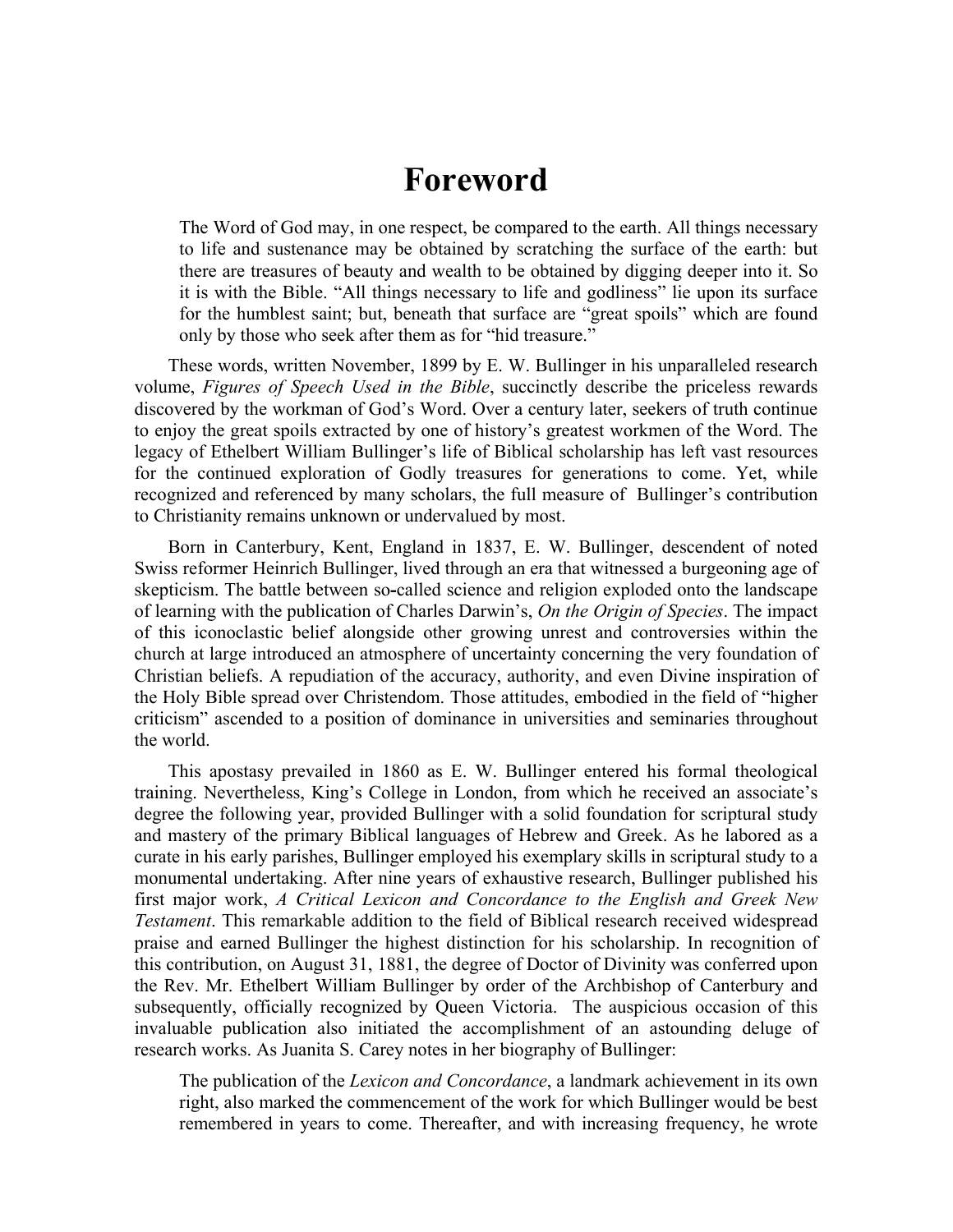# Foreword

> The Word of God may, in one respect, be compared to the earth. All things necessary to life and sustenance may be obtained by scratching the surface of the earth: but there are treasures of beauty and wealth to be obtained by digging deeper into it. So it is with the Bible. "All things necessary to life and godliness" lie upon its surface for the humblest saint; but, beneath that surface are "great spoils" which are found only by those who seek after them as for "hid treasure."

These words, written November, 1899 by E. W. Bullinger in his unparalleled research volume, *Figures of Speech Used in the Bible*, succinctly describe the priceless rewards discovered by the workman of God's Word. Over a century later, seekers of truth continue to enjoy the great spoils extracted by one of history's greatest workmen of the Word. The legacy of Ethelbert William Bullinger's life of Biblical scholarship has left vast resources for the continued exploration of Godly treasures for generations to come. Yet, while recognized and referenced by many scholars, the full measure of Bullinger's contribution to Christianity remains unknown or undervalued by most.

Born in Canterbury, Kent, England in 1837, E. W. Bullinger, descendent of noted Swiss reformer Heinrich Bullinger, lived through an era that witnessed a burgeoning age of skepticism. The battle between so-called science and religion exploded onto the landscape of learning with the publication of Charles Darwin's, *On the Origin of Species*. The impact of this iconoclastic belief alongside other growing unrest and controversies within the church at large introduced an atmosphere of uncertainty concerning the very foundation of Christian beliefs. A repudiation of the accuracy, authority, and even Divine inspiration of the Holy Bible spread over Christendom. Those attitudes, embodied in the field of "higher criticism" ascended to a position of dominance in universities and seminaries throughout the world.

This apostasy prevailed in 1860 as E. W. Bullinger entered his formal theological training. Nevertheless, King's College in London, from which he received an associate's degree the following year, provided Bullinger with a solid foundation for scriptural study and mastery of the primary Biblical languages of Hebrew and Greek. As he labored as a curate in his early parishes, Bullinger employed his exemplary skills in scriptural study to a monumental undertaking. After nine years of exhaustive research, Bullinger published his first major work, *A Critical Lexicon and Concordance to the English and Greek New Testament*. This remarkable addition to the field of Biblical research received widespread praise and earned Bullinger the highest distinction for his scholarship. In recognition of this contribution, on August 31, 1881, the degree of Doctor of Divinity was conferred upon the Rev. Mr. Ethelbert William Bullinger by order of the Archbishop of Canterbury and subsequently, officially recognized by Queen Victoria. The auspicious occasion of this invaluable publication also initiated the accomplishment of an astounding deluge of research works. As Juanita S. Carey notes in her biography of Bullinger:

> The publication of the *Lexicon and Concordance*, a landmark achievement in its own right, also marked the commencement of the work for which Bullinger would be best remembered in years to come. Thereafter, and with increasing frequency, he wrote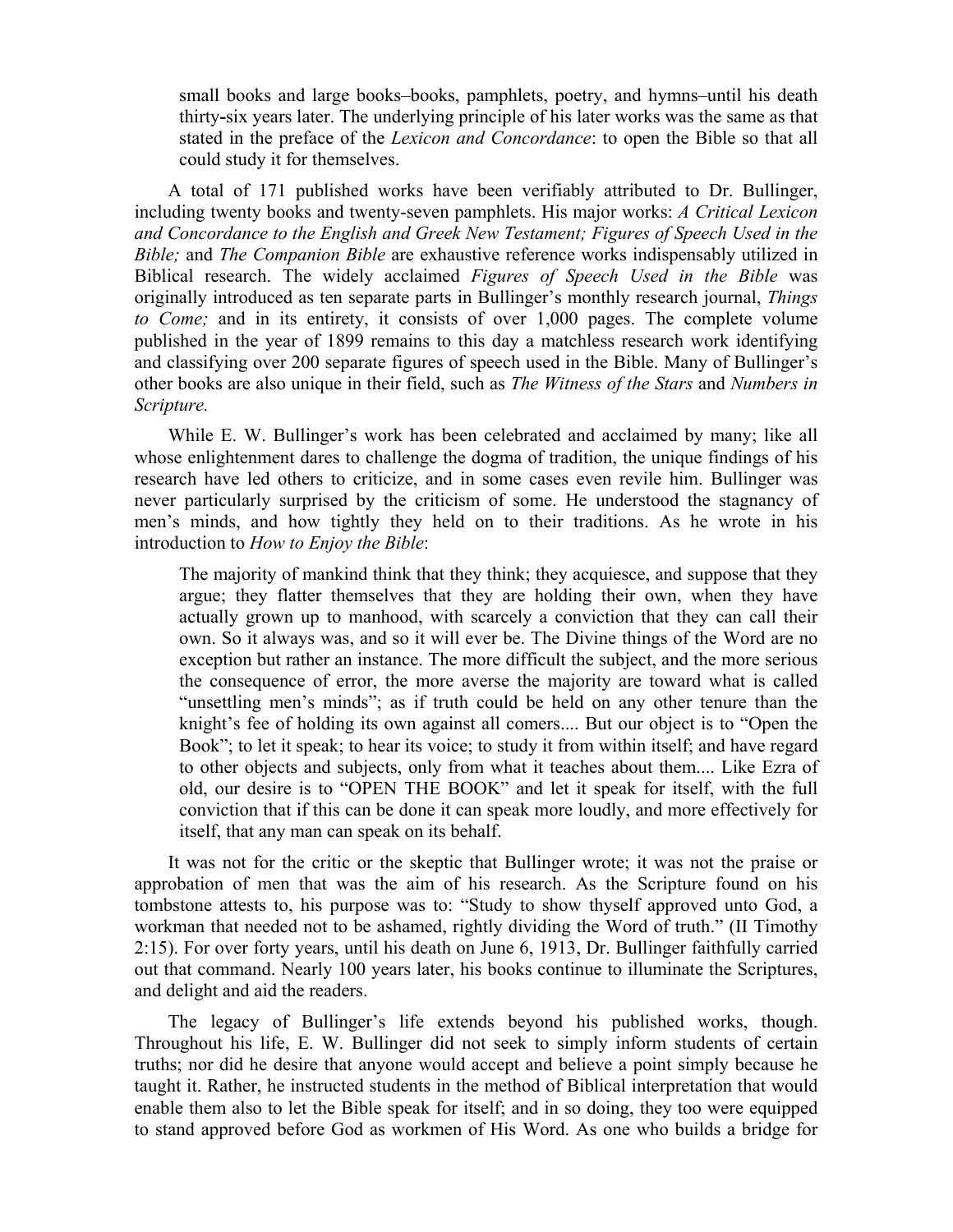> small books and large books–books, pamphlets, poetry, and hymns–until his death thirty-six years later. The underlying principle of his later works was the same as that stated in the preface of the *Lexicon and Concordance*: to open the Bible so that all could study it for themselves.

A total of 171 published works have been verifiably attributed to Dr. Bullinger, including twenty books and twenty-seven pamphlets. His major works: *A Critical Lexicon and Concordance to the English and Greek New Testament; Figures of Speech Used in the Bible;* and *The Companion Bible* are exhaustive reference works indispensably utilized in Biblical research. The widely acclaimed *Figures of Speech Used in the Bible* was originally introduced as ten separate parts in Bullinger's monthly research journal, *Things to Come;* and in its entirety, it consists of over 1,000 pages. The complete volume published in the year of 1899 remains to this day a matchless research work identifying and classifying over 200 separate figures of speech used in the Bible. Many of Bullinger's other books are also unique in their field, such as *The Witness of the Stars* and *Numbers in Scripture.*

While E. W. Bullinger's work has been celebrated and acclaimed by many; like all whose enlightenment dares to challenge the dogma of tradition, the unique findings of his research have led others to criticize, and in some cases even revile him. Bullinger was never particularly surprised by the criticism of some. He understood the stagnancy of men's minds, and how tightly they held on to their traditions. As he wrote in his introduction to *How to Enjoy the Bible*:

> The majority of mankind think that they think; they acquiesce, and suppose that they argue; they flatter themselves that they are holding their own, when they have actually grown up to manhood, with scarcely a conviction that they can call their own. So it always was, and so it will ever be. The Divine things of the Word are no exception but rather an instance. The more difficult the subject, and the more serious the consequence of error, the more averse the majority are toward what is called "unsettling men's minds"; as if truth could be held on any other tenure than the knight's fee of holding its own against all comers.... But our object is to "Open the Book"; to let it speak; to hear its voice; to study it from within itself; and have regard to other objects and subjects, only from what it teaches about them.... Like Ezra of old, our desire is to "OPEN THE BOOK" and let it speak for itself, with the full conviction that if this can be done it can speak more loudly, and more effectively for itself, that any man can speak on its behalf.

It was not for the critic or the skeptic that Bullinger wrote; it was not the praise or approbation of men that was the aim of his research. As the Scripture found on his tombstone attests to, his purpose was to: "Study to show thyself approved unto God, a workman that needed not to be ashamed, rightly dividing the Word of truth." (II Timothy 2:15). For over forty years, until his death on June 6, 1913, Dr. Bullinger faithfully carried out that command. Nearly 100 years later, his books continue to illuminate the Scriptures, and delight and aid the readers.

The legacy of Bullinger's life extends beyond his published works, though. Throughout his life, E. W. Bullinger did not seek to simply inform students of certain truths; nor did he desire that anyone would accept and believe a point simply because he taught it. Rather, he instructed students in the method of Biblical interpretation that would enable them also to let the Bible speak for itself; and in so doing, they too were equipped to stand approved before God as workmen of His Word. As one who builds a bridge for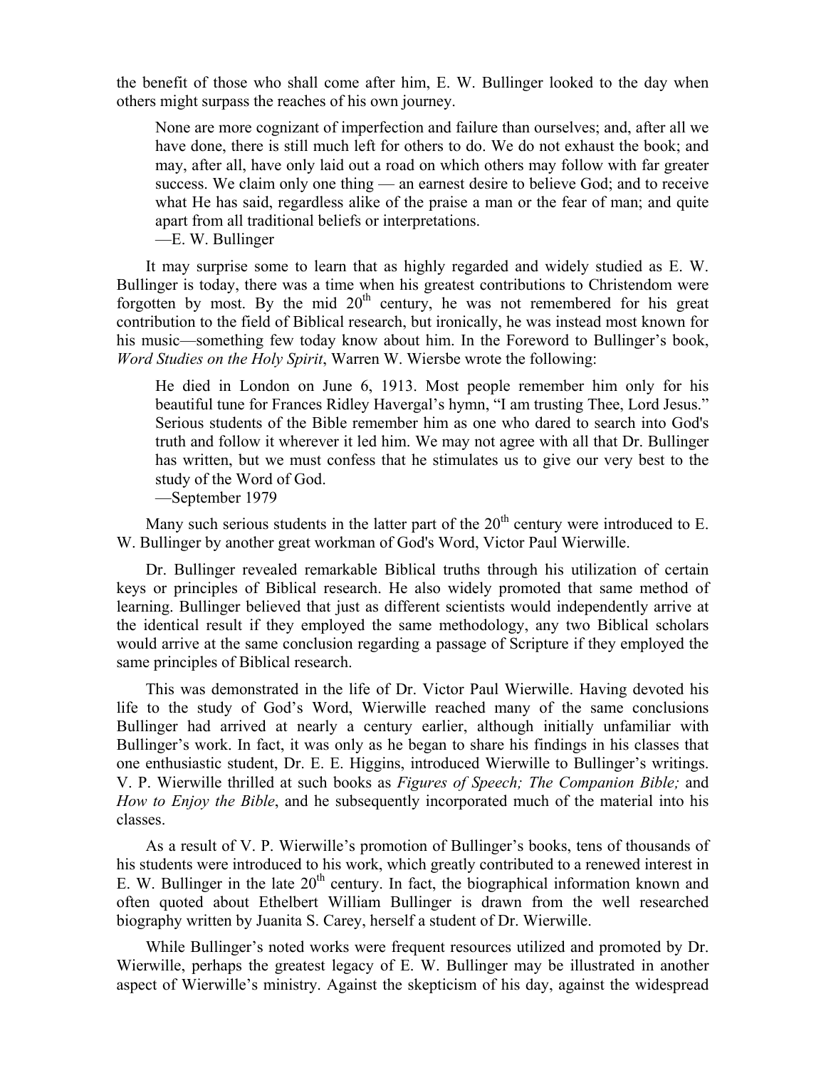the benefit of those who shall come after him, E. W. Bullinger looked to the day when others might surpass the reaches of his own journey.

> None are more cognizant of imperfection and failure than ourselves; and, after all we have done, there is still much left for others to do. We do not exhaust the book; and may, after all, have only laid out a road on which others may follow with far greater success. We claim only one thing — an earnest desire to believe God; and to receive what He has said, regardless alike of the praise a man or the fear of man; and quite apart from all traditional beliefs or interpretations.
> —E. W. Bullinger

It may surprise some to learn that as highly regarded and widely studied as E. W. Bullinger is today, there was a time when his greatest contributions to Christendom were forgotten by most. By the mid 20th century, he was not remembered for his great contribution to the field of Biblical research, but ironically, he was instead most known for his music—something few today know about him. In the Foreword to Bullinger's book, *Word Studies on the Holy Spirit*, Warren W. Wiersbe wrote the following:

> He died in London on June 6, 1913. Most people remember him only for his beautiful tune for Frances Ridley Havergal's hymn, "I am trusting Thee, Lord Jesus." Serious students of the Bible remember him as one who dared to search into God's truth and follow it wherever it led him. We may not agree with all that Dr. Bullinger has written, but we must confess that he stimulates us to give our very best to the study of the Word of God.
> —September 1979

Many such serious students in the latter part of the 20th century were introduced to E. W. Bullinger by another great workman of God's Word, Victor Paul Wierwille.

Dr. Bullinger revealed remarkable Biblical truths through his utilization of certain keys or principles of Biblical research. He also widely promoted that same method of learning. Bullinger believed that just as different scientists would independently arrive at the identical result if they employed the same methodology, any two Biblical scholars would arrive at the same conclusion regarding a passage of Scripture if they employed the same principles of Biblical research.

This was demonstrated in the life of Dr. Victor Paul Wierwille. Having devoted his life to the study of God's Word, Wierwille reached many of the same conclusions Bullinger had arrived at nearly a century earlier, although initially unfamiliar with Bullinger's work. In fact, it was only as he began to share his findings in his classes that one enthusiastic student, Dr. E. E. Higgins, introduced Wierwille to Bullinger's writings. V. P. Wierwille thrilled at such books as *Figures of Speech; The Companion Bible;* and *How to Enjoy the Bible*, and he subsequently incorporated much of the material into his classes.

As a result of V. P. Wierwille's promotion of Bullinger's books, tens of thousands of his students were introduced to his work, which greatly contributed to a renewed interest in E. W. Bullinger in the late 20th century. In fact, the biographical information known and often quoted about Ethelbert William Bullinger is drawn from the well researched biography written by Juanita S. Carey, herself a student of Dr. Wierwille.

While Bullinger's noted works were frequent resources utilized and promoted by Dr. Wierwille, perhaps the greatest legacy of E. W. Bullinger may be illustrated in another aspect of Wierwille's ministry. Against the skepticism of his day, against the widespread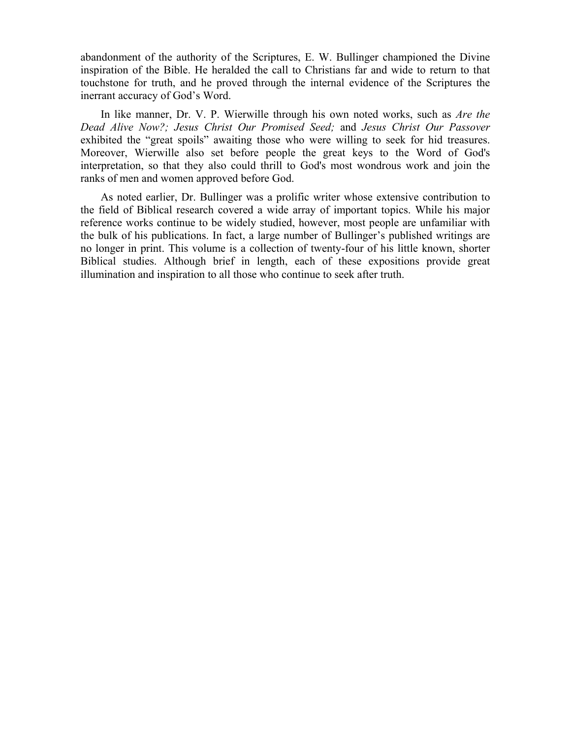abandonment of the authority of the Scriptures, E. W. Bullinger championed the Divine inspiration of the Bible. He heralded the call to Christians far and wide to return to that touchstone for truth, and he proved through the internal evidence of the Scriptures the inerrant accuracy of God's Word.

In like manner, Dr. V. P. Wierwille through his own noted works, such as *Are the Dead Alive Now?; Jesus Christ Our Promised Seed;* and *Jesus Christ Our Passover* exhibited the "great spoils" awaiting those who were willing to seek for hid treasures. Moreover, Wierwille also set before people the great keys to the Word of God's interpretation, so that they also could thrill to God's most wondrous work and join the ranks of men and women approved before God.

As noted earlier, Dr. Bullinger was a prolific writer whose extensive contribution to the field of Biblical research covered a wide array of important topics. While his major reference works continue to be widely studied, however, most people are unfamiliar with the bulk of his publications. In fact, a large number of Bullinger's published writings are no longer in print. This volume is a collection of twenty-four of his little known, shorter Biblical studies. Although brief in length, each of these expositions provide great illumination and inspiration to all those who continue to seek after truth.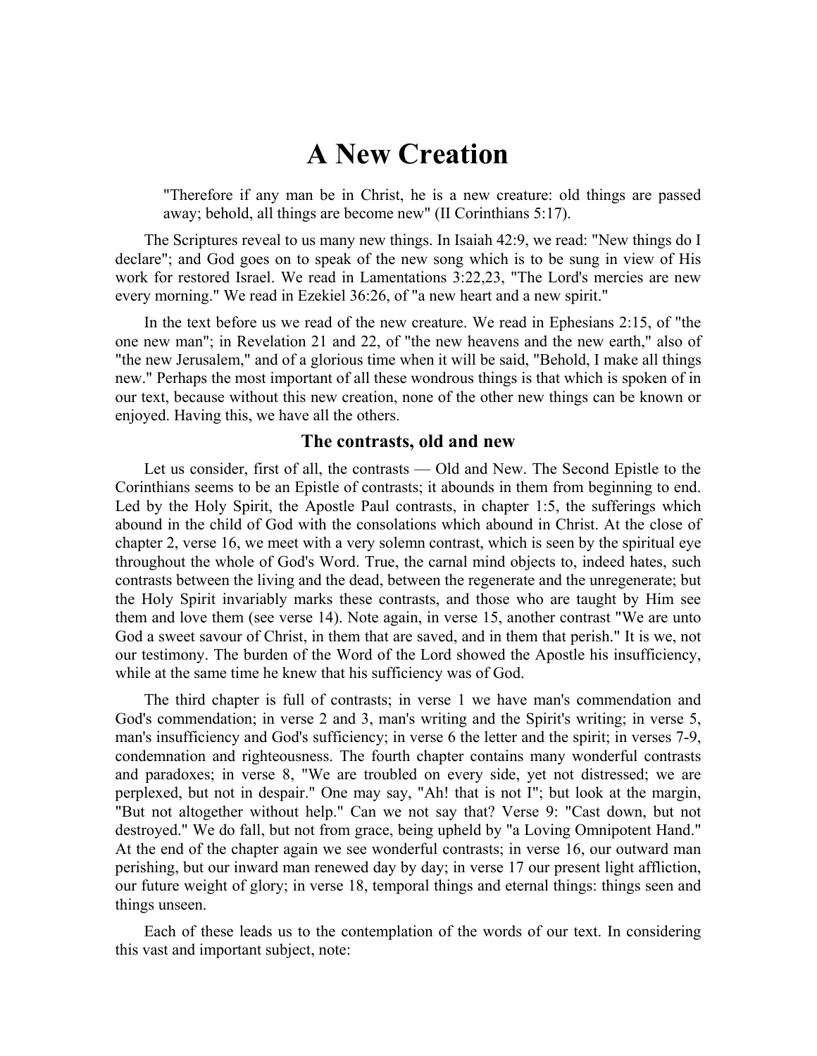# A New Creation

> "Therefore if any man be in Christ, he is a new creature: old things are passed away; behold, all things are become new" (II Corinthians 5:17).

The Scriptures reveal to us many new things. In Isaiah 42:9, we read: "New things do I declare"; and God goes on to speak of the new song which is to be sung in view of His work for restored Israel. We read in Lamentations 3:22,23, "The Lord's mercies are new every morning." We read in Ezekiel 36:26, of "a new heart and a new spirit."

In the text before us we read of the new creature. We read in Ephesians 2:15, of "the one new man"; in Revelation 21 and 22, of "the new heavens and the new earth," also of "the new Jerusalem," and of a glorious time when it will be said, "Behold, I make all things new." Perhaps the most important of all these wondrous things is that which is spoken of in our text, because without this new creation, none of the other new things can be known or enjoyed. Having this, we have all the others.

## The contrasts, old and new

Let us consider, first of all, the contrasts — Old and New. The Second Epistle to the Corinthians seems to be an Epistle of contrasts; it abounds in them from beginning to end. Led by the Holy Spirit, the Apostle Paul contrasts, in chapter 1:5, the sufferings which abound in the child of God with the consolations which abound in Christ. At the close of chapter 2, verse 16, we meet with a very solemn contrast, which is seen by the spiritual eye throughout the whole of God's Word. True, the carnal mind objects to, indeed hates, such contrasts between the living and the dead, between the regenerate and the unregenerate; but the Holy Spirit invariably marks these contrasts, and those who are taught by Him see them and love them (see verse 14). Note again, in verse 15, another contrast "We are unto God a sweet savour of Christ, in them that are saved, and in them that perish." It is we, not our testimony. The burden of the Word of the Lord showed the Apostle his insufficiency, while at the same time he knew that his sufficiency was of God.

The third chapter is full of contrasts; in verse 1 we have man's commendation and God's commendation; in verse 2 and 3, man's writing and the Spirit's writing; in verse 5, man's insufficiency and God's sufficiency; in verse 6 the letter and the spirit; in verses 7-9, condemnation and righteousness. The fourth chapter contains many wonderful contrasts and paradoxes; in verse 8, "We are troubled on every side, yet not distressed; we are perplexed, but not in despair." One may say, "Ah! that is not I"; but look at the margin, "But not altogether without help." Can we not say that? Verse 9: "Cast down, but not destroyed." We do fall, but not from grace, being upheld by "a Loving Omnipotent Hand." At the end of the chapter again we see wonderful contrasts; in verse 16, our outward man perishing, but our inward man renewed day by day; in verse 17 our present light affliction, our future weight of glory; in verse 18, temporal things and eternal things: things seen and things unseen.

Each of these leads us to the contemplation of the words of our text. In considering this vast and important subject, note: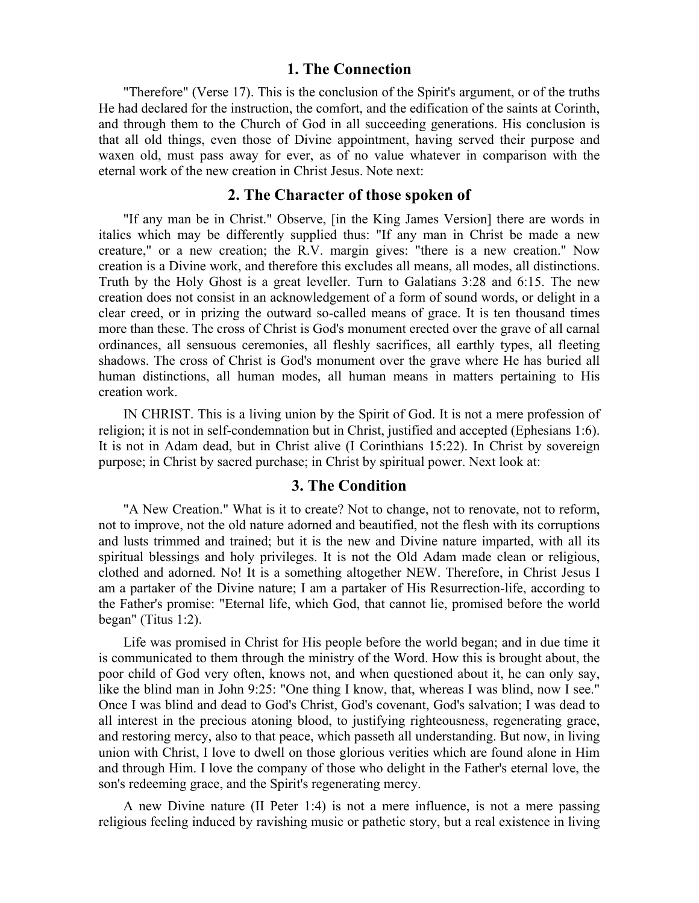## 1. The Connection

"Therefore" (Verse 17). This is the conclusion of the Spirit's argument, or of the truths He had declared for the instruction, the comfort, and the edification of the saints at Corinth, and through them to the Church of God in all succeeding generations. His conclusion is that all old things, even those of Divine appointment, having served their purpose and waxen old, must pass away for ever, as of no value whatever in comparison with the eternal work of the new creation in Christ Jesus. Note next:

## 2. The Character of those spoken of

"If any man be in Christ." Observe, [in the King James Version] there are words in italics which may be differently supplied thus: "If any man in Christ be made a new creature," or a new creation; the R.V. margin gives: "there is a new creation." Now creation is a Divine work, and therefore this excludes all means, all modes, all distinctions. Truth by the Holy Ghost is a great leveller. Turn to Galatians 3:28 and 6:15. The new creation does not consist in an acknowledgement of a form of sound words, or delight in a clear creed, or in prizing the outward so-called means of grace. It is ten thousand times more than these. The cross of Christ is God's monument erected over the grave of all carnal ordinances, all sensuous ceremonies, all fleshly sacrifices, all earthly types, all fleeting shadows. The cross of Christ is God's monument over the grave where He has buried all human distinctions, all human modes, all human means in matters pertaining to His creation work.

IN CHRIST. This is a living union by the Spirit of God. It is not a mere profession of religion; it is not in self-condemnation but in Christ, justified and accepted (Ephesians 1:6). It is not in Adam dead, but in Christ alive (I Corinthians 15:22). In Christ by sovereign purpose; in Christ by sacred purchase; in Christ by spiritual power. Next look at:

## 3. The Condition

"A New Creation." What is it to create? Not to change, not to renovate, not to reform, not to improve, not the old nature adorned and beautified, not the flesh with its corruptions and lusts trimmed and trained; but it is the new and Divine nature imparted, with all its spiritual blessings and holy privileges. It is not the Old Adam made clean or religious, clothed and adorned. No! It is a something altogether NEW. Therefore, in Christ Jesus I am a partaker of the Divine nature; I am a partaker of His Resurrection-life, according to the Father's promise: "Eternal life, which God, that cannot lie, promised before the world began" (Titus 1:2).

Life was promised in Christ for His people before the world began; and in due time it is communicated to them through the ministry of the Word. How this is brought about, the poor child of God very often, knows not, and when questioned about it, he can only say, like the blind man in John 9:25: "One thing I know, that, whereas I was blind, now I see." Once I was blind and dead to God's Christ, God's covenant, God's salvation; I was dead to all interest in the precious atoning blood, to justifying righteousness, regenerating grace, and restoring mercy, also to that peace, which passeth all understanding. But now, in living union with Christ, I love to dwell on those glorious verities which are found alone in Him and through Him. I love the company of those who delight in the Father's eternal love, the son's redeeming grace, and the Spirit's regenerating mercy.

A new Divine nature (II Peter 1:4) is not a mere influence, is not a mere passing religious feeling induced by ravishing music or pathetic story, but a real existence in living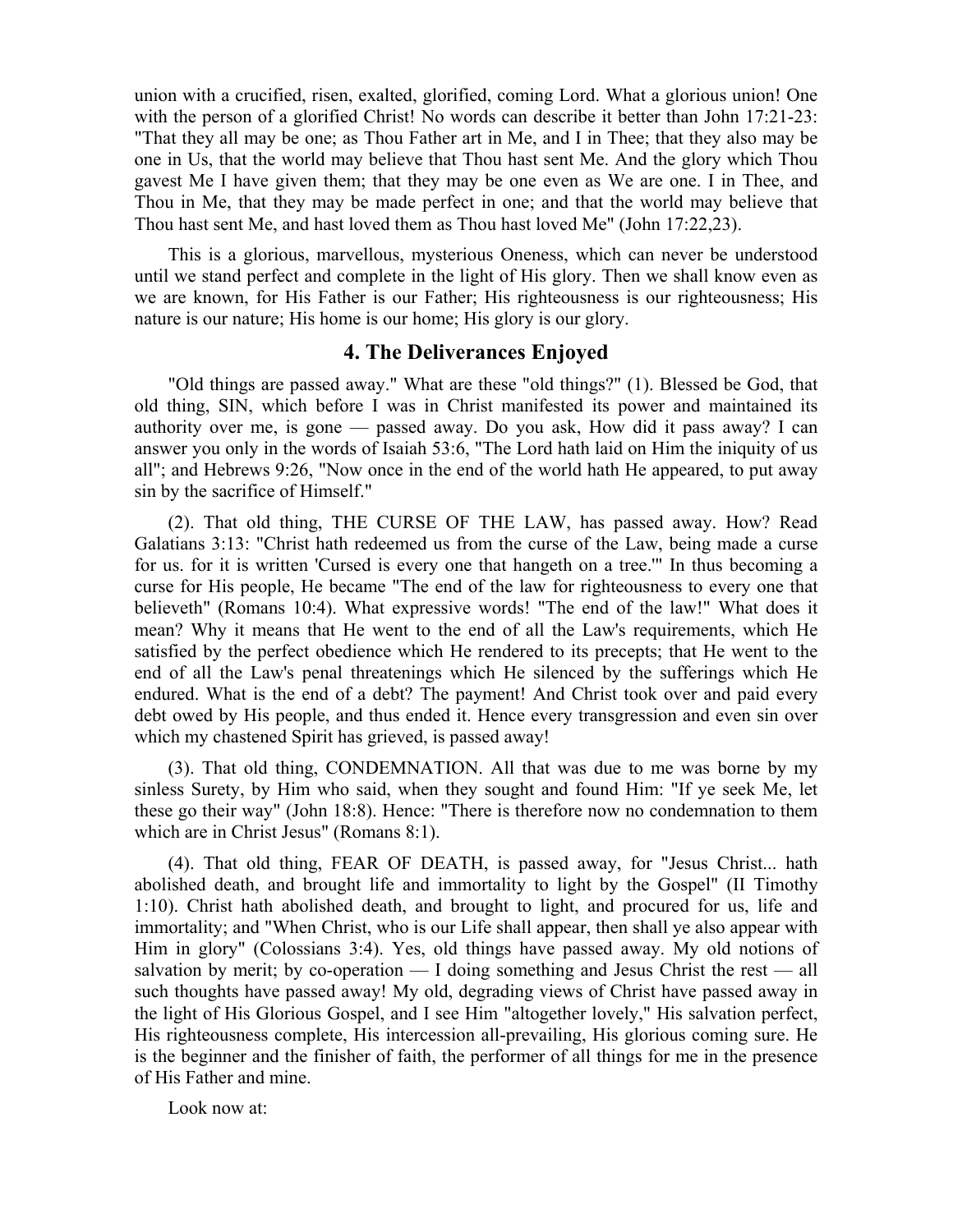union with a crucified, risen, exalted, glorified, coming Lord. What a glorious union! One with the person of a glorified Christ! No words can describe it better than John 17:21-23: "That they all may be one; as Thou Father art in Me, and I in Thee; that they also may be one in Us, that the world may believe that Thou hast sent Me. And the glory which Thou gavest Me I have given them; that they may be one even as We are one. I in Thee, and Thou in Me, that they may be made perfect in one; and that the world may believe that Thou hast sent Me, and hast loved them as Thou hast loved Me" (John 17:22,23).

This is a glorious, marvellous, mysterious Oneness, which can never be understood until we stand perfect and complete in the light of His glory. Then we shall know even as we are known, for His Father is our Father; His righteousness is our righteousness; His nature is our nature; His home is our home; His glory is our glory.

## 4. The Deliverances Enjoyed

"Old things are passed away." What are these "old things?" (1). Blessed be God, that old thing, SIN, which before I was in Christ manifested its power and maintained its authority over me, is gone — passed away. Do you ask, How did it pass away? I can answer you only in the words of Isaiah 53:6, "The Lord hath laid on Him the iniquity of us all"; and Hebrews 9:26, "Now once in the end of the world hath He appeared, to put away sin by the sacrifice of Himself."

(2). That old thing, THE CURSE OF THE LAW, has passed away. How? Read Galatians 3:13: "Christ hath redeemed us from the curse of the Law, being made a curse for us. for it is written 'Cursed is every one that hangeth on a tree.'" In thus becoming a curse for His people, He became "The end of the law for righteousness to every one that believeth" (Romans 10:4). What expressive words! "The end of the law!" What does it mean? Why it means that He went to the end of all the Law's requirements, which He satisfied by the perfect obedience which He rendered to its precepts; that He went to the end of all the Law's penal threatenings which He silenced by the sufferings which He endured. What is the end of a debt? The payment! And Christ took over and paid every debt owed by His people, and thus ended it. Hence every transgression and even sin over which my chastened Spirit has grieved, is passed away!

(3). That old thing, CONDEMNATION. All that was due to me was borne by my sinless Surety, by Him who said, when they sought and found Him: "If ye seek Me, let these go their way" (John 18:8). Hence: "There is therefore now no condemnation to them which are in Christ Jesus" (Romans 8:1).

(4). That old thing, FEAR OF DEATH, is passed away, for "Jesus Christ... hath abolished death, and brought life and immortality to light by the Gospel" (II Timothy 1:10). Christ hath abolished death, and brought to light, and procured for us, life and immortality; and "When Christ, who is our Life shall appear, then shall ye also appear with Him in glory" (Colossians 3:4). Yes, old things have passed away. My old notions of salvation by merit; by co-operation — I doing something and Jesus Christ the rest — all such thoughts have passed away! My old, degrading views of Christ have passed away in the light of His Glorious Gospel, and I see Him "altogether lovely," His salvation perfect, His righteousness complete, His intercession all-prevailing, His glorious coming sure. He is the beginner and the finisher of faith, the performer of all things for me in the presence of His Father and mine.

Look now at: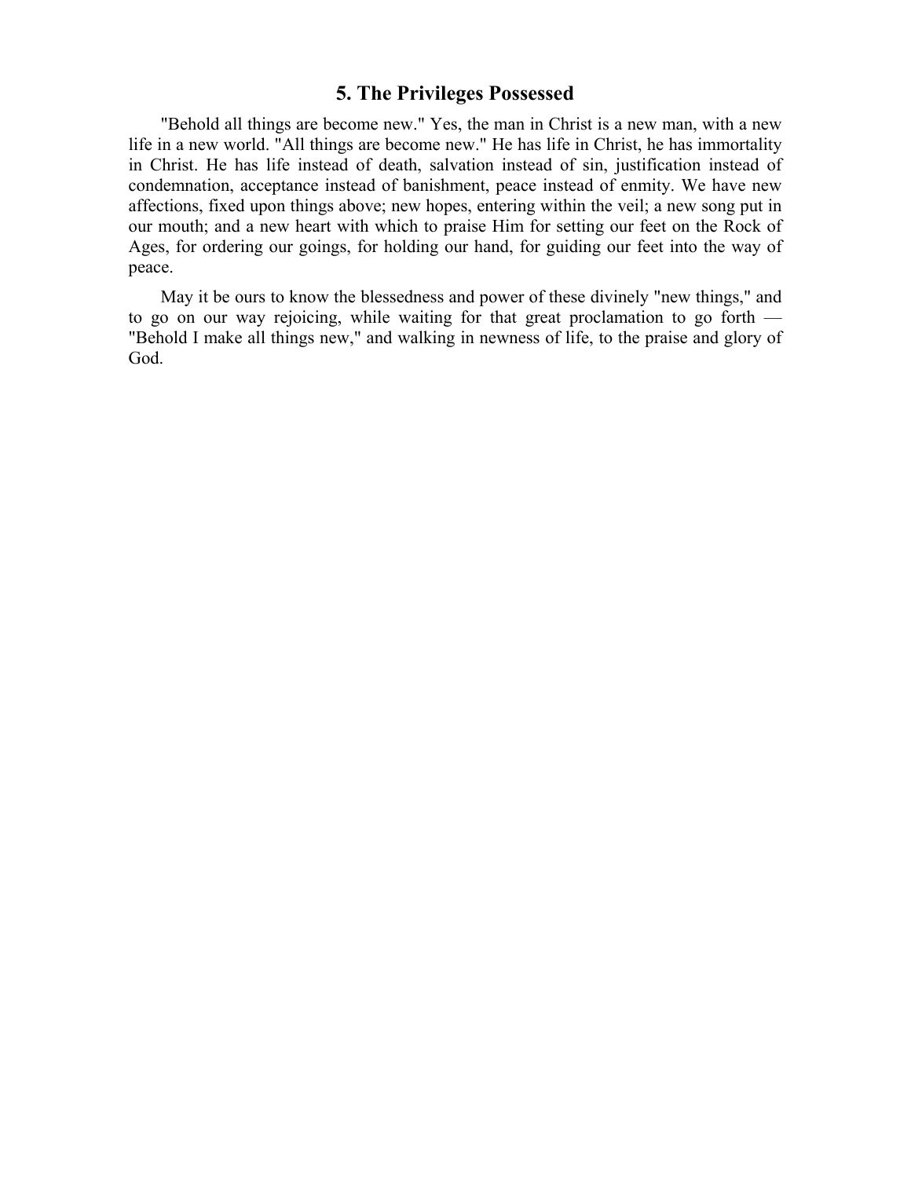## 5. The Privileges Possessed

"Behold all things are become new." Yes, the man in Christ is a new man, with a new life in a new world. "All things are become new." He has life in Christ, he has immortality in Christ. He has life instead of death, salvation instead of sin, justification instead of condemnation, acceptance instead of banishment, peace instead of enmity. We have new affections, fixed upon things above; new hopes, entering within the veil; a new song put in our mouth; and a new heart with which to praise Him for setting our feet on the Rock of Ages, for ordering our goings, for holding our hand, for guiding our feet into the way of peace.

May it be ours to know the blessedness and power of these divinely "new things," and to go on our way rejoicing, while waiting for that great proclamation to go forth — "Behold I make all things new," and walking in newness of life, to the praise and glory of God.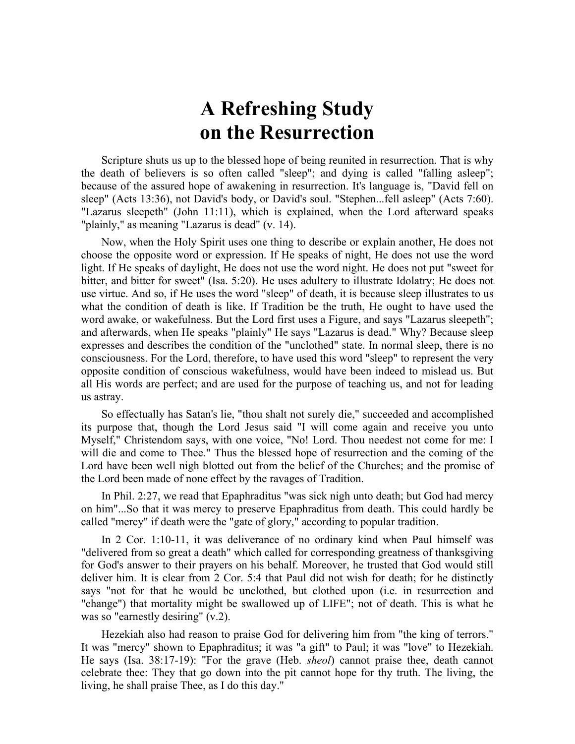# A Refreshing Study on the Resurrection

Scripture shuts us up to the blessed hope of being reunited in resurrection. That is why the death of believers is so often called "sleep"; and dying is called "falling asleep"; because of the assured hope of awakening in resurrection. It's language is, "David fell on sleep" (Acts 13:36), not David's body, or David's soul. "Stephen...fell asleep" (Acts 7:60). "Lazarus sleepeth" (John 11:11), which is explained, when the Lord afterward speaks "plainly," as meaning "Lazarus is dead" (v. 14).

Now, when the Holy Spirit uses one thing to describe or explain another, He does not choose the opposite word or expression. If He speaks of night, He does not use the word light. If He speaks of daylight, He does not use the word night. He does not put "sweet for bitter, and bitter for sweet" (Isa. 5:20). He uses adultery to illustrate Idolatry; He does not use virtue. And so, if He uses the word "sleep" of death, it is because sleep illustrates to us what the condition of death is like. If Tradition be the truth, He ought to have used the word awake, or wakefulness. But the Lord first uses a Figure, and says "Lazarus sleepeth"; and afterwards, when He speaks "plainly" He says "Lazarus is dead." Why? Because sleep expresses and describes the condition of the "unclothed" state. In normal sleep, there is no consciousness. For the Lord, therefore, to have used this word "sleep" to represent the very opposite condition of conscious wakefulness, would have been indeed to mislead us. But all His words are perfect; and are used for the purpose of teaching us, and not for leading us astray.

So effectually has Satan's lie, "thou shalt not surely die," succeeded and accomplished its purpose that, though the Lord Jesus said "I will come again and receive you unto Myself," Christendom says, with one voice, "No! Lord. Thou needest not come for me: I will die and come to Thee." Thus the blessed hope of resurrection and the coming of the Lord have been well nigh blotted out from the belief of the Churches; and the promise of the Lord been made of none effect by the ravages of Tradition.

In Phil. 2:27, we read that Epaphraditus "was sick nigh unto death; but God had mercy on him"...So that it was mercy to preserve Epaphraditus from death. This could hardly be called "mercy" if death were the "gate of glory," according to popular tradition.

In 2 Cor. 1:10-11, it was deliverance of no ordinary kind when Paul himself was "delivered from so great a death" which called for corresponding greatness of thanksgiving for God's answer to their prayers on his behalf. Moreover, he trusted that God would still deliver him. It is clear from 2 Cor. 5:4 that Paul did not wish for death; for he distinctly says "not for that he would be unclothed, but clothed upon (i.e. in resurrection and "change") that mortality might be swallowed up of LIFE"; not of death. This is what he was so "earnestly desiring" (v.2).

Hezekiah also had reason to praise God for delivering him from "the king of terrors." It was "mercy" shown to Epaphraditus; it was "a gift" to Paul; it was "love" to Hezekiah. He says (Isa. 38:17-19): "For the grave (Heb. *sheol*) cannot praise thee, death cannot celebrate thee: They that go down into the pit cannot hope for thy truth. The living, the living, he shall praise Thee, as I do this day."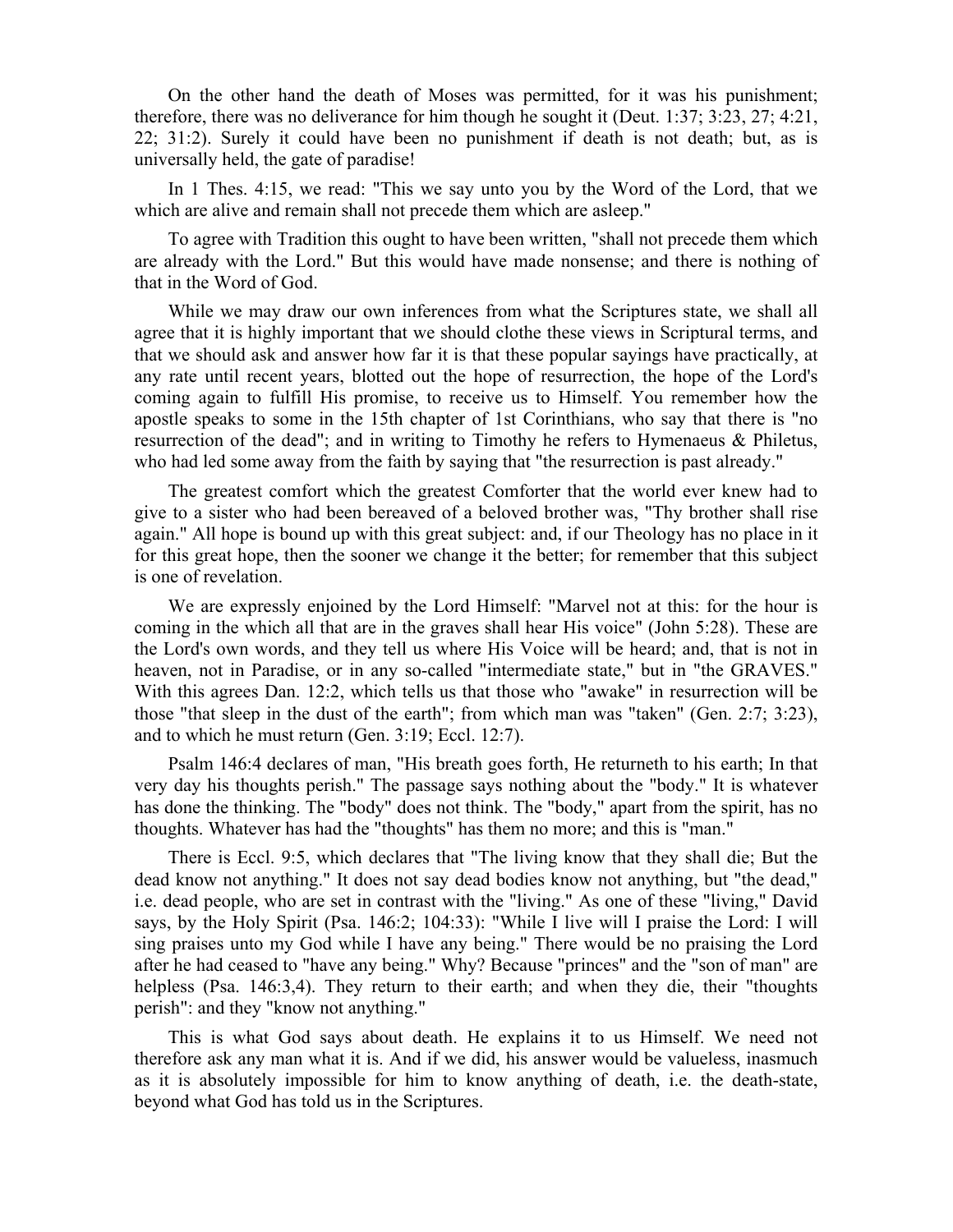On the other hand the death of Moses was permitted, for it was his punishment; therefore, there was no deliverance for him though he sought it (Deut. 1:37; 3:23, 27; 4:21, 22; 31:2). Surely it could have been no punishment if death is not death; but, as is universally held, the gate of paradise!

In 1 Thes. 4:15, we read: "This we say unto you by the Word of the Lord, that we which are alive and remain shall not precede them which are asleep."

To agree with Tradition this ought to have been written, "shall not precede them which are already with the Lord." But this would have made nonsense; and there is nothing of that in the Word of God.

While we may draw our own inferences from what the Scriptures state, we shall all agree that it is highly important that we should clothe these views in Scriptural terms, and that we should ask and answer how far it is that these popular sayings have practically, at any rate until recent years, blotted out the hope of resurrection, the hope of the Lord's coming again to fulfill His promise, to receive us to Himself. You remember how the apostle speaks to some in the 15th chapter of 1st Corinthians, who say that there is "no resurrection of the dead"; and in writing to Timothy he refers to Hymenaeus & Philetus, who had led some away from the faith by saying that "the resurrection is past already."

The greatest comfort which the greatest Comforter that the world ever knew had to give to a sister who had been bereaved of a beloved brother was, "Thy brother shall rise again." All hope is bound up with this great subject: and, if our Theology has no place in it for this great hope, then the sooner we change it the better; for remember that this subject is one of revelation.

We are expressly enjoined by the Lord Himself: "Marvel not at this: for the hour is coming in the which all that are in the graves shall hear His voice" (John 5:28). These are the Lord's own words, and they tell us where His Voice will be heard; and, that is not in heaven, not in Paradise, or in any so-called "intermediate state," but in "the GRAVES." With this agrees Dan. 12:2, which tells us that those who "awake" in resurrection will be those "that sleep in the dust of the earth"; from which man was "taken" (Gen. 2:7; 3:23), and to which he must return (Gen. 3:19; Eccl. 12:7).

Psalm 146:4 declares of man, "His breath goes forth, He returneth to his earth; In that very day his thoughts perish." The passage says nothing about the "body." It is whatever has done the thinking. The "body" does not think. The "body," apart from the spirit, has no thoughts. Whatever has had the "thoughts" has them no more; and this is "man."

There is Eccl. 9:5, which declares that "The living know that they shall die; But the dead know not anything." It does not say dead bodies know not anything, but "the dead," i.e. dead people, who are set in contrast with the "living." As one of these "living," David says, by the Holy Spirit (Psa. 146:2; 104:33): "While I live will I praise the Lord: I will sing praises unto my God while I have any being." There would be no praising the Lord after he had ceased to "have any being." Why? Because "princes" and the "son of man" are helpless (Psa. 146:3,4). They return to their earth; and when they die, their "thoughts perish": and they "know not anything."

This is what God says about death. He explains it to us Himself. We need not therefore ask any man what it is. And if we did, his answer would be valueless, inasmuch as it is absolutely impossible for him to know anything of death, i.e. the death-state, beyond what God has told us in the Scriptures.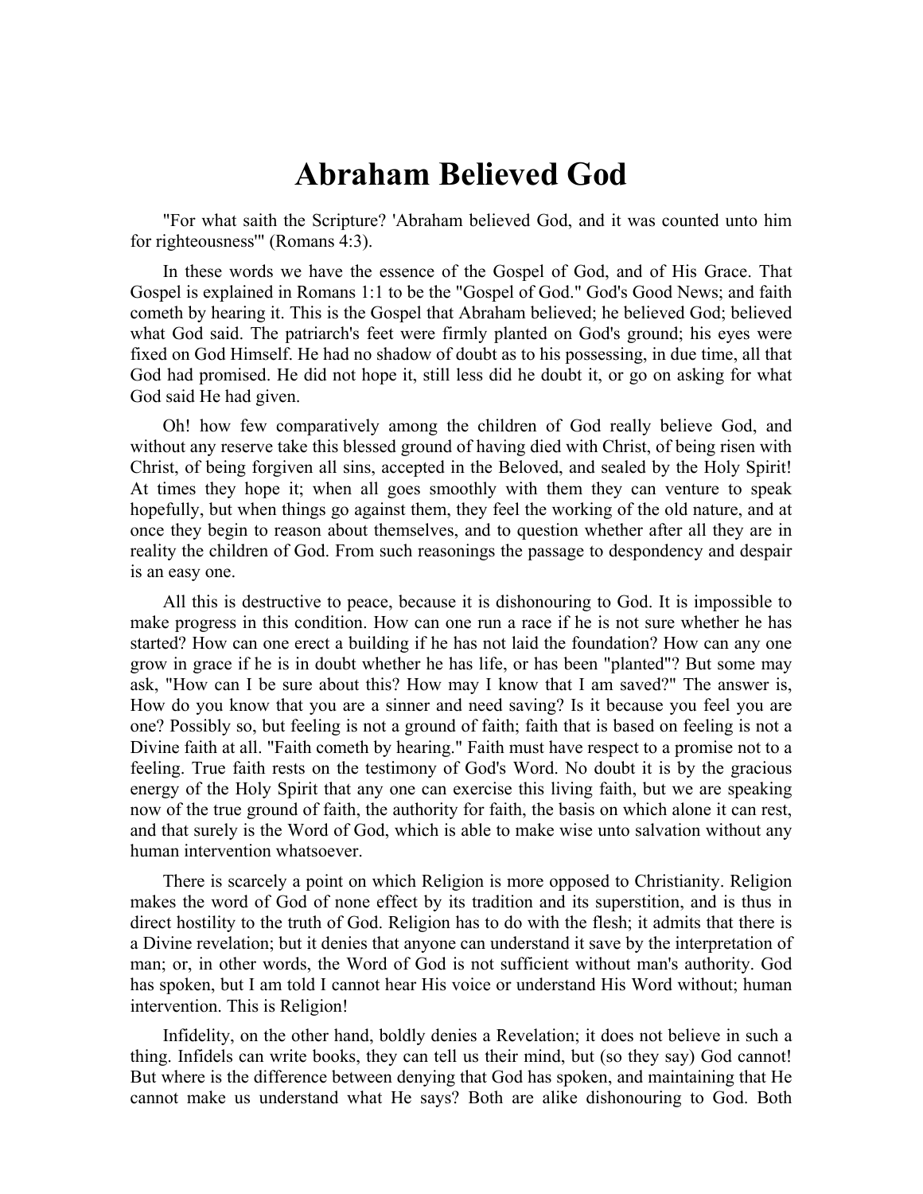# Abraham Believed God

"For what saith the Scripture? 'Abraham believed God, and it was counted unto him for righteousness'" (Romans 4:3).

In these words we have the essence of the Gospel of God, and of His Grace. That Gospel is explained in Romans 1:1 to be the "Gospel of God." God's Good News; and faith cometh by hearing it. This is the Gospel that Abraham believed; he believed God; believed what God said. The patriarch's feet were firmly planted on God's ground; his eyes were fixed on God Himself. He had no shadow of doubt as to his possessing, in due time, all that God had promised. He did not hope it, still less did he doubt it, or go on asking for what God said He had given.

Oh! how few comparatively among the children of God really believe God, and without any reserve take this blessed ground of having died with Christ, of being risen with Christ, of being forgiven all sins, accepted in the Beloved, and sealed by the Holy Spirit! At times they hope it; when all goes smoothly with them they can venture to speak hopefully, but when things go against them, they feel the working of the old nature, and at once they begin to reason about themselves, and to question whether after all they are in reality the children of God. From such reasonings the passage to despondency and despair is an easy one.

All this is destructive to peace, because it is dishonouring to God. It is impossible to make progress in this condition. How can one run a race if he is not sure whether he has started? How can one erect a building if he has not laid the foundation? How can any one grow in grace if he is in doubt whether he has life, or has been "planted"? But some may ask, "How can I be sure about this? How may I know that I am saved?" The answer is, How do you know that you are a sinner and need saving? Is it because you feel you are one? Possibly so, but feeling is not a ground of faith; faith that is based on feeling is not a Divine faith at all. "Faith cometh by hearing." Faith must have respect to a promise not to a feeling. True faith rests on the testimony of God's Word. No doubt it is by the gracious energy of the Holy Spirit that any one can exercise this living faith, but we are speaking now of the true ground of faith, the authority for faith, the basis on which alone it can rest, and that surely is the Word of God, which is able to make wise unto salvation without any human intervention whatsoever.

There is scarcely a point on which Religion is more opposed to Christianity. Religion makes the word of God of none effect by its tradition and its superstition, and is thus in direct hostility to the truth of God. Religion has to do with the flesh; it admits that there is a Divine revelation; but it denies that anyone can understand it save by the interpretation of man; or, in other words, the Word of God is not sufficient without man's authority. God has spoken, but I am told I cannot hear His voice or understand His Word without; human intervention. This is Religion!

Infidelity, on the other hand, boldly denies a Revelation; it does not believe in such a thing. Infidels can write books, they can tell us their mind, but (so they say) God cannot! But where is the difference between denying that God has spoken, and maintaining that He cannot make us understand what He says? Both are alike dishonouring to God. Both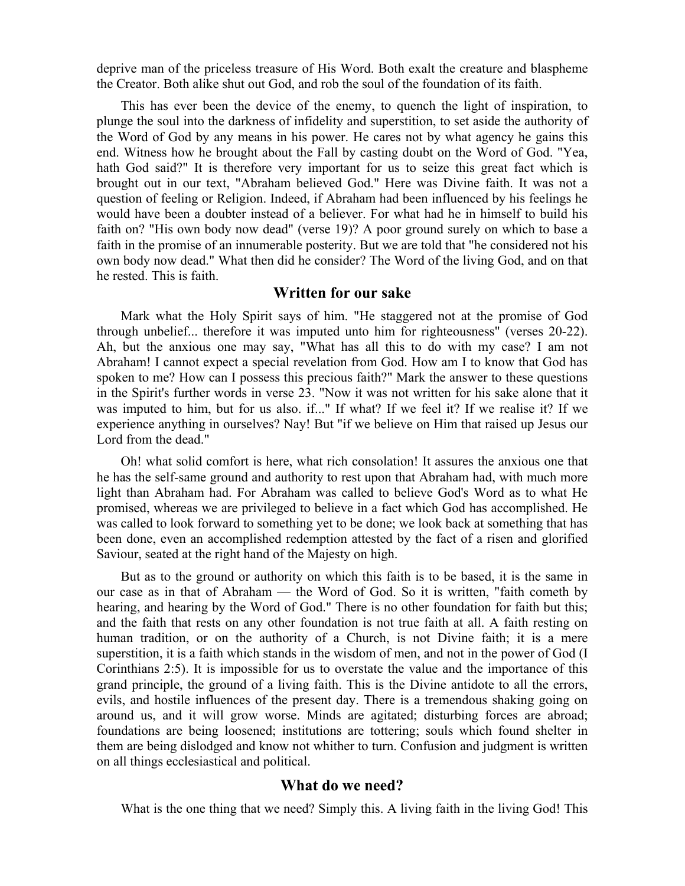deprive man of the priceless treasure of His Word. Both exalt the creature and blaspheme the Creator. Both alike shut out God, and rob the soul of the foundation of its faith.

This has ever been the device of the enemy, to quench the light of inspiration, to plunge the soul into the darkness of infidelity and superstition, to set aside the authority of the Word of God by any means in his power. He cares not by what agency he gains this end. Witness how he brought about the Fall by casting doubt on the Word of God. "Yea, hath God said?" It is therefore very important for us to seize this great fact which is brought out in our text, "Abraham believed God." Here was Divine faith. It was not a question of feeling or Religion. Indeed, if Abraham had been influenced by his feelings he would have been a doubter instead of a believer. For what had he in himself to build his faith on? "His own body now dead" (verse 19)? A poor ground surely on which to base a faith in the promise of an innumerable posterity. But we are told that "he considered not his own body now dead." What then did he consider? The Word of the living God, and on that he rested. This is faith.

## Written for our sake

Mark what the Holy Spirit says of him. "He staggered not at the promise of God through unbelief... therefore it was imputed unto him for righteousness" (verses 20-22). Ah, but the anxious one may say, "What has all this to do with my case? I am not Abraham! I cannot expect a special revelation from God. How am I to know that God has spoken to me? How can I possess this precious faith?" Mark the answer to these questions in the Spirit's further words in verse 23. "Now it was not written for his sake alone that it was imputed to him, but for us also. if..." If what? If we feel it? If we realise it? If we experience anything in ourselves? Nay! But "if we believe on Him that raised up Jesus our Lord from the dead."

Oh! what solid comfort is here, what rich consolation! It assures the anxious one that he has the self-same ground and authority to rest upon that Abraham had, with much more light than Abraham had. For Abraham was called to believe God's Word as to what He promised, whereas we are privileged to believe in a fact which God has accomplished. He was called to look forward to something yet to be done; we look back at something that has been done, even an accomplished redemption attested by the fact of a risen and glorified Saviour, seated at the right hand of the Majesty on high.

But as to the ground or authority on which this faith is to be based, it is the same in our case as in that of Abraham — the Word of God. So it is written, "faith cometh by hearing, and hearing by the Word of God." There is no other foundation for faith but this; and the faith that rests on any other foundation is not true faith at all. A faith resting on human tradition, or on the authority of a Church, is not Divine faith; it is a mere superstition, it is a faith which stands in the wisdom of men, and not in the power of God (I Corinthians 2:5). It is impossible for us to overstate the value and the importance of this grand principle, the ground of a living faith. This is the Divine antidote to all the errors, evils, and hostile influences of the present day. There is a tremendous shaking going on around us, and it will grow worse. Minds are agitated; disturbing forces are abroad; foundations are being loosened; institutions are tottering; souls which found shelter in them are being dislodged and know not whither to turn. Confusion and judgment is written on all things ecclesiastical and political.

## What do we need?

What is the one thing that we need? Simply this. A living faith in the living God! This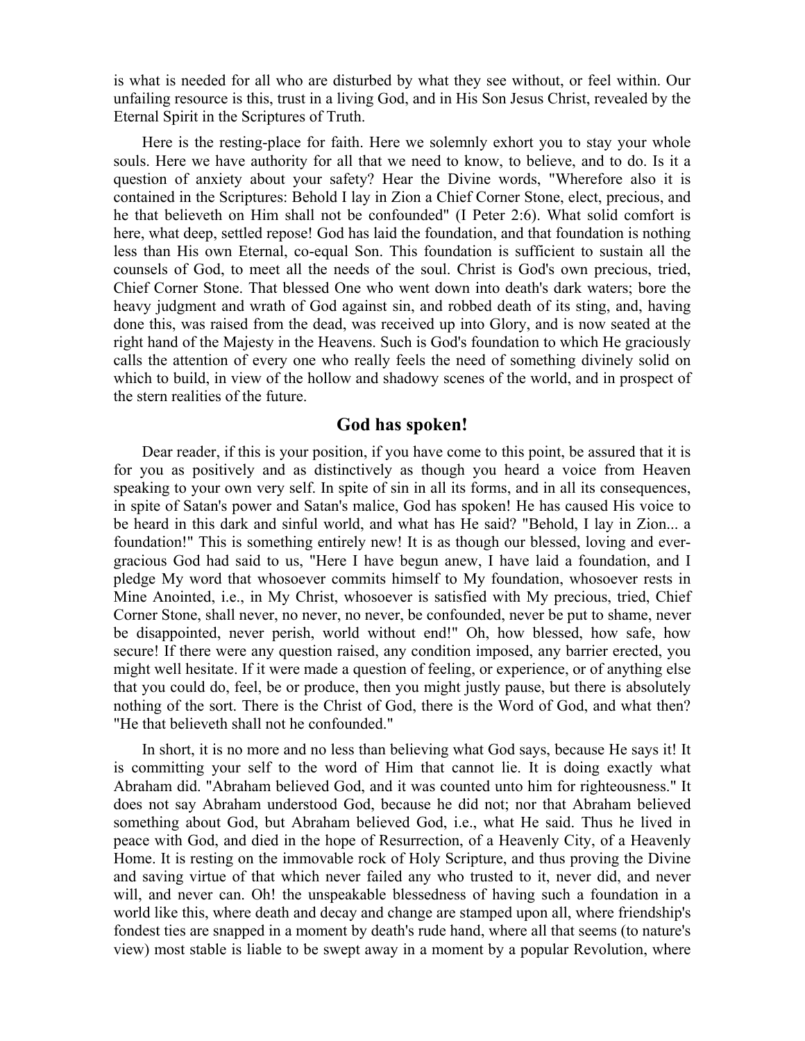is what is needed for all who are disturbed by what they see without, or feel within. Our unfailing resource is this, trust in a living God, and in His Son Jesus Christ, revealed by the Eternal Spirit in the Scriptures of Truth.

Here is the resting-place for faith. Here we solemnly exhort you to stay your whole souls. Here we have authority for all that we need to know, to believe, and to do. Is it a question of anxiety about your safety? Hear the Divine words, "Wherefore also it is contained in the Scriptures: Behold I lay in Zion a Chief Corner Stone, elect, precious, and he that believeth on Him shall not be confounded" (I Peter 2:6). What solid comfort is here, what deep, settled repose! God has laid the foundation, and that foundation is nothing less than His own Eternal, co-equal Son. This foundation is sufficient to sustain all the counsels of God, to meet all the needs of the soul. Christ is God's own precious, tried, Chief Corner Stone. That blessed One who went down into death's dark waters; bore the heavy judgment and wrath of God against sin, and robbed death of its sting, and, having done this, was raised from the dead, was received up into Glory, and is now seated at the right hand of the Majesty in the Heavens. Such is God's foundation to which He graciously calls the attention of every one who really feels the need of something divinely solid on which to build, in view of the hollow and shadowy scenes of the world, and in prospect of the stern realities of the future.

## God has spoken!

Dear reader, if this is your position, if you have come to this point, be assured that it is for you as positively and as distinctively as though you heard a voice from Heaven speaking to your own very self. In spite of sin in all its forms, and in all its consequences, in spite of Satan's power and Satan's malice, God has spoken! He has caused His voice to be heard in this dark and sinful world, and what has He said? "Behold, I lay in Zion... a foundation!" This is something entirely new! It is as though our blessed, loving and ever-gracious God had said to us, "Here I have begun anew, I have laid a foundation, and I pledge My word that whosoever commits himself to My foundation, whosoever rests in Mine Anointed, i.e., in My Christ, whosoever is satisfied with My precious, tried, Chief Corner Stone, shall never, no never, no never, be confounded, never be put to shame, never be disappointed, never perish, world without end!" Oh, how blessed, how safe, how secure! If there were any question raised, any condition imposed, any barrier erected, you might well hesitate. If it were made a question of feeling, or experience, or of anything else that you could do, feel, be or produce, then you might justly pause, but there is absolutely nothing of the sort. There is the Christ of God, there is the Word of God, and what then? "He that believeth shall not he confounded."

In short, it is no more and no less than believing what God says, because He says it! It is committing your self to the word of Him that cannot lie. It is doing exactly what Abraham did. "Abraham believed God, and it was counted unto him for righteousness." It does not say Abraham understood God, because he did not; nor that Abraham believed something about God, but Abraham believed God, i.e., what He said. Thus he lived in peace with God, and died in the hope of Resurrection, of a Heavenly City, of a Heavenly Home. It is resting on the immovable rock of Holy Scripture, and thus proving the Divine and saving virtue of that which never failed any who trusted to it, never did, and never will, and never can. Oh! the unspeakable blessedness of having such a foundation in a world like this, where death and decay and change are stamped upon all, where friendship's fondest ties are snapped in a moment by death's rude hand, where all that seems (to nature's view) most stable is liable to be swept away in a moment by a popular Revolution, where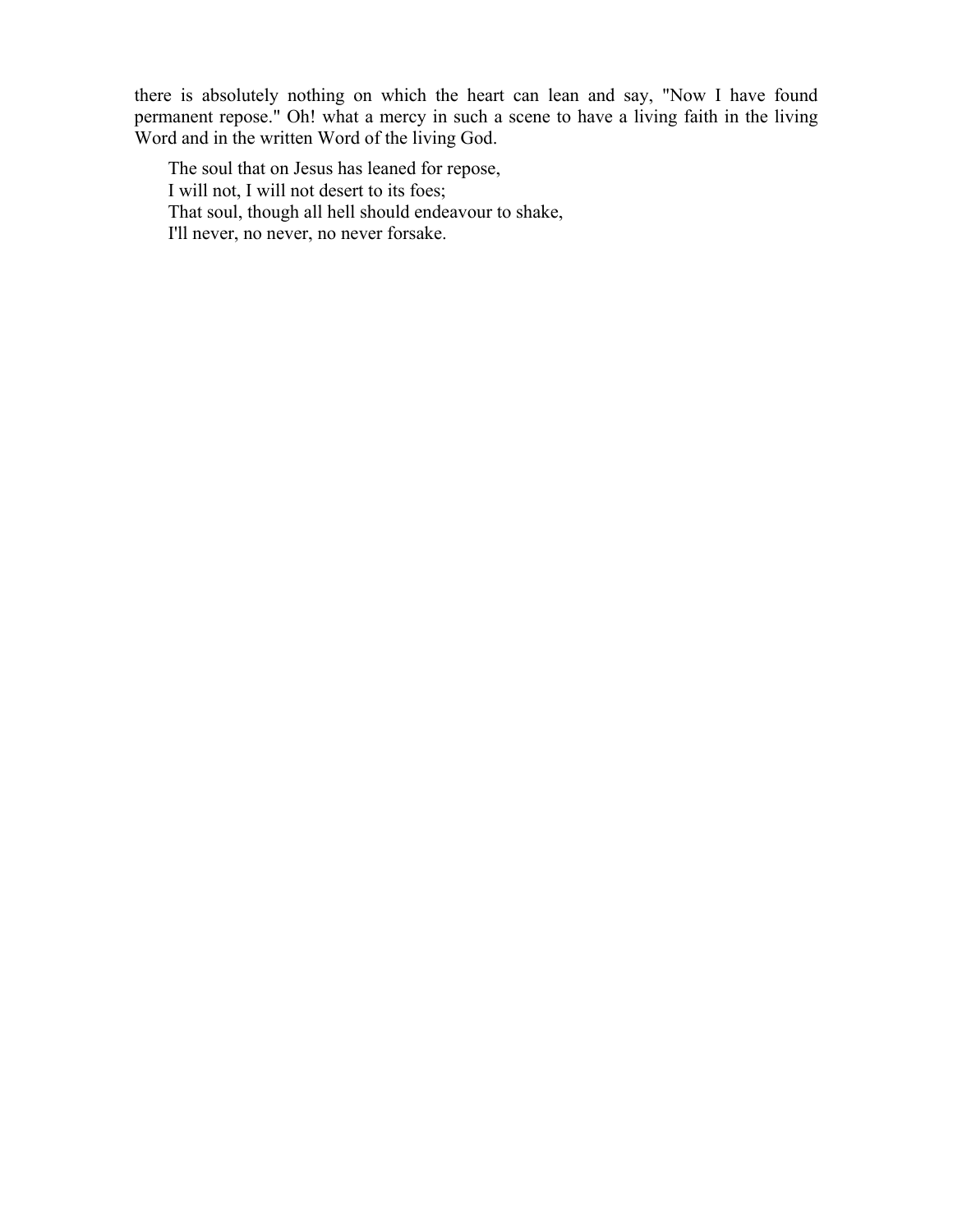there is absolutely nothing on which the heart can lean and say, "Now I have found permanent repose." Oh! what a mercy in such a scene to have a living faith in the living Word and in the written Word of the living God.

> The soul that on Jesus has leaned for repose,
> I will not, I will not desert to its foes;
> That soul, though all hell should endeavour to shake,
> I'll never, no never, no never forsake.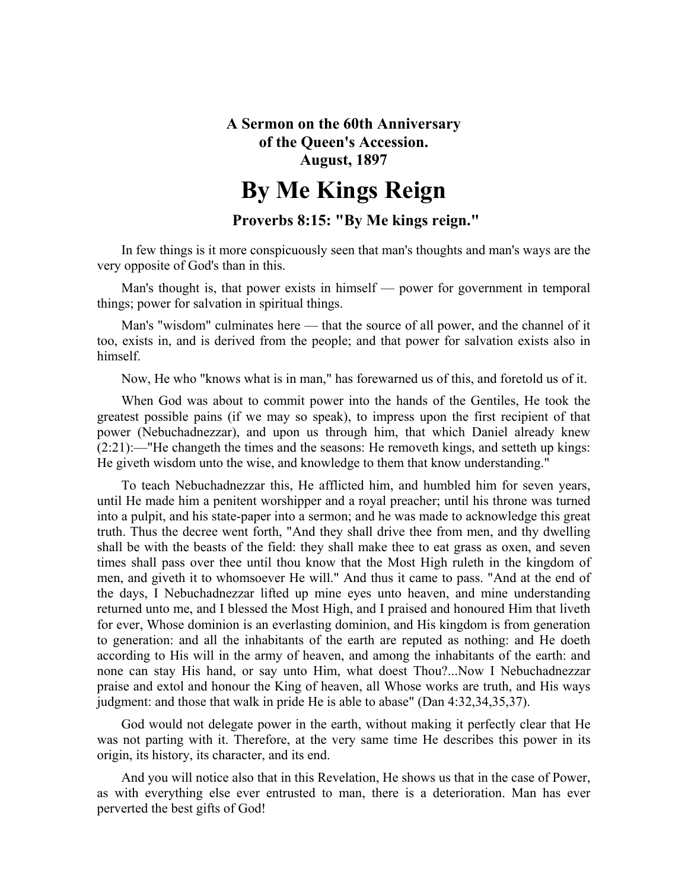**A Sermon on the 60th Anniversary of the Queen's Accession. August, 1897**

# By Me Kings Reign

### Proverbs 8:15: "By Me kings reign."

In few things is it more conspicuously seen that man's thoughts and man's ways are the very opposite of God's than in this.

Man's thought is, that power exists in himself — power for government in temporal things; power for salvation in spiritual things.

Man's "wisdom" culminates here — that the source of all power, and the channel of it too, exists in, and is derived from the people; and that power for salvation exists also in himself.

Now, He who "knows what is in man," has forewarned us of this, and foretold us of it.

When God was about to commit power into the hands of the Gentiles, He took the greatest possible pains (if we may so speak), to impress upon the first recipient of that power (Nebuchadnezzar), and upon us through him, that which Daniel already knew (2:21):—"He changeth the times and the seasons: He removeth kings, and setteth up kings: He giveth wisdom unto the wise, and knowledge to them that know understanding."

To teach Nebuchadnezzar this, He afflicted him, and humbled him for seven years, until He made him a penitent worshipper and a royal preacher; until his throne was turned into a pulpit, and his state-paper into a sermon; and he was made to acknowledge this great truth. Thus the decree went forth, "And they shall drive thee from men, and thy dwelling shall be with the beasts of the field: they shall make thee to eat grass as oxen, and seven times shall pass over thee until thou know that the Most High ruleth in the kingdom of men, and giveth it to whomsoever He will." And thus it came to pass. "And at the end of the days, I Nebuchadnezzar lifted up mine eyes unto heaven, and mine understanding returned unto me, and I blessed the Most High, and I praised and honoured Him that liveth for ever, Whose dominion is an everlasting dominion, and His kingdom is from generation to generation: and all the inhabitants of the earth are reputed as nothing: and He doeth according to His will in the army of heaven, and among the inhabitants of the earth: and none can stay His hand, or say unto Him, what doest Thou?...Now I Nebuchadnezzar praise and extol and honour the King of heaven, all Whose works are truth, and His ways judgment: and those that walk in pride He is able to abase" (Dan 4:32,34,35,37).

God would not delegate power in the earth, without making it perfectly clear that He was not parting with it. Therefore, at the very same time He describes this power in its origin, its history, its character, and its end.

And you will notice also that in this Revelation, He shows us that in the case of Power, as with everything else ever entrusted to man, there is a deterioration. Man has ever perverted the best gifts of God!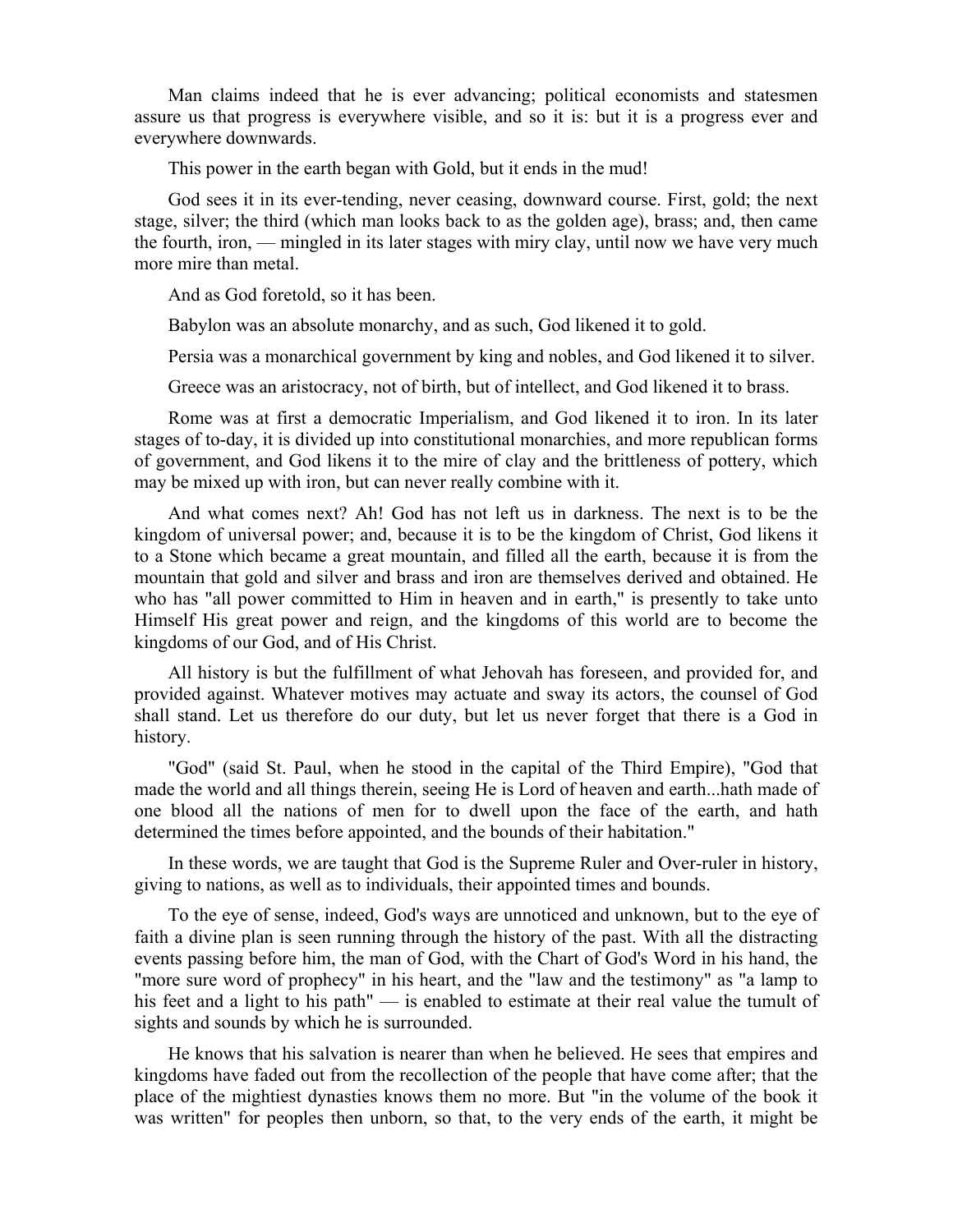Man claims indeed that he is ever advancing; political economists and statesmen assure us that progress is everywhere visible, and so it is: but it is a progress ever and everywhere downwards.

This power in the earth began with Gold, but it ends in the mud!

God sees it in its ever-tending, never ceasing, downward course. First, gold; the next stage, silver; the third (which man looks back to as the golden age), brass; and, then came the fourth, iron, — mingled in its later stages with miry clay, until now we have very much more mire than metal.

And as God foretold, so it has been.

Babylon was an absolute monarchy, and as such, God likened it to gold.

Persia was a monarchical government by king and nobles, and God likened it to silver.

Greece was an aristocracy, not of birth, but of intellect, and God likened it to brass.

Rome was at first a democratic Imperialism, and God likened it to iron. In its later stages of to-day, it is divided up into constitutional monarchies, and more republican forms of government, and God likens it to the mire of clay and the brittleness of pottery, which may be mixed up with iron, but can never really combine with it.

And what comes next? Ah! God has not left us in darkness. The next is to be the kingdom of universal power; and, because it is to be the kingdom of Christ, God likens it to a Stone which became a great mountain, and filled all the earth, because it is from the mountain that gold and silver and brass and iron are themselves derived and obtained. He who has "all power committed to Him in heaven and in earth," is presently to take unto Himself His great power and reign, and the kingdoms of this world are to become the kingdoms of our God, and of His Christ.

All history is but the fulfillment of what Jehovah has foreseen, and provided for, and provided against. Whatever motives may actuate and sway its actors, the counsel of God shall stand. Let us therefore do our duty, but let us never forget that there is a God in history.

"God" (said St. Paul, when he stood in the capital of the Third Empire), "God that made the world and all things therein, seeing He is Lord of heaven and earth...hath made of one blood all the nations of men for to dwell upon the face of the earth, and hath determined the times before appointed, and the bounds of their habitation."

In these words, we are taught that God is the Supreme Ruler and Over-ruler in history, giving to nations, as well as to individuals, their appointed times and bounds.

To the eye of sense, indeed, God's ways are unnoticed and unknown, but to the eye of faith a divine plan is seen running through the history of the past. With all the distracting events passing before him, the man of God, with the Chart of God's Word in his hand, the "more sure word of prophecy" in his heart, and the "law and the testimony" as "a lamp to his feet and a light to his path" — is enabled to estimate at their real value the tumult of sights and sounds by which he is surrounded.

He knows that his salvation is nearer than when he believed. He sees that empires and kingdoms have faded out from the recollection of the people that have come after; that the place of the mightiest dynasties knows them no more. But "in the volume of the book it was written" for peoples then unborn, so that, to the very ends of the earth, it might be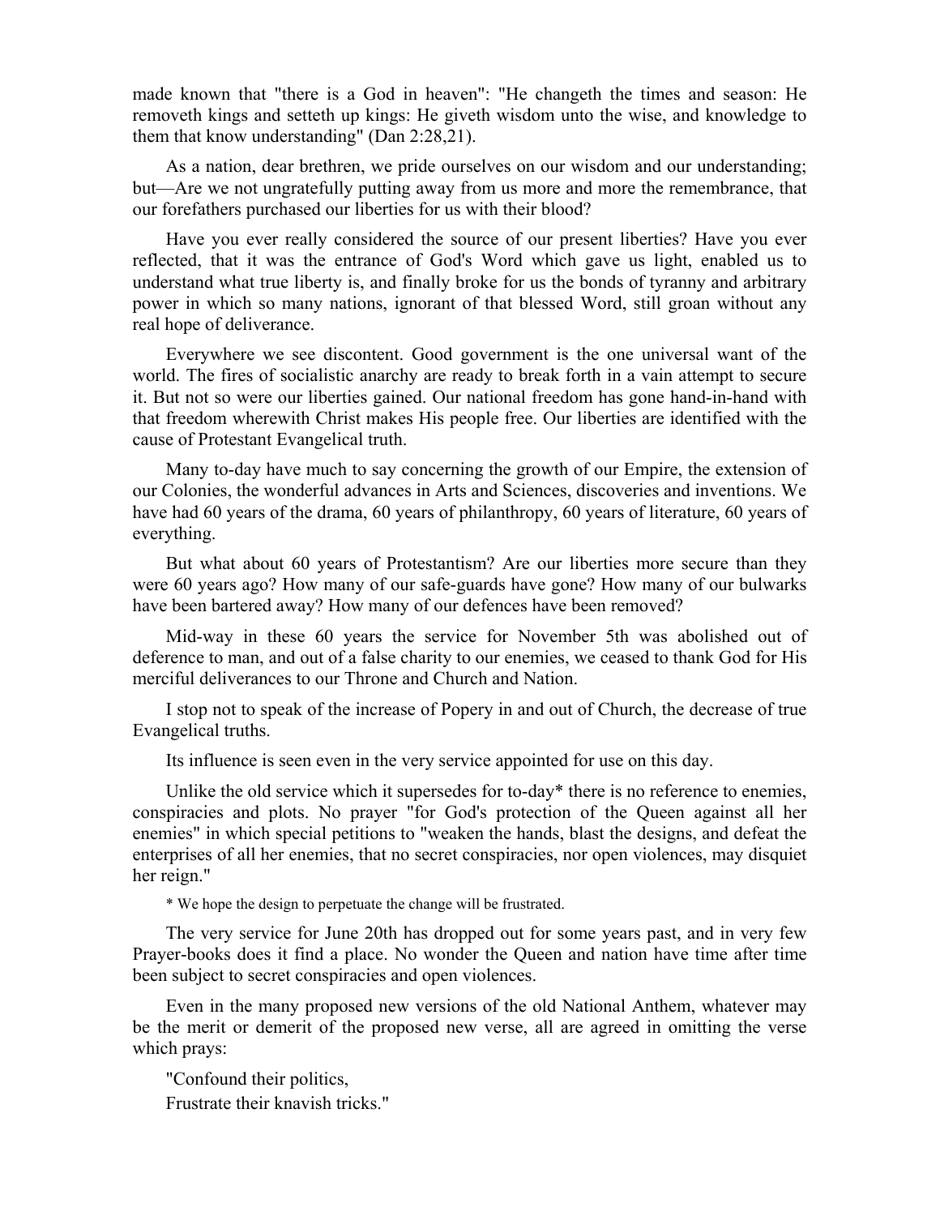made known that "there is a God in heaven": "He changeth the times and season: He removeth kings and setteth up kings: He giveth wisdom unto the wise, and knowledge to them that know understanding" (Dan 2:28,21).

As a nation, dear brethren, we pride ourselves on our wisdom and our understanding; but—Are we not ungratefully putting away from us more and more the remembrance, that our forefathers purchased our liberties for us with their blood?

Have you ever really considered the source of our present liberties? Have you ever reflected, that it was the entrance of God's Word which gave us light, enabled us to understand what true liberty is, and finally broke for us the bonds of tyranny and arbitrary power in which so many nations, ignorant of that blessed Word, still groan without any real hope of deliverance.

Everywhere we see discontent. Good government is the one universal want of the world. The fires of socialistic anarchy are ready to break forth in a vain attempt to secure it. But not so were our liberties gained. Our national freedom has gone hand-in-hand with that freedom wherewith Christ makes His people free. Our liberties are identified with the cause of Protestant Evangelical truth.

Many to-day have much to say concerning the growth of our Empire, the extension of our Colonies, the wonderful advances in Arts and Sciences, discoveries and inventions. We have had 60 years of the drama, 60 years of philanthropy, 60 years of literature, 60 years of everything.

But what about 60 years of Protestantism? Are our liberties more secure than they were 60 years ago? How many of our safe-guards have gone? How many of our bulwarks have been bartered away? How many of our defences have been removed?

Mid-way in these 60 years the service for November 5th was abolished out of deference to man, and out of a false charity to our enemies, we ceased to thank God for His merciful deliverances to our Throne and Church and Nation.

I stop not to speak of the increase of Popery in and out of Church, the decrease of true Evangelical truths.

Its influence is seen even in the very service appointed for use on this day.

Unlike the old service which it supersedes for to-day* there is no reference to enemies, conspiracies and plots. No prayer "for God's protection of the Queen against all her enemies" in which special petitions to "weaken the hands, blast the designs, and defeat the enterprises of all her enemies, that no secret conspiracies, nor open violences, may disquiet her reign."

\* We hope the design to perpetuate the change will be frustrated.

The very service for June 20th has dropped out for some years past, and in very few Prayer-books does it find a place. No wonder the Queen and nation have time after time been subject to secret conspiracies and open violences.

Even in the many proposed new versions of the old National Anthem, whatever may be the merit or demerit of the proposed new verse, all are agreed in omitting the verse which prays:

"Confound their politics,  
Frustrate their knavish tricks."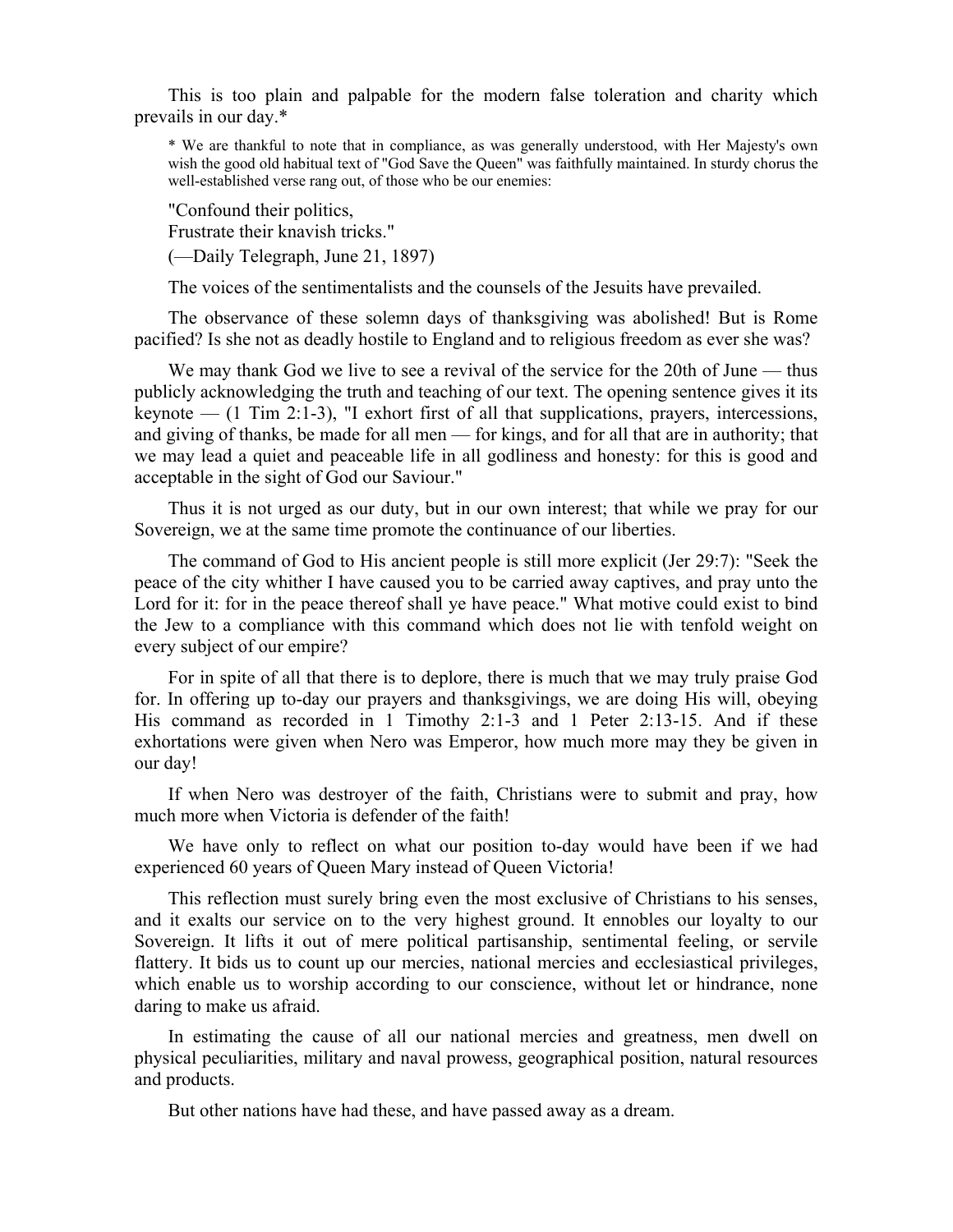This is too plain and palpable for the modern false toleration and charity which prevails in our day.*

> * We are thankful to note that in compliance, as was generally understood, with Her Majesty's own wish the good old habitual text of "God Save the Queen" was faithfully maintained. In sturdy chorus the well-established verse rang out, of those who be our enemies:
>
> "Confound their politics,
> Frustrate their knavish tricks."
>
> (—Daily Telegraph, June 21, 1897)

The voices of the sentimentalists and the counsels of the Jesuits have prevailed.

The observance of these solemn days of thanksgiving was abolished! But is Rome pacified? Is she not as deadly hostile to England and to religious freedom as ever she was?

We may thank God we live to see a revival of the service for the 20th of June — thus publicly acknowledging the truth and teaching of our text. The opening sentence gives it its keynote — (1 Tim 2:1-3), "I exhort first of all that supplications, prayers, intercessions, and giving of thanks, be made for all men — for kings, and for all that are in authority; that we may lead a quiet and peaceable life in all godliness and honesty: for this is good and acceptable in the sight of God our Saviour."

Thus it is not urged as our duty, but in our own interest; that while we pray for our Sovereign, we at the same time promote the continuance of our liberties.

The command of God to His ancient people is still more explicit (Jer 29:7): "Seek the peace of the city whither I have caused you to be carried away captives, and pray unto the Lord for it: for in the peace thereof shall ye have peace." What motive could exist to bind the Jew to a compliance with this command which does not lie with tenfold weight on every subject of our empire?

For in spite of all that there is to deplore, there is much that we may truly praise God for. In offering up to-day our prayers and thanksgivings, we are doing His will, obeying His command as recorded in 1 Timothy 2:1-3 and 1 Peter 2:13-15. And if these exhortations were given when Nero was Emperor, how much more may they be given in our day!

If when Nero was destroyer of the faith, Christians were to submit and pray, how much more when Victoria is defender of the faith!

We have only to reflect on what our position to-day would have been if we had experienced 60 years of Queen Mary instead of Queen Victoria!

This reflection must surely bring even the most exclusive of Christians to his senses, and it exalts our service on to the very highest ground. It ennobles our loyalty to our Sovereign. It lifts it out of mere political partisanship, sentimental feeling, or servile flattery. It bids us to count up our mercies, national mercies and ecclesiastical privileges, which enable us to worship according to our conscience, without let or hindrance, none daring to make us afraid.

In estimating the cause of all our national mercies and greatness, men dwell on physical peculiarities, military and naval prowess, geographical position, natural resources and products.

But other nations have had these, and have passed away as a dream.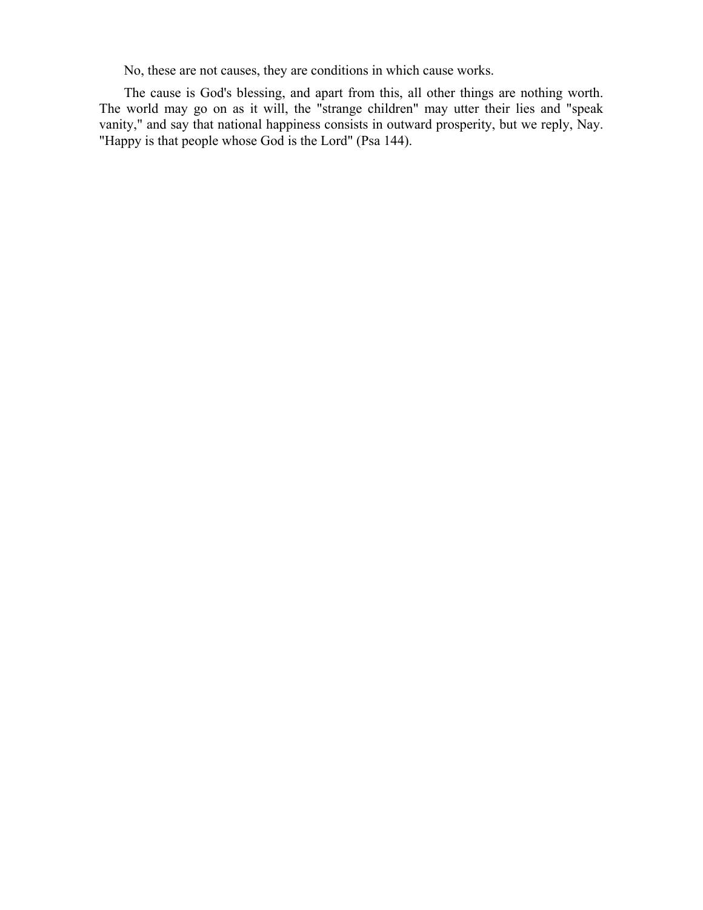No, these are not causes, they are conditions in which cause works.

The cause is God's blessing, and apart from this, all other things are nothing worth. The world may go on as it will, the "strange children" may utter their lies and "speak vanity," and say that national happiness consists in outward prosperity, but we reply, Nay. "Happy is that people whose God is the Lord" (Psa 144).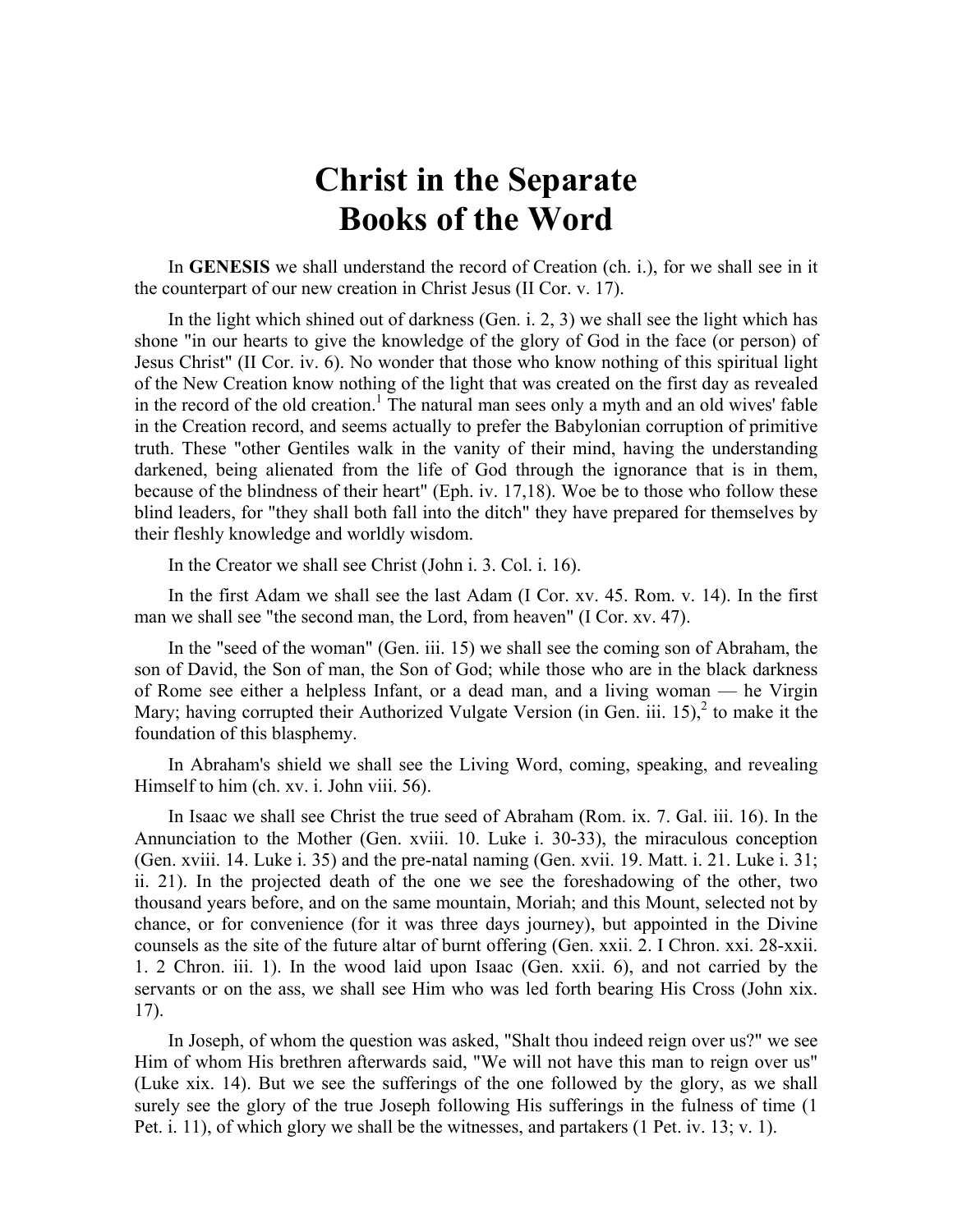# Christ in the Separate Books of the Word

In **GENESIS** we shall understand the record of Creation (ch. i.), for we shall see in it the counterpart of our new creation in Christ Jesus (II Cor. v. 17).

In the light which shined out of darkness (Gen. i. 2, 3) we shall see the light which has shone "in our hearts to give the knowledge of the glory of God in the face (or person) of Jesus Christ" (II Cor. iv. 6). No wonder that those who know nothing of this spiritual light of the New Creation know nothing of the light that was created on the first day as revealed in the record of the old creation.[1] The natural man sees only a myth and an old wives' fable in the Creation record, and seems actually to prefer the Babylonian corruption of primitive truth. These "other Gentiles walk in the vanity of their mind, having the understanding darkened, being alienated from the life of God through the ignorance that is in them, because of the blindness of their heart" (Eph. iv. 17,18). Woe be to those who follow these blind leaders, for "they shall both fall into the ditch" they have prepared for themselves by their fleshly knowledge and worldly wisdom.

In the Creator we shall see Christ (John i. 3. Col. i. 16).

In the first Adam we shall see the last Adam (I Cor. xv. 45. Rom. v. 14). In the first man we shall see "the second man, the Lord, from heaven" (I Cor. xv. 47).

In the "seed of the woman" (Gen. iii. 15) we shall see the coming son of Abraham, the son of David, the Son of man, the Son of God; while those who are in the black darkness of Rome see either a helpless Infant, or a dead man, and a living woman — he Virgin Mary; having corrupted their Authorized Vulgate Version (in Gen. iii. 15),[2] to make it the foundation of this blasphemy.

In Abraham's shield we shall see the Living Word, coming, speaking, and revealing Himself to him (ch. xv. i. John viii. 56).

In Isaac we shall see Christ the true seed of Abraham (Rom. ix. 7. Gal. iii. 16). In the Annunciation to the Mother (Gen. xviii. 10. Luke i. 30-33), the miraculous conception (Gen. xviii. 14. Luke i. 35) and the pre-natal naming (Gen. xvii. 19. Matt. i. 21. Luke i. 31; ii. 21). In the projected death of the one we see the foreshadowing of the other, two thousand years before, and on the same mountain, Moriah; and this Mount, selected not by chance, or for convenience (for it was three days journey), but appointed in the Divine counsels as the site of the future altar of burnt offering (Gen. xxii. 2. I Chron. xxi. 28-xxii. 1. 2 Chron. iii. 1). In the wood laid upon Isaac (Gen. xxii. 6), and not carried by the servants or on the ass, we shall see Him who was led forth bearing His Cross (John xix. 17).

In Joseph, of whom the question was asked, "Shalt thou indeed reign over us?" we see Him of whom His brethren afterwards said, "We will not have this man to reign over us" (Luke xix. 14). But we see the sufferings of the one followed by the glory, as we shall surely see the glory of the true Joseph following His sufferings in the fulness of time (1 Pet. i. 11), of which glory we shall be the witnesses, and partakers (1 Pet. iv. 13; v. 1).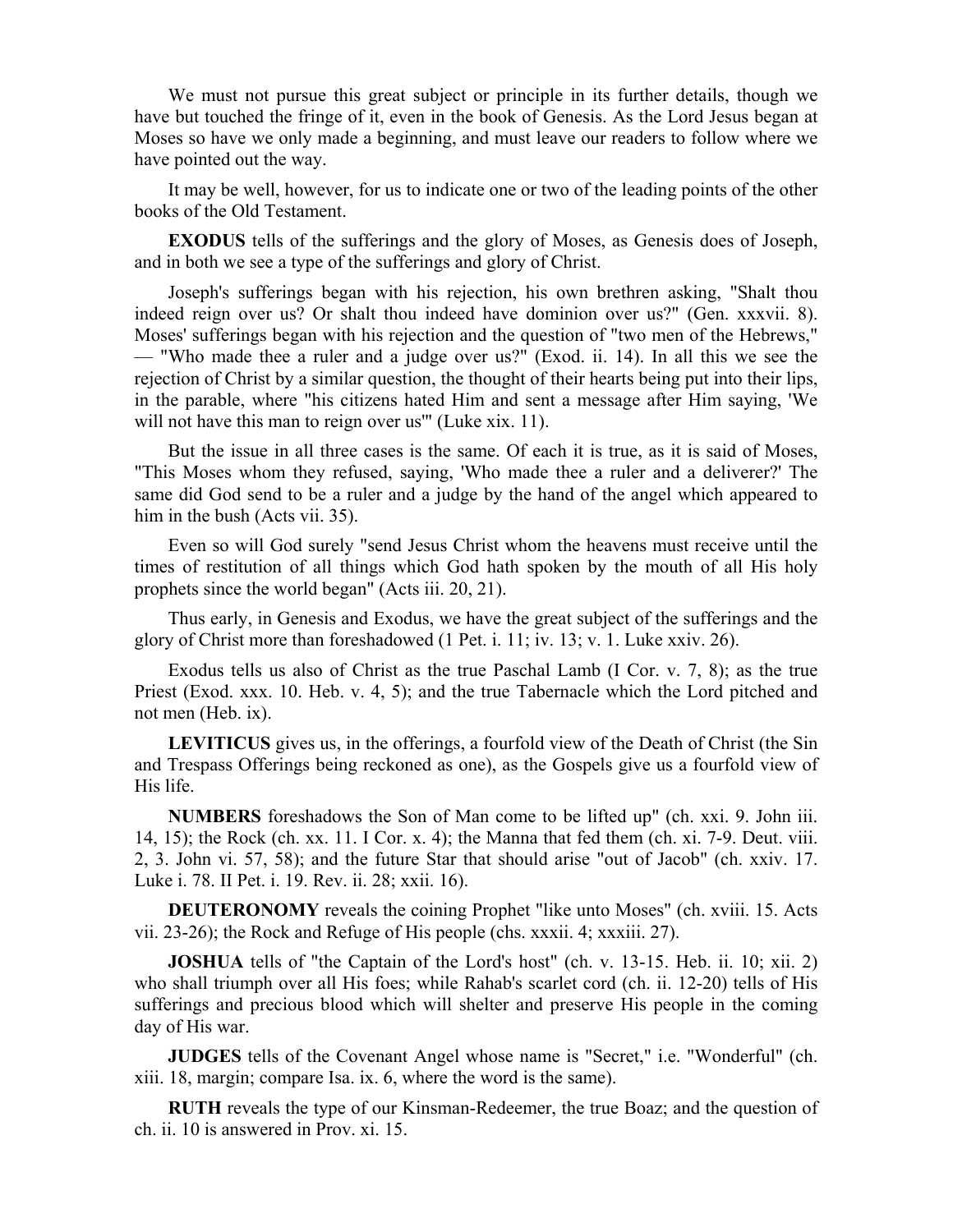We must not pursue this great subject or principle in its further details, though we have but touched the fringe of it, even in the book of Genesis. As the Lord Jesus began at Moses so have we only made a beginning, and must leave our readers to follow where we have pointed out the way.

It may be well, however, for us to indicate one or two of the leading points of the other books of the Old Testament.

**EXODUS** tells of the sufferings and the glory of Moses, as Genesis does of Joseph, and in both we see a type of the sufferings and glory of Christ.

Joseph's sufferings began with his rejection, his own brethren asking, "Shalt thou indeed reign over us? Or shalt thou indeed have dominion over us?" (Gen. xxxvii. 8). Moses' sufferings began with his rejection and the question of "two men of the Hebrews," — "Who made thee a ruler and a judge over us?" (Exod. ii. 14). In all this we see the rejection of Christ by a similar question, the thought of their hearts being put into their lips, in the parable, where "his citizens hated Him and sent a message after Him saying, 'We will not have this man to reign over us'" (Luke xix. 11).

But the issue in all three cases is the same. Of each it is true, as it is said of Moses, "This Moses whom they refused, saying, 'Who made thee a ruler and a deliverer?' The same did God send to be a ruler and a judge by the hand of the angel which appeared to him in the bush (Acts vii. 35).

Even so will God surely "send Jesus Christ whom the heavens must receive until the times of restitution of all things which God hath spoken by the mouth of all His holy prophets since the world began" (Acts iii. 20, 21).

Thus early, in Genesis and Exodus, we have the great subject of the sufferings and the glory of Christ more than foreshadowed (1 Pet. i. 11; iv. 13; v. 1. Luke xxiv. 26).

Exodus tells us also of Christ as the true Paschal Lamb (I Cor. v. 7, 8); as the true Priest (Exod. xxx. 10. Heb. v. 4, 5); and the true Tabernacle which the Lord pitched and not men (Heb. ix).

**LEVITICUS** gives us, in the offerings, a fourfold view of the Death of Christ (the Sin and Trespass Offerings being reckoned as one), as the Gospels give us a fourfold view of His life.

**NUMBERS** foreshadows the Son of Man come to be lifted up" (ch. xxi. 9. John iii. 14, 15); the Rock (ch. xx. 11. I Cor. x. 4); the Manna that fed them (ch. xi. 7-9. Deut. viii. 2, 3. John vi. 57, 58); and the future Star that should arise "out of Jacob" (ch. xxiv. 17. Luke i. 78. II Pet. i. 19. Rev. ii. 28; xxii. 16).

**DEUTERONOMY** reveals the coining Prophet "like unto Moses" (ch. xviii. 15. Acts vii. 23-26); the Rock and Refuge of His people (chs. xxxii. 4; xxxiii. 27).

**JOSHUA** tells of "the Captain of the Lord's host" (ch. v. 13-15. Heb. ii. 10; xii. 2) who shall triumph over all His foes; while Rahab's scarlet cord (ch. ii. 12-20) tells of His sufferings and precious blood which will shelter and preserve His people in the coming day of His war.

**JUDGES** tells of the Covenant Angel whose name is "Secret," i.e. "Wonderful" (ch. xiii. 18, margin; compare Isa. ix. 6, where the word is the same).

**RUTH** reveals the type of our Kinsman-Redeemer, the true Boaz; and the question of ch. ii. 10 is answered in Prov. xi. 15.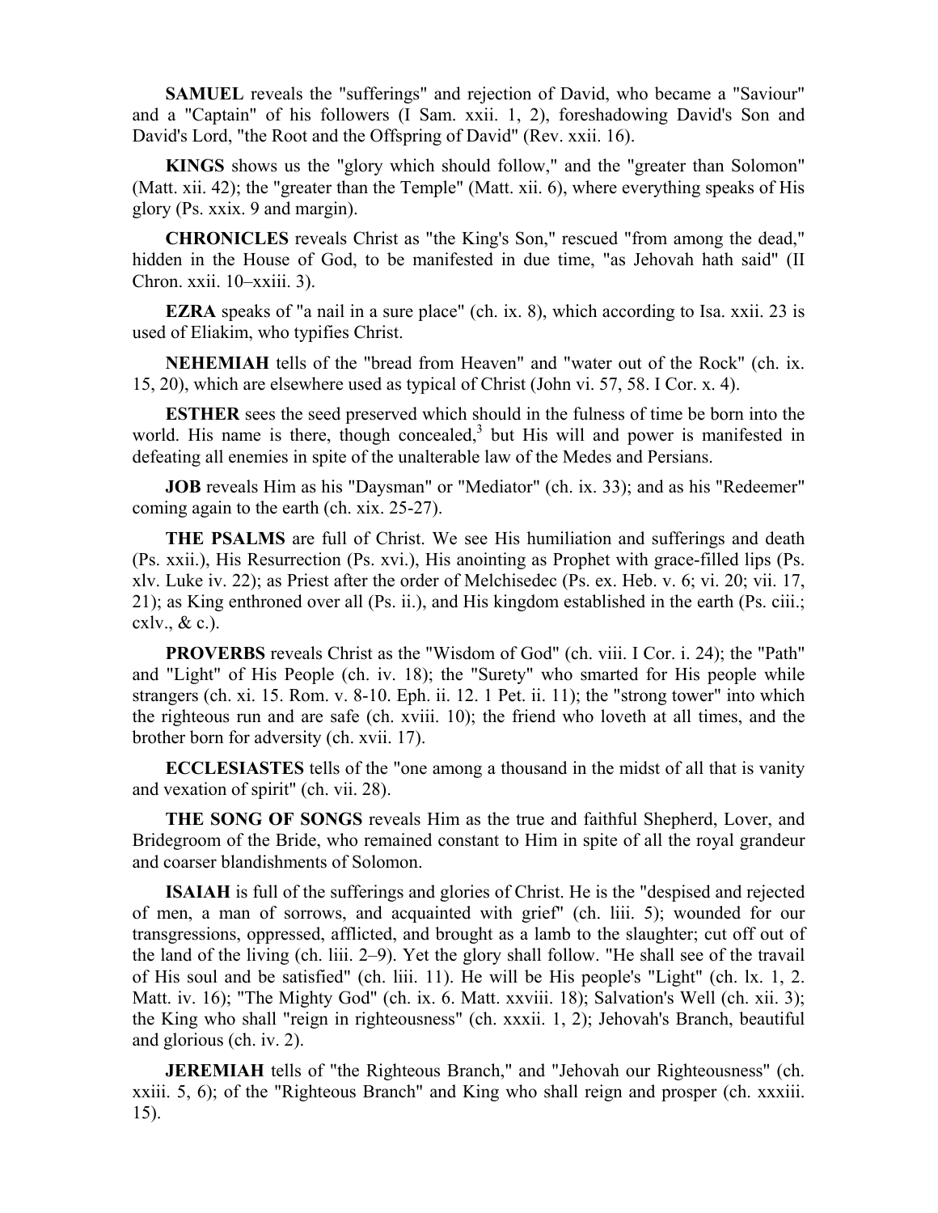**SAMUEL** reveals the "sufferings" and rejection of David, who became a "Saviour" and a "Captain" of his followers (I Sam. xxii. 1, 2), foreshadowing David's Son and David's Lord, "the Root and the Offspring of David" (Rev. xxii. 16).

**KINGS** shows us the "glory which should follow," and the "greater than Solomon" (Matt. xii. 42); the "greater than the Temple" (Matt. xii. 6), where everything speaks of His glory (Ps. xxix. 9 and margin).

**CHRONICLES** reveals Christ as "the King's Son," rescued "from among the dead," hidden in the House of God, to be manifested in due time, "as Jehovah hath said" (II Chron. xxii. 10–xxiii. 3).

**EZRA** speaks of "a nail in a sure place" (ch. ix. 8), which according to Isa. xxii. 23 is used of Eliakim, who typifies Christ.

**NEHEMIAH** tells of the "bread from Heaven" and "water out of the Rock" (ch. ix. 15, 20), which are elsewhere used as typical of Christ (John vi. 57, 58. I Cor. x. 4).

**ESTHER** sees the seed preserved which should in the fulness of time be born into the world. His name is there, though concealed,[3] but His will and power is manifested in defeating all enemies in spite of the unalterable law of the Medes and Persians.

**JOB** reveals Him as his "Daysman" or "Mediator" (ch. ix. 33); and as his "Redeemer" coming again to the earth (ch. xix. 25-27).

**THE PSALMS** are full of Christ. We see His humiliation and sufferings and death (Ps. xxii.), His Resurrection (Ps. xvi.), His anointing as Prophet with grace-filled lips (Ps. xlv. Luke iv. 22); as Priest after the order of Melchisedec (Ps. ex. Heb. v. 6; vi. 20; vii. 17, 21); as King enthroned over all (Ps. ii.), and His kingdom established in the earth (Ps. ciii.; cxlv., & c.).

**PROVERBS** reveals Christ as the "Wisdom of God" (ch. viii. I Cor. i. 24); the "Path" and "Light" of His People (ch. iv. 18); the "Surety" who smarted for His people while strangers (ch. xi. 15. Rom. v. 8-10. Eph. ii. 12. 1 Pet. ii. 11); the "strong tower" into which the righteous run and are safe (ch. xviii. 10); the friend who loveth at all times, and the brother born for adversity (ch. xvii. 17).

**ECCLESIASTES** tells of the "one among a thousand in the midst of all that is vanity and vexation of spirit" (ch. vii. 28).

**THE SONG OF SONGS** reveals Him as the true and faithful Shepherd, Lover, and Bridegroom of the Bride, who remained constant to Him in spite of all the royal grandeur and coarser blandishments of Solomon.

**ISAIAH** is full of the sufferings and glories of Christ. He is the "despised and rejected of men, a man of sorrows, and acquainted with grief" (ch. liii. 5); wounded for our transgressions, oppressed, afflicted, and brought as a lamb to the slaughter; cut off out of the land of the living (ch. liii. 2–9). Yet the glory shall follow. "He shall see of the travail of His soul and be satisfied" (ch. liii. 11). He will be His people's "Light" (ch. lx. 1, 2. Matt. iv. 16); "The Mighty God" (ch. ix. 6. Matt. xxviii. 18); Salvation's Well (ch. xii. 3); the King who shall "reign in righteousness" (ch. xxxii. 1, 2); Jehovah's Branch, beautiful and glorious (ch. iv. 2).

**JEREMIAH** tells of "the Righteous Branch," and "Jehovah our Righteousness" (ch. xxiii. 5, 6); of the "Righteous Branch" and King who shall reign and prosper (ch. xxxiii. 15).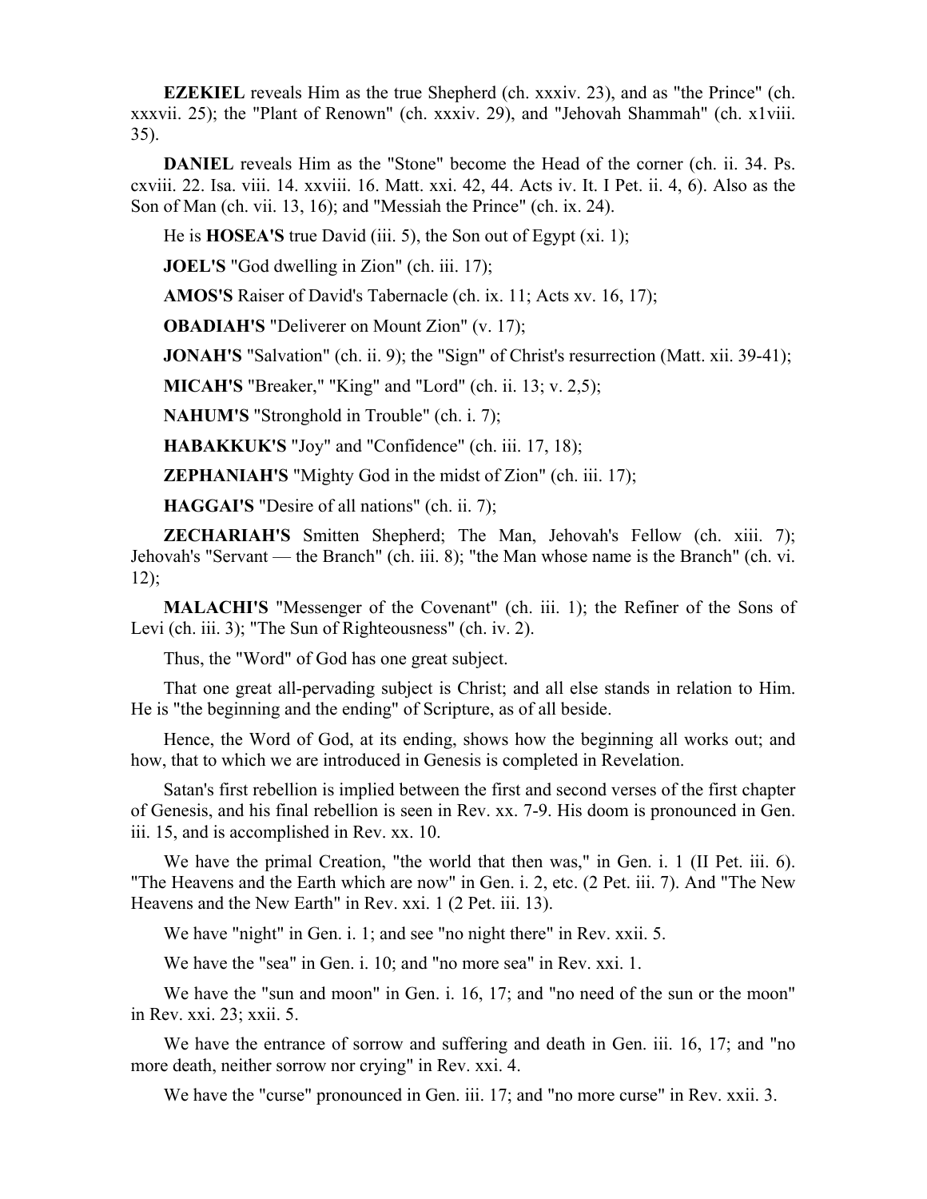**EZEKIEL** reveals Him as the true Shepherd (ch. xxxiv. 23), and as "the Prince" (ch. xxxvii. 25); the "Plant of Renown" (ch. xxxiv. 29), and "Jehovah Shammah" (ch. x1viii. 35).

**DANIEL** reveals Him as the "Stone" become the Head of the corner (ch. ii. 34. Ps. cxviii. 22. Isa. viii. 14. xxviii. 16. Matt. xxi. 42, 44. Acts iv. It. I Pet. ii. 4, 6). Also as the Son of Man (ch. vii. 13, 16); and "Messiah the Prince" (ch. ix. 24).

He is **HOSEA'S** true David (iii. 5), the Son out of Egypt (xi. 1);

**JOEL'S** "God dwelling in Zion" (ch. iii. 17);

**AMOS'S** Raiser of David's Tabernacle (ch. ix. 11; Acts xv. 16, 17);

**OBADIAH'S** "Deliverer on Mount Zion" (v. 17);

**JONAH'S** "Salvation" (ch. ii. 9); the "Sign" of Christ's resurrection (Matt. xii. 39-41);

**MICAH'S** "Breaker," "King" and "Lord" (ch. ii. 13; v. 2,5);

**NAHUM'S** "Stronghold in Trouble" (ch. i. 7);

**HABAKKUK'S** "Joy" and "Confidence" (ch. iii. 17, 18);

**ZEPHANIAH'S** "Mighty God in the midst of Zion" (ch. iii. 17);

**HAGGAI'S** "Desire of all nations" (ch. ii. 7);

**ZECHARIAH'S** Smitten Shepherd; The Man, Jehovah's Fellow (ch. xiii. 7); Jehovah's "Servant — the Branch" (ch. iii. 8); "the Man whose name is the Branch" (ch. vi. 12);

**MALACHI'S** "Messenger of the Covenant" (ch. iii. 1); the Refiner of the Sons of Levi (ch. iii. 3); "The Sun of Righteousness" (ch. iv. 2).

Thus, the "Word" of God has one great subject.

That one great all-pervading subject is Christ; and all else stands in relation to Him. He is "the beginning and the ending" of Scripture, as of all beside.

Hence, the Word of God, at its ending, shows how the beginning all works out; and how, that to which we are introduced in Genesis is completed in Revelation.

Satan's first rebellion is implied between the first and second verses of the first chapter of Genesis, and his final rebellion is seen in Rev. xx. 7-9. His doom is pronounced in Gen. iii. 15, and is accomplished in Rev. xx. 10.

We have the primal Creation, "the world that then was," in Gen. i. 1 (II Pet. iii. 6). "The Heavens and the Earth which are now" in Gen. i. 2, etc. (2 Pet. iii. 7). And "The New Heavens and the New Earth" in Rev. xxi. 1 (2 Pet. iii. 13).

We have "night" in Gen. i. 1; and see "no night there" in Rev. xxii. 5.

We have the "sea" in Gen. i. 10; and "no more sea" in Rev. xxi. 1.

We have the "sun and moon" in Gen. i. 16, 17; and "no need of the sun or the moon" in Rev. xxi. 23; xxii. 5.

We have the entrance of sorrow and suffering and death in Gen. iii. 16, 17; and "no more death, neither sorrow nor crying" in Rev. xxi. 4.

We have the "curse" pronounced in Gen. iii. 17; and "no more curse" in Rev. xxii. 3.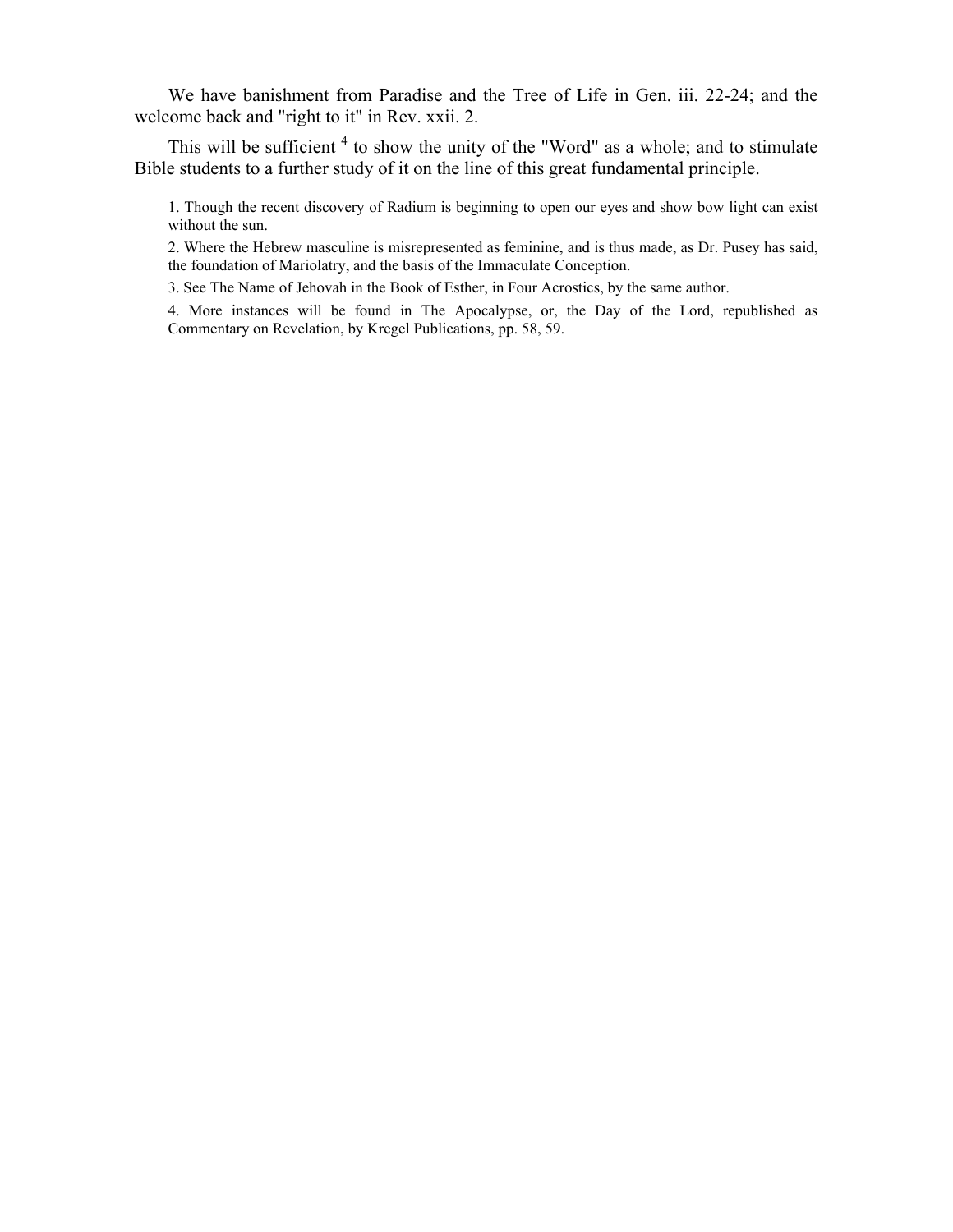We have banishment from Paradise and the Tree of Life in Gen. iii. 22-24; and the welcome back and "right to it" in Rev. xxii. 2.

This will be sufficient [4] to show the unity of the "Word" as a whole; and to stimulate Bible students to a further study of it on the line of this great fundamental principle.

1. Though the recent discovery of Radium is beginning to open our eyes and show bow light can exist without the sun.

2. Where the Hebrew masculine is misrepresented as feminine, and is thus made, as Dr. Pusey has said, the foundation of Mariolatry, and the basis of the Immaculate Conception.

3. See The Name of Jehovah in the Book of Esther, in Four Acrostics, by the same author.

4. More instances will be found in The Apocalypse, or, the Day of the Lord, republished as Commentary on Revelation, by Kregel Publications, pp. 58, 59.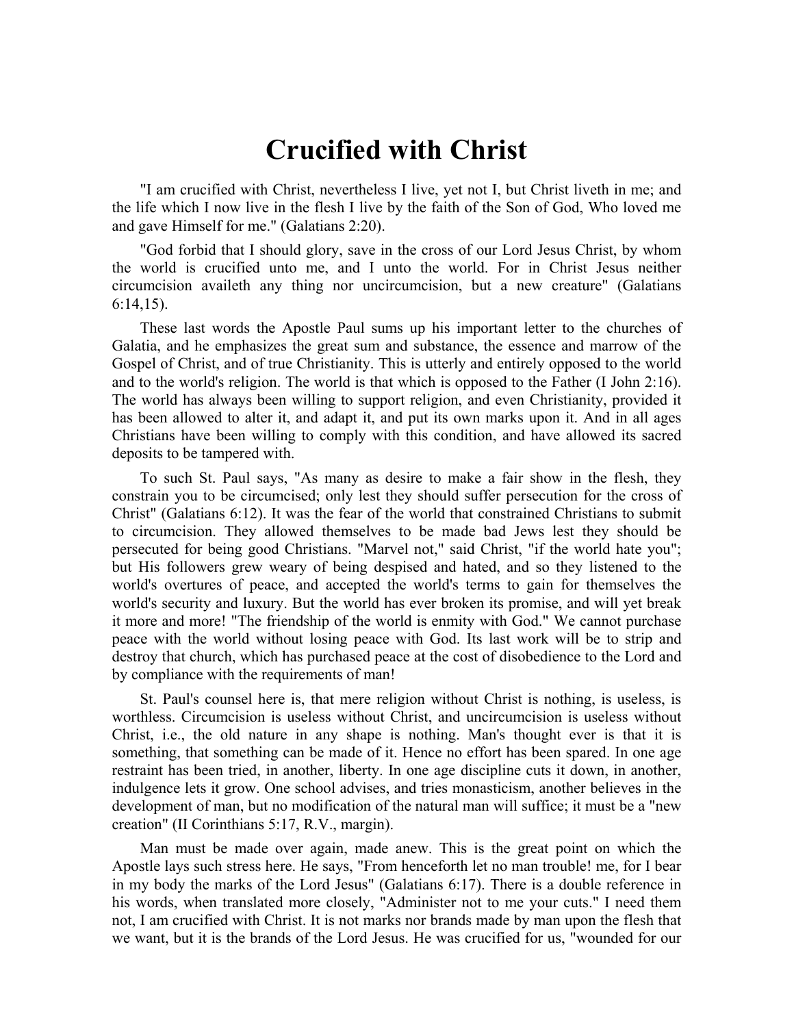# Crucified with Christ

"I am crucified with Christ, nevertheless I live, yet not I, but Christ liveth in me; and the life which I now live in the flesh I live by the faith of the Son of God, Who loved me and gave Himself for me." (Galatians 2:20).

"God forbid that I should glory, save in the cross of our Lord Jesus Christ, by whom the world is crucified unto me, and I unto the world. For in Christ Jesus neither circumcision availeth any thing nor uncircumcision, but a new creature" (Galatians 6:14,15).

These last words the Apostle Paul sums up his important letter to the churches of Galatia, and he emphasizes the great sum and substance, the essence and marrow of the Gospel of Christ, and of true Christianity. This is utterly and entirely opposed to the world and to the world's religion. The world is that which is opposed to the Father (I John 2:16). The world has always been willing to support religion, and even Christianity, provided it has been allowed to alter it, and adapt it, and put its own marks upon it. And in all ages Christians have been willing to comply with this condition, and have allowed its sacred deposits to be tampered with.

To such St. Paul says, "As many as desire to make a fair show in the flesh, they constrain you to be circumcised; only lest they should suffer persecution for the cross of Christ" (Galatians 6:12). It was the fear of the world that constrained Christians to submit to circumcision. They allowed themselves to be made bad Jews lest they should be persecuted for being good Christians. "Marvel not," said Christ, "if the world hate you"; but His followers grew weary of being despised and hated, and so they listened to the world's overtures of peace, and accepted the world's terms to gain for themselves the world's security and luxury. But the world has ever broken its promise, and will yet break it more and more! "The friendship of the world is enmity with God." We cannot purchase peace with the world without losing peace with God. Its last work will be to strip and destroy that church, which has purchased peace at the cost of disobedience to the Lord and by compliance with the requirements of man!

St. Paul's counsel here is, that mere religion without Christ is nothing, is useless, is worthless. Circumcision is useless without Christ, and uncircumcision is useless without Christ, i.e., the old nature in any shape is nothing. Man's thought ever is that it is something, that something can be made of it. Hence no effort has been spared. In one age restraint has been tried, in another, liberty. In one age discipline cuts it down, in another, indulgence lets it grow. One school advises, and tries monasticism, another believes in the development of man, but no modification of the natural man will suffice; it must be a "new creation" (II Corinthians 5:17, R.V., margin).

Man must be made over again, made anew. This is the great point on which the Apostle lays such stress here. He says, "From henceforth let no man trouble! me, for I bear in my body the marks of the Lord Jesus" (Galatians 6:17). There is a double reference in his words, when translated more closely, "Administer not to me your cuts." I need them not, I am crucified with Christ. It is not marks nor brands made by man upon the flesh that we want, but it is the brands of the Lord Jesus. He was crucified for us, "wounded for our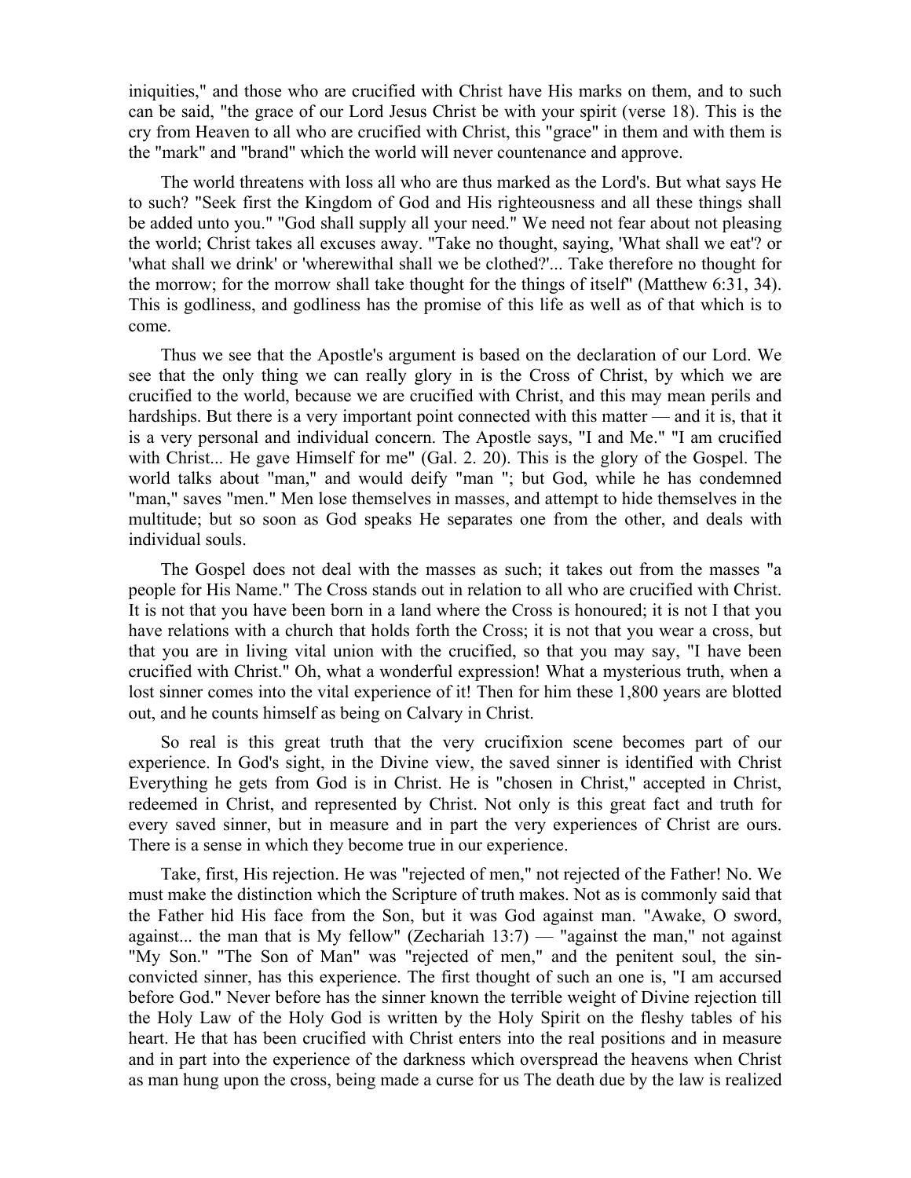iniquities," and those who are crucified with Christ have His marks on them, and to such can be said, "the grace of our Lord Jesus Christ be with your spirit (verse 18). This is the cry from Heaven to all who are crucified with Christ, this "grace" in them and with them is the "mark" and "brand" which the world will never countenance and approve.

The world threatens with loss all who are thus marked as the Lord's. But what says He to such? "Seek first the Kingdom of God and His righteousness and all these things shall be added unto you." "God shall supply all your need." We need not fear about not pleasing the world; Christ takes all excuses away. "Take no thought, saying, 'What shall we eat'? or 'what shall we drink' or 'wherewithal shall we be clothed?'... Take therefore no thought for the morrow; for the morrow shall take thought for the things of itself" (Matthew 6:31, 34). This is godliness, and godliness has the promise of this life as well as of that which is to come.

Thus we see that the Apostle's argument is based on the declaration of our Lord. We see that the only thing we can really glory in is the Cross of Christ, by which we are crucified to the world, because we are crucified with Christ, and this may mean perils and hardships. But there is a very important point connected with this matter — and it is, that it is a very personal and individual concern. The Apostle says, "I and Me." "I am crucified with Christ... He gave Himself for me" (Gal. 2. 20). This is the glory of the Gospel. The world talks about "man," and would deify "man "; but God, while he has condemned "man," saves "men." Men lose themselves in masses, and attempt to hide themselves in the multitude; but so soon as God speaks He separates one from the other, and deals with individual souls.

The Gospel does not deal with the masses as such; it takes out from the masses "a people for His Name." The Cross stands out in relation to all who are crucified with Christ. It is not that you have been born in a land where the Cross is honoured; it is not I that you have relations with a church that holds forth the Cross; it is not that you wear a cross, but that you are in living vital union with the crucified, so that you may say, "I have been crucified with Christ." Oh, what a wonderful expression! What a mysterious truth, when a lost sinner comes into the vital experience of it! Then for him these 1,800 years are blotted out, and he counts himself as being on Calvary in Christ.

So real is this great truth that the very crucifixion scene becomes part of our experience. In God's sight, in the Divine view, the saved sinner is identified with Christ Everything he gets from God is in Christ. He is "chosen in Christ," accepted in Christ, redeemed in Christ, and represented by Christ. Not only is this great fact and truth for every saved sinner, but in measure and in part the very experiences of Christ are ours. There is a sense in which they become true in our experience.

Take, first, His rejection. He was "rejected of men," not rejected of the Father! No. We must make the distinction which the Scripture of truth makes. Not as is commonly said that the Father hid His face from the Son, but it was God against man. "Awake, O sword, against... the man that is My fellow" (Zechariah 13:7) — "against the man," not against "My Son." "The Son of Man" was "rejected of men," and the penitent soul, the sin-convicted sinner, has this experience. The first thought of such an one is, "I am accursed before God." Never before has the sinner known the terrible weight of Divine rejection till the Holy Law of the Holy God is written by the Holy Spirit on the fleshy tables of his heart. He that has been crucified with Christ enters into the real positions and in measure and in part into the experience of the darkness which overspread the heavens when Christ as man hung upon the cross, being made a curse for us The death due by the law is realized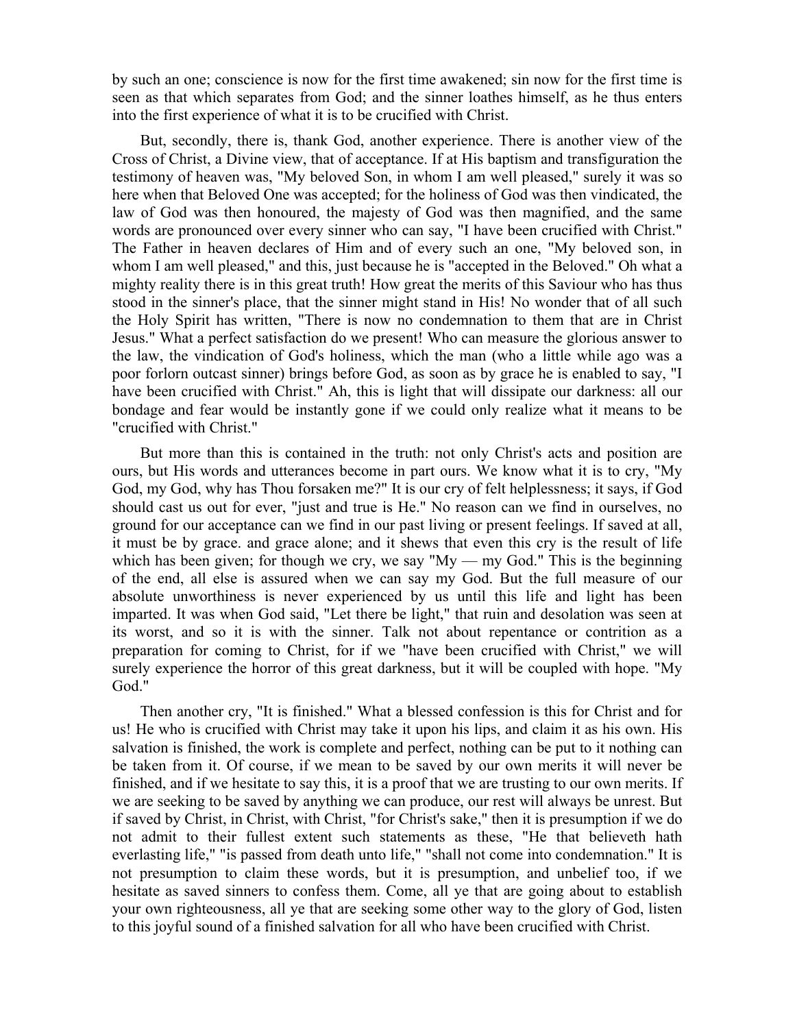by such an one; conscience is now for the first time awakened; sin now for the first time is seen as that which separates from God; and the sinner loathes himself, as he thus enters into the first experience of what it is to be crucified with Christ.

But, secondly, there is, thank God, another experience. There is another view of the Cross of Christ, a Divine view, that of acceptance. If at His baptism and transfiguration the testimony of heaven was, "My beloved Son, in whom I am well pleased," surely it was so here when that Beloved One was accepted; for the holiness of God was then vindicated, the law of God was then honoured, the majesty of God was then magnified, and the same words are pronounced over every sinner who can say, "I have been crucified with Christ." The Father in heaven declares of Him and of every such an one, "My beloved son, in whom I am well pleased," and this, just because he is "accepted in the Beloved." Oh what a mighty reality there is in this great truth! How great the merits of this Saviour who has thus stood in the sinner's place, that the sinner might stand in His! No wonder that of all such the Holy Spirit has written, "There is now no condemnation to them that are in Christ Jesus." What a perfect satisfaction do we present! Who can measure the glorious answer to the law, the vindication of God's holiness, which the man (who a little while ago was a poor forlorn outcast sinner) brings before God, as soon as by grace he is enabled to say, "I have been crucified with Christ." Ah, this is light that will dissipate our darkness: all our bondage and fear would be instantly gone if we could only realize what it means to be "crucified with Christ."

But more than this is contained in the truth: not only Christ's acts and position are ours, but His words and utterances become in part ours. We know what it is to cry, "My God, my God, why has Thou forsaken me?" It is our cry of felt helplessness; it says, if God should cast us out for ever, "just and true is He." No reason can we find in ourselves, no ground for our acceptance can we find in our past living or present feelings. If saved at all, it must be by grace. and grace alone; and it shews that even this cry is the result of life which has been given; for though we cry, we say "My — my God." This is the beginning of the end, all else is assured when we can say my God. But the full measure of our absolute unworthiness is never experienced by us until this life and light has been imparted. It was when God said, "Let there be light," that ruin and desolation was seen at its worst, and so it is with the sinner. Talk not about repentance or contrition as a preparation for coming to Christ, for if we "have been crucified with Christ," we will surely experience the horror of this great darkness, but it will be coupled with hope. "My God."

Then another cry, "It is finished." What a blessed confession is this for Christ and for us! He who is crucified with Christ may take it upon his lips, and claim it as his own. His salvation is finished, the work is complete and perfect, nothing can be put to it nothing can be taken from it. Of course, if we mean to be saved by our own merits it will never be finished, and if we hesitate to say this, it is a proof that we are trusting to our own merits. If we are seeking to be saved by anything we can produce, our rest will always be unrest. But if saved by Christ, in Christ, with Christ, "for Christ's sake," then it is presumption if we do not admit to their fullest extent such statements as these, "He that believeth hath everlasting life," "is passed from death unto life," "shall not come into condemnation." It is not presumption to claim these words, but it is presumption, and unbelief too, if we hesitate as saved sinners to confess them. Come, all ye that are going about to establish your own righteousness, all ye that are seeking some other way to the glory of God, listen to this joyful sound of a finished salvation for all who have been crucified with Christ.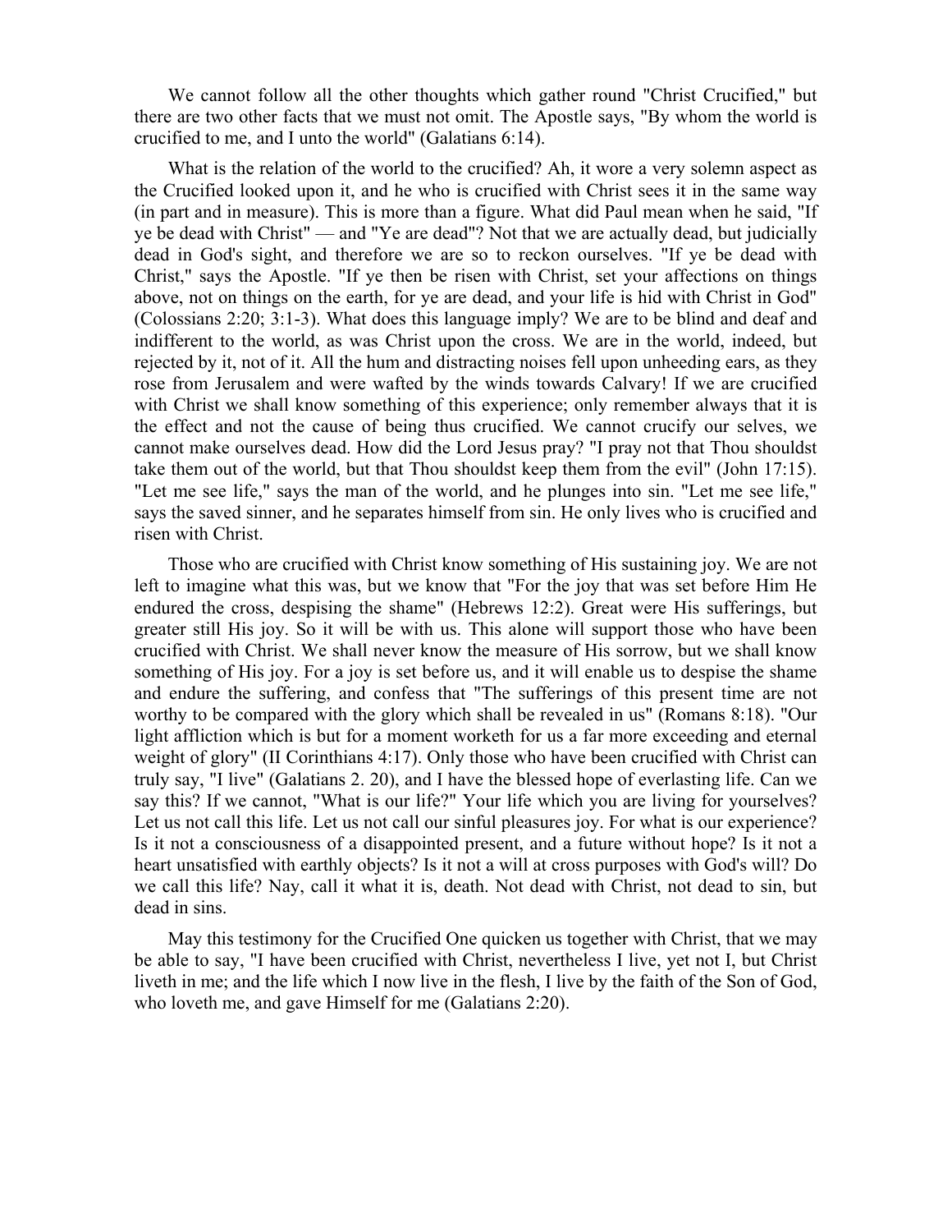We cannot follow all the other thoughts which gather round "Christ Crucified," but there are two other facts that we must not omit. The Apostle says, "By whom the world is crucified to me, and I unto the world" (Galatians 6:14).

What is the relation of the world to the crucified? Ah, it wore a very solemn aspect as the Crucified looked upon it, and he who is crucified with Christ sees it in the same way (in part and in measure). This is more than a figure. What did Paul mean when he said, "If ye be dead with Christ" — and "Ye are dead"? Not that we are actually dead, but judicially dead in God's sight, and therefore we are so to reckon ourselves. "If ye be dead with Christ," says the Apostle. "If ye then be risen with Christ, set your affections on things above, not on things on the earth, for ye are dead, and your life is hid with Christ in God" (Colossians 2:20; 3:1-3). What does this language imply? We are to be blind and deaf and indifferent to the world, as was Christ upon the cross. We are in the world, indeed, but rejected by it, not of it. All the hum and distracting noises fell upon unheeding ears, as they rose from Jerusalem and were wafted by the winds towards Calvary! If we are crucified with Christ we shall know something of this experience; only remember always that it is the effect and not the cause of being thus crucified. We cannot crucify our selves, we cannot make ourselves dead. How did the Lord Jesus pray? "I pray not that Thou shouldst take them out of the world, but that Thou shouldst keep them from the evil" (John 17:15). "Let me see life," says the man of the world, and he plunges into sin. "Let me see life," says the saved sinner, and he separates himself from sin. He only lives who is crucified and risen with Christ.

Those who are crucified with Christ know something of His sustaining joy. We are not left to imagine what this was, but we know that "For the joy that was set before Him He endured the cross, despising the shame" (Hebrews 12:2). Great were His sufferings, but greater still His joy. So it will be with us. This alone will support those who have been crucified with Christ. We shall never know the measure of His sorrow, but we shall know something of His joy. For a joy is set before us, and it will enable us to despise the shame and endure the suffering, and confess that "The sufferings of this present time are not worthy to be compared with the glory which shall be revealed in us" (Romans 8:18). "Our light affliction which is but for a moment worketh for us a far more exceeding and eternal weight of glory" (II Corinthians 4:17). Only those who have been crucified with Christ can truly say, "I live" (Galatians 2. 20), and I have the blessed hope of everlasting life. Can we say this? If we cannot, "What is our life?" Your life which you are living for yourselves? Let us not call this life. Let us not call our sinful pleasures joy. For what is our experience? Is it not a consciousness of a disappointed present, and a future without hope? Is it not a heart unsatisfied with earthly objects? Is it not a will at cross purposes with God's will? Do we call this life? Nay, call it what it is, death. Not dead with Christ, not dead to sin, but dead in sins.

May this testimony for the Crucified One quicken us together with Christ, that we may be able to say, "I have been crucified with Christ, nevertheless I live, yet not I, but Christ liveth in me; and the life which I now live in the flesh, I live by the faith of the Son of God, who loveth me, and gave Himself for me (Galatians 2:20).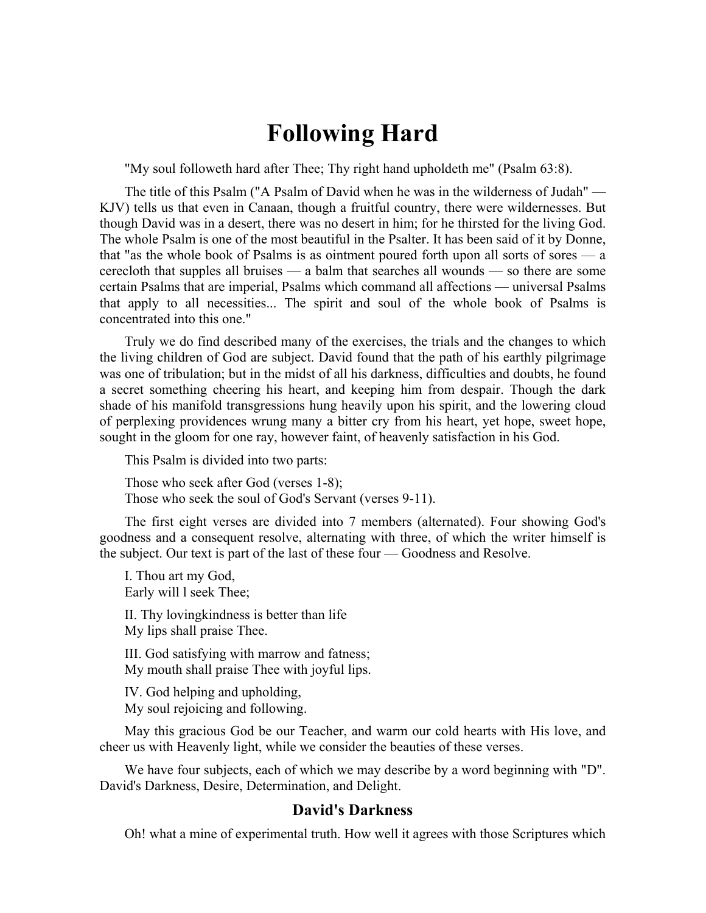# Following Hard

"My soul followeth hard after Thee; Thy right hand upholdeth me" (Psalm 63:8).

The title of this Psalm ("A Psalm of David when he was in the wilderness of Judah" — KJV) tells us that even in Canaan, though a fruitful country, there were wildernesses. But though David was in a desert, there was no desert in him; for he thirsted for the living God. The whole Psalm is one of the most beautiful in the Psalter. It has been said of it by Donne, that "as the whole book of Psalms is as ointment poured forth upon all sorts of sores — a cerecloth that supples all bruises — a balm that searches all wounds — so there are some certain Psalms that are imperial, Psalms which command all affections — universal Psalms that apply to all necessities... The spirit and soul of the whole book of Psalms is concentrated into this one."

Truly we do find described many of the exercises, the trials and the changes to which the living children of God are subject. David found that the path of his earthly pilgrimage was one of tribulation; but in the midst of all his darkness, difficulties and doubts, he found a secret something cheering his heart, and keeping him from despair. Though the dark shade of his manifold transgressions hung heavily upon his spirit, and the lowering cloud of perplexing providences wrung many a bitter cry from his heart, yet hope, sweet hope, sought in the gloom for one ray, however faint, of heavenly satisfaction in his God.

This Psalm is divided into two parts:

Those who seek after God (verses 1-8);
Those who seek the soul of God's Servant (verses 9-11).

The first eight verses are divided into 7 members (alternated). Four showing God's goodness and a consequent resolve, alternating with three, of which the writer himself is the subject. Our text is part of the last of these four — Goodness and Resolve.

I. Thou art my God,
Early will I seek Thee;

II. Thy lovingkindness is better than life
My lips shall praise Thee.

III. God satisfying with marrow and fatness;
My mouth shall praise Thee with joyful lips.

IV. God helping and upholding,
My soul rejoicing and following.

May this gracious God be our Teacher, and warm our cold hearts with His love, and cheer us with Heavenly light, while we consider the beauties of these verses.

We have four subjects, each of which we may describe by a word beginning with "D". David's Darkness, Desire, Determination, and Delight.

### David's Darkness

Oh! what a mine of experimental truth. How well it agrees with those Scriptures which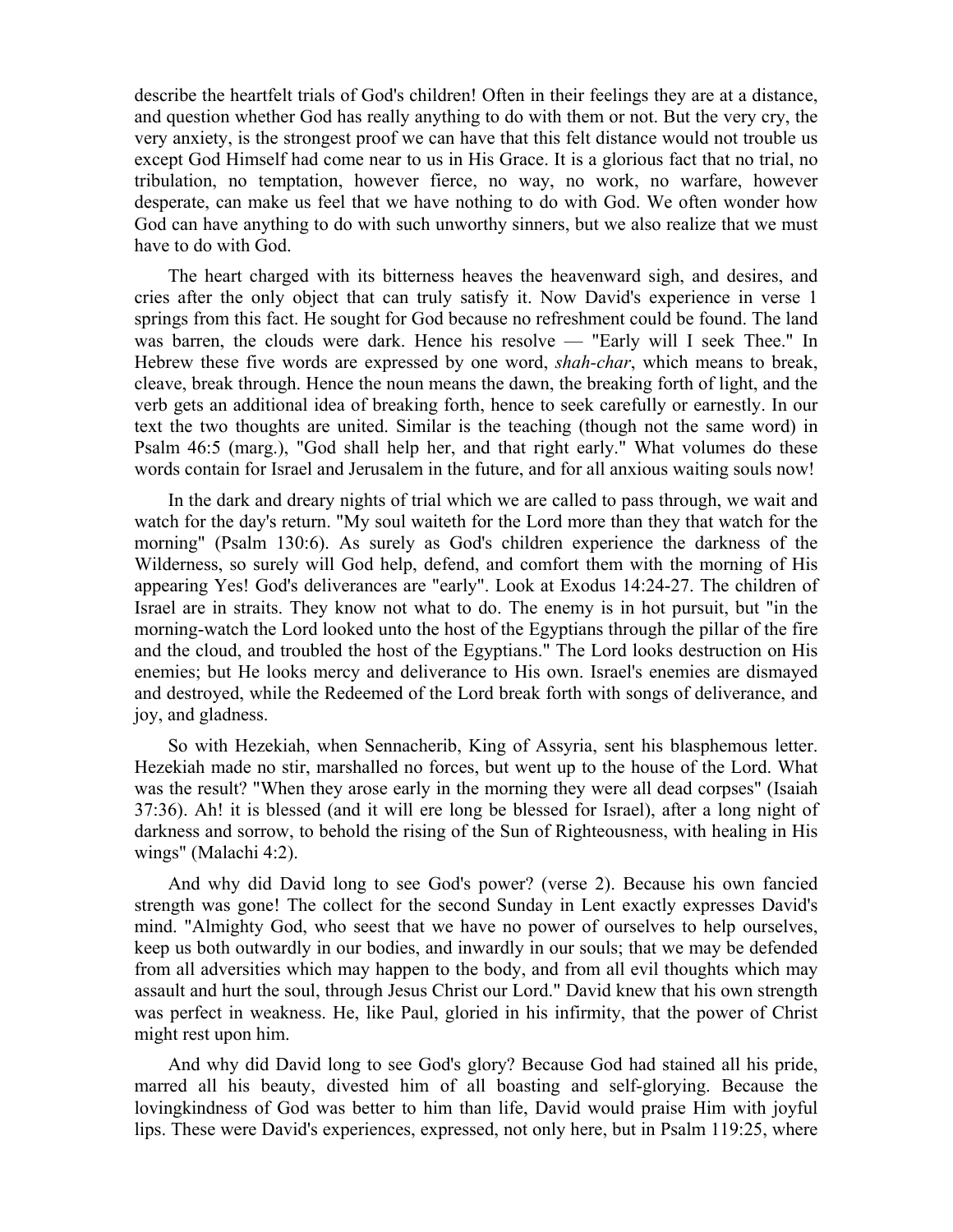describe the heartfelt trials of God's children! Often in their feelings they are at a distance, and question whether God has really anything to do with them or not. But the very cry, the very anxiety, is the strongest proof we can have that this felt distance would not trouble us except God Himself had come near to us in His Grace. It is a glorious fact that no trial, no tribulation, no temptation, however fierce, no way, no work, no warfare, however desperate, can make us feel that we have nothing to do with God. We often wonder how God can have anything to do with such unworthy sinners, but we also realize that we must have to do with God.

The heart charged with its bitterness heaves the heavenward sigh, and desires, and cries after the only object that can truly satisfy it. Now David's experience in verse 1 springs from this fact. He sought for God because no refreshment could be found. The land was barren, the clouds were dark. Hence his resolve — "Early will I seek Thee." In Hebrew these five words are expressed by one word, *shah-char*, which means to break, cleave, break through. Hence the noun means the dawn, the breaking forth of light, and the verb gets an additional idea of breaking forth, hence to seek carefully or earnestly. In our text the two thoughts are united. Similar is the teaching (though not the same word) in Psalm 46:5 (marg.), "God shall help her, and that right early." What volumes do these words contain for Israel and Jerusalem in the future, and for all anxious waiting souls now!

In the dark and dreary nights of trial which we are called to pass through, we wait and watch for the day's return. "My soul waiteth for the Lord more than they that watch for the morning" (Psalm 130:6). As surely as God's children experience the darkness of the Wilderness, so surely will God help, defend, and comfort them with the morning of His appearing Yes! God's deliverances are "early". Look at Exodus 14:24-27. The children of Israel are in straits. They know not what to do. The enemy is in hot pursuit, but "in the morning-watch the Lord looked unto the host of the Egyptians through the pillar of the fire and the cloud, and troubled the host of the Egyptians." The Lord looks destruction on His enemies; but He looks mercy and deliverance to His own. Israel's enemies are dismayed and destroyed, while the Redeemed of the Lord break forth with songs of deliverance, and joy, and gladness.

So with Hezekiah, when Sennacherib, King of Assyria, sent his blasphemous letter. Hezekiah made no stir, marshalled no forces, but went up to the house of the Lord. What was the result? "When they arose early in the morning they were all dead corpses" (Isaiah 37:36). Ah! it is blessed (and it will ere long be blessed for Israel), after a long night of darkness and sorrow, to behold the rising of the Sun of Righteousness, with healing in His wings" (Malachi 4:2).

And why did David long to see God's power? (verse 2). Because his own fancied strength was gone! The collect for the second Sunday in Lent exactly expresses David's mind. "Almighty God, who seest that we have no power of ourselves to help ourselves, keep us both outwardly in our bodies, and inwardly in our souls; that we may be defended from all adversities which may happen to the body, and from all evil thoughts which may assault and hurt the soul, through Jesus Christ our Lord." David knew that his own strength was perfect in weakness. He, like Paul, gloried in his infirmity, that the power of Christ might rest upon him.

And why did David long to see God's glory? Because God had stained all his pride, marred all his beauty, divested him of all boasting and self-glorying. Because the lovingkindness of God was better to him than life, David would praise Him with joyful lips. These were David's experiences, expressed, not only here, but in Psalm 119:25, where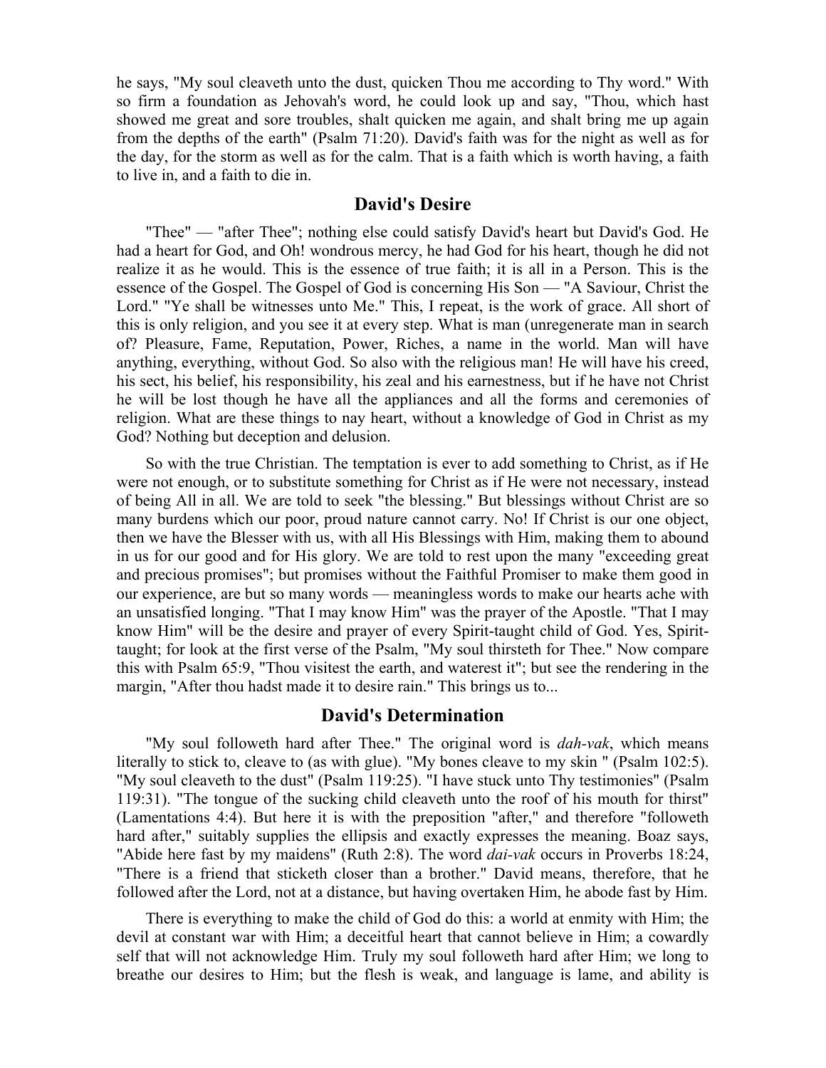he says, "My soul cleaveth unto the dust, quicken Thou me according to Thy word." With so firm a foundation as Jehovah's word, he could look up and say, "Thou, which hast showed me great and sore troubles, shalt quicken me again, and shalt bring me up again from the depths of the earth" (Psalm 71:20). David's faith was for the night as well as for the day, for the storm as well as for the calm. That is a faith which is worth having, a faith to live in, and a faith to die in.

## David's Desire

"Thee" — "after Thee"; nothing else could satisfy David's heart but David's God. He had a heart for God, and Oh! wondrous mercy, he had God for his heart, though he did not realize it as he would. This is the essence of true faith; it is all in a Person. This is the essence of the Gospel. The Gospel of God is concerning His Son — "A Saviour, Christ the Lord." "Ye shall be witnesses unto Me." This, I repeat, is the work of grace. All short of this is only religion, and you see it at every step. What is man (unregenerate man in search of? Pleasure, Fame, Reputation, Power, Riches, a name in the world. Man will have anything, everything, without God. So also with the religious man! He will have his creed, his sect, his belief, his responsibility, his zeal and his earnestness, but if he have not Christ he will be lost though he have all the appliances and all the forms and ceremonies of religion. What are these things to nay heart, without a knowledge of God in Christ as my God? Nothing but deception and delusion.

So with the true Christian. The temptation is ever to add something to Christ, as if He were not enough, or to substitute something for Christ as if He were not necessary, instead of being All in all. We are told to seek "the blessing." But blessings without Christ are so many burdens which our poor, proud nature cannot carry. No! If Christ is our one object, then we have the Blesser with us, with all His Blessings with Him, making them to abound in us for our good and for His glory. We are told to rest upon the many "exceeding great and precious promises"; but promises without the Faithful Promiser to make them good in our experience, are but so many words — meaningless words to make our hearts ache with an unsatisfied longing. "That I may know Him" was the prayer of the Apostle. "That I may know Him" will be the desire and prayer of every Spirit-taught child of God. Yes, Spirit-taught; for look at the first verse of the Psalm, "My soul thirsteth for Thee." Now compare this with Psalm 65:9, "Thou visitest the earth, and waterest it"; but see the rendering in the margin, "After thou hadst made it to desire rain." This brings us to...

## David's Determination

"My soul followeth hard after Thee." The original word is *dah-vak*, which means literally to stick to, cleave to (as with glue). "My bones cleave to my skin " (Psalm 102:5). "My soul cleaveth to the dust" (Psalm 119:25). "I have stuck unto Thy testimonies" (Psalm 119:31). "The tongue of the sucking child cleaveth unto the roof of his mouth for thirst" (Lamentations 4:4). But here it is with the preposition "after," and therefore "followeth hard after," suitably supplies the ellipsis and exactly expresses the meaning. Boaz says, "Abide here fast by my maidens" (Ruth 2:8). The word *dai-vak* occurs in Proverbs 18:24, "There is a friend that sticketh closer than a brother." David means, therefore, that he followed after the Lord, not at a distance, but having overtaken Him, he abode fast by Him.

There is everything to make the child of God do this: a world at enmity with Him; the devil at constant war with Him; a deceitful heart that cannot believe in Him; a cowardly self that will not acknowledge Him. Truly my soul followeth hard after Him; we long to breathe our desires to Him; but the flesh is weak, and language is lame, and ability is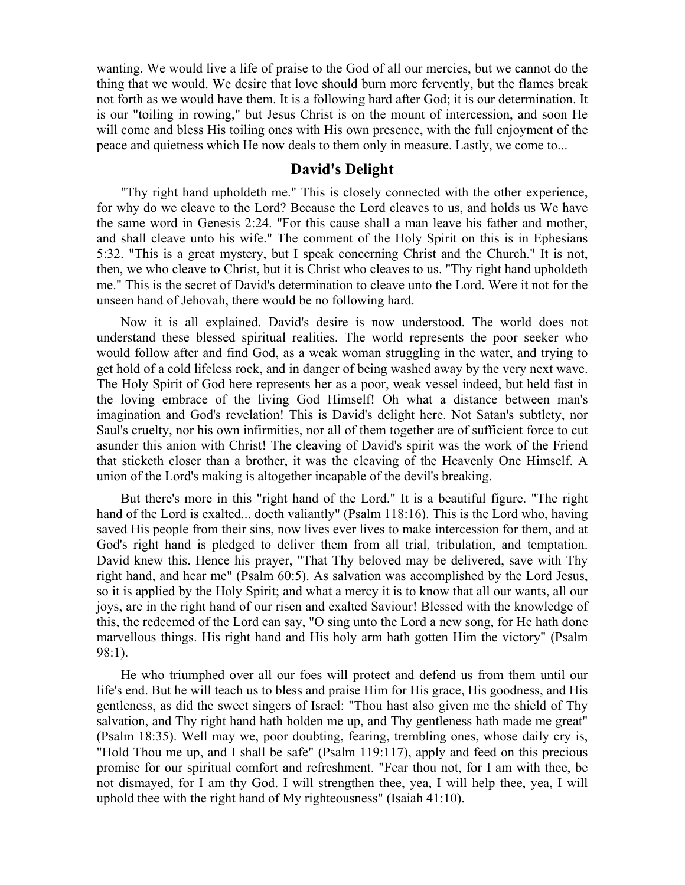wanting. We would live a life of praise to the God of all our mercies, but we cannot do the thing that we would. We desire that love should burn more fervently, but the flames break not forth as we would have them. It is a following hard after God; it is our determination. It is our "toiling in rowing," but Jesus Christ is on the mount of intercession, and soon He will come and bless His toiling ones with His own presence, with the full enjoyment of the peace and quietness which He now deals to them only in measure. Lastly, we come to...

## David's Delight

"Thy right hand upholdeth me." This is closely connected with the other experience, for why do we cleave to the Lord? Because the Lord cleaves to us, and holds us We have the same word in Genesis 2:24. "For this cause shall a man leave his father and mother, and shall cleave unto his wife." The comment of the Holy Spirit on this is in Ephesians 5:32. "This is a great mystery, but I speak concerning Christ and the Church." It is not, then, we who cleave to Christ, but it is Christ who cleaves to us. "Thy right hand upholdeth me." This is the secret of David's determination to cleave unto the Lord. Were it not for the unseen hand of Jehovah, there would be no following hard.

Now it is all explained. David's desire is now understood. The world does not understand these blessed spiritual realities. The world represents the poor seeker who would follow after and find God, as a weak woman struggling in the water, and trying to get hold of a cold lifeless rock, and in danger of being washed away by the very next wave. The Holy Spirit of God here represents her as a poor, weak vessel indeed, but held fast in the loving embrace of the living God Himself! Oh what a distance between man's imagination and God's revelation! This is David's delight here. Not Satan's subtlety, nor Saul's cruelty, nor his own infirmities, nor all of them together are of sufficient force to cut asunder this anion with Christ! The cleaving of David's spirit was the work of the Friend that sticketh closer than a brother, it was the cleaving of the Heavenly One Himself. A union of the Lord's making is altogether incapable of the devil's breaking.

But there's more in this "right hand of the Lord." It is a beautiful figure. "The right hand of the Lord is exalted... doeth valiantly" (Psalm 118:16). This is the Lord who, having saved His people from their sins, now lives ever lives to make intercession for them, and at God's right hand is pledged to deliver them from all trial, tribulation, and temptation. David knew this. Hence his prayer, "That Thy beloved may be delivered, save with Thy right hand, and hear me" (Psalm 60:5). As salvation was accomplished by the Lord Jesus, so it is applied by the Holy Spirit; and what a mercy it is to know that all our wants, all our joys, are in the right hand of our risen and exalted Saviour! Blessed with the knowledge of this, the redeemed of the Lord can say, "O sing unto the Lord a new song, for He hath done marvellous things. His right hand and His holy arm hath gotten Him the victory" (Psalm 98:1).

He who triumphed over all our foes will protect and defend us from them until our life's end. But he will teach us to bless and praise Him for His grace, His goodness, and His gentleness, as did the sweet singers of Israel: "Thou hast also given me the shield of Thy salvation, and Thy right hand hath holden me up, and Thy gentleness hath made me great" (Psalm 18:35). Well may we, poor doubting, fearing, trembling ones, whose daily cry is, "Hold Thou me up, and I shall be safe" (Psalm 119:117), apply and feed on this precious promise for our spiritual comfort and refreshment. "Fear thou not, for I am with thee, be not dismayed, for I am thy God. I will strengthen thee, yea, I will help thee, yea, I will uphold thee with the right hand of My righteousness" (Isaiah 41:10).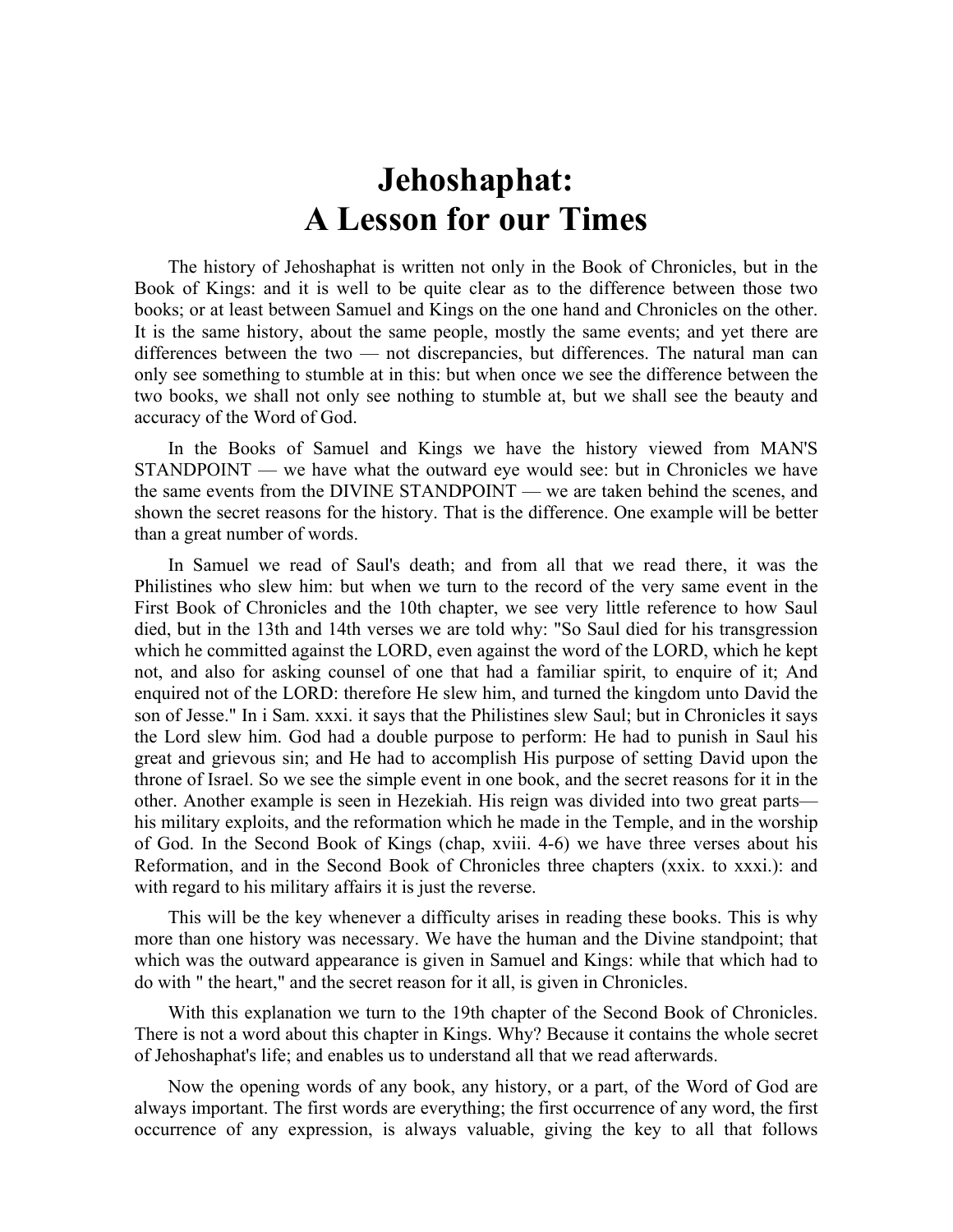# Jehoshaphat:
# A Lesson for our Times

The history of Jehoshaphat is written not only in the Book of Chronicles, but in the Book of Kings: and it is well to be quite clear as to the difference between those two books; or at least between Samuel and Kings on the one hand and Chronicles on the other. It is the same history, about the same people, mostly the same events; and yet there are differences between the two — not discrepancies, but differences. The natural man can only see something to stumble at in this: but when once we see the difference between the two books, we shall not only see nothing to stumble at, but we shall see the beauty and accuracy of the Word of God.

In the Books of Samuel and Kings we have the history viewed from MAN'S STANDPOINT — we have what the outward eye would see: but in Chronicles we have the same events from the DIVINE STANDPOINT — we are taken behind the scenes, and shown the secret reasons for the history. That is the difference. One example will be better than a great number of words.

In Samuel we read of Saul's death; and from all that we read there, it was the Philistines who slew him: but when we turn to the record of the very same event in the First Book of Chronicles and the 10th chapter, we see very little reference to how Saul died, but in the 13th and 14th verses we are told why: "So Saul died for his transgression which he committed against the LORD, even against the word of the LORD, which he kept not, and also for asking counsel of one that had a familiar spirit, to enquire of it; And enquired not of the LORD: therefore He slew him, and turned the kingdom unto David the son of Jesse." In i Sam. xxxi. it says that the Philistines slew Saul; but in Chronicles it says the Lord slew him. God had a double purpose to perform: He had to punish in Saul his great and grievous sin; and He had to accomplish His purpose of setting David upon the throne of Israel. So we see the simple event in one book, and the secret reasons for it in the other. Another example is seen in Hezekiah. His reign was divided into two great parts— his military exploits, and the reformation which he made in the Temple, and in the worship of God. In the Second Book of Kings (chap, xviii. 4-6) we have three verses about his Reformation, and in the Second Book of Chronicles three chapters (xxix. to xxxi.): and with regard to his military affairs it is just the reverse.

This will be the key whenever a difficulty arises in reading these books. This is why more than one history was necessary. We have the human and the Divine standpoint; that which was the outward appearance is given in Samuel and Kings: while that which had to do with " the heart," and the secret reason for it all, is given in Chronicles.

With this explanation we turn to the 19th chapter of the Second Book of Chronicles. There is not a word about this chapter in Kings. Why? Because it contains the whole secret of Jehoshaphat's life; and enables us to understand all that we read afterwards.

Now the opening words of any book, any history, or a part, of the Word of God are always important. The first words are everything; the first occurrence of any word, the first occurrence of any expression, is always valuable, giving the key to all that follows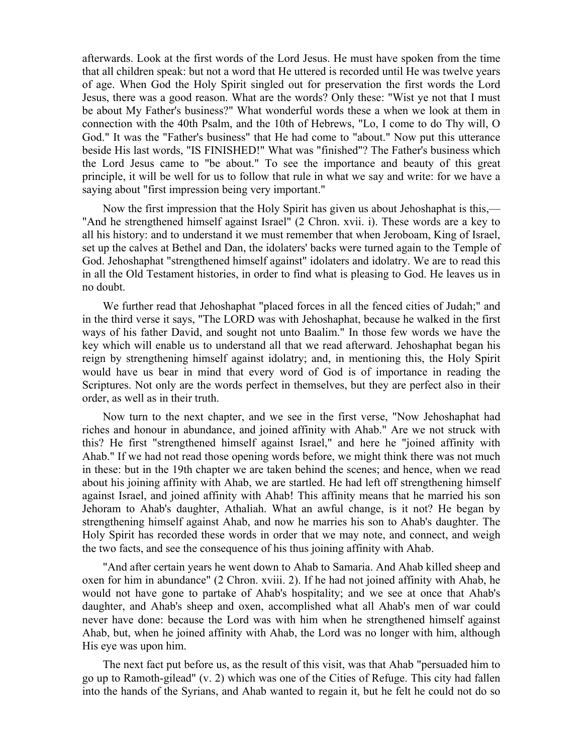afterwards. Look at the first words of the Lord Jesus. He must have spoken from the time that all children speak: but not a word that He uttered is recorded until He was twelve years of age. When God the Holy Spirit singled out for preservation the first words the Lord Jesus, there was a good reason. What are the words? Only these: "Wist ye not that I must be about My Father's business?" What wonderful words these a when we look at them in connection with the 40th Psalm, and the 10th of Hebrews, "Lo, I come to do Thy will, O God." It was the "Father's business" that He had come to "about." Now put this utterance beside His last words, "IS FINISHED!" What was "finished"? The Father's business which the Lord Jesus came to "be about." To see the importance and beauty of this great principle, it will be well for us to follow that rule in what we say and write: for we have a saying about "first impression being very important."

Now the first impression that the Holy Spirit has given us about Jehoshaphat is this,—"And he strengthened himself against Israel" (2 Chron. xvii. i). These words are a key to all his history: and to understand it we must remember that when Jeroboam, King of Israel, set up the calves at Bethel and Dan, the idolaters' backs were turned again to the Temple of God. Jehoshaphat "strengthened himself against" idolaters and idolatry. We are to read this in all the Old Testament histories, in order to find what is pleasing to God. He leaves us in no doubt.

We further read that Jehoshaphat "placed forces in all the fenced cities of Judah;" and in the third verse it says, "The LORD was with Jehoshaphat, because he walked in the first ways of his father David, and sought not unto Baalim." In those few words we have the key which will enable us to understand all that we read afterward. Jehoshaphat began his reign by strengthening himself against idolatry; and, in mentioning this, the Holy Spirit would have us bear in mind that every word of God is of importance in reading the Scriptures. Not only are the words perfect in themselves, but they are perfect also in their order, as well as in their truth.

Now turn to the next chapter, and we see in the first verse, "Now Jehoshaphat had riches and honour in abundance, and joined affinity with Ahab." Are we not struck with this? He first "strengthened himself against Israel," and here he "joined affinity with Ahab." If we had not read those opening words before, we might think there was not much in these: but in the 19th chapter we are taken behind the scenes; and hence, when we read about his joining affinity with Ahab, we are startled. He had left off strengthening himself against Israel, and joined affinity with Ahab! This affinity means that he married his son Jehoram to Ahab's daughter, Athaliah. What an awful change, is it not? He began by strengthening himself against Ahab, and now he marries his son to Ahab's daughter. The Holy Spirit has recorded these words in order that we may note, and connect, and weigh the two facts, and see the consequence of his thus joining affinity with Ahab.

"And after certain years he went down to Ahab to Samaria. And Ahab killed sheep and oxen for him in abundance" (2 Chron. xviii. 2). If he had not joined affinity with Ahab, he would not have gone to partake of Ahab's hospitality; and we see at once that Ahab's daughter, and Ahab's sheep and oxen, accomplished what all Ahab's men of war could never have done: because the Lord was with him when he strengthened himself against Ahab, but, when he joined affinity with Ahab, the Lord was no longer with him, although His eye was upon him.

The next fact put before us, as the result of this visit, was that Ahab "persuaded him to go up to Ramoth-gilead" (v. 2) which was one of the Cities of Refuge. This city had fallen into the hands of the Syrians, and Ahab wanted to regain it, but he felt he could not do so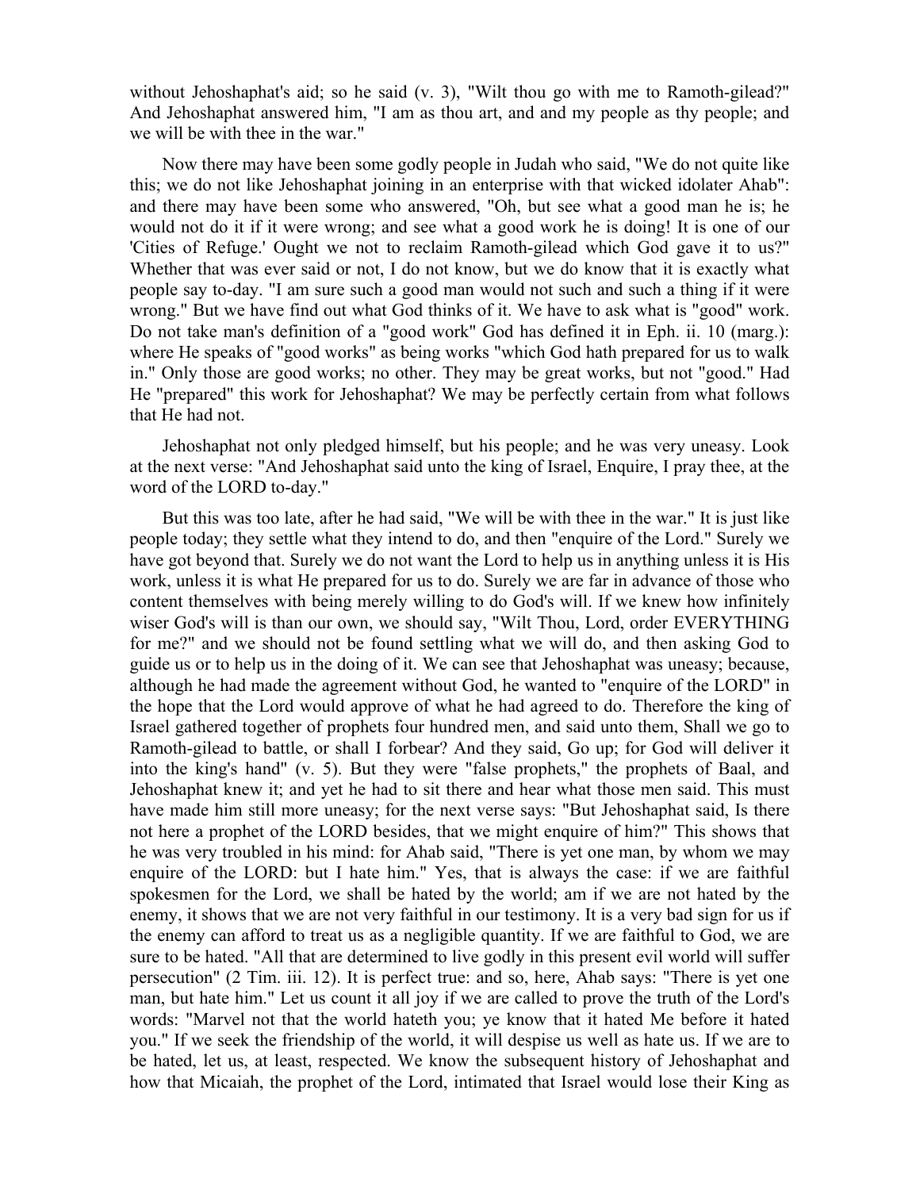without Jehoshaphat's aid; so he said (v. 3), "Wilt thou go with me to Ramoth-gilead?" And Jehoshaphat answered him, "I am as thou art, and and my people as thy people; and we will be with thee in the war."

Now there may have been some godly people in Judah who said, "We do not quite like this; we do not like Jehoshaphat joining in an enterprise with that wicked idolater Ahab": and there may have been some who answered, "Oh, but see what a good man he is; he would not do it if it were wrong; and see what a good work he is doing! It is one of our 'Cities of Refuge.' Ought we not to reclaim Ramoth-gilead which God gave it to us?" Whether that was ever said or not, I do not know, but we do know that it is exactly what people say to-day. "I am sure such a good man would not such and such a thing if it were wrong." But we have find out what God thinks of it. We have to ask what is "good" work. Do not take man's definition of a "good work" God has defined it in Eph. ii. 10 (marg.): where He speaks of "good works" as being works "which God hath prepared for us to walk in." Only those are good works; no other. They may be great works, but not "good." Had He "prepared" this work for Jehoshaphat? We may be perfectly certain from what follows that He had not.

Jehoshaphat not only pledged himself, but his people; and he was very uneasy. Look at the next verse: "And Jehoshaphat said unto the king of Israel, Enquire, I pray thee, at the word of the LORD to-day."

But this was too late, after he had said, "We will be with thee in the war." It is just like people today; they settle what they intend to do, and then "enquire of the Lord." Surely we have got beyond that. Surely we do not want the Lord to help us in anything unless it is His work, unless it is what He prepared for us to do. Surely we are far in advance of those who content themselves with being merely willing to do God's will. If we knew how infinitely wiser God's will is than our own, we should say, "Wilt Thou, Lord, order EVERYTHING for me?" and we should not be found settling what we will do, and then asking God to guide us or to help us in the doing of it. We can see that Jehoshaphat was uneasy; because, although he had made the agreement without God, he wanted to "enquire of the LORD" in the hope that the Lord would approve of what he had agreed to do. Therefore the king of Israel gathered together of prophets four hundred men, and said unto them, Shall we go to Ramoth-gilead to battle, or shall I forbear? And they said, Go up; for God will deliver it into the king's hand" (v. 5). But they were "false prophets," the prophets of Baal, and Jehoshaphat knew it; and yet he had to sit there and hear what those men said. This must have made him still more uneasy; for the next verse says: "But Jehoshaphat said, Is there not here a prophet of the LORD besides, that we might enquire of him?" This shows that he was very troubled in his mind: for Ahab said, "There is yet one man, by whom we may enquire of the LORD: but I hate him." Yes, that is always the case: if we are faithful spokesmen for the Lord, we shall be hated by the world; am if we are not hated by the enemy, it shows that we are not very faithful in our testimony. It is a very bad sign for us if the enemy can afford to treat us as a negligible quantity. If we are faithful to God, we are sure to be hated. "All that are determined to live godly in this present evil world will suffer persecution" (2 Tim. iii. 12). It is perfect true: and so, here, Ahab says: "There is yet one man, but hate him." Let us count it all joy if we are called to prove the truth of the Lord's words: "Marvel not that the world hateth you; ye know that it hated Me before it hated you." If we seek the friendship of the world, it will despise us well as hate us. If we are to be hated, let us, at least, respected. We know the subsequent history of Jehoshaphat and how that Micaiah, the prophet of the Lord, intimated that Israel would lose their King as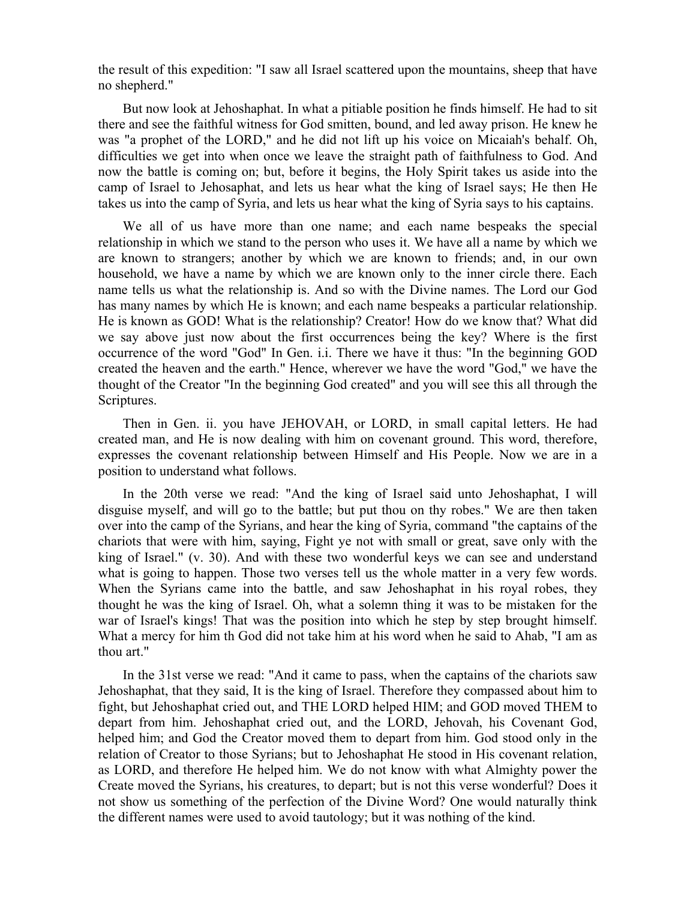the result of this expedition: "I saw all Israel scattered upon the mountains, sheep that have no shepherd."

But now look at Jehoshaphat. In what a pitiable position he finds himself. He had to sit there and see the faithful witness for God smitten, bound, and led away prison. He knew he was "a prophet of the LORD," and he did not lift up his voice on Micaiah's behalf. Oh, difficulties we get into when once we leave the straight path of faithfulness to God. And now the battle is coming on; but, before it begins, the Holy Spirit takes us aside into the camp of Israel to Jehosaphat, and lets us hear what the king of Israel says; He then He takes us into the camp of Syria, and lets us hear what the king of Syria says to his captains.

We all of us have more than one name; and each name bespeaks the special relationship in which we stand to the person who uses it. We have all a name by which we are known to strangers; another by which we are known to friends; and, in our own household, we have a name by which we are known only to the inner circle there. Each name tells us what the relationship is. And so with the Divine names. The Lord our God has many names by which He is known; and each name bespeaks a particular relationship. He is known as GOD! What is the relationship? Creator! How do we know that? What did we say above just now about the first occurrences being the key? Where is the first occurrence of the word "God" In Gen. i.i. There we have it thus: "In the beginning GOD created the heaven and the earth." Hence, wherever we have the word "God," we have the thought of the Creator "In the beginning God created" and you will see this all through the Scriptures.

Then in Gen. ii. you have JEHOVAH, or LORD, in small capital letters. He had created man, and He is now dealing with him on covenant ground. This word, therefore, expresses the covenant relationship between Himself and His People. Now we are in a position to understand what follows.

In the 20th verse we read: "And the king of Israel said unto Jehoshaphat, I will disguise myself, and will go to the battle; but put thou on thy robes." We are then taken over into the camp of the Syrians, and hear the king of Syria, command "the captains of the chariots that were with him, saying, Fight ye not with small or great, save only with the king of Israel." (v. 30). And with these two wonderful keys we can see and understand what is going to happen. Those two verses tell us the whole matter in a very few words. When the Syrians came into the battle, and saw Jehoshaphat in his royal robes, they thought he was the king of Israel. Oh, what a solemn thing it was to be mistaken for the war of Israel's kings! That was the position into which he step by step brought himself. What a mercy for him th God did not take him at his word when he said to Ahab, "I am as thou art."

In the 31st verse we read: "And it came to pass, when the captains of the chariots saw Jehoshaphat, that they said, It is the king of Israel. Therefore they compassed about him to fight, but Jehoshaphat cried out, and THE LORD helped HIM; and GOD moved THEM to depart from him. Jehoshaphat cried out, and the LORD, Jehovah, his Covenant God, helped him; and God the Creator moved them to depart from him. God stood only in the relation of Creator to those Syrians; but to Jehoshaphat He stood in His covenant relation, as LORD, and therefore He helped him. We do not know with what Almighty power the Create moved the Syrians, his creatures, to depart; but is not this verse wonderful? Does it not show us something of the perfection of the Divine Word? One would naturally think the different names were used to avoid tautology; but it was nothing of the kind.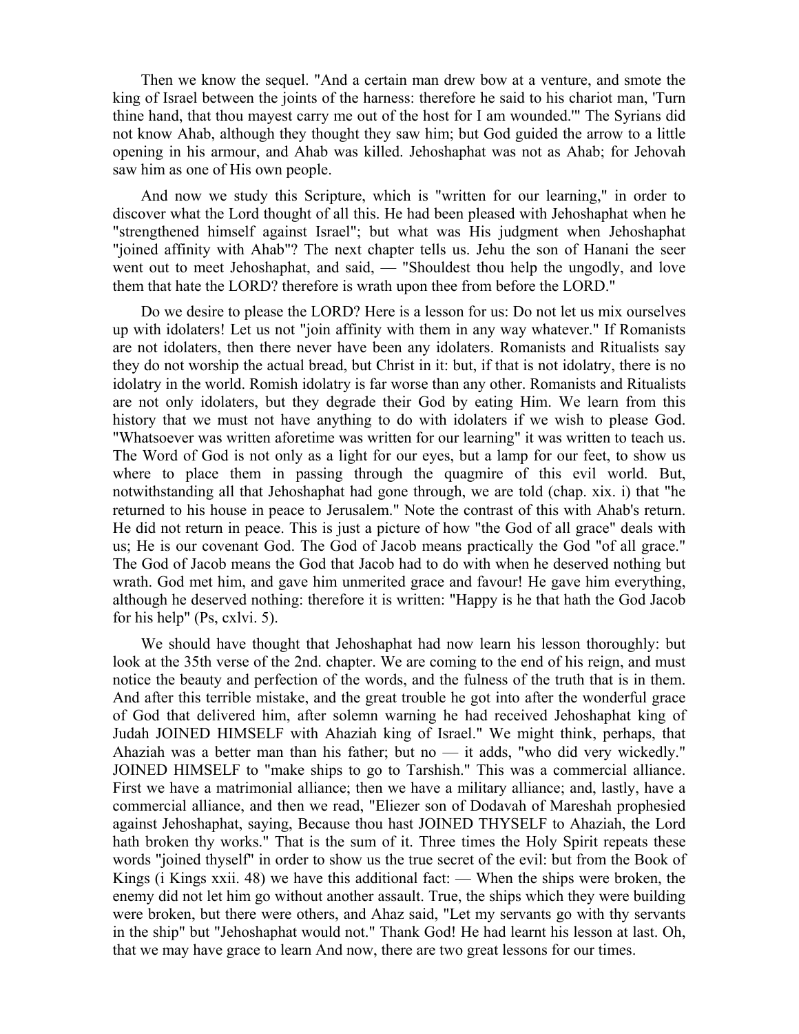Then we know the sequel. "And a certain man drew bow at a venture, and smote the king of Israel between the joints of the harness: therefore he said to his chariot man, 'Turn thine hand, that thou mayest carry me out of the host for I am wounded.'" The Syrians did not know Ahab, although they thought they saw him; but God guided the arrow to a little opening in his armour, and Ahab was killed. Jehoshaphat was not as Ahab; for Jehovah saw him as one of His own people.

And now we study this Scripture, which is "written for our learning," in order to discover what the Lord thought of all this. He had been pleased with Jehoshaphat when he "strengthened himself against Israel"; but what was His judgment when Jehoshaphat "joined affinity with Ahab"? The next chapter tells us. Jehu the son of Hanani the seer went out to meet Jehoshaphat, and said, — "Shouldest thou help the ungodly, and love them that hate the LORD? therefore is wrath upon thee from before the LORD."

Do we desire to please the LORD? Here is a lesson for us: Do not let us mix ourselves up with idolaters! Let us not "join affinity with them in any way whatever." If Romanists are not idolaters, then there never have been any idolaters. Romanists and Ritualists say they do not worship the actual bread, but Christ in it: but, if that is not idolatry, there is no idolatry in the world. Romish idolatry is far worse than any other. Romanists and Ritualists are not only idolaters, but they degrade their God by eating Him. We learn from this history that we must not have anything to do with idolaters if we wish to please God. "Whatsoever was written aforetime was written for our learning" it was written to teach us. The Word of God is not only as a light for our eyes, but a lamp for our feet, to show us where to place them in passing through the quagmire of this evil world. But, notwithstanding all that Jehoshaphat had gone through, we are told (chap. xix. i) that "he returned to his house in peace to Jerusalem." Note the contrast of this with Ahab's return. He did not return in peace. This is just a picture of how "the God of all grace" deals with us; He is our covenant God. The God of Jacob means practically the God "of all grace." The God of Jacob means the God that Jacob had to do with when he deserved nothing but wrath. God met him, and gave him unmerited grace and favour! He gave him everything, although he deserved nothing: therefore it is written: "Happy is he that hath the God Jacob for his help" (Ps, cxlvi. 5).

We should have thought that Jehoshaphat had now learn his lesson thoroughly: but look at the 35th verse of the 2nd. chapter. We are coming to the end of his reign, and must notice the beauty and perfection of the words, and the fulness of the truth that is in them. And after this terrible mistake, and the great trouble he got into after the wonderful grace of God that delivered him, after solemn warning he had received Jehoshaphat king of Judah JOINED HIMSELF with Ahaziah king of Israel." We might think, perhaps, that Ahaziah was a better man than his father; but no — it adds, "who did very wickedly." JOINED HIMSELF to "make ships to go to Tarshish." This was a commercial alliance. First we have a matrimonial alliance; then we have a military alliance; and, lastly, have a commercial alliance, and then we read, "Eliezer son of Dodavah of Mareshah prophesied against Jehoshaphat, saying, Because thou hast JOINED THYSELF to Ahaziah, the Lord hath broken thy works." That is the sum of it. Three times the Holy Spirit repeats these words "joined thyself" in order to show us the true secret of the evil: but from the Book of Kings (i Kings xxii. 48) we have this additional fact: — When the ships were broken, the enemy did not let him go without another assault. True, the ships which they were building were broken, but there were others, and Ahaz said, "Let my servants go with thy servants in the ship" but "Jehoshaphat would not." Thank God! He had learnt his lesson at last. Oh, that we may have grace to learn And now, there are two great lessons for our times.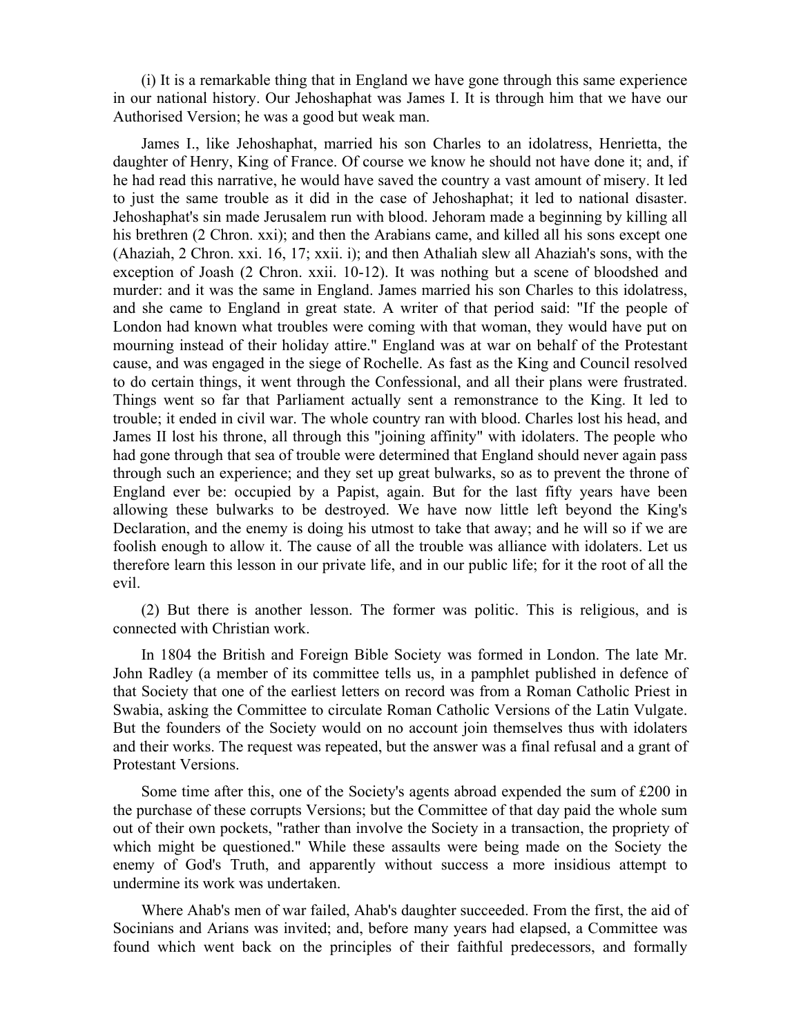(i) It is a remarkable thing that in England we have gone through this same experience in our national history. Our Jehoshaphat was James I. It is through him that we have our Authorised Version; he was a good but weak man.

James I., like Jehoshaphat, married his son Charles to an idolatress, Henrietta, the daughter of Henry, King of France. Of course we know he should not have done it; and, if he had read this narrative, he would have saved the country a vast amount of misery. It led to just the same trouble as it did in the case of Jehoshaphat; it led to national disaster. Jehoshaphat's sin made Jerusalem run with blood. Jehoram made a beginning by killing all his brethren (2 Chron. xxi); and then the Arabians came, and killed all his sons except one (Ahaziah, 2 Chron. xxi. 16, 17; xxii. i); and then Athaliah slew all Ahaziah's sons, with the exception of Joash (2 Chron. xxii. 10-12). It was nothing but a scene of bloodshed and murder: and it was the same in England. James married his son Charles to this idolatress, and she came to England in great state. A writer of that period said: "If the people of London had known what troubles were coming with that woman, they would have put on mourning instead of their holiday attire." England was at war on behalf of the Protestant cause, and was engaged in the siege of Rochelle. As fast as the King and Council resolved to do certain things, it went through the Confessional, and all their plans were frustrated. Things went so far that Parliament actually sent a remonstrance to the King. It led to trouble; it ended in civil war. The whole country ran with blood. Charles lost his head, and James II lost his throne, all through this "joining affinity" with idolaters. The people who had gone through that sea of trouble were determined that England should never again pass through such an experience; and they set up great bulwarks, so as to prevent the throne of England ever be: occupied by a Papist, again. But for the last fifty years have been allowing these bulwarks to be destroyed. We have now little left beyond the King's Declaration, and the enemy is doing his utmost to take that away; and he will so if we are foolish enough to allow it. The cause of all the trouble was alliance with idolaters. Let us therefore learn this lesson in our private life, and in our public life; for it the root of all the evil.

(2) But there is another lesson. The former was politic. This is religious, and is connected with Christian work.

In 1804 the British and Foreign Bible Society was formed in London. The late Mr. John Radley (a member of its committee tells us, in a pamphlet published in defence of that Society that one of the earliest letters on record was from a Roman Catholic Priest in Swabia, asking the Committee to circulate Roman Catholic Versions of the Latin Vulgate. But the founders of the Society would on no account join themselves thus with idolaters and their works. The request was repeated, but the answer was a final refusal and a grant of Protestant Versions.

Some time after this, one of the Society's agents abroad expended the sum of £200 in the purchase of these corrupts Versions; but the Committee of that day paid the whole sum out of their own pockets, "rather than involve the Society in a transaction, the propriety of which might be questioned." While these assaults were being made on the Society the enemy of God's Truth, and apparently without success a more insidious attempt to undermine its work was undertaken.

Where Ahab's men of war failed, Ahab's daughter succeeded. From the first, the aid of Socinians and Arians was invited; and, before many years had elapsed, a Committee was found which went back on the principles of their faithful predecessors, and formally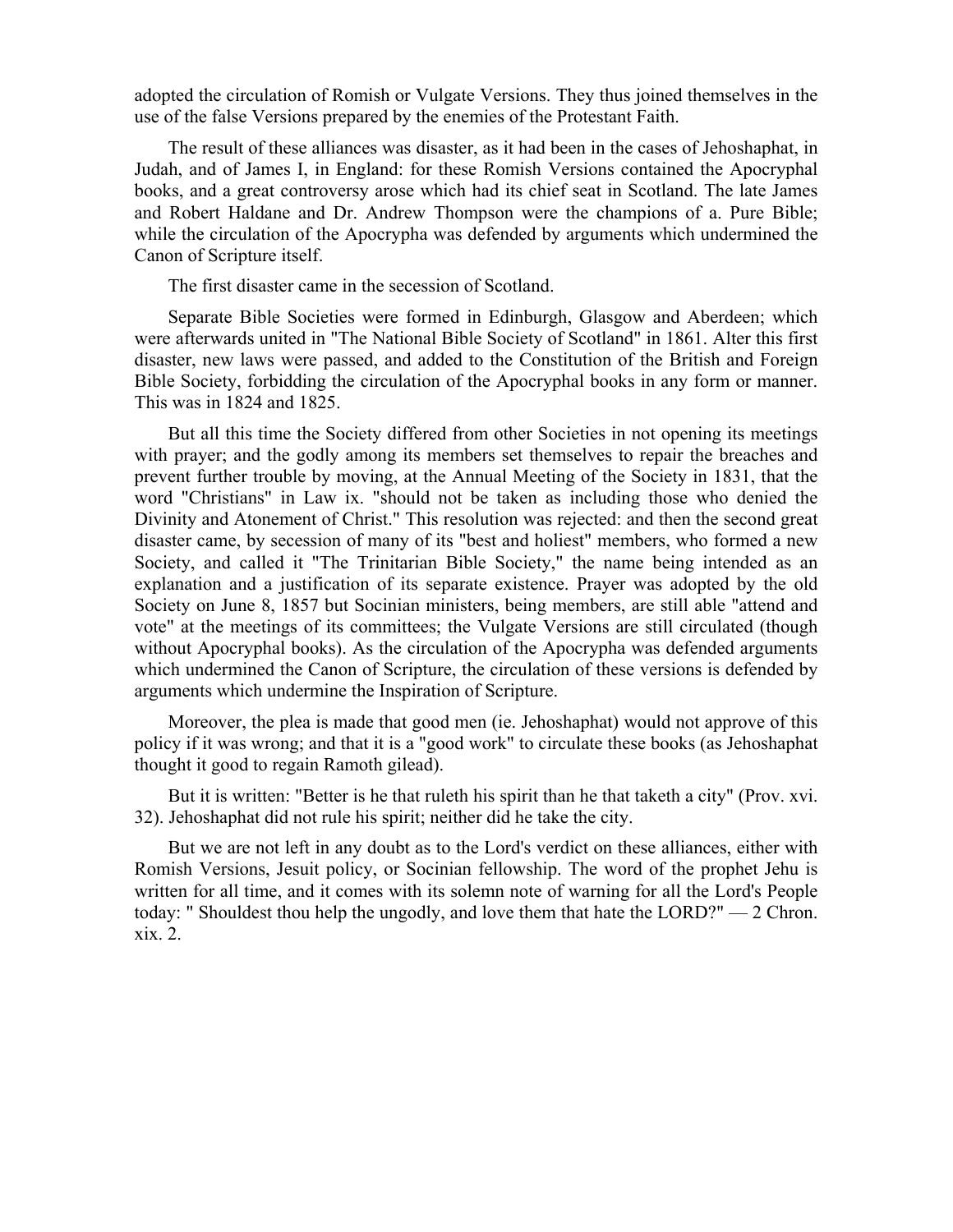adopted the circulation of Romish or Vulgate Versions. They thus joined themselves in the use of the false Versions prepared by the enemies of the Protestant Faith.

The result of these alliances was disaster, as it had been in the cases of Jehoshaphat, in Judah, and of James I, in England: for these Romish Versions contained the Apocryphal books, and a great controversy arose which had its chief seat in Scotland. The late James and Robert Haldane and Dr. Andrew Thompson were the champions of a. Pure Bible; while the circulation of the Apocrypha was defended by arguments which undermined the Canon of Scripture itself.

The first disaster came in the secession of Scotland.

Separate Bible Societies were formed in Edinburgh, Glasgow and Aberdeen; which were afterwards united in "The National Bible Society of Scotland" in 1861. Alter this first disaster, new laws were passed, and added to the Constitution of the British and Foreign Bible Society, forbidding the circulation of the Apocryphal books in any form or manner. This was in 1824 and 1825.

But all this time the Society differed from other Societies in not opening its meetings with prayer; and the godly among its members set themselves to repair the breaches and prevent further trouble by moving, at the Annual Meeting of the Society in 1831, that the word "Christians" in Law ix. "should not be taken as including those who denied the Divinity and Atonement of Christ." This resolution was rejected: and then the second great disaster came, by secession of many of its "best and holiest" members, who formed a new Society, and called it "The Trinitarian Bible Society," the name being intended as an explanation and a justification of its separate existence. Prayer was adopted by the old Society on June 8, 1857 but Socinian ministers, being members, are still able "attend and vote" at the meetings of its committees; the Vulgate Versions are still circulated (though without Apocryphal books). As the circulation of the Apocrypha was defended arguments which undermined the Canon of Scripture, the circulation of these versions is defended by arguments which undermine the Inspiration of Scripture.

Moreover, the plea is made that good men (ie. Jehoshaphat) would not approve of this policy if it was wrong; and that it is a "good work" to circulate these books (as Jehoshaphat thought it good to regain Ramoth gilead).

But it is written: "Better is he that ruleth his spirit than he that taketh a city" (Prov. xvi. 32). Jehoshaphat did not rule his spirit; neither did he take the city.

But we are not left in any doubt as to the Lord's verdict on these alliances, either with Romish Versions, Jesuit policy, or Socinian fellowship. The word of the prophet Jehu is written for all time, and it comes with its solemn note of warning for all the Lord's People today: " Shouldest thou help the ungodly, and love them that hate the LORD?" — 2 Chron. xix. 2.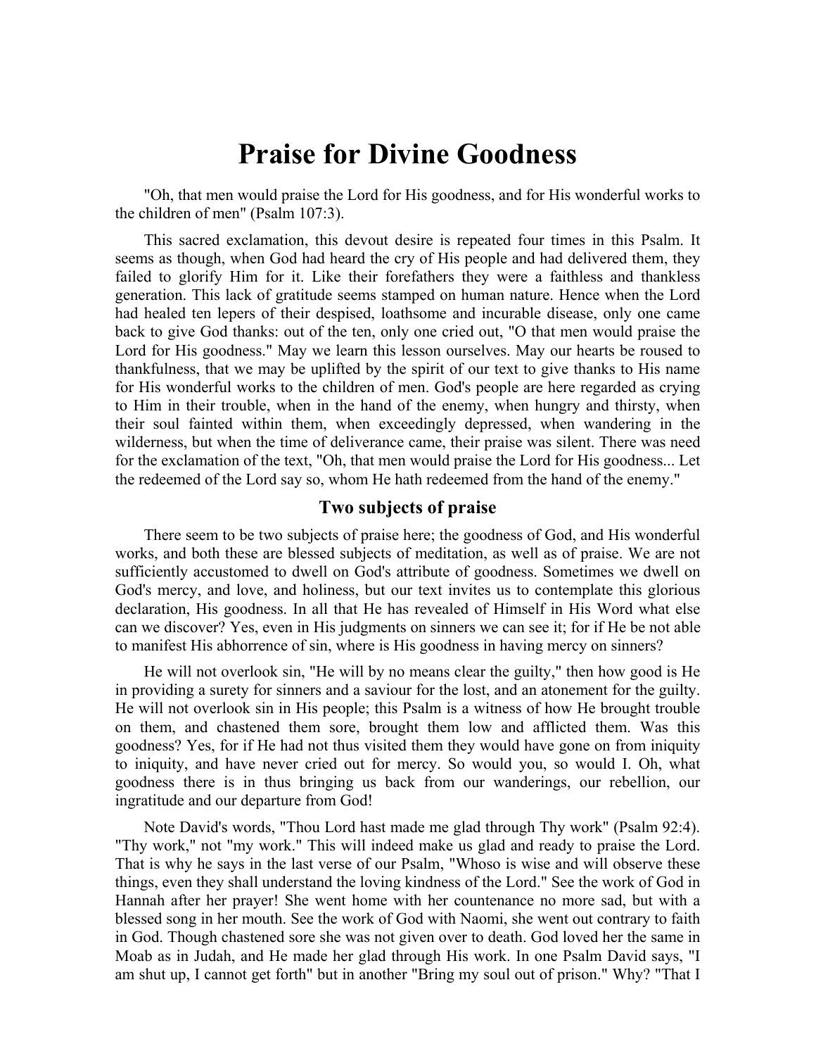# Praise for Divine Goodness

"Oh, that men would praise the Lord for His goodness, and for His wonderful works to the children of men" (Psalm 107:3).

This sacred exclamation, this devout desire is repeated four times in this Psalm. It seems as though, when God had heard the cry of His people and had delivered them, they failed to glorify Him for it. Like their forefathers they were a faithless and thankless generation. This lack of gratitude seems stamped on human nature. Hence when the Lord had healed ten lepers of their despised, loathsome and incurable disease, only one came back to give God thanks: out of the ten, only one cried out, "O that men would praise the Lord for His goodness." May we learn this lesson ourselves. May our hearts be roused to thankfulness, that we may be uplifted by the spirit of our text to give thanks to His name for His wonderful works to the children of men. God's people are here regarded as crying to Him in their trouble, when in the hand of the enemy, when hungry and thirsty, when their soul fainted within them, when exceedingly depressed, when wandering in the wilderness, but when the time of deliverance came, their praise was silent. There was need for the exclamation of the text, "Oh, that men would praise the Lord for His goodness... Let the redeemed of the Lord say so, whom He hath redeemed from the hand of the enemy."

## Two subjects of praise

There seem to be two subjects of praise here; the goodness of God, and His wonderful works, and both these are blessed subjects of meditation, as well as of praise. We are not sufficiently accustomed to dwell on God's attribute of goodness. Sometimes we dwell on God's mercy, and love, and holiness, but our text invites us to contemplate this glorious declaration, His goodness. In all that He has revealed of Himself in His Word what else can we discover? Yes, even in His judgments on sinners we can see it; for if He be not able to manifest His abhorrence of sin, where is His goodness in having mercy on sinners?

He will not overlook sin, "He will by no means clear the guilty," then how good is He in providing a surety for sinners and a saviour for the lost, and an atonement for the guilty. He will not overlook sin in His people; this Psalm is a witness of how He brought trouble on them, and chastened them sore, brought them low and afflicted them. Was this goodness? Yes, for if He had not thus visited them they would have gone on from iniquity to iniquity, and have never cried out for mercy. So would you, so would I. Oh, what goodness there is in thus bringing us back from our wanderings, our rebellion, our ingratitude and our departure from God!

Note David's words, "Thou Lord hast made me glad through Thy work" (Psalm 92:4). "Thy work," not "my work." This will indeed make us glad and ready to praise the Lord. That is why he says in the last verse of our Psalm, "Whoso is wise and will observe these things, even they shall understand the loving kindness of the Lord." See the work of God in Hannah after her prayer! She went home with her countenance no more sad, but with a blessed song in her mouth. See the work of God with Naomi, she went out contrary to faith in God. Though chastened sore she was not given over to death. God loved her the same in Moab as in Judah, and He made her glad through His work. In one Psalm David says, "I am shut up, I cannot get forth" but in another "Bring my soul out of prison." Why? "That I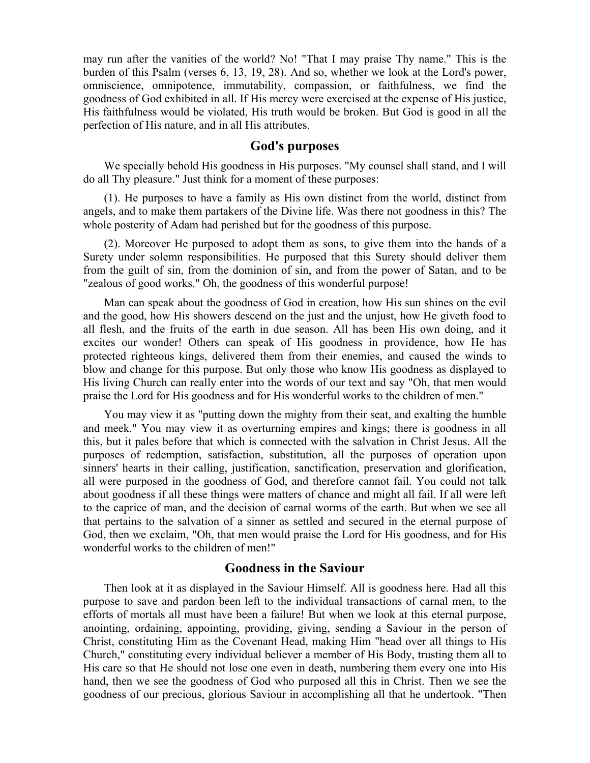may run after the vanities of the world? No! "That I may praise Thy name." This is the burden of this Psalm (verses 6, 13, 19, 28). And so, whether we look at the Lord's power, omniscience, omnipotence, immutability, compassion, or faithfulness, we find the goodness of God exhibited in all. If His mercy were exercised at the expense of His justice, His faithfulness would be violated, His truth would be broken. But God is good in all the perfection of His nature, and in all His attributes.

## God's purposes

We specially behold His goodness in His purposes. "My counsel shall stand, and I will do all Thy pleasure." Just think for a moment of these purposes:

(1). He purposes to have a family as His own distinct from the world, distinct from angels, and to make them partakers of the Divine life. Was there not goodness in this? The whole posterity of Adam had perished but for the goodness of this purpose.

(2). Moreover He purposed to adopt them as sons, to give them into the hands of a Surety under solemn responsibilities. He purposed that this Surety should deliver them from the guilt of sin, from the dominion of sin, and from the power of Satan, and to be "zealous of good works." Oh, the goodness of this wonderful purpose!

Man can speak about the goodness of God in creation, how His sun shines on the evil and the good, how His showers descend on the just and the unjust, how He giveth food to all flesh, and the fruits of the earth in due season. All has been His own doing, and it excites our wonder! Others can speak of His goodness in providence, how He has protected righteous kings, delivered them from their enemies, and caused the winds to blow and change for this purpose. But only those who know His goodness as displayed to His living Church can really enter into the words of our text and say "Oh, that men would praise the Lord for His goodness and for His wonderful works to the children of men."

You may view it as "putting down the mighty from their seat, and exalting the humble and meek." You may view it as overturning empires and kings; there is goodness in all this, but it pales before that which is connected with the salvation in Christ Jesus. All the purposes of redemption, satisfaction, substitution, all the purposes of operation upon sinners' hearts in their calling, justification, sanctification, preservation and glorification, all were purposed in the goodness of God, and therefore cannot fail. You could not talk about goodness if all these things were matters of chance and might all fail. If all were left to the caprice of man, and the decision of carnal worms of the earth. But when we see all that pertains to the salvation of a sinner as settled and secured in the eternal purpose of God, then we exclaim, "Oh, that men would praise the Lord for His goodness, and for His wonderful works to the children of men!"

## Goodness in the Saviour

Then look at it as displayed in the Saviour Himself. All is goodness here. Had all this purpose to save and pardon been left to the individual transactions of carnal men, to the efforts of mortals all must have been a failure! But when we look at this eternal purpose, anointing, ordaining, appointing, providing, giving, sending a Saviour in the person of Christ, constituting Him as the Covenant Head, making Him "head over all things to His Church," constituting every individual believer a member of His Body, trusting them all to His care so that He should not lose one even in death, numbering them every one into His hand, then we see the goodness of God who purposed all this in Christ. Then we see the goodness of our precious, glorious Saviour in accomplishing all that he undertook. "Then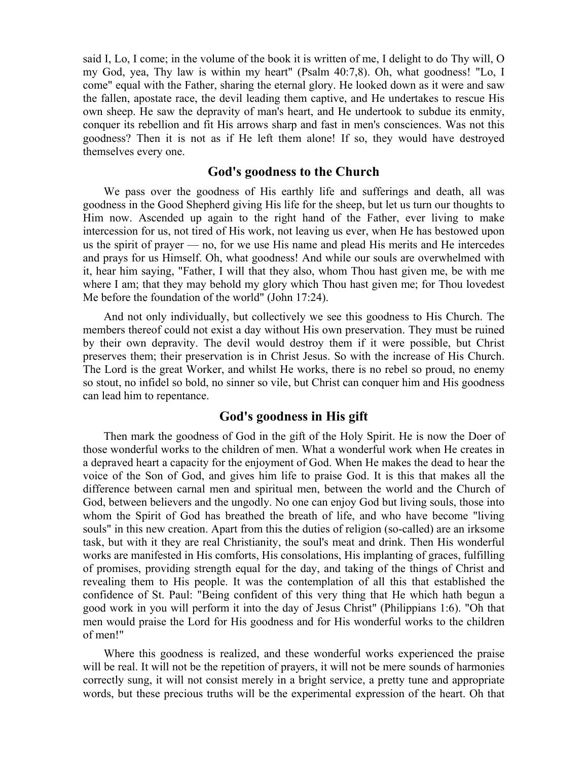said I, Lo, I come; in the volume of the book it is written of me, I delight to do Thy will, O my God, yea, Thy law is within my heart" (Psalm 40:7,8). Oh, what goodness! "Lo, I come" equal with the Father, sharing the eternal glory. He looked down as it were and saw the fallen, apostate race, the devil leading them captive, and He undertakes to rescue His own sheep. He saw the depravity of man's heart, and He undertook to subdue its enmity, conquer its rebellion and fit His arrows sharp and fast in men's consciences. Was not this goodness? Then it is not as if He left them alone! If so, they would have destroyed themselves every one.

## God's goodness to the Church

We pass over the goodness of His earthly life and sufferings and death, all was goodness in the Good Shepherd giving His life for the sheep, but let us turn our thoughts to Him now. Ascended up again to the right hand of the Father, ever living to make intercession for us, not tired of His work, not leaving us ever, when He has bestowed upon us the spirit of prayer — no, for we use His name and plead His merits and He intercedes and prays for us Himself. Oh, what goodness! And while our souls are overwhelmed with it, hear him saying, "Father, I will that they also, whom Thou hast given me, be with me where I am; that they may behold my glory which Thou hast given me; for Thou lovedest Me before the foundation of the world" (John 17:24).

And not only individually, but collectively we see this goodness to His Church. The members thereof could not exist a day without His own preservation. They must be ruined by their own depravity. The devil would destroy them if it were possible, but Christ preserves them; their preservation is in Christ Jesus. So with the increase of His Church. The Lord is the great Worker, and whilst He works, there is no rebel so proud, no enemy so stout, no infidel so bold, no sinner so vile, but Christ can conquer him and His goodness can lead him to repentance.

## God's goodness in His gift

Then mark the goodness of God in the gift of the Holy Spirit. He is now the Doer of those wonderful works to the children of men. What a wonderful work when He creates in a depraved heart a capacity for the enjoyment of God. When He makes the dead to hear the voice of the Son of God, and gives him life to praise God. It is this that makes all the difference between carnal men and spiritual men, between the world and the Church of God, between believers and the ungodly. No one can enjoy God but living souls, those into whom the Spirit of God has breathed the breath of life, and who have become "living souls" in this new creation. Apart from this the duties of religion (so-called) are an irksome task, but with it they are real Christianity, the soul's meat and drink. Then His wonderful works are manifested in His comforts, His consolations, His implanting of graces, fulfilling of promises, providing strength equal for the day, and taking of the things of Christ and revealing them to His people. It was the contemplation of all this that established the confidence of St. Paul: "Being confident of this very thing that He which hath begun a good work in you will perform it into the day of Jesus Christ" (Philippians 1:6). "Oh that men would praise the Lord for His goodness and for His wonderful works to the children of men!"

Where this goodness is realized, and these wonderful works experienced the praise will be real. It will not be the repetition of prayers, it will not be mere sounds of harmonies correctly sung, it will not consist merely in a bright service, a pretty tune and appropriate words, but these precious truths will be the experimental expression of the heart. Oh that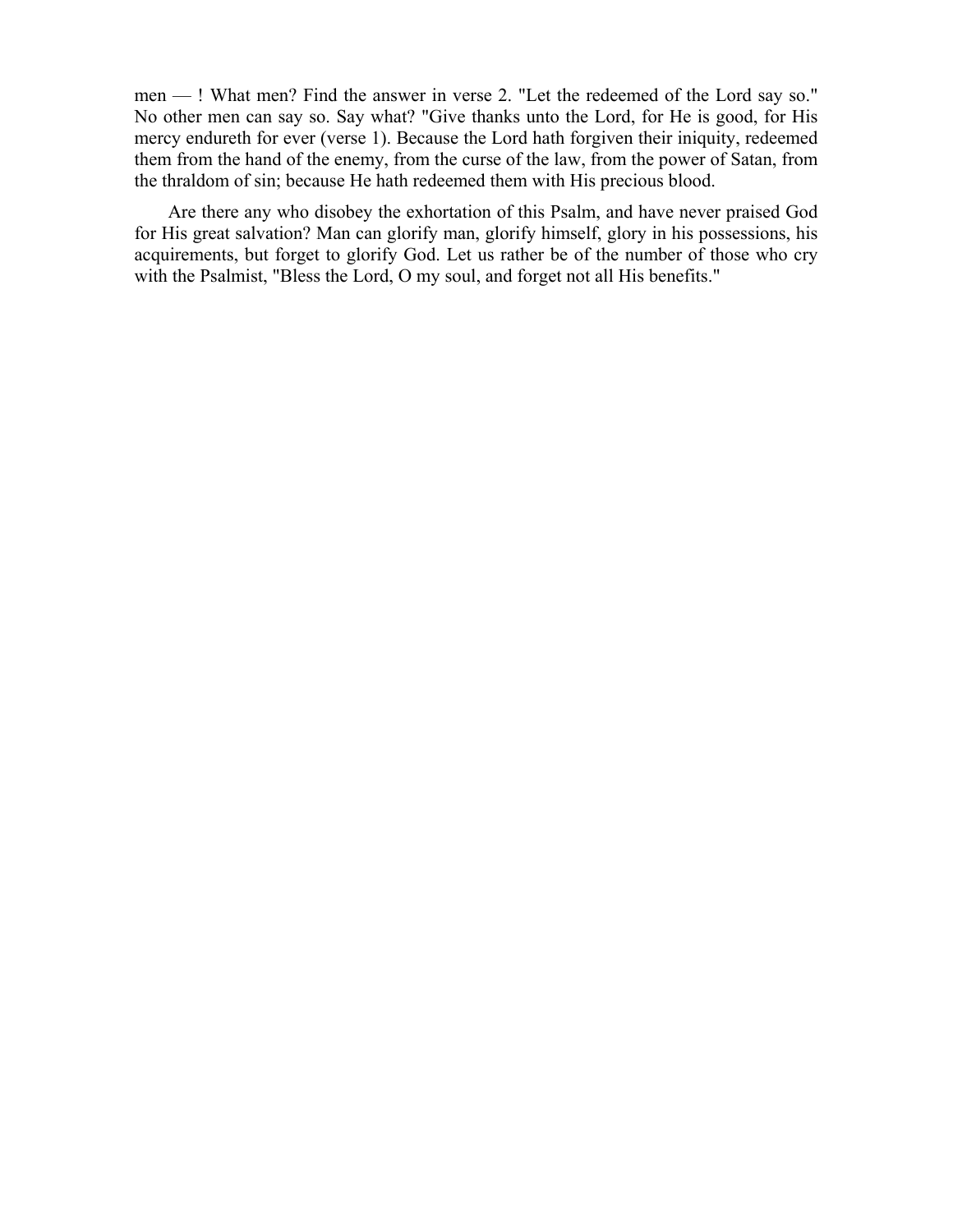men — ! What men? Find the answer in verse 2. "Let the redeemed of the Lord say so." No other men can say so. Say what? "Give thanks unto the Lord, for He is good, for His mercy endureth for ever (verse 1). Because the Lord hath forgiven their iniquity, redeemed them from the hand of the enemy, from the curse of the law, from the power of Satan, from the thraldom of sin; because He hath redeemed them with His precious blood.

Are there any who disobey the exhortation of this Psalm, and have never praised God for His great salvation? Man can glorify man, glorify himself, glory in his possessions, his acquirements, but forget to glorify God. Let us rather be of the number of those who cry with the Psalmist, "Bless the Lord, O my soul, and forget not all His benefits."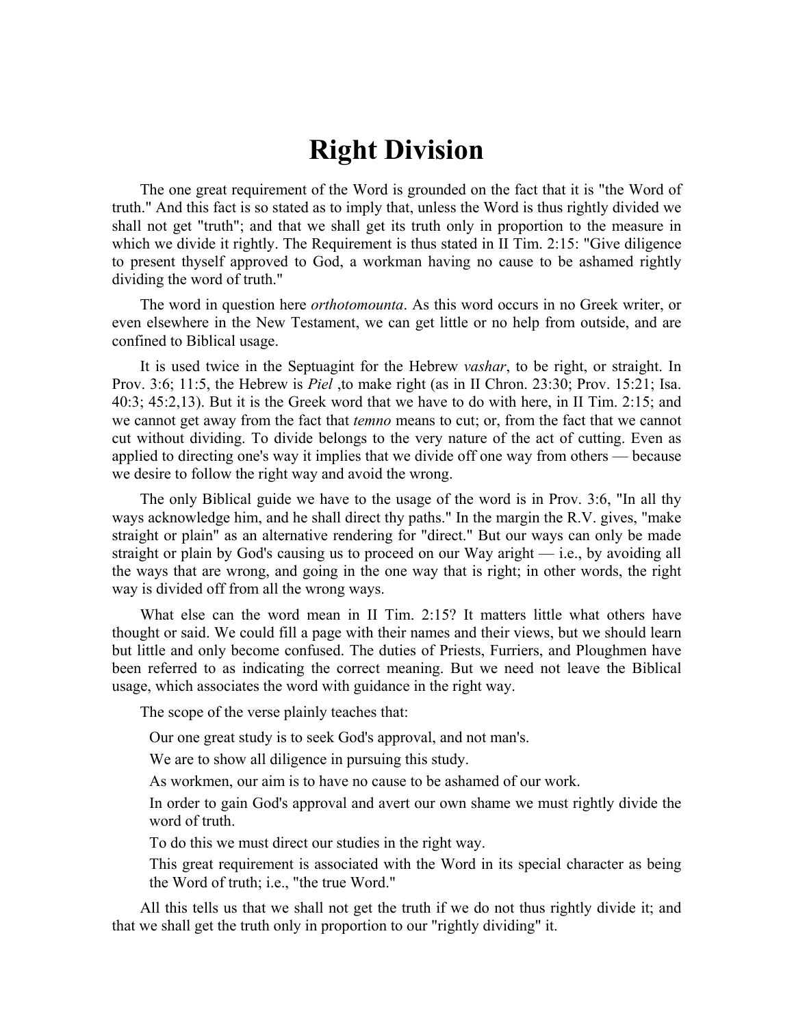# Right Division

The one great requirement of the Word is grounded on the fact that it is "the Word of truth." And this fact is so stated as to imply that, unless the Word is thus rightly divided we shall not get "truth"; and that we shall get its truth only in proportion to the measure in which we divide it rightly. The Requirement is thus stated in II Tim. 2:15: "Give diligence to present thyself approved to God, a workman having no cause to be ashamed rightly dividing the word of truth."

The word in question here *orthotomounta*. As this word occurs in no Greek writer, or even elsewhere in the New Testament, we can get little or no help from outside, and are confined to Biblical usage.

It is used twice in the Septuagint for the Hebrew *vashar*, to be right, or straight. In Prov. 3:6; 11:5, the Hebrew is *Piel* ,to make right (as in II Chron. 23:30; Prov. 15:21; Isa. 40:3; 45:2,13). But it is the Greek word that we have to do with here, in II Tim. 2:15; and we cannot get away from the fact that *temno* means to cut; or, from the fact that we cannot cut without dividing. To divide belongs to the very nature of the act of cutting. Even as applied to directing one's way it implies that we divide off one way from others — because we desire to follow the right way and avoid the wrong.

The only Biblical guide we have to the usage of the word is in Prov. 3:6, "In all thy ways acknowledge him, and he shall direct thy paths." In the margin the R.V. gives, "make straight or plain" as an alternative rendering for "direct." But our ways can only be made straight or plain by God's causing us to proceed on our Way aright — i.e., by avoiding all the ways that are wrong, and going in the one way that is right; in other words, the right way is divided off from all the wrong ways.

What else can the word mean in II Tim. 2:15? It matters little what others have thought or said. We could fill a page with their names and their views, but we should learn but little and only become confused. The duties of Priests, Furriers, and Ploughmen have been referred to as indicating the correct meaning. But we need not leave the Biblical usage, which associates the word with guidance in the right way.

The scope of the verse plainly teaches that:

Our one great study is to seek God's approval, and not man's.

We are to show all diligence in pursuing this study.

As workmen, our aim is to have no cause to be ashamed of our work.

In order to gain God's approval and avert our own shame we must rightly divide the word of truth.

To do this we must direct our studies in the right way.

This great requirement is associated with the Word in its special character as being the Word of truth; i.e., "the true Word."

All this tells us that we shall not get the truth if we do not thus rightly divide it; and that we shall get the truth only in proportion to our "rightly dividing" it.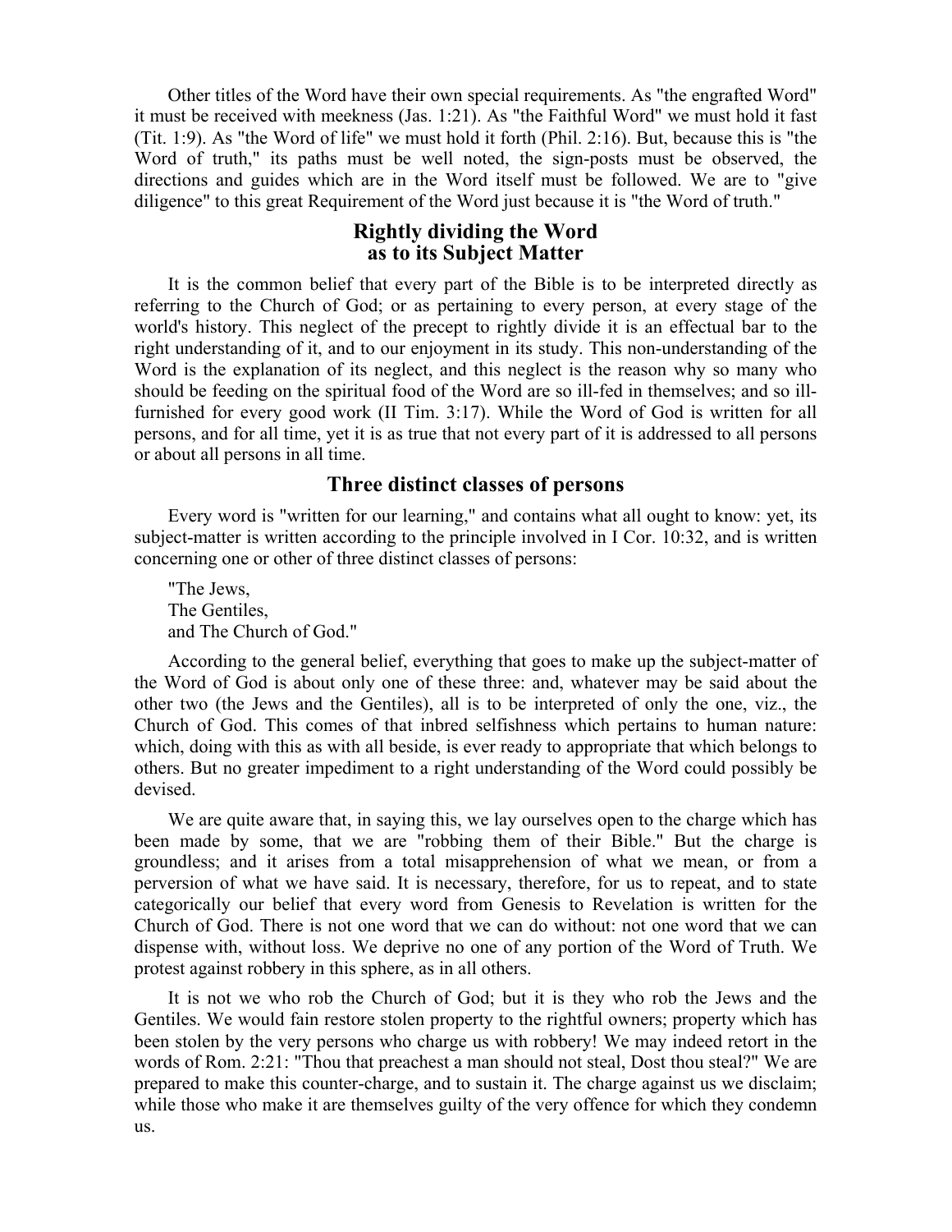Other titles of the Word have their own special requirements. As "the engrafted Word" it must be received with meekness (Jas. 1:21). As "the Faithful Word" we must hold it fast (Tit. 1:9). As "the Word of life" we must hold it forth (Phil. 2:16). But, because this is "the Word of truth," its paths must be well noted, the sign-posts must be observed, the directions and guides which are in the Word itself must be followed. We are to "give diligence" to this great Requirement of the Word just because it is "the Word of truth."

## Rightly dividing the Word as to its Subject Matter

It is the common belief that every part of the Bible is to be interpreted directly as referring to the Church of God; or as pertaining to every person, at every stage of the world's history. This neglect of the precept to rightly divide it is an effectual bar to the right understanding of it, and to our enjoyment in its study. This non-understanding of the Word is the explanation of its neglect, and this neglect is the reason why so many who should be feeding on the spiritual food of the Word are so ill-fed in themselves; and so ill-furnished for every good work (II Tim. 3:17). While the Word of God is written for all persons, and for all time, yet it is as true that not every part of it is addressed to all persons or about all persons in all time.

## Three distinct classes of persons

Every word is "written for our learning," and contains what all ought to know: yet, its subject-matter is written according to the principle involved in I Cor. 10:32, and is written concerning one or other of three distinct classes of persons:

"The Jews,
The Gentiles,
and The Church of God."

According to the general belief, everything that goes to make up the subject-matter of the Word of God is about only one of these three: and, whatever may be said about the other two (the Jews and the Gentiles), all is to be interpreted of only the one, viz., the Church of God. This comes of that inbred selfishness which pertains to human nature: which, doing with this as with all beside, is ever ready to appropriate that which belongs to others. But no greater impediment to a right understanding of the Word could possibly be devised.

We are quite aware that, in saying this, we lay ourselves open to the charge which has been made by some, that we are "robbing them of their Bible." But the charge is groundless; and it arises from a total misapprehension of what we mean, or from a perversion of what we have said. It is necessary, therefore, for us to repeat, and to state categorically our belief that every word from Genesis to Revelation is written for the Church of God. There is not one word that we can do without: not one word that we can dispense with, without loss. We deprive no one of any portion of the Word of Truth. We protest against robbery in this sphere, as in all others.

It is not we who rob the Church of God; but it is they who rob the Jews and the Gentiles. We would fain restore stolen property to the rightful owners; property which has been stolen by the very persons who charge us with robbery! We may indeed retort in the words of Rom. 2:21: "Thou that preachest a man should not steal, Dost thou steal?" We are prepared to make this counter-charge, and to sustain it. The charge against us we disclaim; while those who make it are themselves guilty of the very offence for which they condemn us.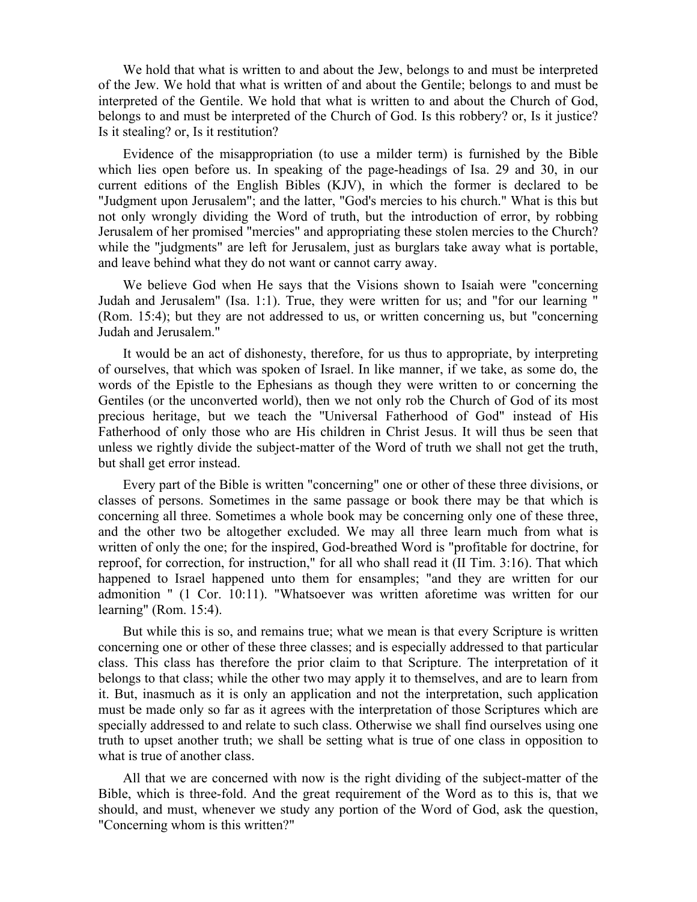We hold that what is written to and about the Jew, belongs to and must be interpreted of the Jew. We hold that what is written of and about the Gentile; belongs to and must be interpreted of the Gentile. We hold that what is written to and about the Church of God, belongs to and must be interpreted of the Church of God. Is this robbery? or, Is it justice? Is it stealing? or, Is it restitution?

Evidence of the misappropriation (to use a milder term) is furnished by the Bible which lies open before us. In speaking of the page-headings of Isa. 29 and 30, in our current editions of the English Bibles (KJV), in which the former is declared to be "Judgment upon Jerusalem"; and the latter, "God's mercies to his church." What is this but not only wrongly dividing the Word of truth, but the introduction of error, by robbing Jerusalem of her promised "mercies" and appropriating these stolen mercies to the Church? while the "judgments" are left for Jerusalem, just as burglars take away what is portable, and leave behind what they do not want or cannot carry away.

We believe God when He says that the Visions shown to Isaiah were "concerning Judah and Jerusalem" (Isa. 1:1). True, they were written for us; and "for our learning " (Rom. 15:4); but they are not addressed to us, or written concerning us, but "concerning Judah and Jerusalem."

It would be an act of dishonesty, therefore, for us thus to appropriate, by interpreting of ourselves, that which was spoken of Israel. In like manner, if we take, as some do, the words of the Epistle to the Ephesians as though they were written to or concerning the Gentiles (or the unconverted world), then we not only rob the Church of God of its most precious heritage, but we teach the "Universal Fatherhood of God" instead of His Fatherhood of only those who are His children in Christ Jesus. It will thus be seen that unless we rightly divide the subject-matter of the Word of truth we shall not get the truth, but shall get error instead.

Every part of the Bible is written "concerning" one or other of these three divisions, or classes of persons. Sometimes in the same passage or book there may be that which is concerning all three. Sometimes a whole book may be concerning only one of these three, and the other two be altogether excluded. We may all three learn much from what is written of only the one; for the inspired, God-breathed Word is "profitable for doctrine, for reproof, for correction, for instruction," for all who shall read it (II Tim. 3:16). That which happened to Israel happened unto them for ensamples; "and they are written for our admonition " (1 Cor. 10:11). "Whatsoever was written aforetime was written for our learning" (Rom. 15:4).

But while this is so, and remains true; what we mean is that every Scripture is written concerning one or other of these three classes; and is especially addressed to that particular class. This class has therefore the prior claim to that Scripture. The interpretation of it belongs to that class; while the other two may apply it to themselves, and are to learn from it. But, inasmuch as it is only an application and not the interpretation, such application must be made only so far as it agrees with the interpretation of those Scriptures which are specially addressed to and relate to such class. Otherwise we shall find ourselves using one truth to upset another truth; we shall be setting what is true of one class in opposition to what is true of another class.

All that we are concerned with now is the right dividing of the subject-matter of the Bible, which is three-fold. And the great requirement of the Word as to this is, that we should, and must, whenever we study any portion of the Word of God, ask the question, "Concerning whom is this written?"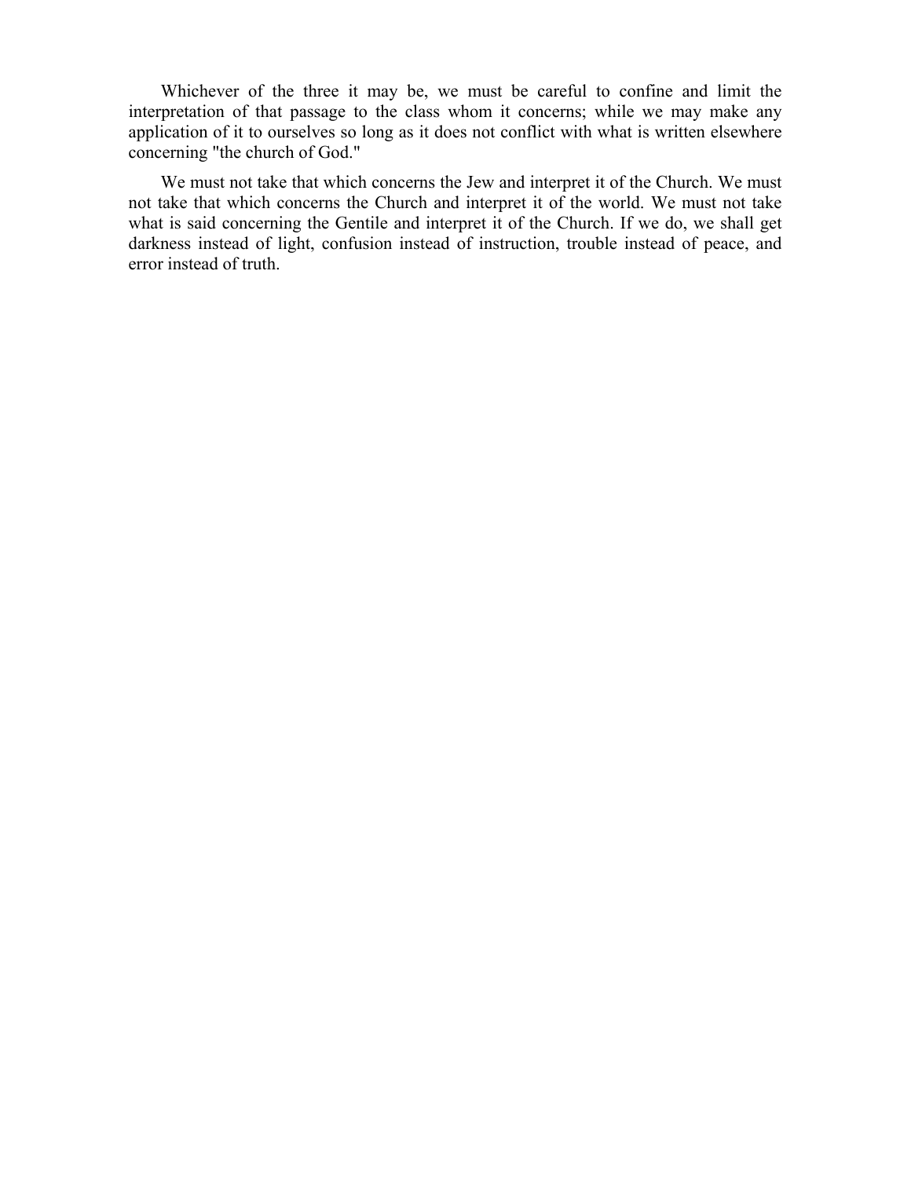Whichever of the three it may be, we must be careful to confine and limit the interpretation of that passage to the class whom it concerns; while we may make any application of it to ourselves so long as it does not conflict with what is written elsewhere concerning "the church of God."

We must not take that which concerns the Jew and interpret it of the Church. We must not take that which concerns the Church and interpret it of the world. We must not take what is said concerning the Gentile and interpret it of the Church. If we do, we shall get darkness instead of light, confusion instead of instruction, trouble instead of peace, and error instead of truth.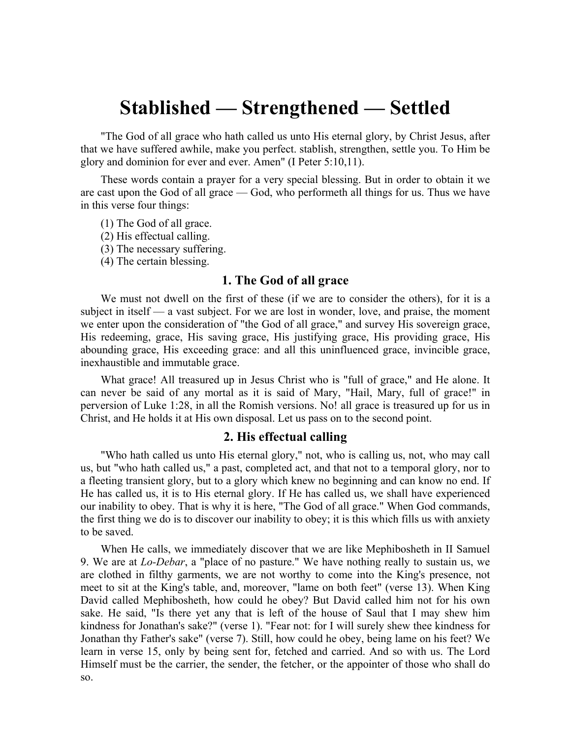# Stablished — Strengthened — Settled

"The God of all grace who hath called us unto His eternal glory, by Christ Jesus, after that we have suffered awhile, make you perfect. stablish, strengthen, settle you. To Him be glory and dominion for ever and ever. Amen" (I Peter 5:10,11).

These words contain a prayer for a very special blessing. But in order to obtain it we are cast upon the God of all grace — God, who performeth all things for us. Thus we have in this verse four things:

(1) The God of all grace.
(2) His effectual calling.
(3) The necessary suffering.
(4) The certain blessing.

## 1. The God of all grace

We must not dwell on the first of these (if we are to consider the others), for it is a subject in itself — a vast subject. For we are lost in wonder, love, and praise, the moment we enter upon the consideration of "the God of all grace," and survey His sovereign grace, His redeeming, grace, His saving grace, His justifying grace, His providing grace, His abounding grace, His exceeding grace: and all this uninfluenced grace, invincible grace, inexhaustible and immutable grace.

What grace! All treasured up in Jesus Christ who is "full of grace," and He alone. It can never be said of any mortal as it is said of Mary, "Hail, Mary, full of grace!" in perversion of Luke 1:28, in all the Romish versions. No! all grace is treasured up for us in Christ, and He holds it at His own disposal. Let us pass on to the second point.

## 2. His effectual calling

"Who hath called us unto His eternal glory," not, who is calling us, not, who may call us, but "who hath called us," a past, completed act, and that not to a temporal glory, nor to a fleeting transient glory, but to a glory which knew no beginning and can know no end. If He has called us, it is to His eternal glory. If He has called us, we shall have experienced our inability to obey. That is why it is here, "The God of all grace." When God commands, the first thing we do is to discover our inability to obey; it is this which fills us with anxiety to be saved.

When He calls, we immediately discover that we are like Mephibosheth in II Samuel 9. We are at *Lo-Debar*, a "place of no pasture." We have nothing really to sustain us, we are clothed in filthy garments, we are not worthy to come into the King's presence, not meet to sit at the King's table, and, moreover, "lame on both feet" (verse 13). When King David called Mephibosheth, how could he obey? But David called him not for his own sake. He said, "Is there yet any that is left of the house of Saul that I may shew him kindness for Jonathan's sake?" (verse 1). "Fear not: for I will surely shew thee kindness for Jonathan thy Father's sake" (verse 7). Still, how could he obey, being lame on his feet? We learn in verse 15, only by being sent for, fetched and carried. And so with us. The Lord Himself must be the carrier, the sender, the fetcher, or the appointer of those who shall do so.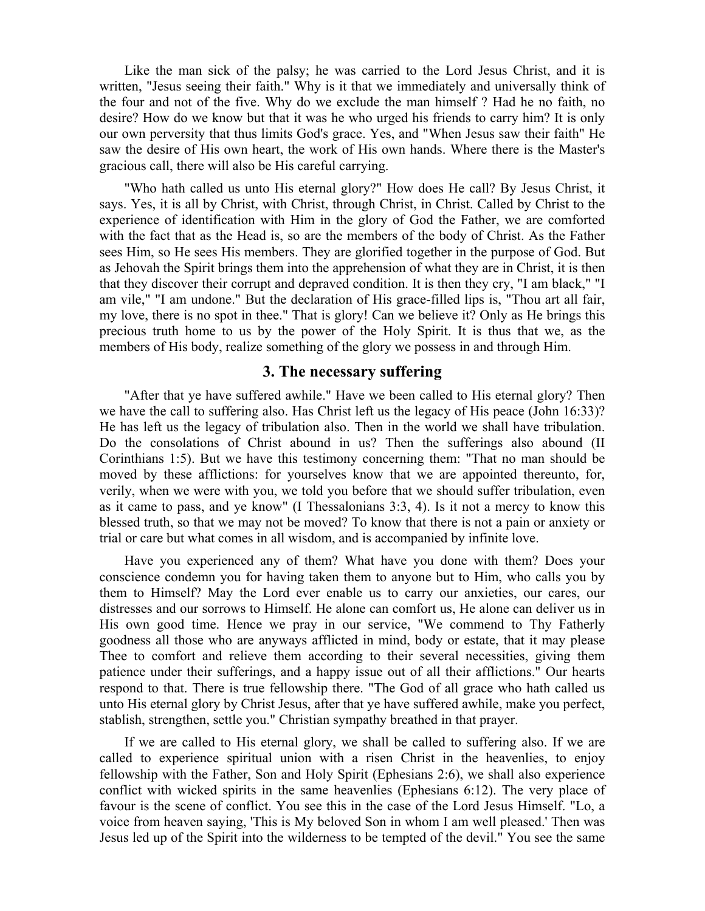Like the man sick of the palsy; he was carried to the Lord Jesus Christ, and it is written, "Jesus seeing their faith." Why is it that we immediately and universally think of the four and not of the five. Why do we exclude the man himself ? Had he no faith, no desire? How do we know but that it was he who urged his friends to carry him? It is only our own perversity that thus limits God's grace. Yes, and "When Jesus saw their faith" He saw the desire of His own heart, the work of His own hands. Where there is the Master's gracious call, there will also be His careful carrying.

"Who hath called us unto His eternal glory?" How does He call? By Jesus Christ, it says. Yes, it is all by Christ, with Christ, through Christ, in Christ. Called by Christ to the experience of identification with Him in the glory of God the Father, we are comforted with the fact that as the Head is, so are the members of the body of Christ. As the Father sees Him, so He sees His members. They are glorified together in the purpose of God. But as Jehovah the Spirit brings them into the apprehension of what they are in Christ, it is then that they discover their corrupt and depraved condition. It is then they cry, "I am black," "I am vile," "I am undone." But the declaration of His grace-filled lips is, "Thou art all fair, my love, there is no spot in thee." That is glory! Can we believe it? Only as He brings this precious truth home to us by the power of the Holy Spirit. It is thus that we, as the members of His body, realize something of the glory we possess in and through Him.

### 3. The necessary suffering

"After that ye have suffered awhile." Have we been called to His eternal glory? Then we have the call to suffering also. Has Christ left us the legacy of His peace (John 16:33)? He has left us the legacy of tribulation also. Then in the world we shall have tribulation. Do the consolations of Christ abound in us? Then the sufferings also abound (II Corinthians 1:5). But we have this testimony concerning them: "That no man should be moved by these afflictions: for yourselves know that we are appointed thereunto, for, verily, when we were with you, we told you before that we should suffer tribulation, even as it came to pass, and ye know" (I Thessalonians 3:3, 4). Is it not a mercy to know this blessed truth, so that we may not be moved? To know that there is not a pain or anxiety or trial or care but what comes in all wisdom, and is accompanied by infinite love.

Have you experienced any of them? What have you done with them? Does your conscience condemn you for having taken them to anyone but to Him, who calls you by them to Himself? May the Lord ever enable us to carry our anxieties, our cares, our distresses and our sorrows to Himself. He alone can comfort us, He alone can deliver us in His own good time. Hence we pray in our service, "We commend to Thy Fatherly goodness all those who are anyways afflicted in mind, body or estate, that it may please Thee to comfort and relieve them according to their several necessities, giving them patience under their sufferings, and a happy issue out of all their afflictions." Our hearts respond to that. There is true fellowship there. "The God of all grace who hath called us unto His eternal glory by Christ Jesus, after that ye have suffered awhile, make you perfect, stablish, strengthen, settle you." Christian sympathy breathed in that prayer.

If we are called to His eternal glory, we shall be called to suffering also. If we are called to experience spiritual union with a risen Christ in the heavenlies, to enjoy fellowship with the Father, Son and Holy Spirit (Ephesians 2:6), we shall also experience conflict with wicked spirits in the same heavenlies (Ephesians 6:12). The very place of favour is the scene of conflict. You see this in the case of the Lord Jesus Himself. "Lo, a voice from heaven saying, 'This is My beloved Son in whom I am well pleased.' Then was Jesus led up of the Spirit into the wilderness to be tempted of the devil." You see the same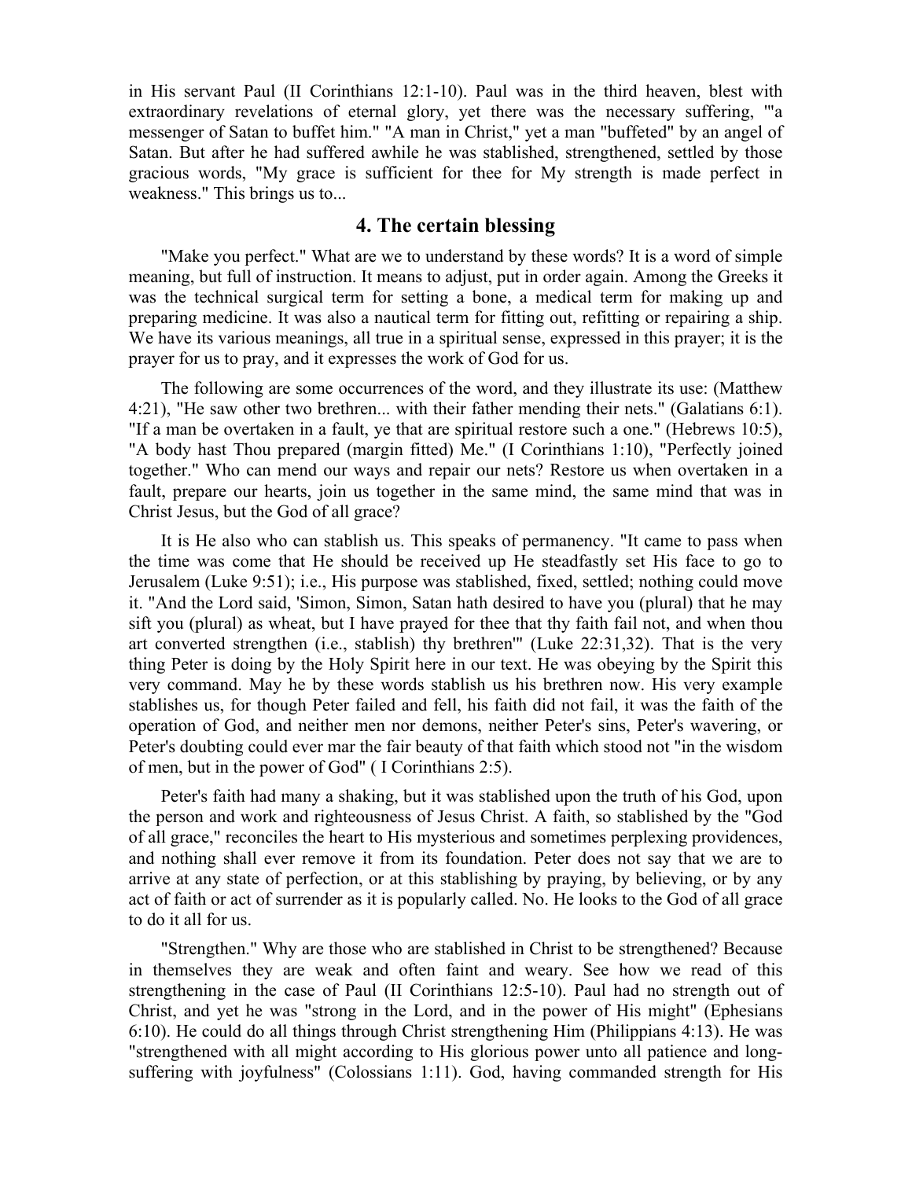in His servant Paul (II Corinthians 12:1-10). Paul was in the third heaven, blest with extraordinary revelations of eternal glory, yet there was the necessary suffering, '"a messenger of Satan to buffet him." "A man in Christ," yet a man "buffeted" by an angel of Satan. But after he had suffered awhile he was stablished, strengthened, settled by those gracious words, "My grace is sufficient for thee for My strength is made perfect in weakness." This brings us to...

## 4. The certain blessing

"Make you perfect." What are we to understand by these words? It is a word of simple meaning, but full of instruction. It means to adjust, put in order again. Among the Greeks it was the technical surgical term for setting a bone, a medical term for making up and preparing medicine. It was also a nautical term for fitting out, refitting or repairing a ship. We have its various meanings, all true in a spiritual sense, expressed in this prayer; it is the prayer for us to pray, and it expresses the work of God for us.

The following are some occurrences of the word, and they illustrate its use: (Matthew 4:21), "He saw other two brethren... with their father mending their nets." (Galatians 6:1). "If a man be overtaken in a fault, ye that are spiritual restore such a one." (Hebrews 10:5), "A body hast Thou prepared (margin fitted) Me." (I Corinthians 1:10), "Perfectly joined together." Who can mend our ways and repair our nets? Restore us when overtaken in a fault, prepare our hearts, join us together in the same mind, the same mind that was in Christ Jesus, but the God of all grace?

It is He also who can stablish us. This speaks of permanency. "It came to pass when the time was come that He should be received up He steadfastly set His face to go to Jerusalem (Luke 9:51); i.e., His purpose was stablished, fixed, settled; nothing could move it. "And the Lord said, 'Simon, Simon, Satan hath desired to have you (plural) that he may sift you (plural) as wheat, but I have prayed for thee that thy faith fail not, and when thou art converted strengthen (i.e., stablish) thy brethren'" (Luke 22:31,32). That is the very thing Peter is doing by the Holy Spirit here in our text. He was obeying by the Spirit this very command. May he by these words stablish us his brethren now. His very example stablishes us, for though Peter failed and fell, his faith did not fail, it was the faith of the operation of God, and neither men nor demons, neither Peter's sins, Peter's wavering, or Peter's doubting could ever mar the fair beauty of that faith which stood not "in the wisdom of men, but in the power of God" ( I Corinthians 2:5).

Peter's faith had many a shaking, but it was stablished upon the truth of his God, upon the person and work and righteousness of Jesus Christ. A faith, so stablished by the "God of all grace," reconciles the heart to His mysterious and sometimes perplexing providences, and nothing shall ever remove it from its foundation. Peter does not say that we are to arrive at any state of perfection, or at this stablishing by praying, by believing, or by any act of faith or act of surrender as it is popularly called. No. He looks to the God of all grace to do it all for us.

"Strengthen." Why are those who are stablished in Christ to be strengthened? Because in themselves they are weak and often faint and weary. See how we read of this strengthening in the case of Paul (II Corinthians 12:5-10). Paul had no strength out of Christ, and yet he was "strong in the Lord, and in the power of His might" (Ephesians 6:10). He could do all things through Christ strengthening Him (Philippians 4:13). He was "strengthened with all might according to His glorious power unto all patience and long-suffering with joyfulness" (Colossians 1:11). God, having commanded strength for His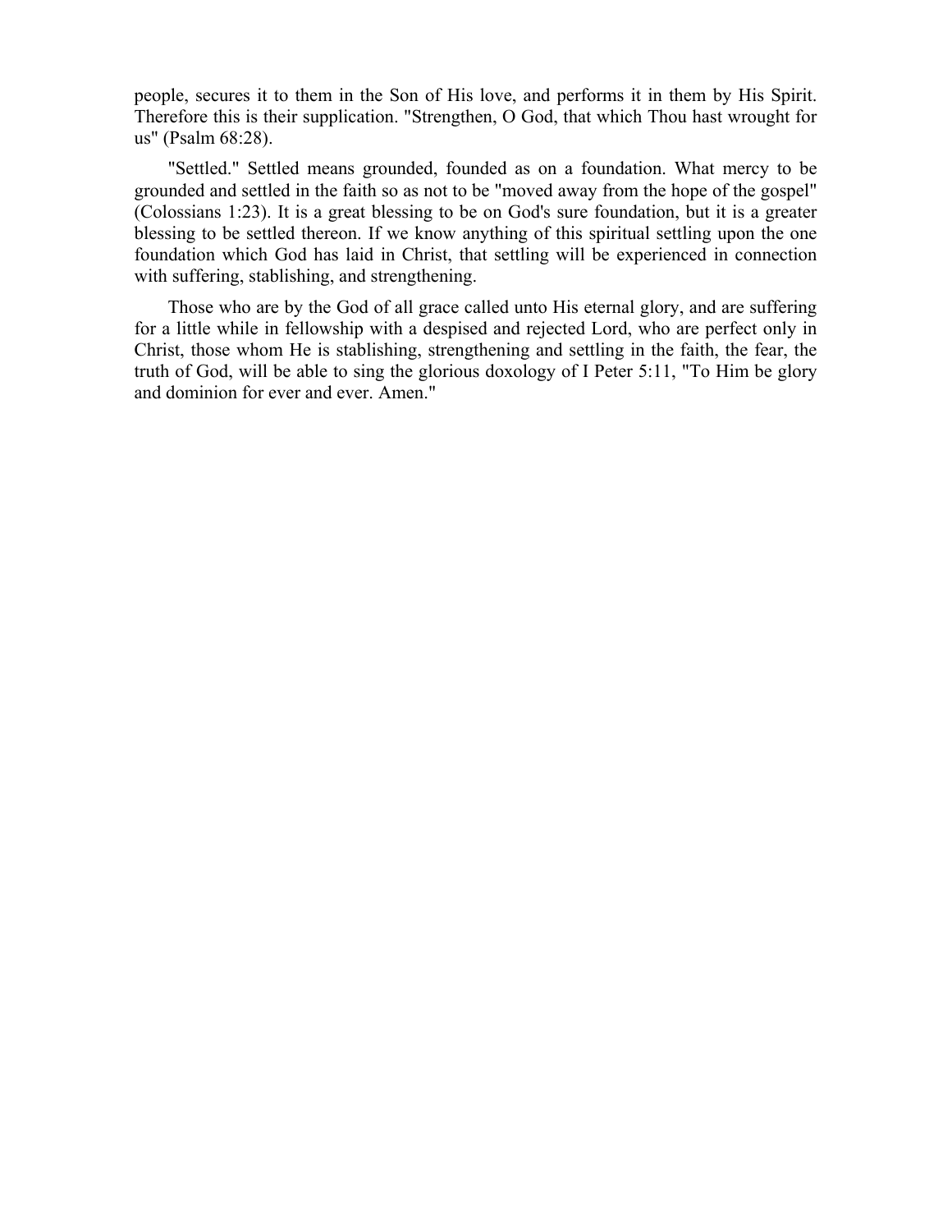people, secures it to them in the Son of His love, and performs it in them by His Spirit. Therefore this is their supplication. "Strengthen, O God, that which Thou hast wrought for us" (Psalm 68:28).

"Settled." Settled means grounded, founded as on a foundation. What mercy to be grounded and settled in the faith so as not to be "moved away from the hope of the gospel" (Colossians 1:23). It is a great blessing to be on God's sure foundation, but it is a greater blessing to be settled thereon. If we know anything of this spiritual settling upon the one foundation which God has laid in Christ, that settling will be experienced in connection with suffering, stablishing, and strengthening.

Those who are by the God of all grace called unto His eternal glory, and are suffering for a little while in fellowship with a despised and rejected Lord, who are perfect only in Christ, those whom He is stablishing, strengthening and settling in the faith, the fear, the truth of God, will be able to sing the glorious doxology of I Peter 5:11, "To Him be glory and dominion for ever and ever. Amen."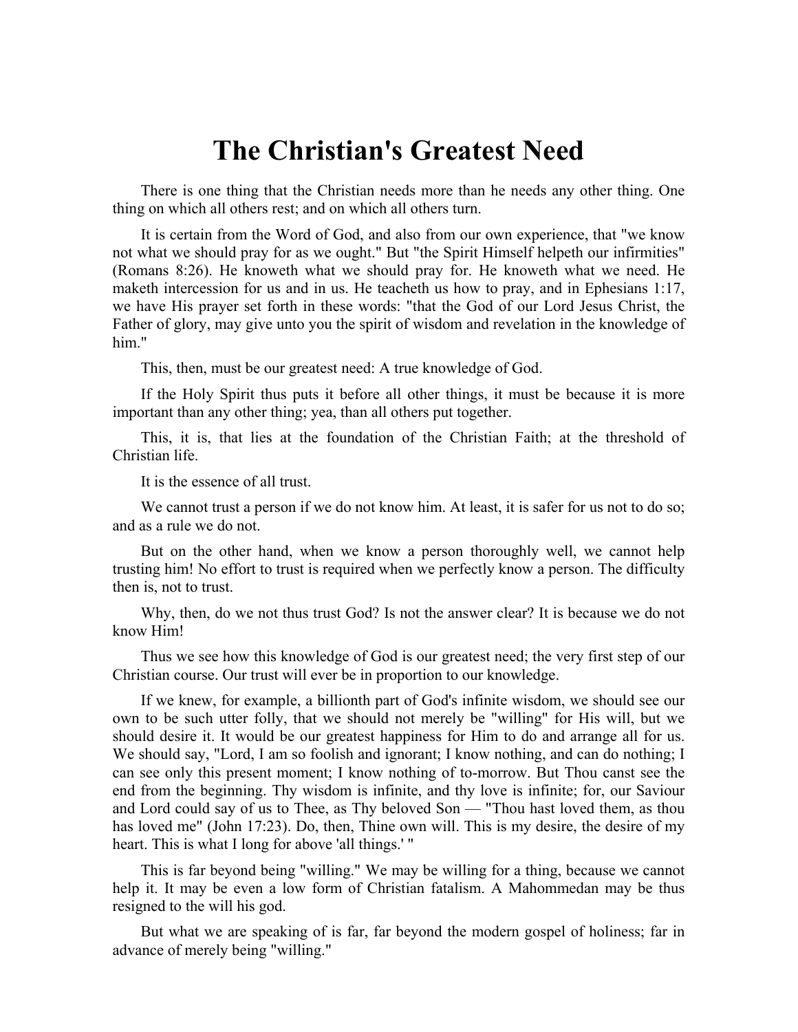# The Christian's Greatest Need

There is one thing that the Christian needs more than he needs any other thing. One thing on which all others rest; and on which all others turn.

It is certain from the Word of God, and also from our own experience, that "we know not what we should pray for as we ought." But "the Spirit Himself helpeth our infirmities" (Romans 8:26). He knoweth what we should pray for. He knoweth what we need. He maketh intercession for us and in us. He teacheth us how to pray, and in Ephesians 1:17, we have His prayer set forth in these words: "that the God of our Lord Jesus Christ, the Father of glory, may give unto you the spirit of wisdom and revelation in the knowledge of him."

This, then, must be our greatest need: A true knowledge of God.

If the Holy Spirit thus puts it before all other things, it must be because it is more important than any other thing; yea, than all others put together.

This, it is, that lies at the foundation of the Christian Faith; at the threshold of Christian life.

It is the essence of all trust.

We cannot trust a person if we do not know him. At least, it is safer for us not to do so; and as a rule we do not.

But on the other hand, when we know a person thoroughly well, we cannot help trusting him! No effort to trust is required when we perfectly know a person. The difficulty then is, not to trust.

Why, then, do we not thus trust God? Is not the answer clear? It is because we do not know Him!

Thus we see how this knowledge of God is our greatest need; the very first step of our Christian course. Our trust will ever be in proportion to our knowledge.

If we knew, for example, a billionth part of God's infinite wisdom, we should see our own to be such utter folly, that we should not merely be "willing" for His will, but we should desire it. It would be our greatest happiness for Him to do and arrange all for us. We should say, "Lord, I am so foolish and ignorant; I know nothing, and can do nothing; I can see only this present moment; I know nothing of to-morrow. But Thou canst see the end from the beginning. Thy wisdom is infinite, and thy love is infinite; for, our Saviour and Lord could say of us to Thee, as Thy beloved Son — "Thou hast loved them, as thou has loved me" (John 17:23). Do, then, Thine own will. This is my desire, the desire of my heart. This is what I long for above 'all things.' "

This is far beyond being "willing." We may be willing for a thing, because we cannot help it. It may be even a low form of Christian fatalism. A Mahommedan may be thus resigned to the will his god.

But what we are speaking of is far, far beyond the modern gospel of holiness; far in advance of merely being "willing."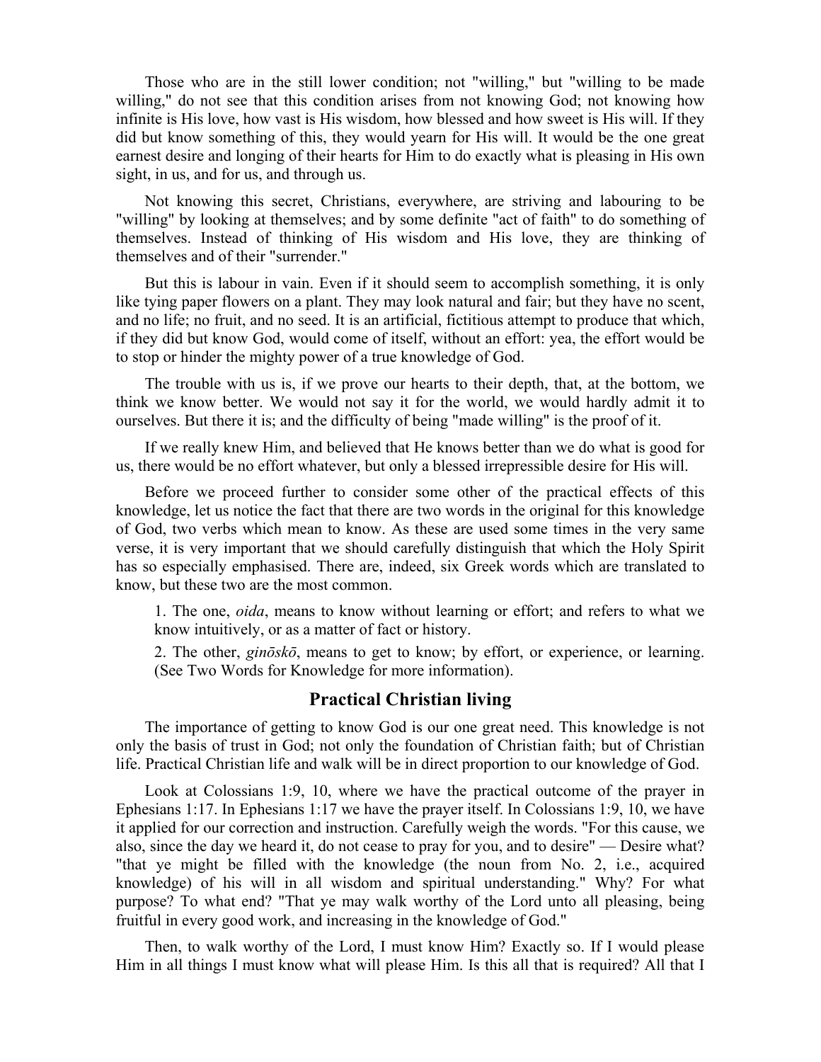Those who are in the still lower condition; not "willing," but "willing to be made willing," do not see that this condition arises from not knowing God; not knowing how infinite is His love, how vast is His wisdom, how blessed and how sweet is His will. If they did but know something of this, they would yearn for His will. It would be the one great earnest desire and longing of their hearts for Him to do exactly what is pleasing in His own sight, in us, and for us, and through us.

Not knowing this secret, Christians, everywhere, are striving and labouring to be "willing" by looking at themselves; and by some definite "act of faith" to do something of themselves. Instead of thinking of His wisdom and His love, they are thinking of themselves and of their "surrender."

But this is labour in vain. Even if it should seem to accomplish something, it is only like tying paper flowers on a plant. They may look natural and fair; but they have no scent, and no life; no fruit, and no seed. It is an artificial, fictitious attempt to produce that which, if they did but know God, would come of itself, without an effort: yea, the effort would be to stop or hinder the mighty power of a true knowledge of God.

The trouble with us is, if we prove our hearts to their depth, that, at the bottom, we think we know better. We would not say it for the world, we would hardly admit it to ourselves. But there it is; and the difficulty of being "made willing" is the proof of it.

If we really knew Him, and believed that He knows better than we do what is good for us, there would be no effort whatever, but only a blessed irrepressible desire for His will.

Before we proceed further to consider some other of the practical effects of this knowledge, let us notice the fact that there are two words in the original for this knowledge of God, two verbs which mean to know. As these are used some times in the very same verse, it is very important that we should carefully distinguish that which the Holy Spirit has so especially emphasised. There are, indeed, six Greek words which are translated to know, but these two are the most common.

1. The one, *oida*, means to know without learning or effort; and refers to what we know intuitively, or as a matter of fact or history.
2. The other, *ginōskō*, means to get to know; by effort, or experience, or learning. (See Two Words for Knowledge for more information).

## Practical Christian living

The importance of getting to know God is our one great need. This knowledge is not only the basis of trust in God; not only the foundation of Christian faith; but of Christian life. Practical Christian life and walk will be in direct proportion to our knowledge of God.

Look at Colossians 1:9, 10, where we have the practical outcome of the prayer in Ephesians 1:17. In Ephesians 1:17 we have the prayer itself. In Colossians 1:9, 10, we have it applied for our correction and instruction. Carefully weigh the words. "For this cause, we also, since the day we heard it, do not cease to pray for you, and to desire" — Desire what? "that ye might be filled with the knowledge (the noun from No. 2, i.e., acquired knowledge) of his will in all wisdom and spiritual understanding." Why? For what purpose? To what end? "That ye may walk worthy of the Lord unto all pleasing, being fruitful in every good work, and increasing in the knowledge of God."

Then, to walk worthy of the Lord, I must know Him? Exactly so. If I would please Him in all things I must know what will please Him. Is this all that is required? All that I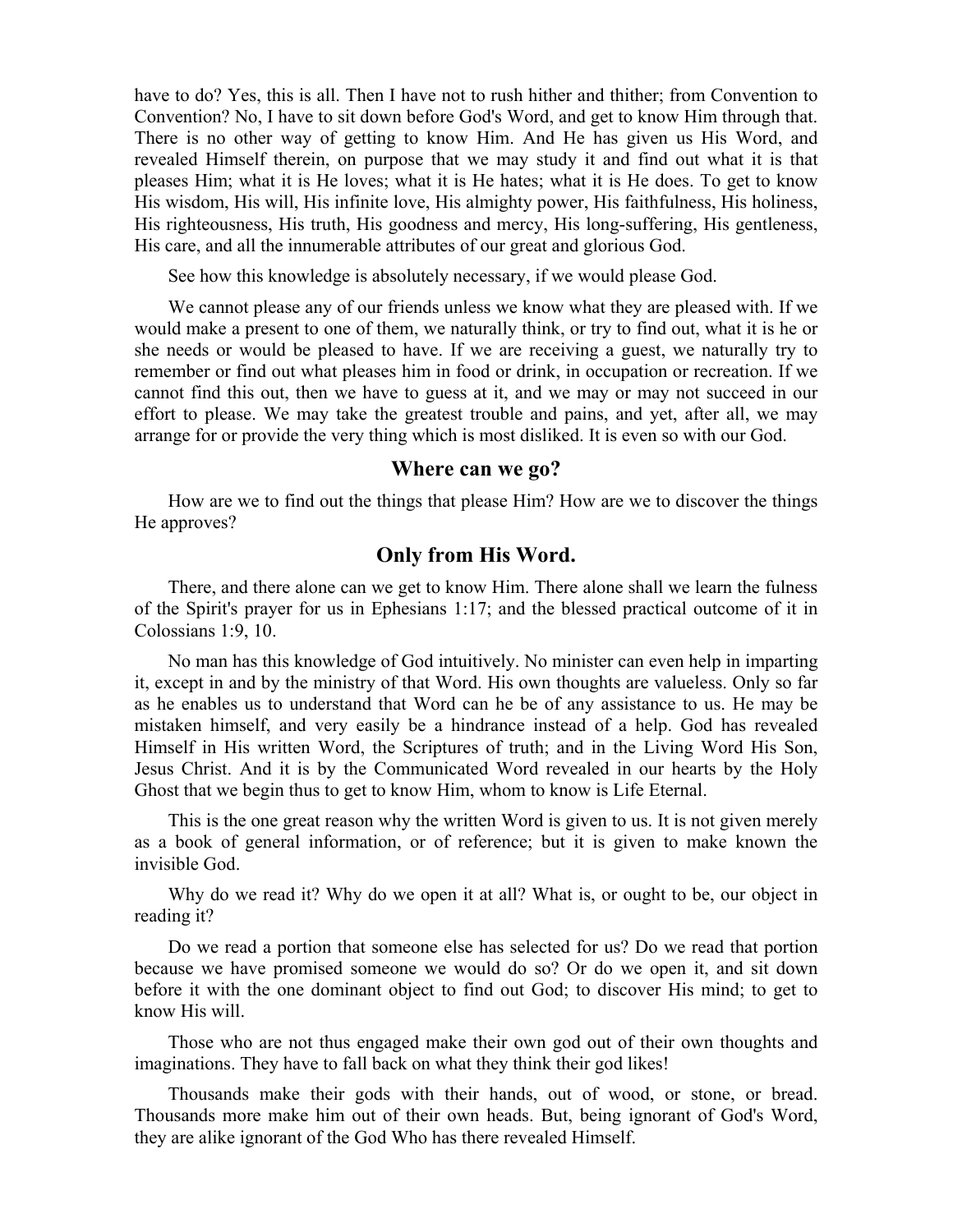have to do? Yes, this is all. Then I have not to rush hither and thither; from Convention to Convention? No, I have to sit down before God's Word, and get to know Him through that. There is no other way of getting to know Him. And He has given us His Word, and revealed Himself therein, on purpose that we may study it and find out what it is that pleases Him; what it is He loves; what it is He hates; what it is He does. To get to know His wisdom, His will, His infinite love, His almighty power, His faithfulness, His holiness, His righteousness, His truth, His goodness and mercy, His long-suffering, His gentleness, His care, and all the innumerable attributes of our great and glorious God.

See how this knowledge is absolutely necessary, if we would please God.

We cannot please any of our friends unless we know what they are pleased with. If we would make a present to one of them, we naturally think, or try to find out, what it is he or she needs or would be pleased to have. If we are receiving a guest, we naturally try to remember or find out what pleases him in food or drink, in occupation or recreation. If we cannot find this out, then we have to guess at it, and we may or may not succeed in our effort to please. We may take the greatest trouble and pains, and yet, after all, we may arrange for or provide the very thing which is most disliked. It is even so with our God.

## Where can we go?

How are we to find out the things that please Him? How are we to discover the things He approves?

## Only from His Word.

There, and there alone can we get to know Him. There alone shall we learn the fulness of the Spirit's prayer for us in Ephesians 1:17; and the blessed practical outcome of it in Colossians 1:9, 10.

No man has this knowledge of God intuitively. No minister can even help in imparting it, except in and by the ministry of that Word. His own thoughts are valueless. Only so far as he enables us to understand that Word can he be of any assistance to us. He may be mistaken himself, and very easily be a hindrance instead of a help. God has revealed Himself in His written Word, the Scriptures of truth; and in the Living Word His Son, Jesus Christ. And it is by the Communicated Word revealed in our hearts by the Holy Ghost that we begin thus to get to know Him, whom to know is Life Eternal.

This is the one great reason why the written Word is given to us. It is not given merely as a book of general information, or of reference; but it is given to make known the invisible God.

Why do we read it? Why do we open it at all? What is, or ought to be, our object in reading it?

Do we read a portion that someone else has selected for us? Do we read that portion because we have promised someone we would do so? Or do we open it, and sit down before it with the one dominant object to find out God; to discover His mind; to get to know His will.

Those who are not thus engaged make their own god out of their own thoughts and imaginations. They have to fall back on what they think their god likes!

Thousands make their gods with their hands, out of wood, or stone, or bread. Thousands more make him out of their own heads. But, being ignorant of God's Word, they are alike ignorant of the God Who has there revealed Himself.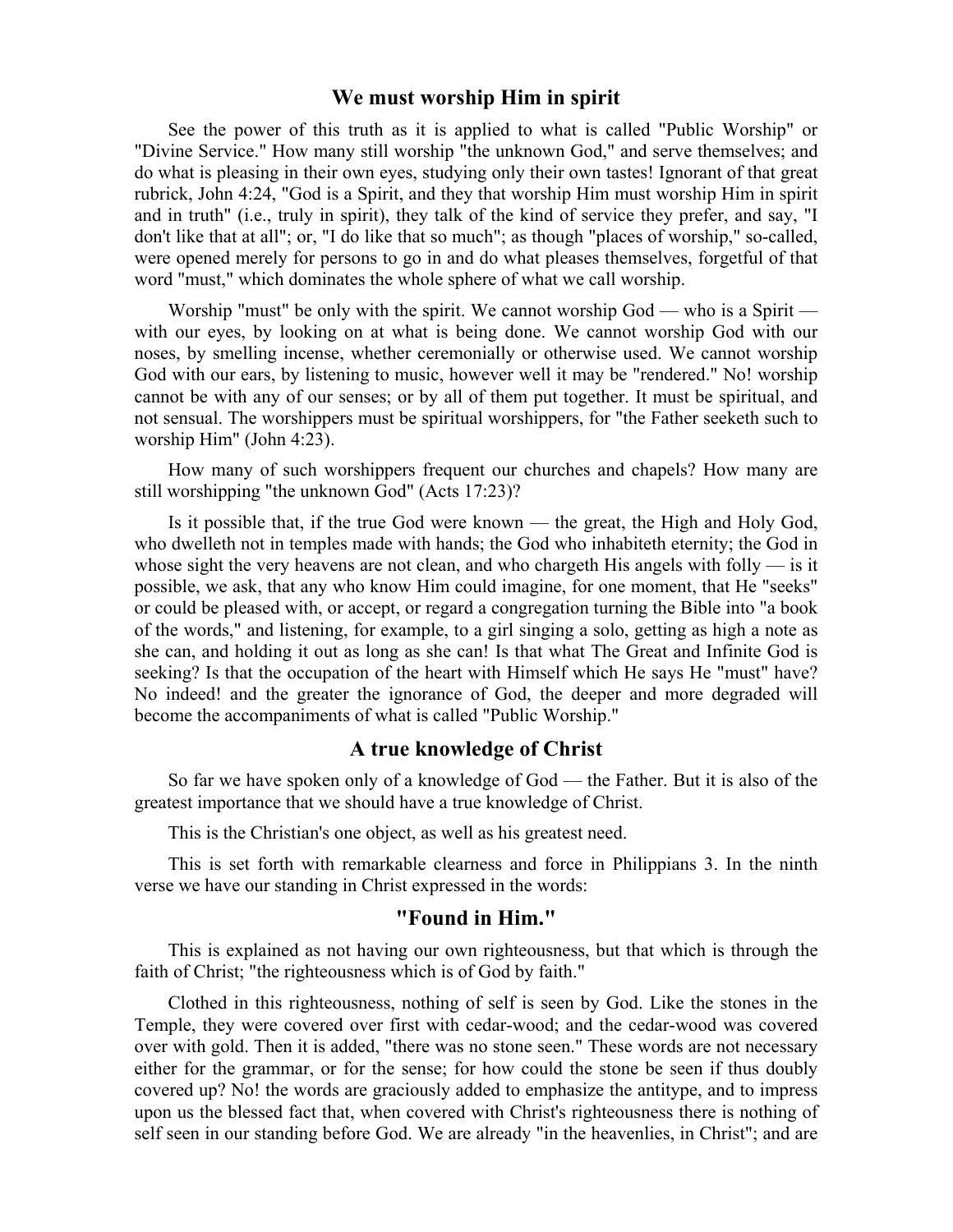## We must worship Him in spirit

See the power of this truth as it is applied to what is called "Public Worship" or "Divine Service." How many still worship "the unknown God," and serve themselves; and do what is pleasing in their own eyes, studying only their own tastes! Ignorant of that great rubrick, John 4:24, "God is a Spirit, and they that worship Him must worship Him in spirit and in truth" (i.e., truly in spirit), they talk of the kind of service they prefer, and say, "I don't like that at all"; or, "I do like that so much"; as though "places of worship," so-called, were opened merely for persons to go in and do what pleases themselves, forgetful of that word "must," which dominates the whole sphere of what we call worship.

Worship "must" be only with the spirit. We cannot worship God — who is a Spirit — with our eyes, by looking on at what is being done. We cannot worship God with our noses, by smelling incense, whether ceremonially or otherwise used. We cannot worship God with our ears, by listening to music, however well it may be "rendered." No! worship cannot be with any of our senses; or by all of them put together. It must be spiritual, and not sensual. The worshippers must be spiritual worshippers, for "the Father seeketh such to worship Him" (John 4:23).

How many of such worshippers frequent our churches and chapels? How many are still worshipping "the unknown God" (Acts 17:23)?

Is it possible that, if the true God were known — the great, the High and Holy God, who dwelleth not in temples made with hands; the God who inhabiteth eternity; the God in whose sight the very heavens are not clean, and who chargeth His angels with folly — is it possible, we ask, that any who know Him could imagine, for one moment, that He "seeks" or could be pleased with, or accept, or regard a congregation turning the Bible into "a book of the words," and listening, for example, to a girl singing a solo, getting as high a note as she can, and holding it out as long as she can! Is that what The Great and Infinite God is seeking? Is that the occupation of the heart with Himself which He says He "must" have? No indeed! and the greater the ignorance of God, the deeper and more degraded will become the accompaniments of what is called "Public Worship."

## A true knowledge of Christ

So far we have spoken only of a knowledge of God — the Father. But it is also of the greatest importance that we should have a true knowledge of Christ.

This is the Christian's one object, as well as his greatest need.

This is set forth with remarkable clearness and force in Philippians 3. In the ninth verse we have our standing in Christ expressed in the words:

## "Found in Him."

This is explained as not having our own righteousness, but that which is through the faith of Christ; "the righteousness which is of God by faith."

Clothed in this righteousness, nothing of self is seen by God. Like the stones in the Temple, they were covered over first with cedar-wood; and the cedar-wood was covered over with gold. Then it is added, "there was no stone seen." These words are not necessary either for the grammar, or for the sense; for how could the stone be seen if thus doubly covered up? No! the words are graciously added to emphasize the antitype, and to impress upon us the blessed fact that, when covered with Christ's righteousness there is nothing of self seen in our standing before God. We are already "in the heavenlies, in Christ"; and are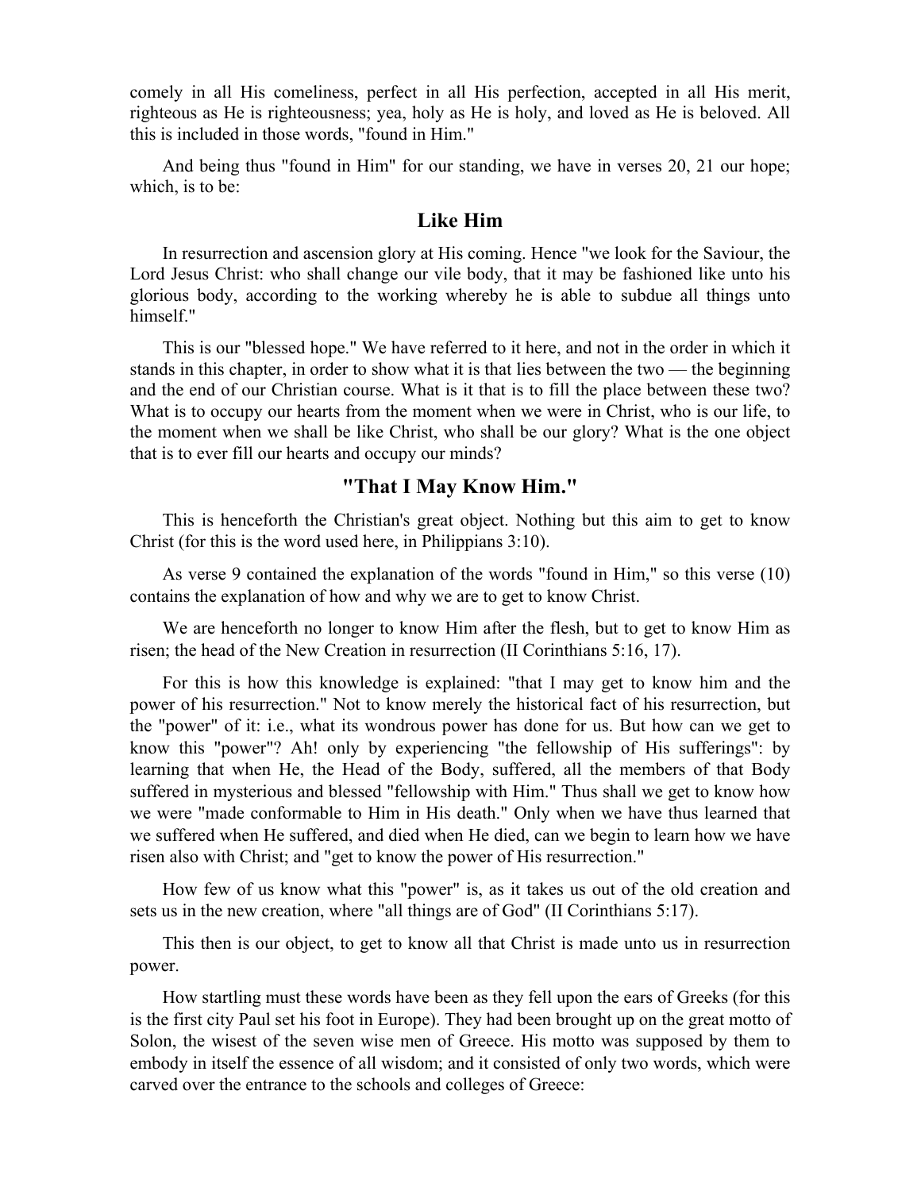comely in all His comeliness, perfect in all His perfection, accepted in all His merit, righteous as He is righteousness; yea, holy as He is holy, and loved as He is beloved. All this is included in those words, "found in Him."

And being thus "found in Him" for our standing, we have in verses 20, 21 our hope; which, is to be:

## Like Him

In resurrection and ascension glory at His coming. Hence "we look for the Saviour, the Lord Jesus Christ: who shall change our vile body, that it may be fashioned like unto his glorious body, according to the working whereby he is able to subdue all things unto himself."

This is our "blessed hope." We have referred to it here, and not in the order in which it stands in this chapter, in order to show what it is that lies between the two — the beginning and the end of our Christian course. What is it that is to fill the place between these two? What is to occupy our hearts from the moment when we were in Christ, who is our life, to the moment when we shall be like Christ, who shall be our glory? What is the one object that is to ever fill our hearts and occupy our minds?

## "That I May Know Him."

This is henceforth the Christian's great object. Nothing but this aim to get to know Christ (for this is the word used here, in Philippians 3:10).

As verse 9 contained the explanation of the words "found in Him," so this verse (10) contains the explanation of how and why we are to get to know Christ.

We are henceforth no longer to know Him after the flesh, but to get to know Him as risen; the head of the New Creation in resurrection (II Corinthians 5:16, 17).

For this is how this knowledge is explained: "that I may get to know him and the power of his resurrection." Not to know merely the historical fact of his resurrection, but the "power" of it: i.e., what its wondrous power has done for us. But how can we get to know this "power"? Ah! only by experiencing "the fellowship of His sufferings": by learning that when He, the Head of the Body, suffered, all the members of that Body suffered in mysterious and blessed "fellowship with Him." Thus shall we get to know how we were "made conformable to Him in His death." Only when we have thus learned that we suffered when He suffered, and died when He died, can we begin to learn how we have risen also with Christ; and "get to know the power of His resurrection."

How few of us know what this "power" is, as it takes us out of the old creation and sets us in the new creation, where "all things are of God" (II Corinthians 5:17).

This then is our object, to get to know all that Christ is made unto us in resurrection power.

How startling must these words have been as they fell upon the ears of Greeks (for this is the first city Paul set his foot in Europe). They had been brought up on the great motto of Solon, the wisest of the seven wise men of Greece. His motto was supposed by them to embody in itself the essence of all wisdom; and it consisted of only two words, which were carved over the entrance to the schools and colleges of Greece: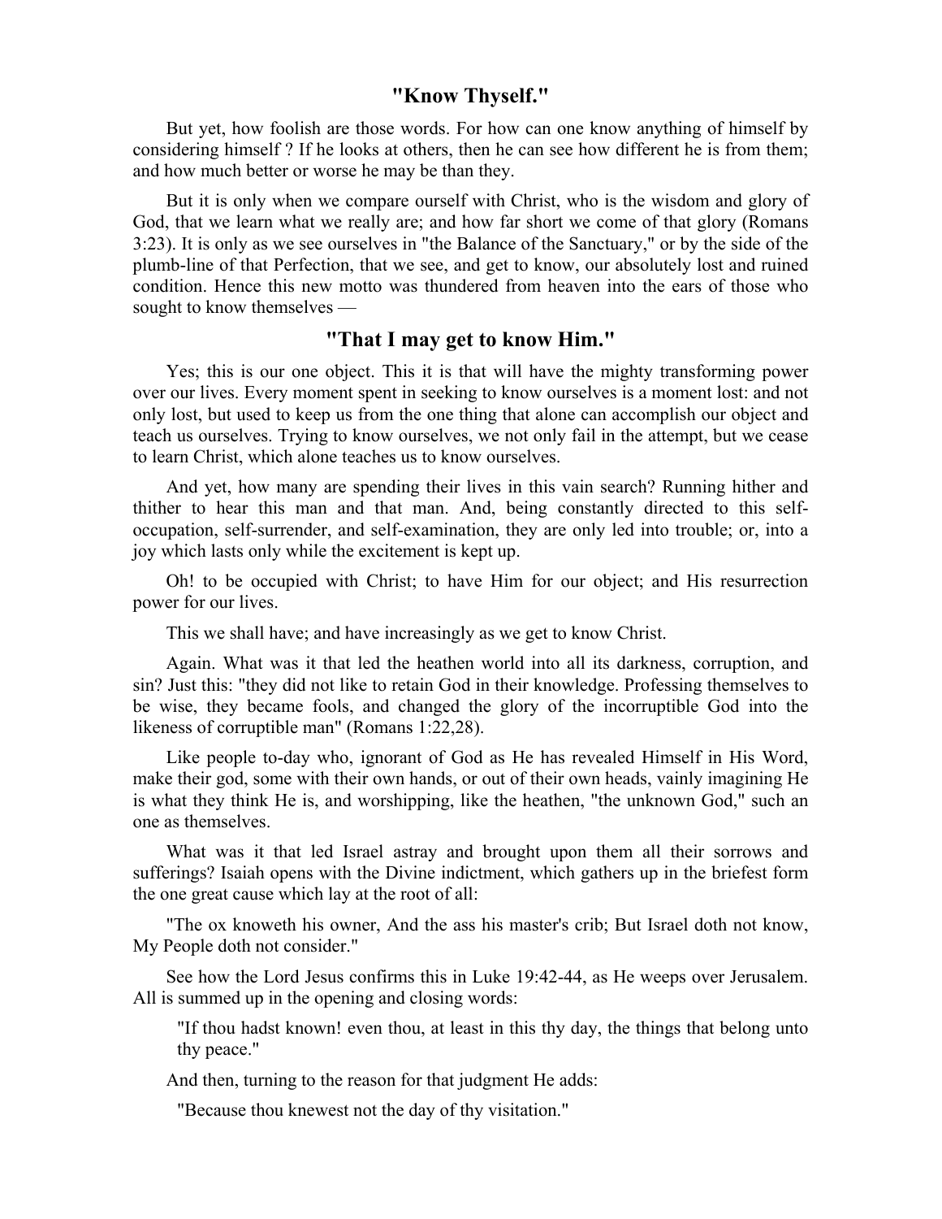## "Know Thyself."

But yet, how foolish are those words. For how can one know anything of himself by considering himself ? If he looks at others, then he can see how different he is from them; and how much better or worse he may be than they.

But it is only when we compare ourself with Christ, who is the wisdom and glory of God, that we learn what we really are; and how far short we come of that glory (Romans 3:23). It is only as we see ourselves in "the Balance of the Sanctuary," or by the side of the plumb-line of that Perfection, that we see, and get to know, our absolutely lost and ruined condition. Hence this new motto was thundered from heaven into the ears of those who sought to know themselves —

## "That I may get to know Him."

Yes; this is our one object. This it is that will have the mighty transforming power over our lives. Every moment spent in seeking to know ourselves is a moment lost: and not only lost, but used to keep us from the one thing that alone can accomplish our object and teach us ourselves. Trying to know ourselves, we not only fail in the attempt, but we cease to learn Christ, which alone teaches us to know ourselves.

And yet, how many are spending their lives in this vain search? Running hither and thither to hear this man and that man. And, being constantly directed to this self-occupation, self-surrender, and self-examination, they are only led into trouble; or, into a joy which lasts only while the excitement is kept up.

Oh! to be occupied with Christ; to have Him for our object; and His resurrection power for our lives.

This we shall have; and have increasingly as we get to know Christ.

Again. What was it that led the heathen world into all its darkness, corruption, and sin? Just this: "they did not like to retain God in their knowledge. Professing themselves to be wise, they became fools, and changed the glory of the incorruptible God into the likeness of corruptible man" (Romans 1:22,28).

Like people to-day who, ignorant of God as He has revealed Himself in His Word, make their god, some with their own hands, or out of their own heads, vainly imagining He is what they think He is, and worshipping, like the heathen, "the unknown God," such an one as themselves.

What was it that led Israel astray and brought upon them all their sorrows and sufferings? Isaiah opens with the Divine indictment, which gathers up in the briefest form the one great cause which lay at the root of all:

"The ox knoweth his owner, And the ass his master's crib; But Israel doth not know, My People doth not consider."

See how the Lord Jesus confirms this in Luke 19:42-44, as He weeps over Jerusalem. All is summed up in the opening and closing words:

> "If thou hadst known! even thou, at least in this thy day, the things that belong unto thy peace."

And then, turning to the reason for that judgment He adds:

> "Because thou knewest not the day of thy visitation."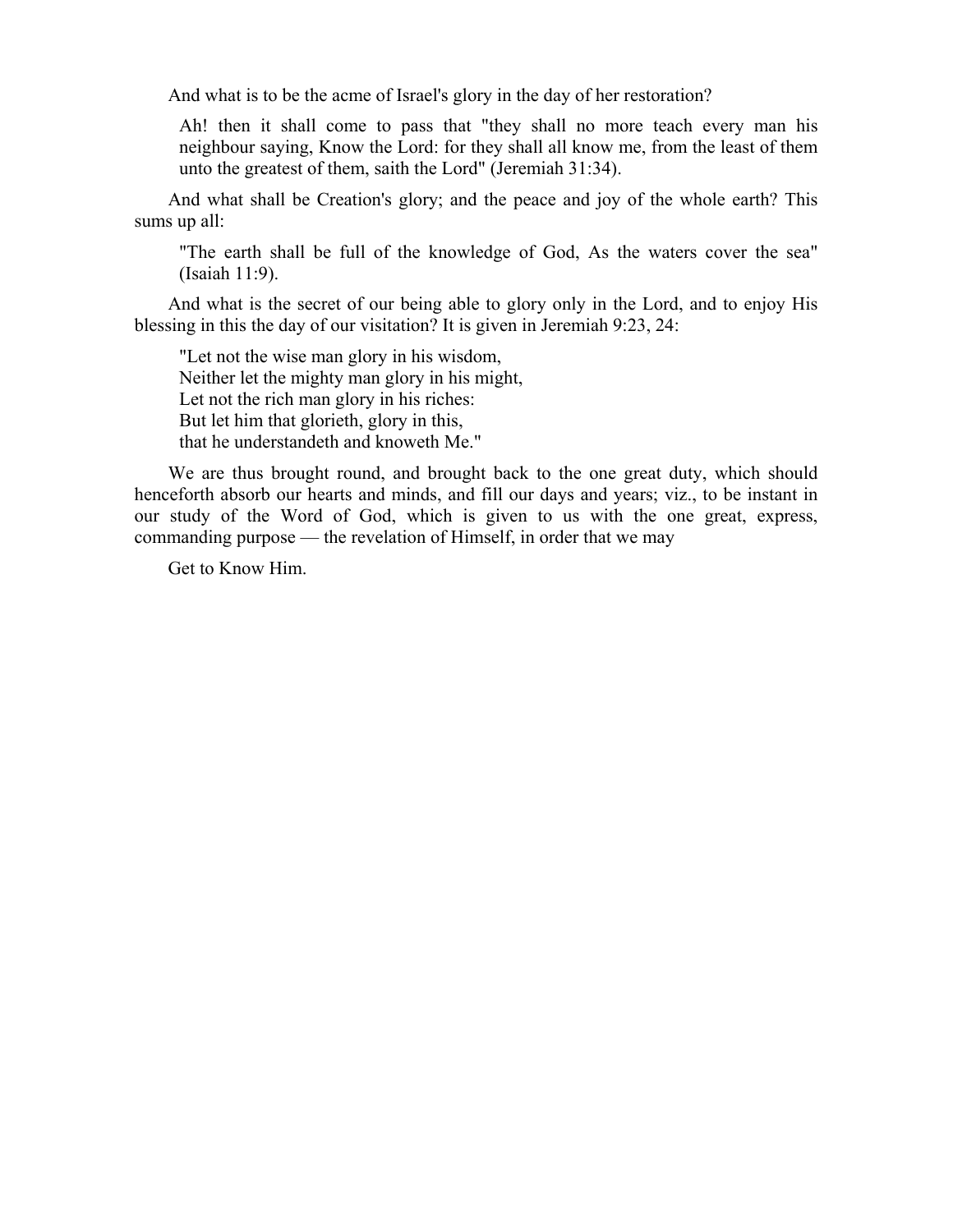And what is to be the acme of Israel's glory in the day of her restoration?

> Ah! then it shall come to pass that "they shall no more teach every man his neighbour saying, Know the Lord: for they shall all know me, from the least of them unto the greatest of them, saith the Lord" (Jeremiah 31:34).

And what shall be Creation's glory; and the peace and joy of the whole earth? This sums up all:

> "The earth shall be full of the knowledge of God, As the waters cover the sea" (Isaiah 11:9).

And what is the secret of our being able to glory only in the Lord, and to enjoy His blessing in this the day of our visitation? It is given in Jeremiah 9:23, 24:

> "Let not the wise man glory in his wisdom,
> Neither let the mighty man glory in his might,
> Let not the rich man glory in his riches:
> But let him that glorieth, glory in this,
> that he understandeth and knoweth Me."

We are thus brought round, and brought back to the one great duty, which should henceforth absorb our hearts and minds, and fill our days and years; viz., to be instant in our study of the Word of God, which is given to us with the one great, express, commanding purpose — the revelation of Himself, in order that we may

Get to Know Him.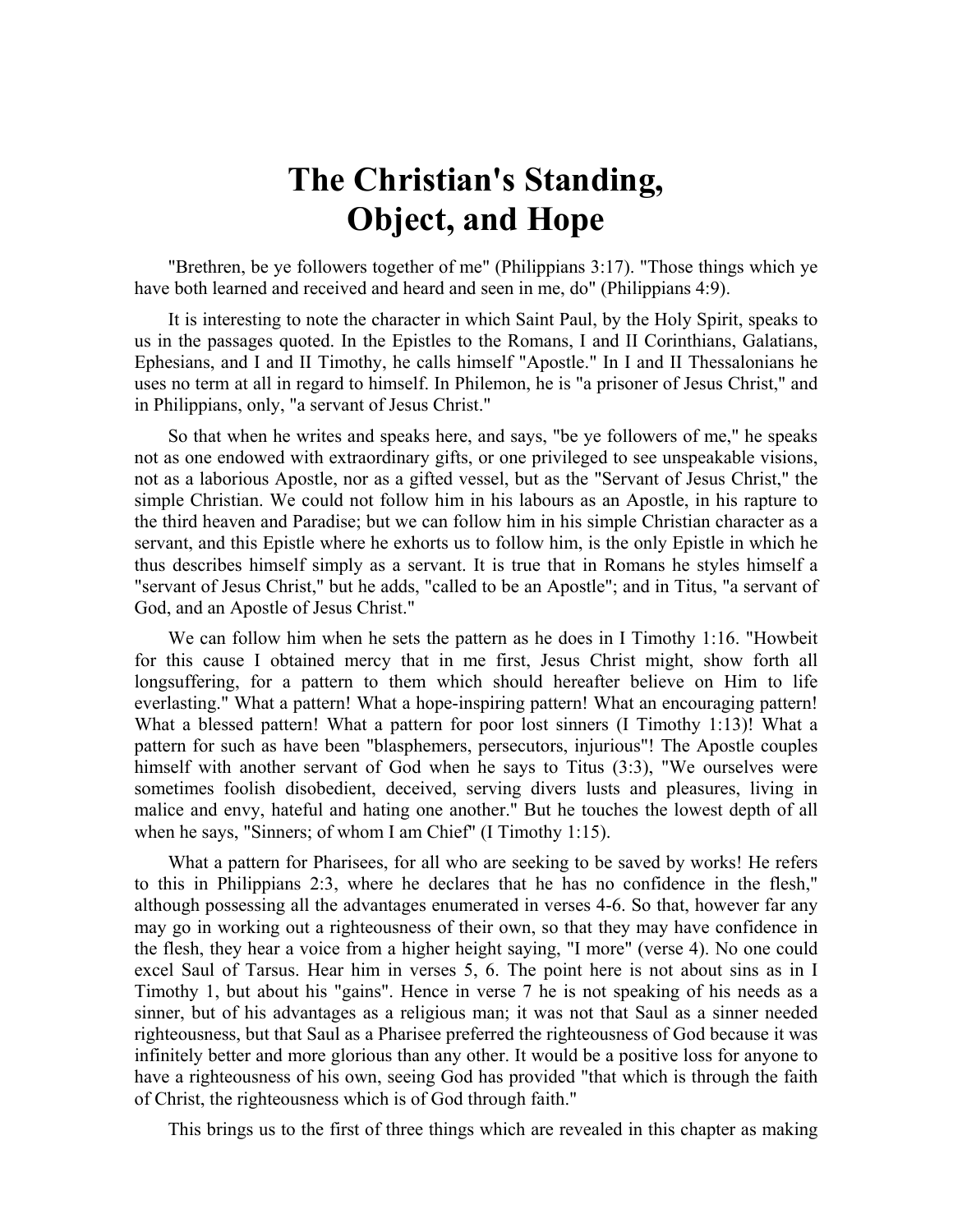# The Christian's Standing, Object, and Hope

"Brethren, be ye followers together of me" (Philippians 3:17). "Those things which ye have both learned and received and heard and seen in me, do" (Philippians 4:9).

It is interesting to note the character in which Saint Paul, by the Holy Spirit, speaks to us in the passages quoted. In the Epistles to the Romans, I and II Corinthians, Galatians, Ephesians, and I and II Timothy, he calls himself "Apostle." In I and II Thessalonians he uses no term at all in regard to himself. In Philemon, he is "a prisoner of Jesus Christ," and in Philippians, only, "a servant of Jesus Christ."

So that when he writes and speaks here, and says, "be ye followers of me," he speaks not as one endowed with extraordinary gifts, or one privileged to see unspeakable visions, not as a laborious Apostle, nor as a gifted vessel, but as the "Servant of Jesus Christ," the simple Christian. We could not follow him in his labours as an Apostle, in his rapture to the third heaven and Paradise; but we can follow him in his simple Christian character as a servant, and this Epistle where he exhorts us to follow him, is the only Epistle in which he thus describes himself simply as a servant. It is true that in Romans he styles himself a "servant of Jesus Christ," but he adds, "called to be an Apostle"; and in Titus, "a servant of God, and an Apostle of Jesus Christ."

We can follow him when he sets the pattern as he does in I Timothy 1:16. "Howbeit for this cause I obtained mercy that in me first, Jesus Christ might, show forth all longsuffering, for a pattern to them which should hereafter believe on Him to life everlasting." What a pattern! What a hope-inspiring pattern! What an encouraging pattern! What a blessed pattern! What a pattern for poor lost sinners (I Timothy 1:13)! What a pattern for such as have been "blasphemers, persecutors, injurious"! The Apostle couples himself with another servant of God when he says to Titus (3:3), "We ourselves were sometimes foolish disobedient, deceived, serving divers lusts and pleasures, living in malice and envy, hateful and hating one another." But he touches the lowest depth of all when he says, "Sinners; of whom I am Chief" (I Timothy 1:15).

What a pattern for Pharisees, for all who are seeking to be saved by works! He refers to this in Philippians 2:3, where he declares that he has no confidence in the flesh," although possessing all the advantages enumerated in verses 4-6. So that, however far any may go in working out a righteousness of their own, so that they may have confidence in the flesh, they hear a voice from a higher height saying, "I more" (verse 4). No one could excel Saul of Tarsus. Hear him in verses 5, 6. The point here is not about sins as in I Timothy 1, but about his "gains". Hence in verse 7 he is not speaking of his needs as a sinner, but of his advantages as a religious man; it was not that Saul as a sinner needed righteousness, but that Saul as a Pharisee preferred the righteousness of God because it was infinitely better and more glorious than any other. It would be a positive loss for anyone to have a righteousness of his own, seeing God has provided "that which is through the faith of Christ, the righteousness which is of God through faith."

This brings us to the first of three things which are revealed in this chapter as making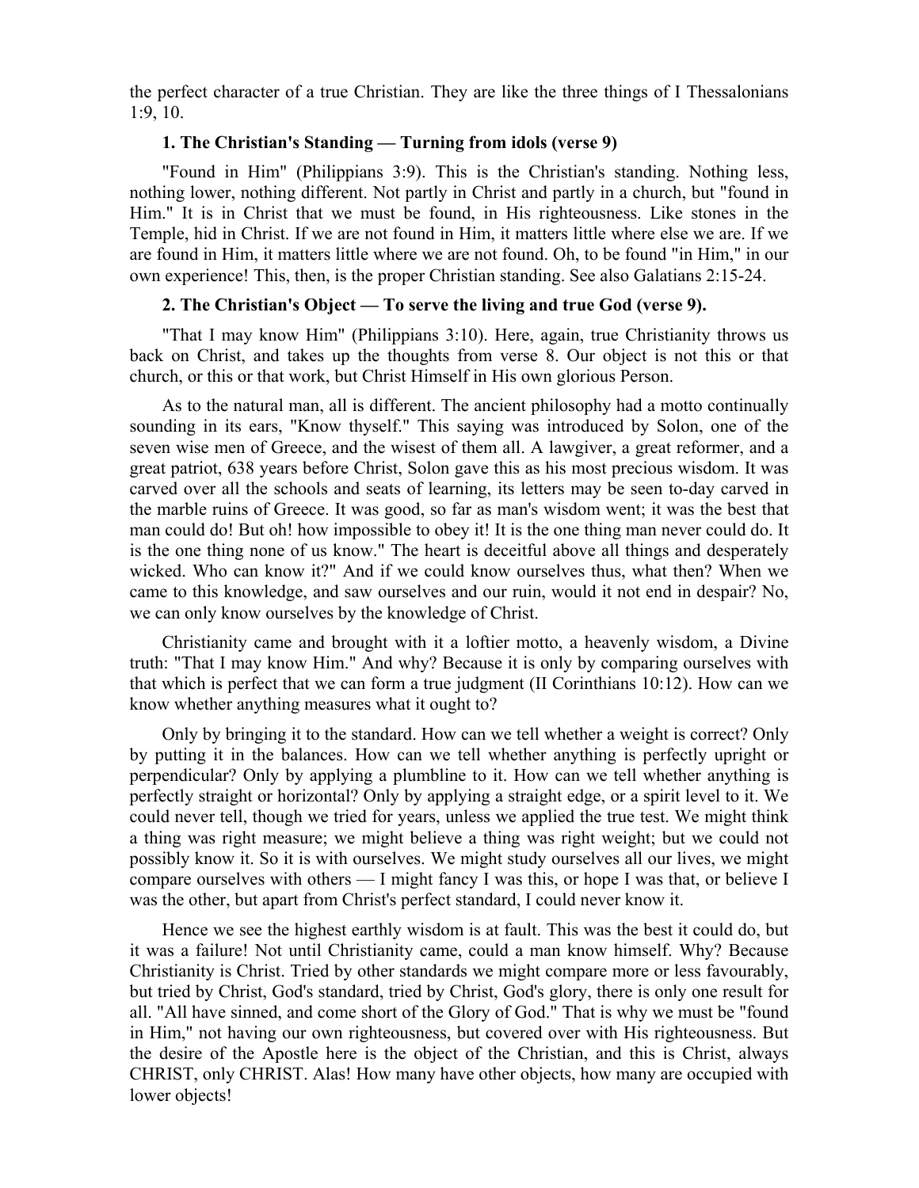the perfect character of a true Christian. They are like the three things of I Thessalonians 1:9, 10.

**1. The Christian's Standing — Turning from idols (verse 9)**

"Found in Him" (Philippians 3:9). This is the Christian's standing. Nothing less, nothing lower, nothing different. Not partly in Christ and partly in a church, but "found in Him." It is in Christ that we must be found, in His righteousness. Like stones in the Temple, hid in Christ. If we are not found in Him, it matters little where else we are. If we are found in Him, it matters little where we are not found. Oh, to be found "in Him," in our own experience! This, then, is the proper Christian standing. See also Galatians 2:15-24.

**2. The Christian's Object — To serve the living and true God (verse 9).**

"That I may know Him" (Philippians 3:10). Here, again, true Christianity throws us back on Christ, and takes up the thoughts from verse 8. Our object is not this or that church, or this or that work, but Christ Himself in His own glorious Person.

As to the natural man, all is different. The ancient philosophy had a motto continually sounding in its ears, "Know thyself." This saying was introduced by Solon, one of the seven wise men of Greece, and the wisest of them all. A lawgiver, a great reformer, and a great patriot, 638 years before Christ, Solon gave this as his most precious wisdom. It was carved over all the schools and seats of learning, its letters may be seen to-day carved in the marble ruins of Greece. It was good, so far as man's wisdom went; it was the best that man could do! But oh! how impossible to obey it! It is the one thing man never could do. It is the one thing none of us know." The heart is deceitful above all things and desperately wicked. Who can know it?" And if we could know ourselves thus, what then? When we came to this knowledge, and saw ourselves and our ruin, would it not end in despair? No, we can only know ourselves by the knowledge of Christ.

Christianity came and brought with it a loftier motto, a heavenly wisdom, a Divine truth: "That I may know Him." And why? Because it is only by comparing ourselves with that which is perfect that we can form a true judgment (II Corinthians 10:12). How can we know whether anything measures what it ought to?

Only by bringing it to the standard. How can we tell whether a weight is correct? Only by putting it in the balances. How can we tell whether anything is perfectly upright or perpendicular? Only by applying a plumbline to it. How can we tell whether anything is perfectly straight or horizontal? Only by applying a straight edge, or a spirit level to it. We could never tell, though we tried for years, unless we applied the true test. We might think a thing was right measure; we might believe a thing was right weight; but we could not possibly know it. So it is with ourselves. We might study ourselves all our lives, we might compare ourselves with others — I might fancy I was this, or hope I was that, or believe I was the other, but apart from Christ's perfect standard, I could never know it.

Hence we see the highest earthly wisdom is at fault. This was the best it could do, but it was a failure! Not until Christianity came, could a man know himself. Why? Because Christianity is Christ. Tried by other standards we might compare more or less favourably, but tried by Christ, God's standard, tried by Christ, God's glory, there is only one result for all. "All have sinned, and come short of the Glory of God." That is why we must be "found in Him," not having our own righteousness, but covered over with His righteousness. But the desire of the Apostle here is the object of the Christian, and this is Christ, always CHRIST, only CHRIST. Alas! How many have other objects, how many are occupied with lower objects!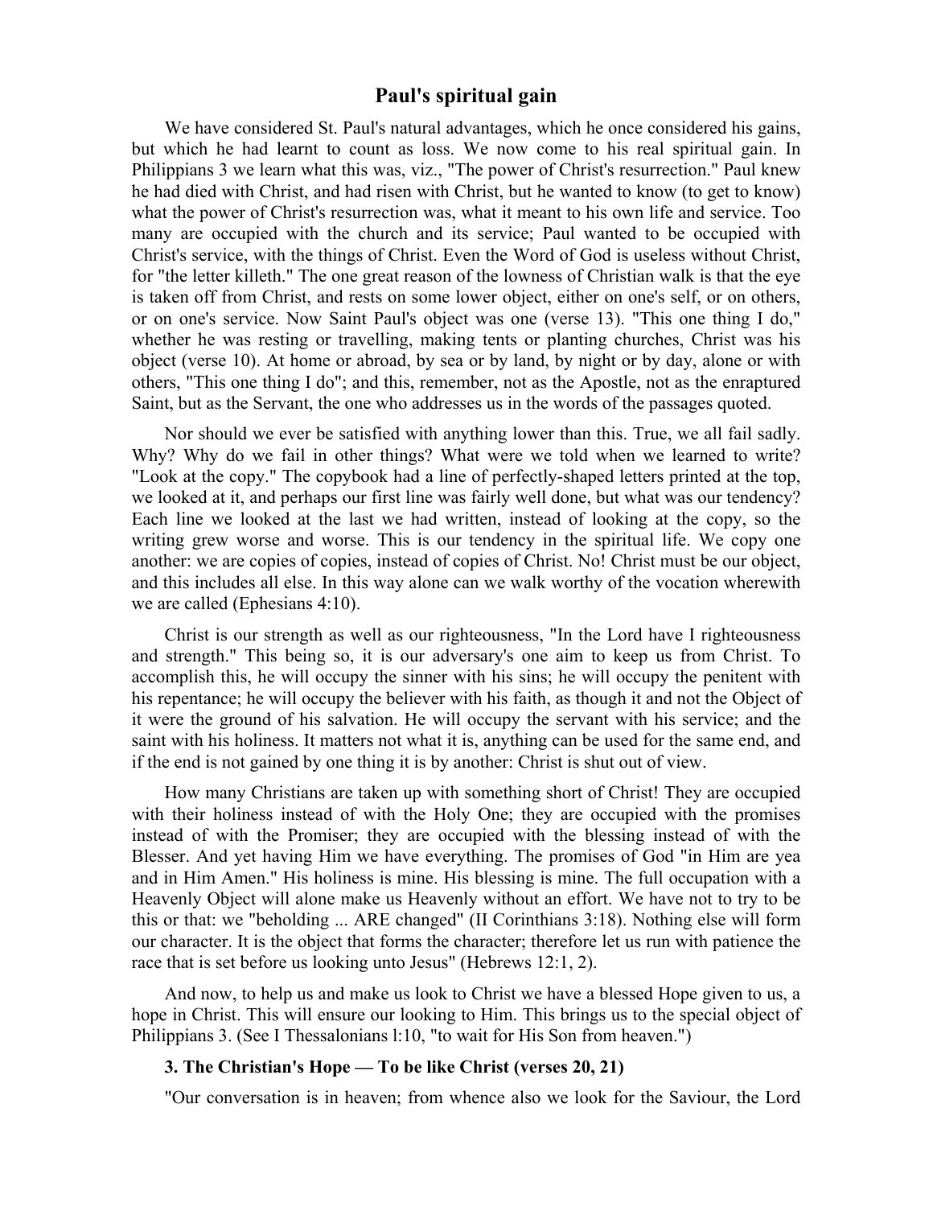## Paul's spiritual gain

We have considered St. Paul's natural advantages, which he once considered his gains, but which he had learnt to count as loss. We now come to his real spiritual gain. In Philippians 3 we learn what this was, viz., "The power of Christ's resurrection." Paul knew he had died with Christ, and had risen with Christ, but he wanted to know (to get to know) what the power of Christ's resurrection was, what it meant to his own life and service. Too many are occupied with the church and its service; Paul wanted to be occupied with Christ's service, with the things of Christ. Even the Word of God is useless without Christ, for "the letter killeth." The one great reason of the lowness of Christian walk is that the eye is taken off from Christ, and rests on some lower object, either on one's self, or on others, or on one's service. Now Saint Paul's object was one (verse 13). "This one thing I do," whether he was resting or travelling, making tents or planting churches, Christ was his object (verse 10). At home or abroad, by sea or by land, by night or by day, alone or with others, "This one thing I do"; and this, remember, not as the Apostle, not as the enraptured Saint, but as the Servant, the one who addresses us in the words of the passages quoted.

Nor should we ever be satisfied with anything lower than this. True, we all fail sadly. Why? Why do we fail in other things? What were we told when we learned to write? "Look at the copy." The copybook had a line of perfectly-shaped letters printed at the top, we looked at it, and perhaps our first line was fairly well done, but what was our tendency? Each line we looked at the last we had written, instead of looking at the copy, so the writing grew worse and worse. This is our tendency in the spiritual life. We copy one another: we are copies of copies, instead of copies of Christ. No! Christ must be our object, and this includes all else. In this way alone can we walk worthy of the vocation wherewith we are called (Ephesians 4:10).

Christ is our strength as well as our righteousness, "In the Lord have I righteousness and strength." This being so, it is our adversary's one aim to keep us from Christ. To accomplish this, he will occupy the sinner with his sins; he will occupy the penitent with his repentance; he will occupy the believer with his faith, as though it and not the Object of it were the ground of his salvation. He will occupy the servant with his service; and the saint with his holiness. It matters not what it is, anything can be used for the same end, and if the end is not gained by one thing it is by another: Christ is shut out of view.

How many Christians are taken up with something short of Christ! They are occupied with their holiness instead of with the Holy One; they are occupied with the promises instead of with the Promiser; they are occupied with the blessing instead of with the Blesser. And yet having Him we have everything. The promises of God "in Him are yea and in Him Amen." His holiness is mine. His blessing is mine. The full occupation with a Heavenly Object will alone make us Heavenly without an effort. We have not to try to be this or that: we "beholding ... ARE changed" (II Corinthians 3:18). Nothing else will form our character. It is the object that forms the character; therefore let us run with patience the race that is set before us looking unto Jesus" (Hebrews 12:1, 2).

And now, to help us and make us look to Christ we have a blessed Hope given to us, a hope in Christ. This will ensure our looking to Him. This brings us to the special object of Philippians 3. (See I Thessalonians l:10, "to wait for His Son from heaven.")

**3. The Christian's Hope — To be like Christ (verses 20, 21)**

"Our conversation is in heaven; from whence also we look for the Saviour, the Lord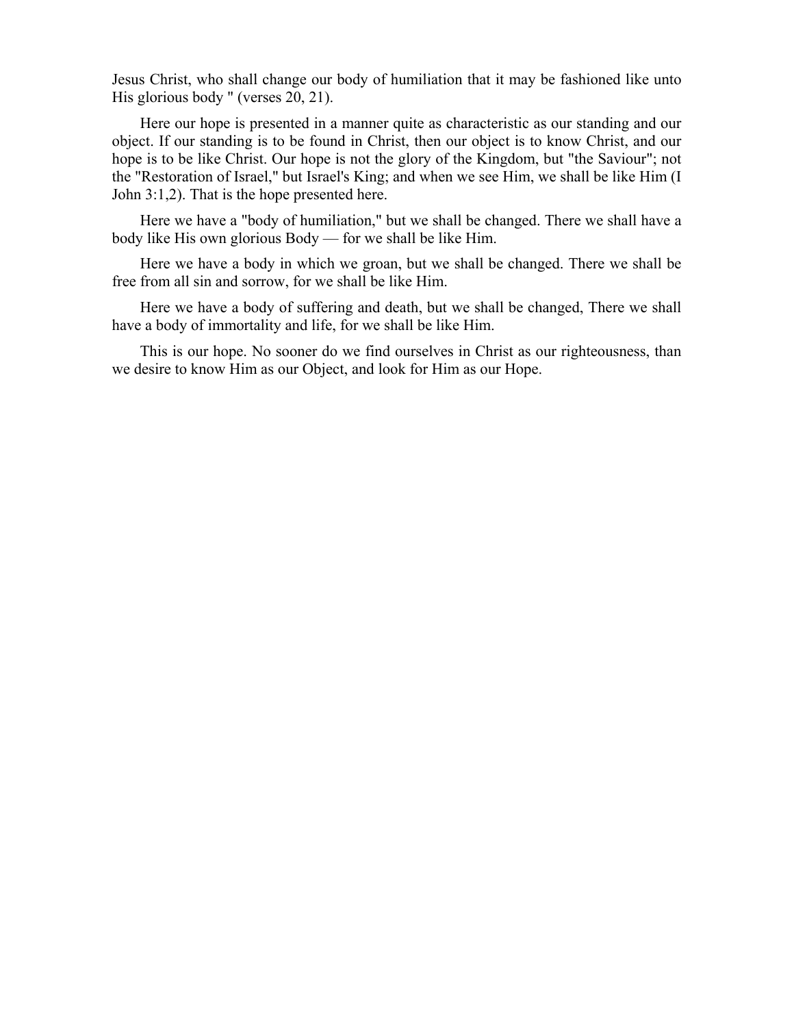Jesus Christ, who shall change our body of humiliation that it may be fashioned like unto His glorious body " (verses 20, 21).

Here our hope is presented in a manner quite as characteristic as our standing and our object. If our standing is to be found in Christ, then our object is to know Christ, and our hope is to be like Christ. Our hope is not the glory of the Kingdom, but "the Saviour"; not the "Restoration of Israel," but Israel's King; and when we see Him, we shall be like Him (I John 3:1,2). That is the hope presented here.

Here we have a "body of humiliation," but we shall be changed. There we shall have a body like His own glorious Body — for we shall be like Him.

Here we have a body in which we groan, but we shall be changed. There we shall be free from all sin and sorrow, for we shall be like Him.

Here we have a body of suffering and death, but we shall be changed, There we shall have a body of immortality and life, for we shall be like Him.

This is our hope. No sooner do we find ourselves in Christ as our righteousness, than we desire to know Him as our Object, and look for Him as our Hope.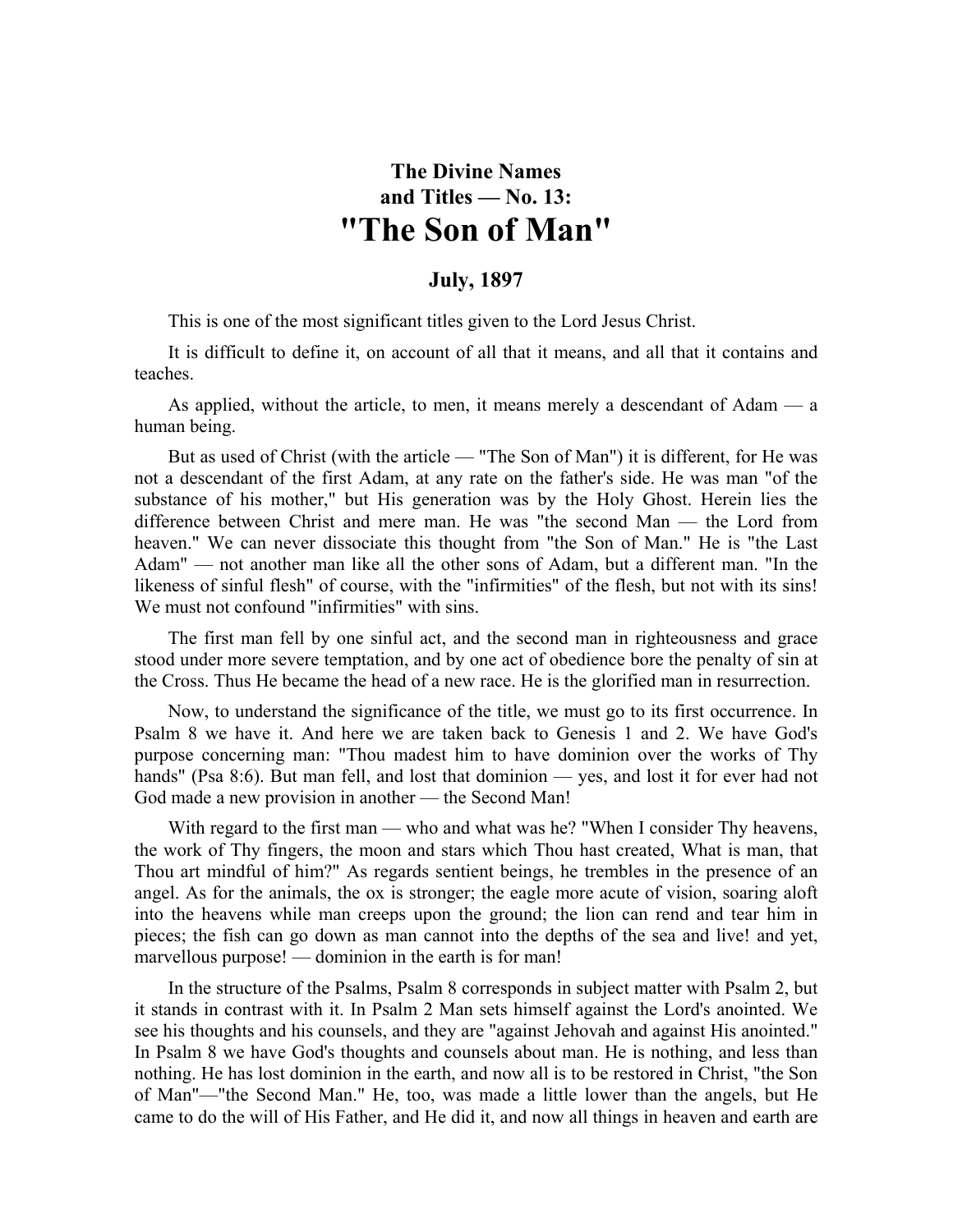## The Divine Names and Titles — No. 13:

# "The Son of Man"

### July, 1897

This is one of the most significant titles given to the Lord Jesus Christ.

It is difficult to define it, on account of all that it means, and all that it contains and teaches.

As applied, without the article, to men, it means merely a descendant of Adam — a human being.

But as used of Christ (with the article — "The Son of Man") it is different, for He was not a descendant of the first Adam, at any rate on the father's side. He was man "of the substance of his mother," but His generation was by the Holy Ghost. Herein lies the difference between Christ and mere man. He was "the second Man — the Lord from heaven." We can never dissociate this thought from "the Son of Man." He is "the Last Adam" — not another man like all the other sons of Adam, but a different man. "In the likeness of sinful flesh" of course, with the "infirmities" of the flesh, but not with its sins! We must not confound "infirmities" with sins.

The first man fell by one sinful act, and the second man in righteousness and grace stood under more severe temptation, and by one act of obedience bore the penalty of sin at the Cross. Thus He became the head of a new race. He is the glorified man in resurrection.

Now, to understand the significance of the title, we must go to its first occurrence. In Psalm 8 we have it. And here we are taken back to Genesis 1 and 2. We have God's purpose concerning man: "Thou madest him to have dominion over the works of Thy hands" (Psa 8:6). But man fell, and lost that dominion — yes, and lost it for ever had not God made a new provision in another — the Second Man!

With regard to the first man — who and what was he? "When I consider Thy heavens, the work of Thy fingers, the moon and stars which Thou hast created, What is man, that Thou art mindful of him?" As regards sentient beings, he trembles in the presence of an angel. As for the animals, the ox is stronger; the eagle more acute of vision, soaring aloft into the heavens while man creeps upon the ground; the lion can rend and tear him in pieces; the fish can go down as man cannot into the depths of the sea and live! and yet, marvellous purpose! — dominion in the earth is for man!

In the structure of the Psalms, Psalm 8 corresponds in subject matter with Psalm 2, but it stands in contrast with it. In Psalm 2 Man sets himself against the Lord's anointed. We see his thoughts and his counsels, and they are "against Jehovah and against His anointed." In Psalm 8 we have God's thoughts and counsels about man. He is nothing, and less than nothing. He has lost dominion in the earth, and now all is to be restored in Christ, "the Son of Man"—"the Second Man." He, too, was made a little lower than the angels, but He came to do the will of His Father, and He did it, and now all things in heaven and earth are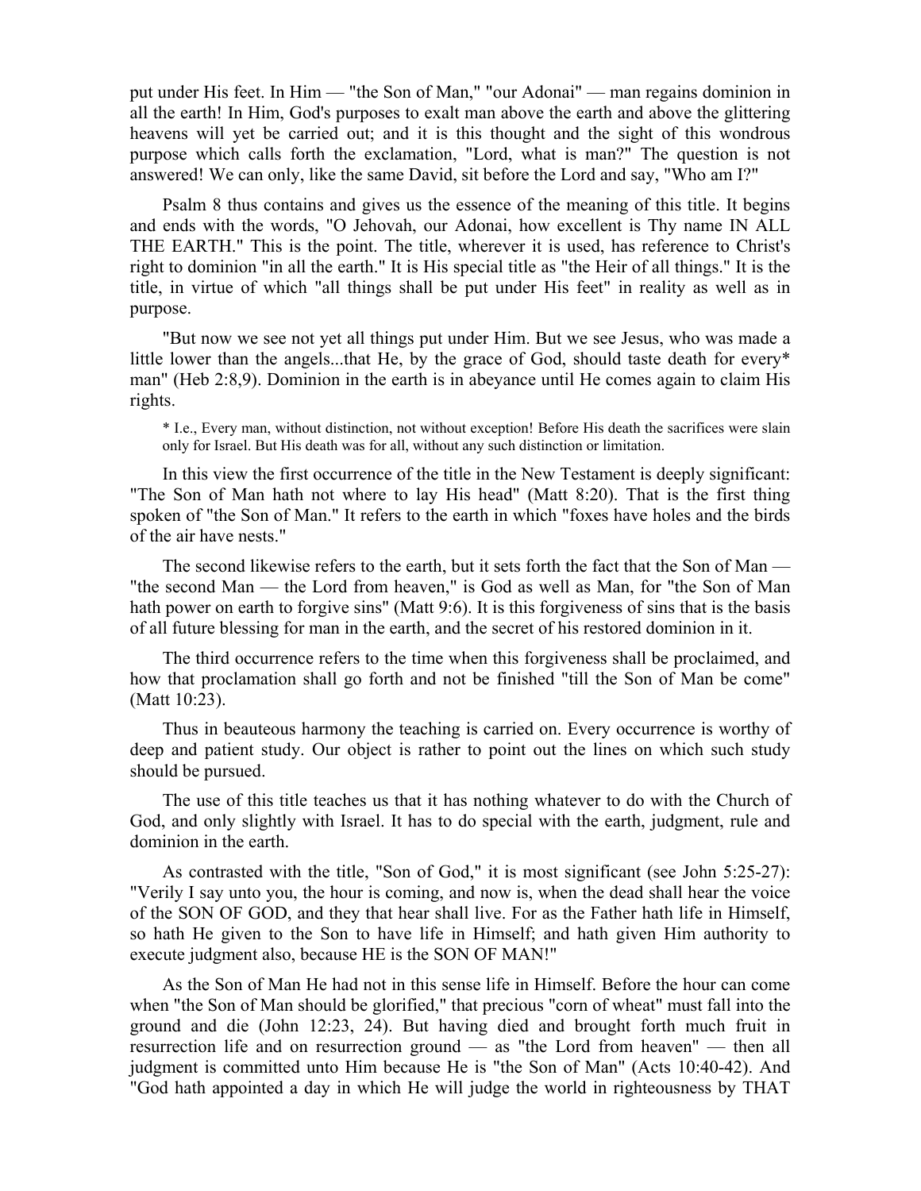put under His feet. In Him — "the Son of Man," "our Adonai" — man regains dominion in all the earth! In Him, God's purposes to exalt man above the earth and above the glittering heavens will yet be carried out; and it is this thought and the sight of this wondrous purpose which calls forth the exclamation, "Lord, what is man?" The question is not answered! We can only, like the same David, sit before the Lord and say, "Who am I?"

Psalm 8 thus contains and gives us the essence of the meaning of this title. It begins and ends with the words, "O Jehovah, our Adonai, how excellent is Thy name IN ALL THE EARTH." This is the point. The title, wherever it is used, has reference to Christ's right to dominion "in all the earth." It is His special title as "the Heir of all things." It is the title, in virtue of which "all things shall be put under His feet" in reality as well as in purpose.

"But now we see not yet all things put under Him. But we see Jesus, who was made a little lower than the angels...that He, by the grace of God, should taste death for every* man" (Heb 2:8,9). Dominion in the earth is in abeyance until He comes again to claim His rights.

* I.e., Every man, without distinction, not without exception! Before His death the sacrifices were slain only for Israel. But His death was for all, without any such distinction or limitation.

In this view the first occurrence of the title in the New Testament is deeply significant: "The Son of Man hath not where to lay His head" (Matt 8:20). That is the first thing spoken of "the Son of Man." It refers to the earth in which "foxes have holes and the birds of the air have nests."

The second likewise refers to the earth, but it sets forth the fact that the Son of Man — "the second Man — the Lord from heaven," is God as well as Man, for "the Son of Man hath power on earth to forgive sins" (Matt 9:6). It is this forgiveness of sins that is the basis of all future blessing for man in the earth, and the secret of his restored dominion in it.

The third occurrence refers to the time when this forgiveness shall be proclaimed, and how that proclamation shall go forth and not be finished "till the Son of Man be come" (Matt 10:23).

Thus in beauteous harmony the teaching is carried on. Every occurrence is worthy of deep and patient study. Our object is rather to point out the lines on which such study should be pursued.

The use of this title teaches us that it has nothing whatever to do with the Church of God, and only slightly with Israel. It has to do special with the earth, judgment, rule and dominion in the earth.

As contrasted with the title, "Son of God," it is most significant (see John 5:25-27): "Verily I say unto you, the hour is coming, and now is, when the dead shall hear the voice of the SON OF GOD, and they that hear shall live. For as the Father hath life in Himself, so hath He given to the Son to have life in Himself; and hath given Him authority to execute judgment also, because HE is the SON OF MAN!"

As the Son of Man He had not in this sense life in Himself. Before the hour can come when "the Son of Man should be glorified," that precious "corn of wheat" must fall into the ground and die (John 12:23, 24). But having died and brought forth much fruit in resurrection life and on resurrection ground — as "the Lord from heaven" — then all judgment is committed unto Him because He is "the Son of Man" (Acts 10:40-42). And "God hath appointed a day in which He will judge the world in righteousness by THAT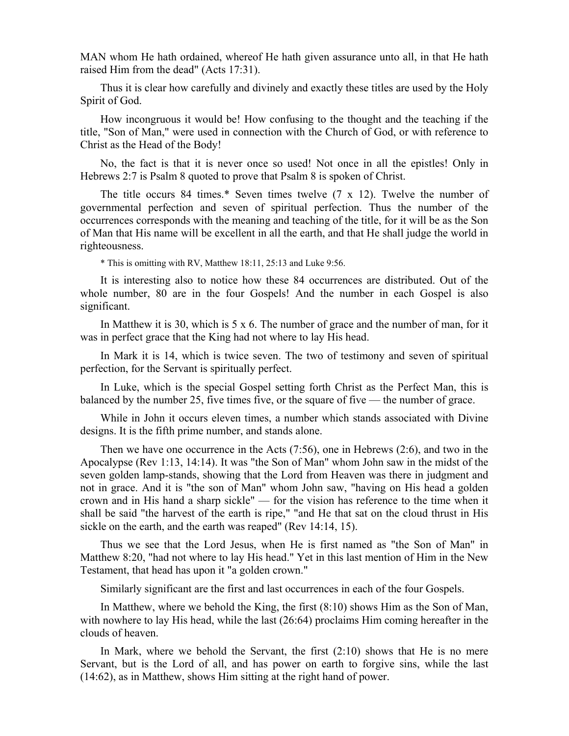MAN whom He hath ordained, whereof He hath given assurance unto all, in that He hath raised Him from the dead" (Acts 17:31).

Thus it is clear how carefully and divinely and exactly these titles are used by the Holy Spirit of God.

How incongruous it would be! How confusing to the thought and the teaching if the title, "Son of Man," were used in connection with the Church of God, or with reference to Christ as the Head of the Body!

No, the fact is that it is never once so used! Not once in all the epistles! Only in Hebrews 2:7 is Psalm 8 quoted to prove that Psalm 8 is spoken of Christ.

The title occurs 84 times.* Seven times twelve (7 x 12). Twelve the number of governmental perfection and seven of spiritual perfection. Thus the number of the occurrences corresponds with the meaning and teaching of the title, for it will be as the Son of Man that His name will be excellent in all the earth, and that He shall judge the world in righteousness.

\* This is omitting with RV, Matthew 18:11, 25:13 and Luke 9:56.

It is interesting also to notice how these 84 occurrences are distributed. Out of the whole number, 80 are in the four Gospels! And the number in each Gospel is also significant.

In Matthew it is 30, which is 5 x 6. The number of grace and the number of man, for it was in perfect grace that the King had not where to lay His head.

In Mark it is 14, which is twice seven. The two of testimony and seven of spiritual perfection, for the Servant is spiritually perfect.

In Luke, which is the special Gospel setting forth Christ as the Perfect Man, this is balanced by the number 25, five times five, or the square of five — the number of grace.

While in John it occurs eleven times, a number which stands associated with Divine designs. It is the fifth prime number, and stands alone.

Then we have one occurrence in the Acts (7:56), one in Hebrews (2:6), and two in the Apocalypse (Rev 1:13, 14:14). It was "the Son of Man" whom John saw in the midst of the seven golden lamp-stands, showing that the Lord from Heaven was there in judgment and not in grace. And it is "the son of Man" whom John saw, "having on His head a golden crown and in His hand a sharp sickle" — for the vision has reference to the time when it shall be said "the harvest of the earth is ripe," "and He that sat on the cloud thrust in His sickle on the earth, and the earth was reaped" (Rev 14:14, 15).

Thus we see that the Lord Jesus, when He is first named as "the Son of Man" in Matthew 8:20, "had not where to lay His head." Yet in this last mention of Him in the New Testament, that head has upon it "a golden crown."

Similarly significant are the first and last occurrences in each of the four Gospels.

In Matthew, where we behold the King, the first (8:10) shows Him as the Son of Man, with nowhere to lay His head, while the last (26:64) proclaims Him coming hereafter in the clouds of heaven.

In Mark, where we behold the Servant, the first (2:10) shows that He is no mere Servant, but is the Lord of all, and has power on earth to forgive sins, while the last (14:62), as in Matthew, shows Him sitting at the right hand of power.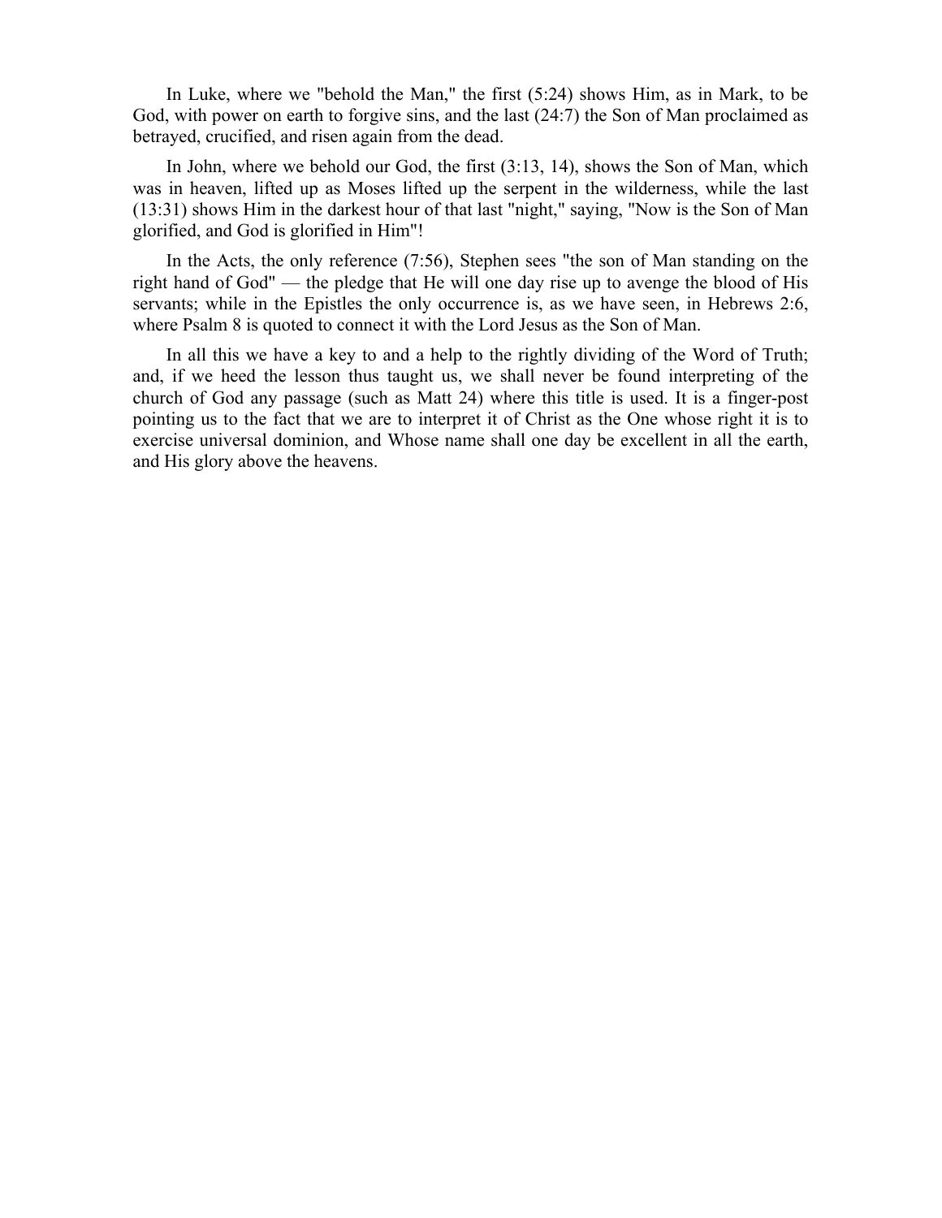In Luke, where we "behold the Man," the first (5:24) shows Him, as in Mark, to be God, with power on earth to forgive sins, and the last (24:7) the Son of Man proclaimed as betrayed, crucified, and risen again from the dead.

In John, where we behold our God, the first (3:13, 14), shows the Son of Man, which was in heaven, lifted up as Moses lifted up the serpent in the wilderness, while the last (13:31) shows Him in the darkest hour of that last "night," saying, "Now is the Son of Man glorified, and God is glorified in Him"!

In the Acts, the only reference (7:56), Stephen sees "the son of Man standing on the right hand of God" — the pledge that He will one day rise up to avenge the blood of His servants; while in the Epistles the only occurrence is, as we have seen, in Hebrews 2:6, where Psalm 8 is quoted to connect it with the Lord Jesus as the Son of Man.

In all this we have a key to and a help to the rightly dividing of the Word of Truth; and, if we heed the lesson thus taught us, we shall never be found interpreting of the church of God any passage (such as Matt 24) where this title is used. It is a finger-post pointing us to the fact that we are to interpret it of Christ as the One whose right it is to exercise universal dominion, and Whose name shall one day be excellent in all the earth, and His glory above the heavens.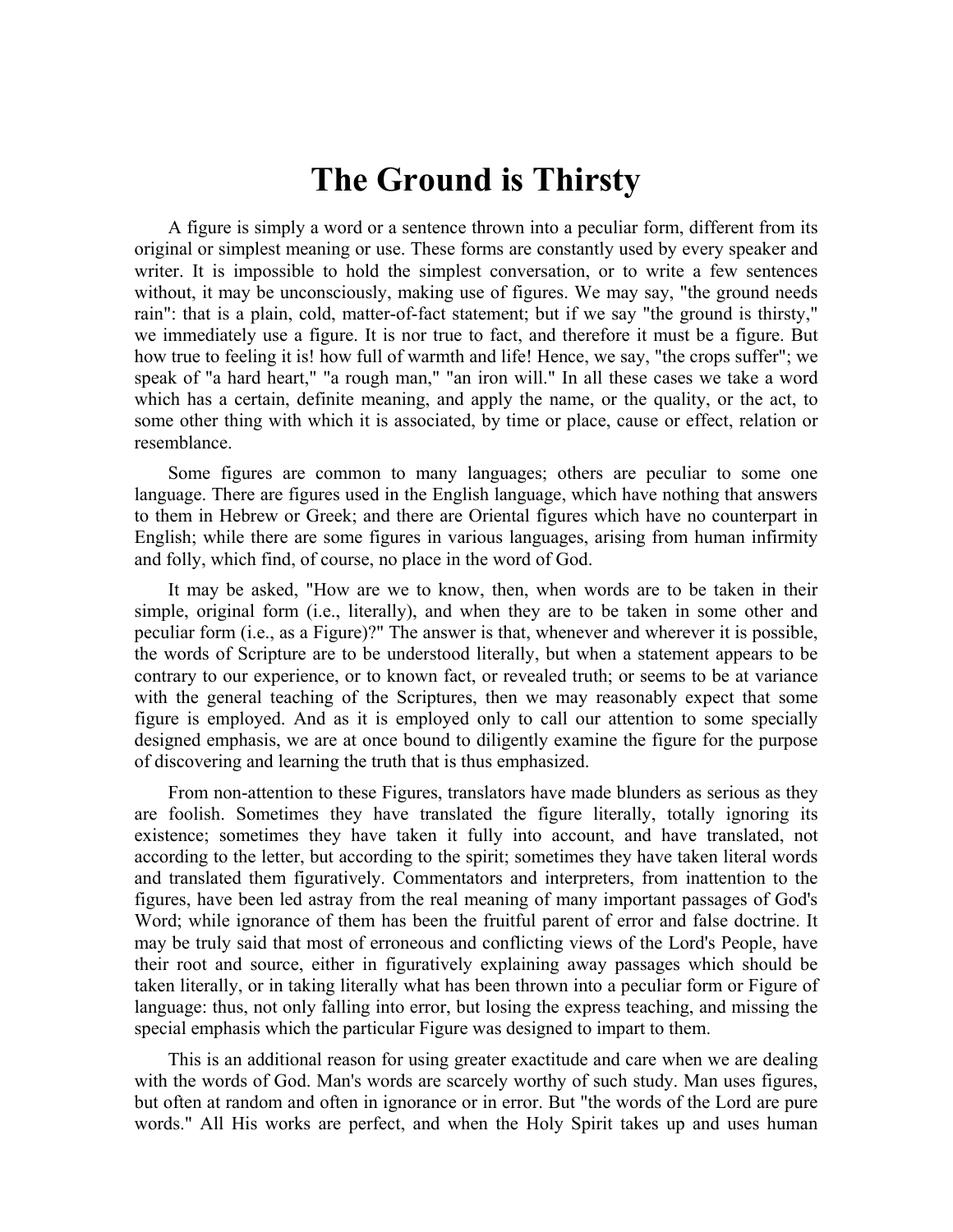# The Ground is Thirsty

A figure is simply a word or a sentence thrown into a peculiar form, different from its original or simplest meaning or use. These forms are constantly used by every speaker and writer. It is impossible to hold the simplest conversation, or to write a few sentences without, it may be unconsciously, making use of figures. We may say, "the ground needs rain": that is a plain, cold, matter-of-fact statement; but if we say "the ground is thirsty," we immediately use a figure. It is nor true to fact, and therefore it must be a figure. But how true to feeling it is! how full of warmth and life! Hence, we say, "the crops suffer"; we speak of "a hard heart," "a rough man," "an iron will." In all these cases we take a word which has a certain, definite meaning, and apply the name, or the quality, or the act, to some other thing with which it is associated, by time or place, cause or effect, relation or resemblance.

Some figures are common to many languages; others are peculiar to some one language. There are figures used in the English language, which have nothing that answers to them in Hebrew or Greek; and there are Oriental figures which have no counterpart in English; while there are some figures in various languages, arising from human infirmity and folly, which find, of course, no place in the word of God.

It may be asked, "How are we to know, then, when words are to be taken in their simple, original form (i.e., literally), and when they are to be taken in some other and peculiar form (i.e., as a Figure)?" The answer is that, whenever and wherever it is possible, the words of Scripture are to be understood literally, but when a statement appears to be contrary to our experience, or to known fact, or revealed truth; or seems to be at variance with the general teaching of the Scriptures, then we may reasonably expect that some figure is employed. And as it is employed only to call our attention to some specially designed emphasis, we are at once bound to diligently examine the figure for the purpose of discovering and learning the truth that is thus emphasized.

From non-attention to these Figures, translators have made blunders as serious as they are foolish. Sometimes they have translated the figure literally, totally ignoring its existence; sometimes they have taken it fully into account, and have translated, not according to the letter, but according to the spirit; sometimes they have taken literal words and translated them figuratively. Commentators and interpreters, from inattention to the figures, have been led astray from the real meaning of many important passages of God's Word; while ignorance of them has been the fruitful parent of error and false doctrine. It may be truly said that most of erroneous and conflicting views of the Lord's People, have their root and source, either in figuratively explaining away passages which should be taken literally, or in taking literally what has been thrown into a peculiar form or Figure of language: thus, not only falling into error, but losing the express teaching, and missing the special emphasis which the particular Figure was designed to impart to them.

This is an additional reason for using greater exactitude and care when we are dealing with the words of God. Man's words are scarcely worthy of such study. Man uses figures, but often at random and often in ignorance or in error. But "the words of the Lord are pure words." All His works are perfect, and when the Holy Spirit takes up and uses human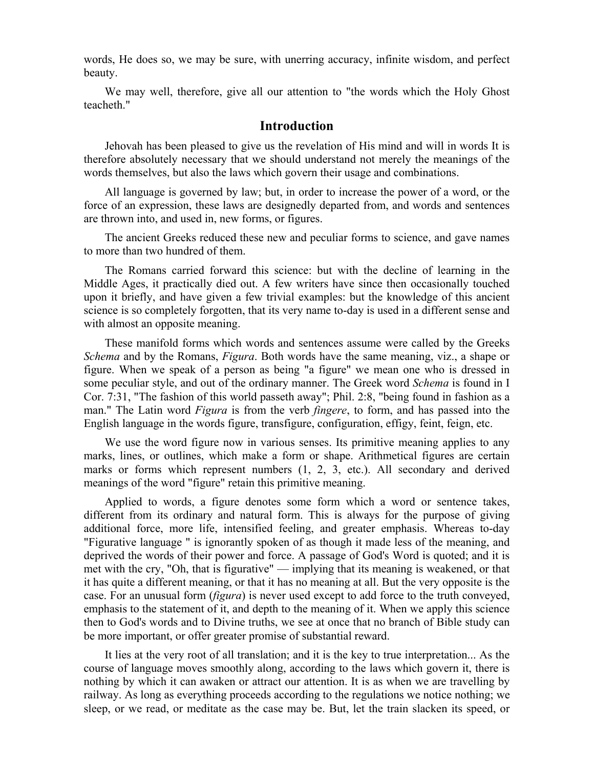words, He does so, we may be sure, with unerring accuracy, infinite wisdom, and perfect beauty.

We may well, therefore, give all our attention to "the words which the Holy Ghost teacheth."

## Introduction

Jehovah has been pleased to give us the revelation of His mind and will in words It is therefore absolutely necessary that we should understand not merely the meanings of the words themselves, but also the laws which govern their usage and combinations.

All language is governed by law; but, in order to increase the power of a word, or the force of an expression, these laws are designedly departed from, and words and sentences are thrown into, and used in, new forms, or figures.

The ancient Greeks reduced these new and peculiar forms to science, and gave names to more than two hundred of them.

The Romans carried forward this science: but with the decline of learning in the Middle Ages, it practically died out. A few writers have since then occasionally touched upon it briefly, and have given a few trivial examples: but the knowledge of this ancient science is so completely forgotten, that its very name to-day is used in a different sense and with almost an opposite meaning.

These manifold forms which words and sentences assume were called by the Greeks *Schema* and by the Romans, *Figura*. Both words have the same meaning, viz., a shape or figure. When we speak of a person as being "a figure" we mean one who is dressed in some peculiar style, and out of the ordinary manner. The Greek word *Schema* is found in I Cor. 7:31, "The fashion of this world passeth away"; Phil. 2:8, "being found in fashion as a man." The Latin word *Figura* is from the verb *fingere*, to form, and has passed into the English language in the words figure, transfigure, configuration, effigy, feint, feign, etc.

We use the word figure now in various senses. Its primitive meaning applies to any marks, lines, or outlines, which make a form or shape. Arithmetical figures are certain marks or forms which represent numbers (1, 2, 3, etc.). All secondary and derived meanings of the word "figure" retain this primitive meaning.

Applied to words, a figure denotes some form which a word or sentence takes, different from its ordinary and natural form. This is always for the purpose of giving additional force, more life, intensified feeling, and greater emphasis. Whereas to-day "Figurative language " is ignorantly spoken of as though it made less of the meaning, and deprived the words of their power and force. A passage of God's Word is quoted; and it is met with the cry, "Oh, that is figurative" — implying that its meaning is weakened, or that it has quite a different meaning, or that it has no meaning at all. But the very opposite is the case. For an unusual form (*figura*) is never used except to add force to the truth conveyed, emphasis to the statement of it, and depth to the meaning of it. When we apply this science then to God's words and to Divine truths, we see at once that no branch of Bible study can be more important, or offer greater promise of substantial reward.

It lies at the very root of all translation; and it is the key to true interpretation... As the course of language moves smoothly along, according to the laws which govern it, there is nothing by which it can awaken or attract our attention. It is as when we are travelling by railway. As long as everything proceeds according to the regulations we notice nothing; we sleep, or we read, or meditate as the case may be. But, let the train slacken its speed, or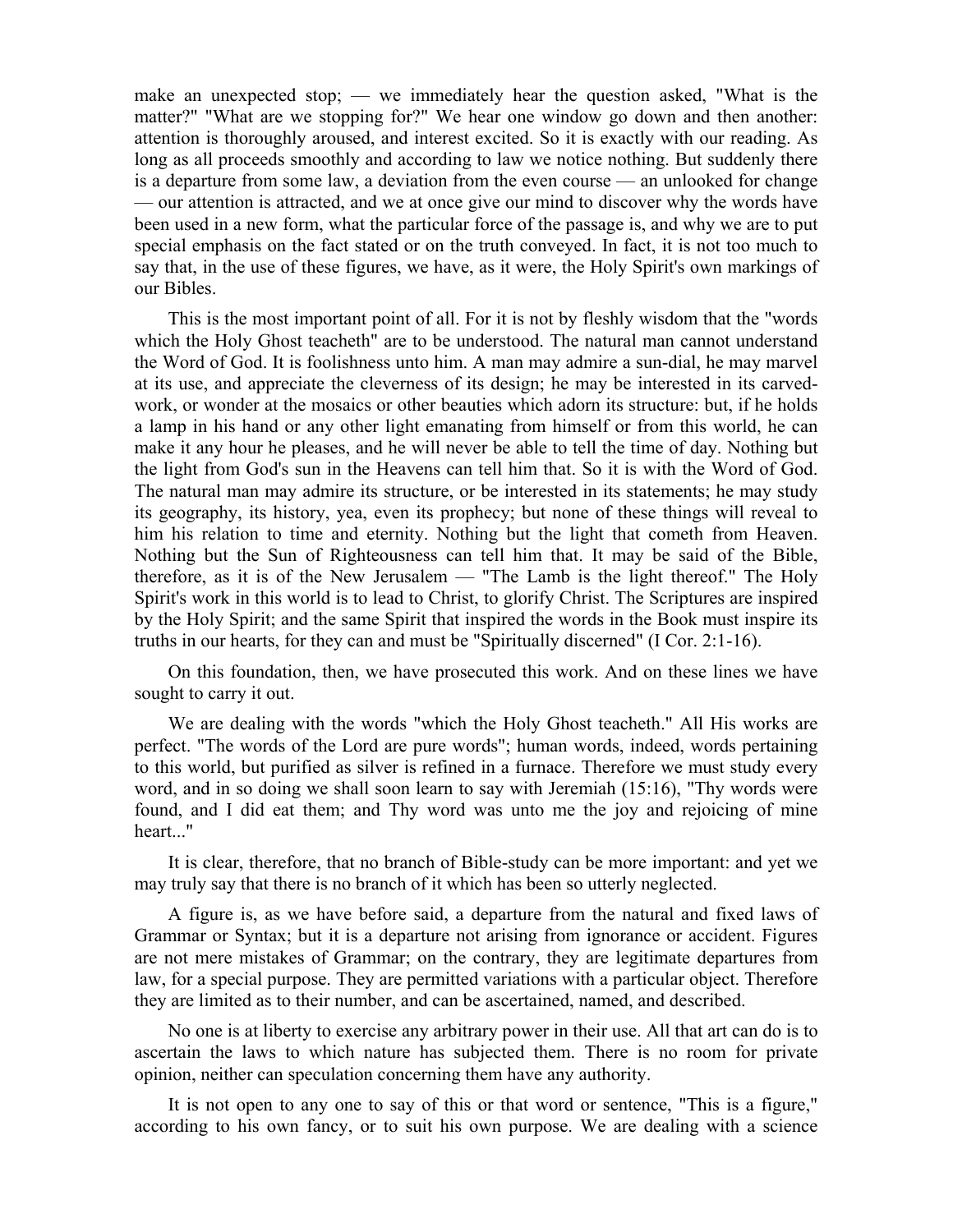make an unexpected stop; — we immediately hear the question asked, "What is the matter?" "What are we stopping for?" We hear one window go down and then another: attention is thoroughly aroused, and interest excited. So it is exactly with our reading. As long as all proceeds smoothly and according to law we notice nothing. But suddenly there is a departure from some law, a deviation from the even course — an unlooked for change — our attention is attracted, and we at once give our mind to discover why the words have been used in a new form, what the particular force of the passage is, and why we are to put special emphasis on the fact stated or on the truth conveyed. In fact, it is not too much to say that, in the use of these figures, we have, as it were, the Holy Spirit's own markings of our Bibles.

This is the most important point of all. For it is not by fleshly wisdom that the "words which the Holy Ghost teacheth" are to be understood. The natural man cannot understand the Word of God. It is foolishness unto him. A man may admire a sun-dial, he may marvel at its use, and appreciate the cleverness of its design; he may be interested in its carved-work, or wonder at the mosaics or other beauties which adorn its structure: but, if he holds a lamp in his hand or any other light emanating from himself or from this world, he can make it any hour he pleases, and he will never be able to tell the time of day. Nothing but the light from God's sun in the Heavens can tell him that. So it is with the Word of God. The natural man may admire its structure, or be interested in its statements; he may study its geography, its history, yea, even its prophecy; but none of these things will reveal to him his relation to time and eternity. Nothing but the light that cometh from Heaven. Nothing but the Sun of Righteousness can tell him that. It may be said of the Bible, therefore, as it is of the New Jerusalem — "The Lamb is the light thereof." The Holy Spirit's work in this world is to lead to Christ, to glorify Christ. The Scriptures are inspired by the Holy Spirit; and the same Spirit that inspired the words in the Book must inspire its truths in our hearts, for they can and must be "Spiritually discerned" (I Cor. 2:1-16).

On this foundation, then, we have prosecuted this work. And on these lines we have sought to carry it out.

We are dealing with the words "which the Holy Ghost teacheth." All His works are perfect. "The words of the Lord are pure words"; human words, indeed, words pertaining to this world, but purified as silver is refined in a furnace. Therefore we must study every word, and in so doing we shall soon learn to say with Jeremiah (15:16), "Thy words were found, and I did eat them; and Thy word was unto me the joy and rejoicing of mine heart..."

It is clear, therefore, that no branch of Bible-study can be more important: and yet we may truly say that there is no branch of it which has been so utterly neglected.

A figure is, as we have before said, a departure from the natural and fixed laws of Grammar or Syntax; but it is a departure not arising from ignorance or accident. Figures are not mere mistakes of Grammar; on the contrary, they are legitimate departures from law, for a special purpose. They are permitted variations with a particular object. Therefore they are limited as to their number, and can be ascertained, named, and described.

No one is at liberty to exercise any arbitrary power in their use. All that art can do is to ascertain the laws to which nature has subjected them. There is no room for private opinion, neither can speculation concerning them have any authority.

It is not open to any one to say of this or that word or sentence, "This is a figure," according to his own fancy, or to suit his own purpose. We are dealing with a science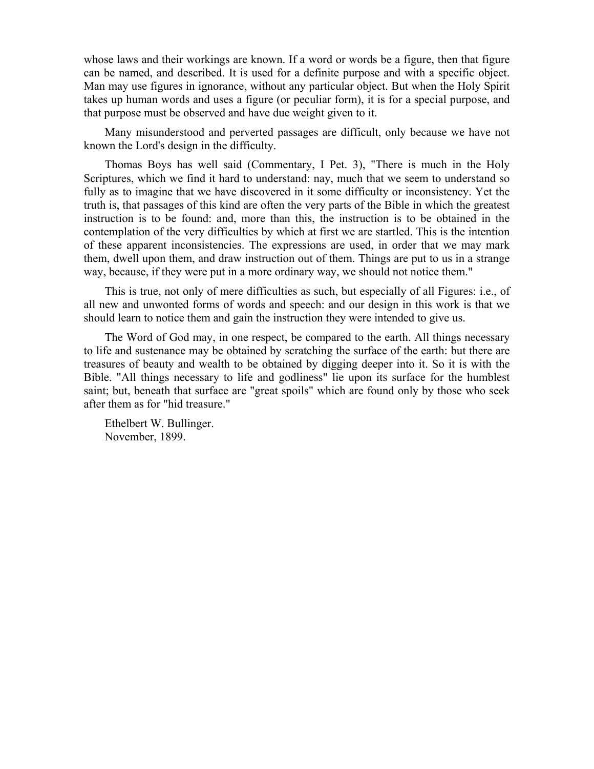whose laws and their workings are known. If a word or words be a figure, then that figure can be named, and described. It is used for a definite purpose and with a specific object. Man may use figures in ignorance, without any particular object. But when the Holy Spirit takes up human words and uses a figure (or peculiar form), it is for a special purpose, and that purpose must be observed and have due weight given to it.

Many misunderstood and perverted passages are difficult, only because we have not known the Lord's design in the difficulty.

Thomas Boys has well said (Commentary, I Pet. 3), "There is much in the Holy Scriptures, which we find it hard to understand: nay, much that we seem to understand so fully as to imagine that we have discovered in it some difficulty or inconsistency. Yet the truth is, that passages of this kind are often the very parts of the Bible in which the greatest instruction is to be found: and, more than this, the instruction is to be obtained in the contemplation of the very difficulties by which at first we are startled. This is the intention of these apparent inconsistencies. The expressions are used, in order that we may mark them, dwell upon them, and draw instruction out of them. Things are put to us in a strange way, because, if they were put in a more ordinary way, we should not notice them."

This is true, not only of mere difficulties as such, but especially of all Figures: i.e., of all new and unwonted forms of words and speech: and our design in this work is that we should learn to notice them and gain the instruction they were intended to give us.

The Word of God may, in one respect, be compared to the earth. All things necessary to life and sustenance may be obtained by scratching the surface of the earth: but there are treasures of beauty and wealth to be obtained by digging deeper into it. So it is with the Bible. "All things necessary to life and godliness" lie upon its surface for the humblest saint; but, beneath that surface are "great spoils" which are found only by those who seek after them as for "hid treasure."

Ethelbert W. Bullinger.
November, 1899.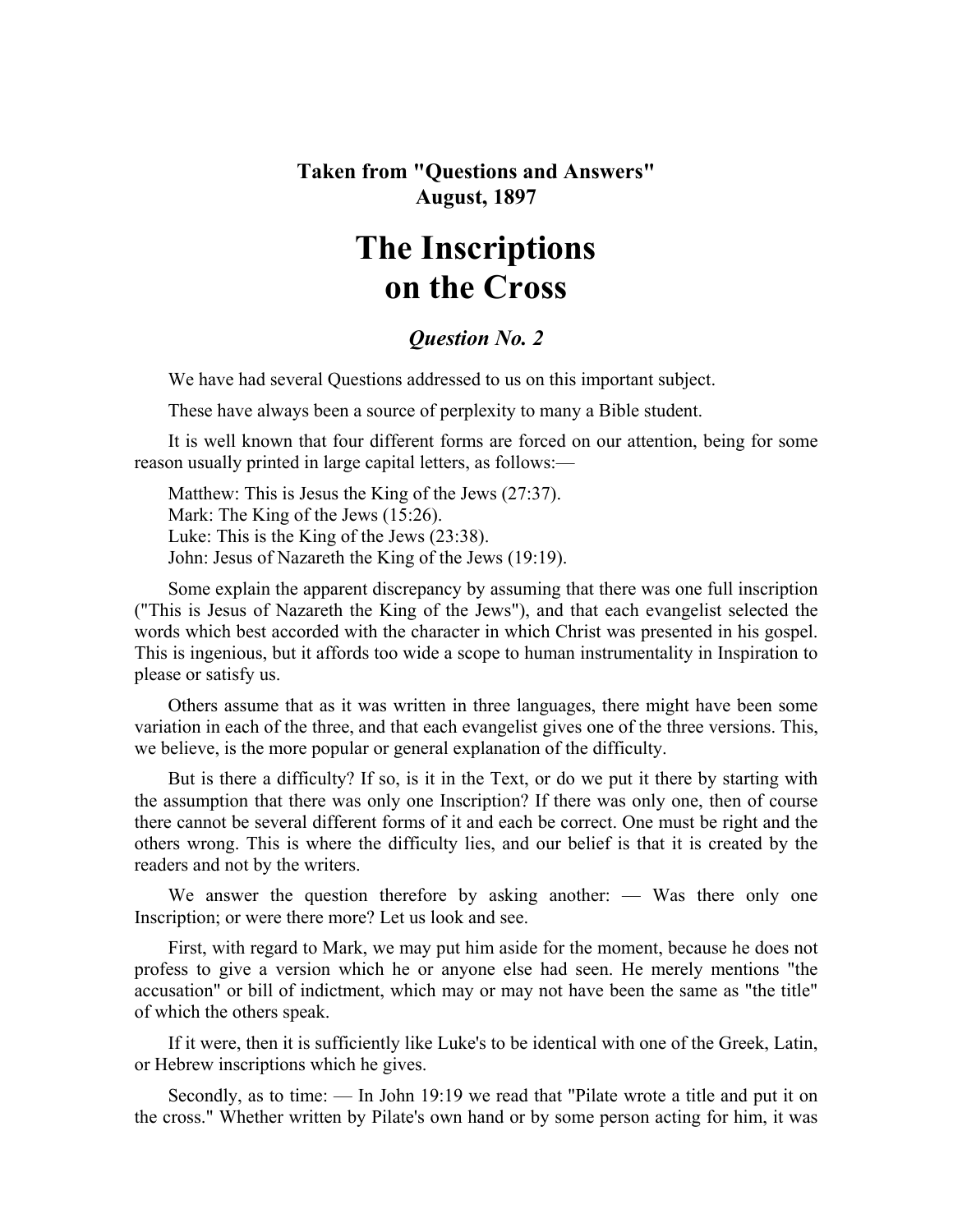**Taken from "Questions and Answers"**
**August, 1897**

# The Inscriptions on the Cross

## *Question No. 2*

We have had several Questions addressed to us on this important subject.

These have always been a source of perplexity to many a Bible student.

It is well known that four different forms are forced on our attention, being for some reason usually printed in large capital letters, as follows:—

Matthew: This is Jesus the King of the Jews (27:37).
Mark: The King of the Jews (15:26).
Luke: This is the King of the Jews (23:38).
John: Jesus of Nazareth the King of the Jews (19:19).

Some explain the apparent discrepancy by assuming that there was one full inscription ("This is Jesus of Nazareth the King of the Jews"), and that each evangelist selected the words which best accorded with the character in which Christ was presented in his gospel. This is ingenious, but it affords too wide a scope to human instrumentality in Inspiration to please or satisfy us.

Others assume that as it was written in three languages, there might have been some variation in each of the three, and that each evangelist gives one of the three versions. This, we believe, is the more popular or general explanation of the difficulty.

But is there a difficulty? If so, is it in the Text, or do we put it there by starting with the assumption that there was only one Inscription? If there was only one, then of course there cannot be several different forms of it and each be correct. One must be right and the others wrong. This is where the difficulty lies, and our belief is that it is created by the readers and not by the writers.

We answer the question therefore by asking another: — Was there only one Inscription; or were there more? Let us look and see.

First, with regard to Mark, we may put him aside for the moment, because he does not profess to give a version which he or anyone else had seen. He merely mentions "the accusation" or bill of indictment, which may or may not have been the same as "the title" of which the others speak.

If it were, then it is sufficiently like Luke's to be identical with one of the Greek, Latin, or Hebrew inscriptions which he gives.

Secondly, as to time: — In John 19:19 we read that "Pilate wrote a title and put it on the cross." Whether written by Pilate's own hand or by some person acting for him, it was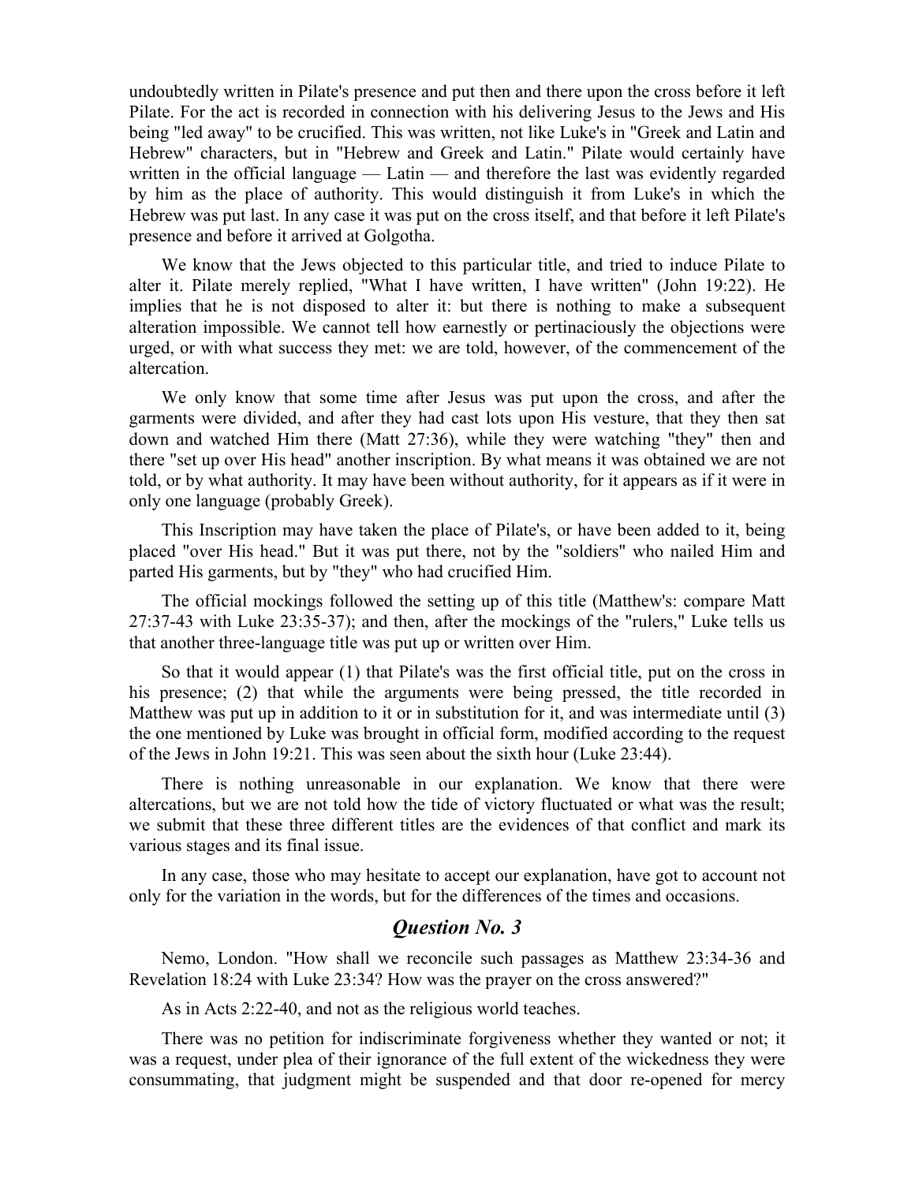undoubtedly written in Pilate's presence and put then and there upon the cross before it left Pilate. For the act is recorded in connection with his delivering Jesus to the Jews and His being "led away" to be crucified. This was written, not like Luke's in "Greek and Latin and Hebrew" characters, but in "Hebrew and Greek and Latin." Pilate would certainly have written in the official language — Latin — and therefore the last was evidently regarded by him as the place of authority. This would distinguish it from Luke's in which the Hebrew was put last. In any case it was put on the cross itself, and that before it left Pilate's presence and before it arrived at Golgotha.

We know that the Jews objected to this particular title, and tried to induce Pilate to alter it. Pilate merely replied, "What I have written, I have written" (John 19:22). He implies that he is not disposed to alter it: but there is nothing to make a subsequent alteration impossible. We cannot tell how earnestly or pertinaciously the objections were urged, or with what success they met: we are told, however, of the commencement of the altercation.

We only know that some time after Jesus was put upon the cross, and after the garments were divided, and after they had cast lots upon His vesture, that they then sat down and watched Him there (Matt 27:36), while they were watching "they" then and there "set up over His head" another inscription. By what means it was obtained we are not told, or by what authority. It may have been without authority, for it appears as if it were in only one language (probably Greek).

This Inscription may have taken the place of Pilate's, or have been added to it, being placed "over His head." But it was put there, not by the "soldiers" who nailed Him and parted His garments, but by "they" who had crucified Him.

The official mockings followed the setting up of this title (Matthew's: compare Matt 27:37-43 with Luke 23:35-37); and then, after the mockings of the "rulers," Luke tells us that another three-language title was put up or written over Him.

So that it would appear (1) that Pilate's was the first official title, put on the cross in his presence; (2) that while the arguments were being pressed, the title recorded in Matthew was put up in addition to it or in substitution for it, and was intermediate until (3) the one mentioned by Luke was brought in official form, modified according to the request of the Jews in John 19:21. This was seen about the sixth hour (Luke 23:44).

There is nothing unreasonable in our explanation. We know that there were altercations, but we are not told how the tide of victory fluctuated or what was the result; we submit that these three different titles are the evidences of that conflict and mark its various stages and its final issue.

In any case, those who may hesitate to accept our explanation, have got to account not only for the variation in the words, but for the differences of the times and occasions.

## *Question No. 3*

Nemo, London. "How shall we reconcile such passages as Matthew 23:34-36 and Revelation 18:24 with Luke 23:34? How was the prayer on the cross answered?"

As in Acts 2:22-40, and not as the religious world teaches.

There was no petition for indiscriminate forgiveness whether they wanted or not; it was a request, under plea of their ignorance of the full extent of the wickedness they were consummating, that judgment might be suspended and that door re-opened for mercy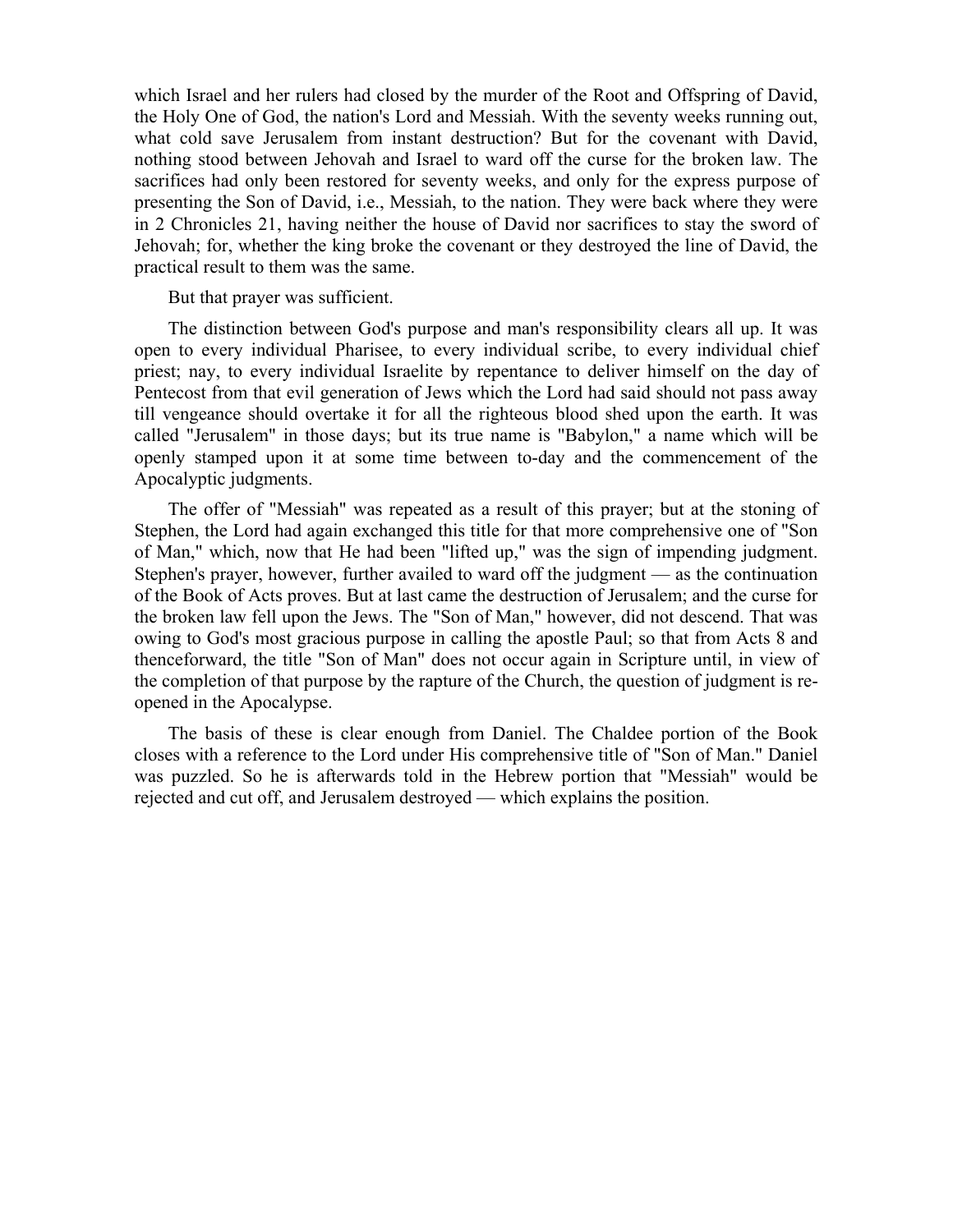which Israel and her rulers had closed by the murder of the Root and Offspring of David, the Holy One of God, the nation's Lord and Messiah. With the seventy weeks running out, what cold save Jerusalem from instant destruction? But for the covenant with David, nothing stood between Jehovah and Israel to ward off the curse for the broken law. The sacrifices had only been restored for seventy weeks, and only for the express purpose of presenting the Son of David, i.e., Messiah, to the nation. They were back where they were in 2 Chronicles 21, having neither the house of David nor sacrifices to stay the sword of Jehovah; for, whether the king broke the covenant or they destroyed the line of David, the practical result to them was the same.

But that prayer was sufficient.

The distinction between God's purpose and man's responsibility clears all up. It was open to every individual Pharisee, to every individual scribe, to every individual chief priest; nay, to every individual Israelite by repentance to deliver himself on the day of Pentecost from that evil generation of Jews which the Lord had said should not pass away till vengeance should overtake it for all the righteous blood shed upon the earth. It was called "Jerusalem" in those days; but its true name is "Babylon," a name which will be openly stamped upon it at some time between to-day and the commencement of the Apocalyptic judgments.

The offer of "Messiah" was repeated as a result of this prayer; but at the stoning of Stephen, the Lord had again exchanged this title for that more comprehensive one of "Son of Man," which, now that He had been "lifted up," was the sign of impending judgment. Stephen's prayer, however, further availed to ward off the judgment — as the continuation of the Book of Acts proves. But at last came the destruction of Jerusalem; and the curse for the broken law fell upon the Jews. The "Son of Man," however, did not descend. That was owing to God's most gracious purpose in calling the apostle Paul; so that from Acts 8 and thenceforward, the title "Son of Man" does not occur again in Scripture until, in view of the completion of that purpose by the rapture of the Church, the question of judgment is re-opened in the Apocalypse.

The basis of these is clear enough from Daniel. The Chaldee portion of the Book closes with a reference to the Lord under His comprehensive title of "Son of Man." Daniel was puzzled. So he is afterwards told in the Hebrew portion that "Messiah" would be rejected and cut off, and Jerusalem destroyed — which explains the position.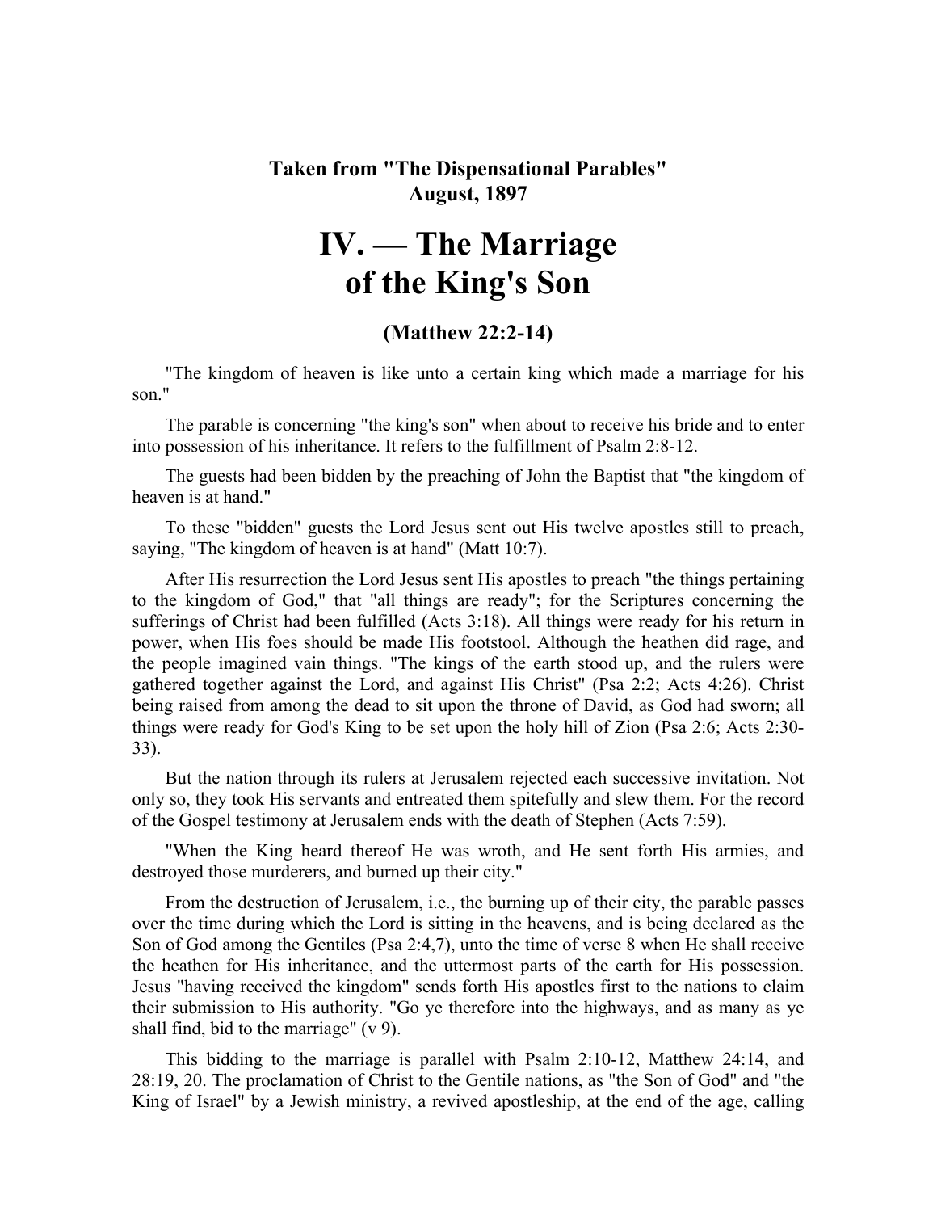**Taken from "The Dispensational Parables"**
**August, 1897**

# IV. — The Marriage of the King's Son

### (Matthew 22:2-14)

"The kingdom of heaven is like unto a certain king which made a marriage for his son."

The parable is concerning "the king's son" when about to receive his bride and to enter into possession of his inheritance. It refers to the fulfillment of Psalm 2:8-12.

The guests had been bidden by the preaching of John the Baptist that "the kingdom of heaven is at hand."

To these "bidden" guests the Lord Jesus sent out His twelve apostles still to preach, saying, "The kingdom of heaven is at hand" (Matt 10:7).

After His resurrection the Lord Jesus sent His apostles to preach "the things pertaining to the kingdom of God," that "all things are ready"; for the Scriptures concerning the sufferings of Christ had been fulfilled (Acts 3:18). All things were ready for his return in power, when His foes should be made His footstool. Although the heathen did rage, and the people imagined vain things. "The kings of the earth stood up, and the rulers were gathered together against the Lord, and against His Christ" (Psa 2:2; Acts 4:26). Christ being raised from among the dead to sit upon the throne of David, as God had sworn; all things were ready for God's King to be set upon the holy hill of Zion (Psa 2:6; Acts 2:30-33).

But the nation through its rulers at Jerusalem rejected each successive invitation. Not only so, they took His servants and entreated them spitefully and slew them. For the record of the Gospel testimony at Jerusalem ends with the death of Stephen (Acts 7:59).

"When the King heard thereof He was wroth, and He sent forth His armies, and destroyed those murderers, and burned up their city."

From the destruction of Jerusalem, i.e., the burning up of their city, the parable passes over the time during which the Lord is sitting in the heavens, and is being declared as the Son of God among the Gentiles (Psa 2:4,7), unto the time of verse 8 when He shall receive the heathen for His inheritance, and the uttermost parts of the earth for His possession. Jesus "having received the kingdom" sends forth His apostles first to the nations to claim their submission to His authority. "Go ye therefore into the highways, and as many as ye shall find, bid to the marriage" (v 9).

This bidding to the marriage is parallel with Psalm 2:10-12, Matthew 24:14, and 28:19, 20. The proclamation of Christ to the Gentile nations, as "the Son of God" and "the King of Israel" by a Jewish ministry, a revived apostleship, at the end of the age, calling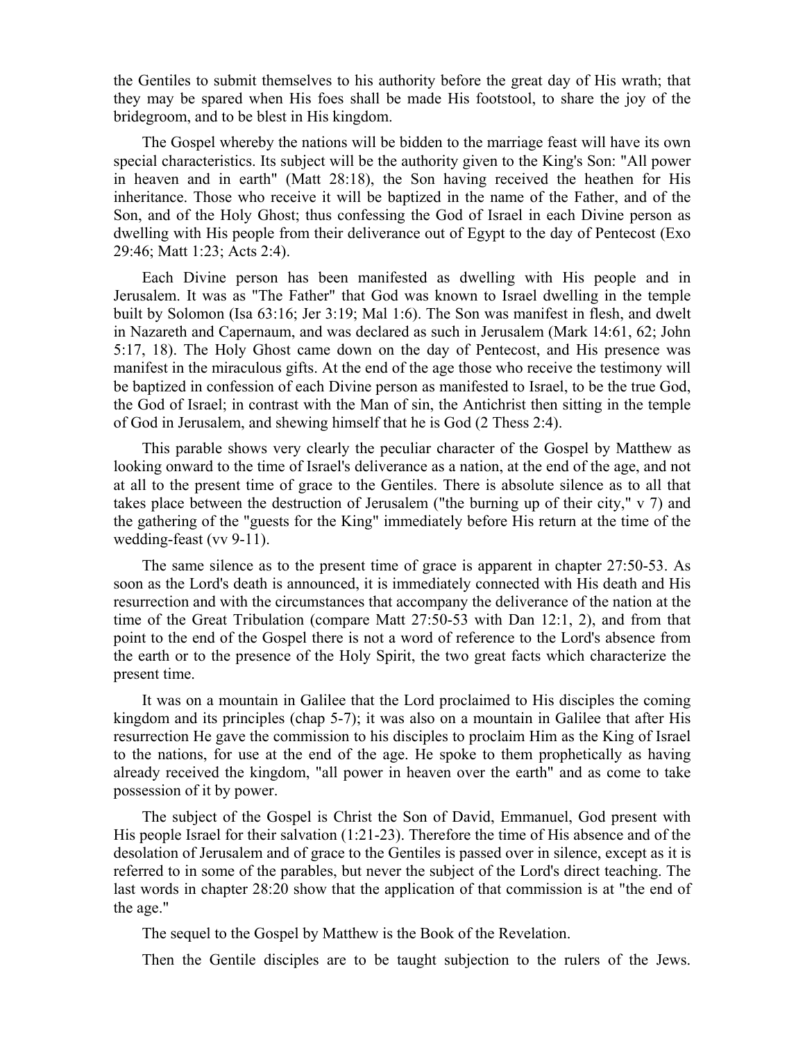the Gentiles to submit themselves to his authority before the great day of His wrath; that they may be spared when His foes shall be made His footstool, to share the joy of the bridegroom, and to be blest in His kingdom.

The Gospel whereby the nations will be bidden to the marriage feast will have its own special characteristics. Its subject will be the authority given to the King's Son: "All power in heaven and in earth" (Matt 28:18), the Son having received the heathen for His inheritance. Those who receive it will be baptized in the name of the Father, and of the Son, and of the Holy Ghost; thus confessing the God of Israel in each Divine person as dwelling with His people from their deliverance out of Egypt to the day of Pentecost (Exo 29:46; Matt 1:23; Acts 2:4).

Each Divine person has been manifested as dwelling with His people and in Jerusalem. It was as "The Father" that God was known to Israel dwelling in the temple built by Solomon (Isa 63:16; Jer 3:19; Mal 1:6). The Son was manifest in flesh, and dwelt in Nazareth and Capernaum, and was declared as such in Jerusalem (Mark 14:61, 62; John 5:17, 18). The Holy Ghost came down on the day of Pentecost, and His presence was manifest in the miraculous gifts. At the end of the age those who receive the testimony will be baptized in confession of each Divine person as manifested to Israel, to be the true God, the God of Israel; in contrast with the Man of sin, the Antichrist then sitting in the temple of God in Jerusalem, and shewing himself that he is God (2 Thess 2:4).

This parable shows very clearly the peculiar character of the Gospel by Matthew as looking onward to the time of Israel's deliverance as a nation, at the end of the age, and not at all to the present time of grace to the Gentiles. There is absolute silence as to all that takes place between the destruction of Jerusalem ("the burning up of their city," v 7) and the gathering of the "guests for the King" immediately before His return at the time of the wedding-feast (vv 9-11).

The same silence as to the present time of grace is apparent in chapter 27:50-53. As soon as the Lord's death is announced, it is immediately connected with His death and His resurrection and with the circumstances that accompany the deliverance of the nation at the time of the Great Tribulation (compare Matt 27:50-53 with Dan 12:1, 2), and from that point to the end of the Gospel there is not a word of reference to the Lord's absence from the earth or to the presence of the Holy Spirit, the two great facts which characterize the present time.

It was on a mountain in Galilee that the Lord proclaimed to His disciples the coming kingdom and its principles (chap 5-7); it was also on a mountain in Galilee that after His resurrection He gave the commission to his disciples to proclaim Him as the King of Israel to the nations, for use at the end of the age. He spoke to them prophetically as having already received the kingdom, "all power in heaven over the earth" and as come to take possession of it by power.

The subject of the Gospel is Christ the Son of David, Emmanuel, God present with His people Israel for their salvation (1:21-23). Therefore the time of His absence and of the desolation of Jerusalem and of grace to the Gentiles is passed over in silence, except as it is referred to in some of the parables, but never the subject of the Lord's direct teaching. The last words in chapter 28:20 show that the application of that commission is at "the end of the age."

The sequel to the Gospel by Matthew is the Book of the Revelation.

Then the Gentile disciples are to be taught subjection to the rulers of the Jews.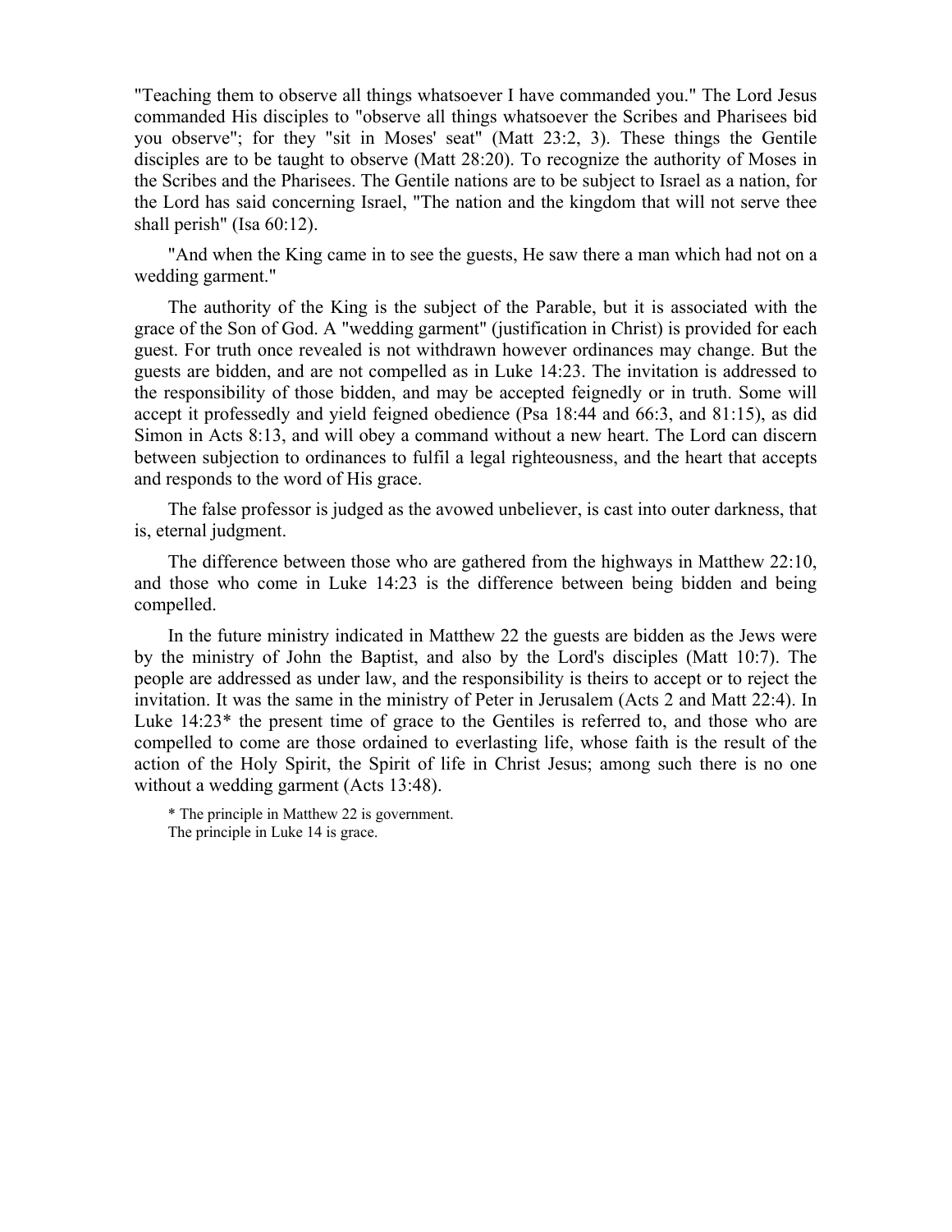"Teaching them to observe all things whatsoever I have commanded you." The Lord Jesus commanded His disciples to "observe all things whatsoever the Scribes and Pharisees bid you observe"; for they "sit in Moses' seat" (Matt 23:2, 3). These things the Gentile disciples are to be taught to observe (Matt 28:20). To recognize the authority of Moses in the Scribes and the Pharisees. The Gentile nations are to be subject to Israel as a nation, for the Lord has said concerning Israel, "The nation and the kingdom that will not serve thee shall perish" (Isa 60:12).

"And when the King came in to see the guests, He saw there a man which had not on a wedding garment."

The authority of the King is the subject of the Parable, but it is associated with the grace of the Son of God. A "wedding garment" (justification in Christ) is provided for each guest. For truth once revealed is not withdrawn however ordinances may change. But the guests are bidden, and are not compelled as in Luke 14:23. The invitation is addressed to the responsibility of those bidden, and may be accepted feignedly or in truth. Some will accept it professedly and yield feigned obedience (Psa 18:44 and 66:3, and 81:15), as did Simon in Acts 8:13, and will obey a command without a new heart. The Lord can discern between subjection to ordinances to fulfil a legal righteousness, and the heart that accepts and responds to the word of His grace.

The false professor is judged as the avowed unbeliever, is cast into outer darkness, that is, eternal judgment.

The difference between those who are gathered from the highways in Matthew 22:10, and those who come in Luke 14:23 is the difference between being bidden and being compelled.

In the future ministry indicated in Matthew 22 the guests are bidden as the Jews were by the ministry of John the Baptist, and also by the Lord's disciples (Matt 10:7). The people are addressed as under law, and the responsibility is theirs to accept or to reject the invitation. It was the same in the ministry of Peter in Jerusalem (Acts 2 and Matt 22:4). In Luke 14:23* the present time of grace to the Gentiles is referred to, and those who are compelled to come are those ordained to everlasting life, whose faith is the result of the action of the Holy Spirit, the Spirit of life in Christ Jesus; among such there is no one without a wedding garment (Acts 13:48).

* The principle in Matthew 22 is government.
The principle in Luke 14 is grace.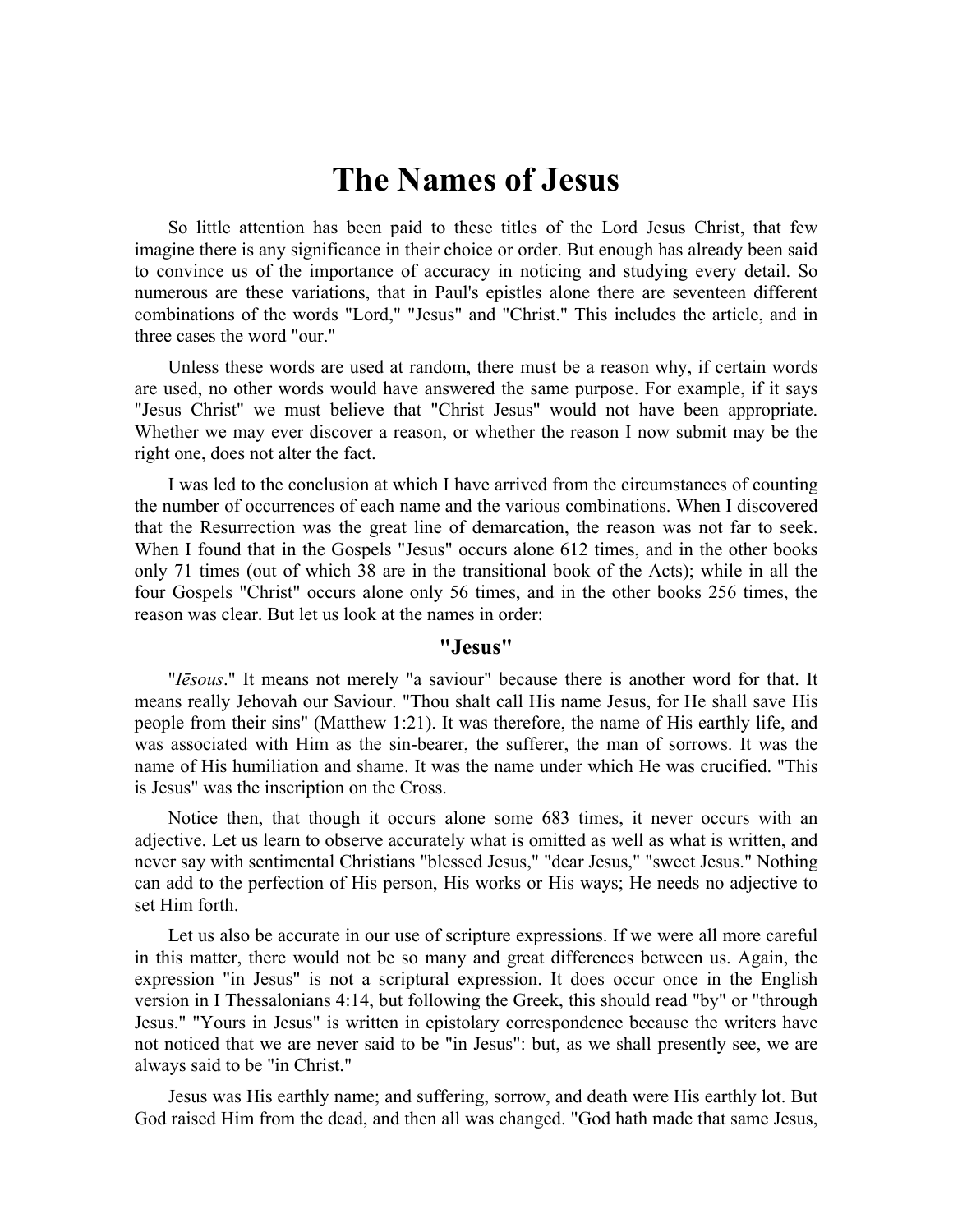# The Names of Jesus

So little attention has been paid to these titles of the Lord Jesus Christ, that few imagine there is any significance in their choice or order. But enough has already been said to convince us of the importance of accuracy in noticing and studying every detail. So numerous are these variations, that in Paul's epistles alone there are seventeen different combinations of the words "Lord," "Jesus" and "Christ." This includes the article, and in three cases the word "our."

Unless these words are used at random, there must be a reason why, if certain words are used, no other words would have answered the same purpose. For example, if it says "Jesus Christ" we must believe that "Christ Jesus" would not have been appropriate. Whether we may ever discover a reason, or whether the reason I now submit may be the right one, does not alter the fact.

I was led to the conclusion at which I have arrived from the circumstances of counting the number of occurrences of each name and the various combinations. When I discovered that the Resurrection was the great line of demarcation, the reason was not far to seek. When I found that in the Gospels "Jesus" occurs alone 612 times, and in the other books only 71 times (out of which 38 are in the transitional book of the Acts); while in all the four Gospels "Christ" occurs alone only 56 times, and in the other books 256 times, the reason was clear. But let us look at the names in order:

## "Jesus"

"*Iēsous*." It means not merely "a saviour" because there is another word for that. It means really Jehovah our Saviour. "Thou shalt call His name Jesus, for He shall save His people from their sins" (Matthew 1:21). It was therefore, the name of His earthly life, and was associated with Him as the sin-bearer, the sufferer, the man of sorrows. It was the name of His humiliation and shame. It was the name under which He was crucified. "This is Jesus" was the inscription on the Cross.

Notice then, that though it occurs alone some 683 times, it never occurs with an adjective. Let us learn to observe accurately what is omitted as well as what is written, and never say with sentimental Christians "blessed Jesus," "dear Jesus," "sweet Jesus." Nothing can add to the perfection of His person, His works or His ways; He needs no adjective to set Him forth.

Let us also be accurate in our use of scripture expressions. If we were all more careful in this matter, there would not be so many and great differences between us. Again, the expression "in Jesus" is not a scriptural expression. It does occur once in the English version in I Thessalonians 4:14, but following the Greek, this should read "by" or "through Jesus." "Yours in Jesus" is written in epistolary correspondence because the writers have not noticed that we are never said to be "in Jesus": but, as we shall presently see, we are always said to be "in Christ."

Jesus was His earthly name; and suffering, sorrow, and death were His earthly lot. But God raised Him from the dead, and then all was changed. "God hath made that same Jesus,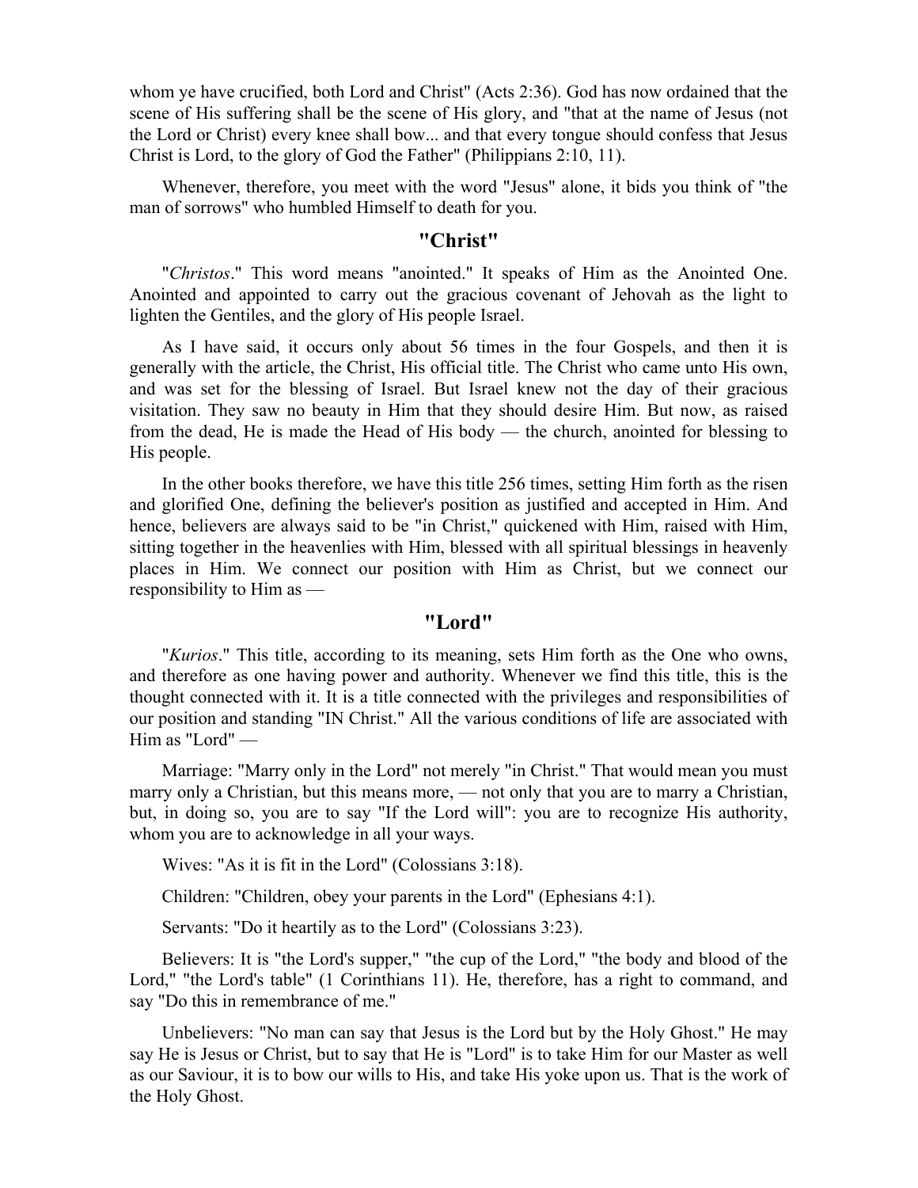whom ye have crucified, both Lord and Christ" (Acts 2:36). God has now ordained that the scene of His suffering shall be the scene of His glory, and "that at the name of Jesus (not the Lord or Christ) every knee shall bow... and that every tongue should confess that Jesus Christ is Lord, to the glory of God the Father" (Philippians 2:10, 11).

Whenever, therefore, you meet with the word "Jesus" alone, it bids you think of "the man of sorrows" who humbled Himself to death for you.

## "Christ"

"*Christos*." This word means "anointed." It speaks of Him as the Anointed One. Anointed and appointed to carry out the gracious covenant of Jehovah as the light to lighten the Gentiles, and the glory of His people Israel.

As I have said, it occurs only about 56 times in the four Gospels, and then it is generally with the article, the Christ, His official title. The Christ who came unto His own, and was set for the blessing of Israel. But Israel knew not the day of their gracious visitation. They saw no beauty in Him that they should desire Him. But now, as raised from the dead, He is made the Head of His body — the church, anointed for blessing to His people.

In the other books therefore, we have this title 256 times, setting Him forth as the risen and glorified One, defining the believer's position as justified and accepted in Him. And hence, believers are always said to be "in Christ," quickened with Him, raised with Him, sitting together in the heavenlies with Him, blessed with all spiritual blessings in heavenly places in Him. We connect our position with Him as Christ, but we connect our responsibility to Him as —

## "Lord"

"*Kurios*." This title, according to its meaning, sets Him forth as the One who owns, and therefore as one having power and authority. Whenever we find this title, this is the thought connected with it. It is a title connected with the privileges and responsibilities of our position and standing "IN Christ." All the various conditions of life are associated with Him as "Lord" —

Marriage: "Marry only in the Lord" not merely "in Christ." That would mean you must marry only a Christian, but this means more, — not only that you are to marry a Christian, but, in doing so, you are to say "If the Lord will": you are to recognize His authority, whom you are to acknowledge in all your ways.

Wives: "As it is fit in the Lord" (Colossians 3:18).

Children: "Children, obey your parents in the Lord" (Ephesians 4:1).

Servants: "Do it heartily as to the Lord" (Colossians 3:23).

Believers: It is "the Lord's supper," "the cup of the Lord," "the body and blood of the Lord," "the Lord's table" (1 Corinthians 11). He, therefore, has a right to command, and say "Do this in remembrance of me."

Unbelievers: "No man can say that Jesus is the Lord but by the Holy Ghost." He may say He is Jesus or Christ, but to say that He is "Lord" is to take Him for our Master as well as our Saviour, it is to bow our wills to His, and take His yoke upon us. That is the work of the Holy Ghost.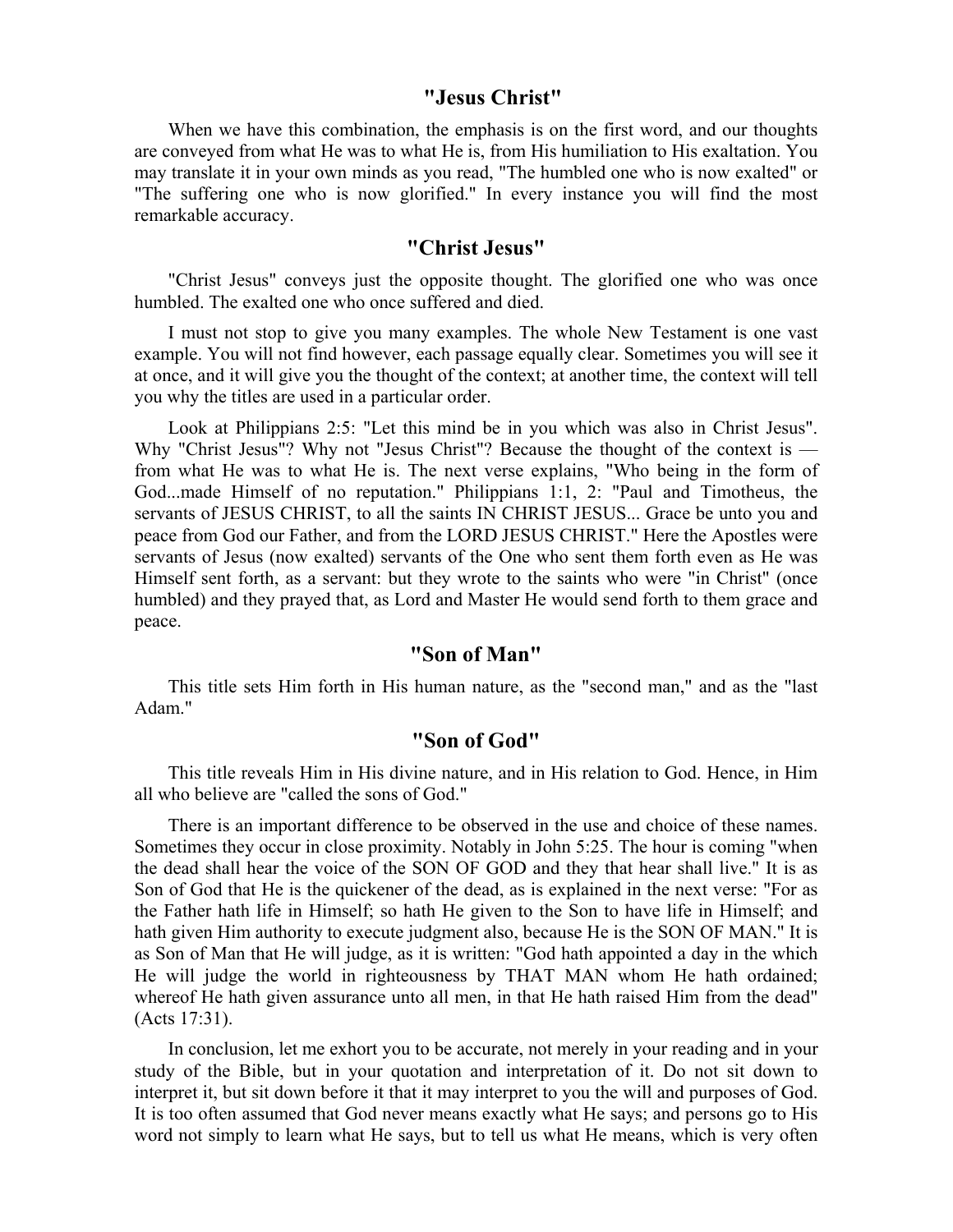## "Jesus Christ"

When we have this combination, the emphasis is on the first word, and our thoughts are conveyed from what He was to what He is, from His humiliation to His exaltation. You may translate it in your own minds as you read, "The humbled one who is now exalted" or "The suffering one who is now glorified." In every instance you will find the most remarkable accuracy.

## "Christ Jesus"

"Christ Jesus" conveys just the opposite thought. The glorified one who was once humbled. The exalted one who once suffered and died.

I must not stop to give you many examples. The whole New Testament is one vast example. You will not find however, each passage equally clear. Sometimes you will see it at once, and it will give you the thought of the context; at another time, the context will tell you why the titles are used in a particular order.

Look at Philippians 2:5: "Let this mind be in you which was also in Christ Jesus". Why "Christ Jesus"? Why not "Jesus Christ"? Because the thought of the context is — from what He was to what He is. The next verse explains, "Who being in the form of God...made Himself of no reputation." Philippians 1:1, 2: "Paul and Timotheus, the servants of JESUS CHRIST, to all the saints IN CHRIST JESUS... Grace be unto you and peace from God our Father, and from the LORD JESUS CHRIST." Here the Apostles were servants of Jesus (now exalted) servants of the One who sent them forth even as He was Himself sent forth, as a servant: but they wrote to the saints who were "in Christ" (once humbled) and they prayed that, as Lord and Master He would send forth to them grace and peace.

## "Son of Man"

This title sets Him forth in His human nature, as the "second man," and as the "last Adam."

## "Son of God"

This title reveals Him in His divine nature, and in His relation to God. Hence, in Him all who believe are "called the sons of God."

There is an important difference to be observed in the use and choice of these names. Sometimes they occur in close proximity. Notably in John 5:25. The hour is coming "when the dead shall hear the voice of the SON OF GOD and they that hear shall live." It is as Son of God that He is the quickener of the dead, as is explained in the next verse: "For as the Father hath life in Himself; so hath He given to the Son to have life in Himself; and hath given Him authority to execute judgment also, because He is the SON OF MAN." It is as Son of Man that He will judge, as it is written: "God hath appointed a day in the which He will judge the world in righteousness by THAT MAN whom He hath ordained; whereof He hath given assurance unto all men, in that He hath raised Him from the dead" (Acts 17:31).

In conclusion, let me exhort you to be accurate, not merely in your reading and in your study of the Bible, but in your quotation and interpretation of it. Do not sit down to interpret it, but sit down before it that it may interpret to you the will and purposes of God. It is too often assumed that God never means exactly what He says; and persons go to His word not simply to learn what He says, but to tell us what He means, which is very often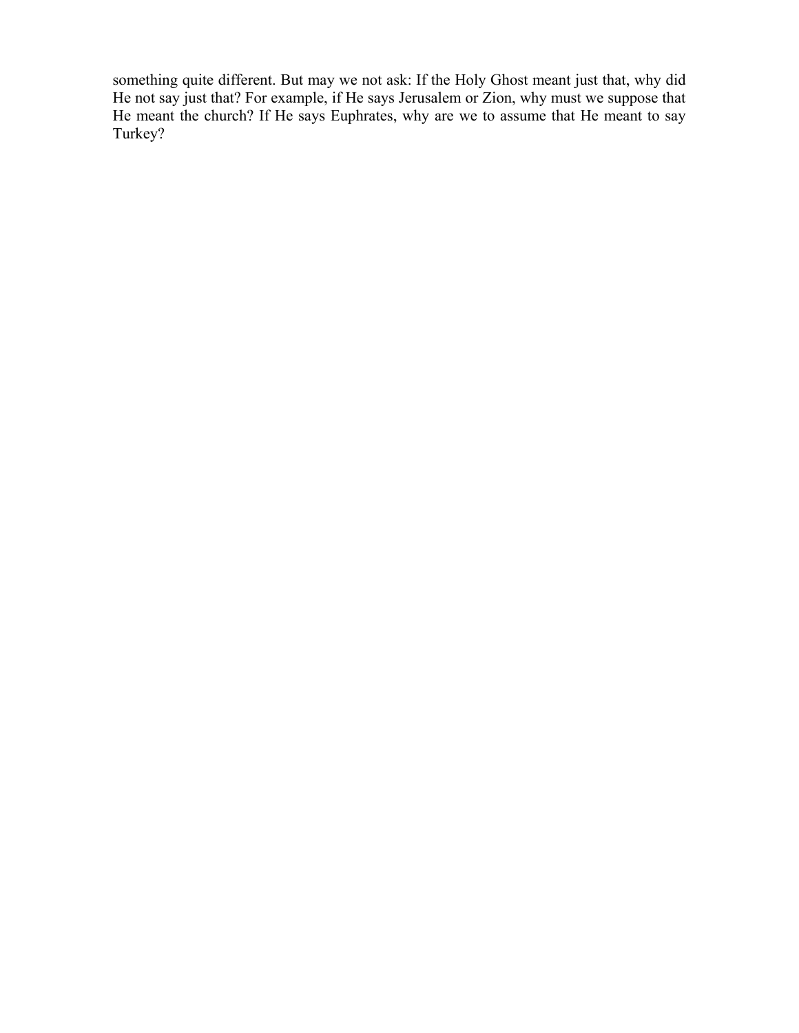something quite different. But may we not ask: If the Holy Ghost meant just that, why did He not say just that? For example, if He says Jerusalem or Zion, why must we suppose that He meant the church? If He says Euphrates, why are we to assume that He meant to say Turkey?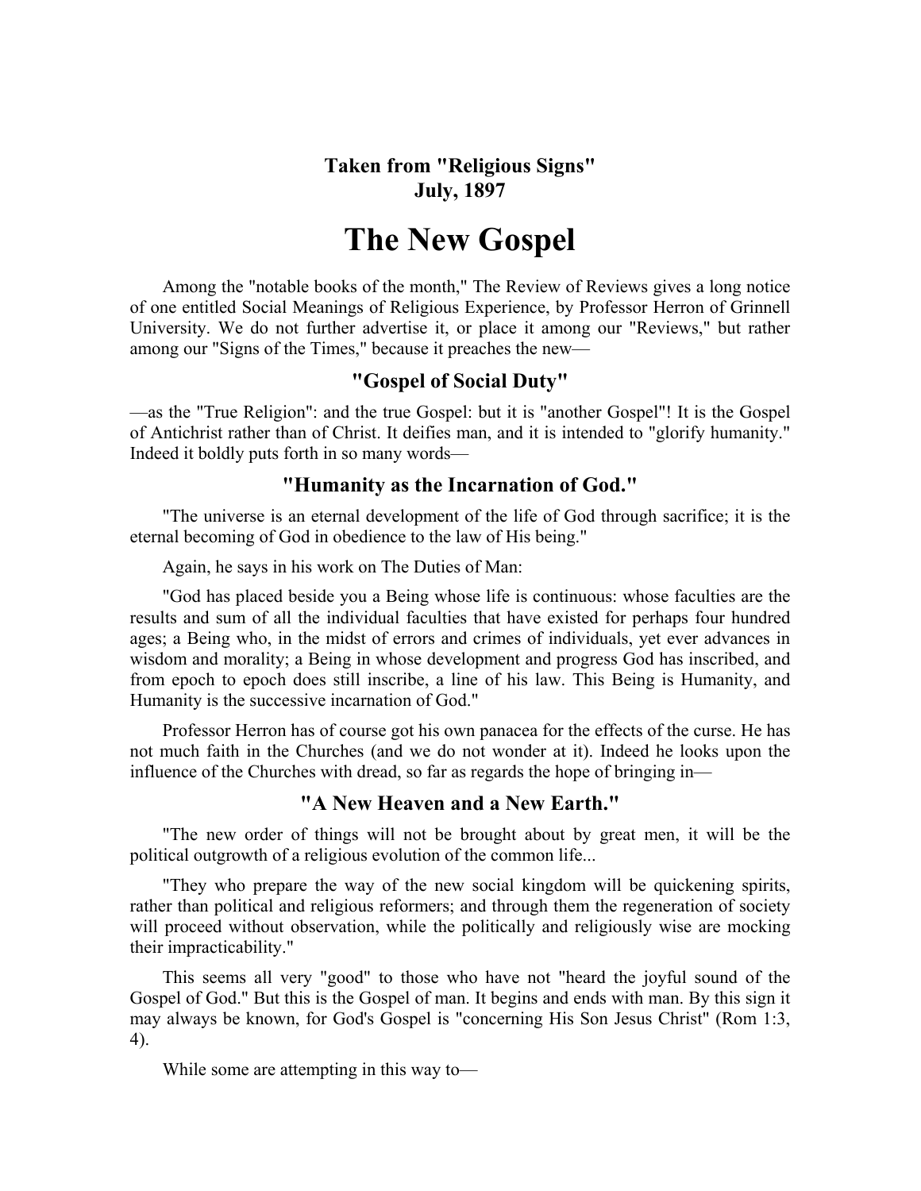**Taken from "Religious Signs"**
**July, 1897**

# The New Gospel

Among the "notable books of the month," The Review of Reviews gives a long notice of one entitled Social Meanings of Religious Experience, by Professor Herron of Grinnell University. We do not further advertise it, or place it among our "Reviews," but rather among our "Signs of the Times," because it preaches the new—

### "Gospel of Social Duty"

—as the "True Religion": and the true Gospel: but it is "another Gospel"! It is the Gospel of Antichrist rather than of Christ. It deifies man, and it is intended to "glorify humanity." Indeed it boldly puts forth in so many words—

### "Humanity as the Incarnation of God."

"The universe is an eternal development of the life of God through sacrifice; it is the eternal becoming of God in obedience to the law of His being."

Again, he says in his work on The Duties of Man:

"God has placed beside you a Being whose life is continuous: whose faculties are the results and sum of all the individual faculties that have existed for perhaps four hundred ages; a Being who, in the midst of errors and crimes of individuals, yet ever advances in wisdom and morality; a Being in whose development and progress God has inscribed, and from epoch to epoch does still inscribe, a line of his law. This Being is Humanity, and Humanity is the successive incarnation of God."

Professor Herron has of course got his own panacea for the effects of the curse. He has not much faith in the Churches (and we do not wonder at it). Indeed he looks upon the influence of the Churches with dread, so far as regards the hope of bringing in—

### "A New Heaven and a New Earth."

"The new order of things will not be brought about by great men, it will be the political outgrowth of a religious evolution of the common life...

"They who prepare the way of the new social kingdom will be quickening spirits, rather than political and religious reformers; and through them the regeneration of society will proceed without observation, while the politically and religiously wise are mocking their impracticability."

This seems all very "good" to those who have not "heard the joyful sound of the Gospel of God." But this is the Gospel of man. It begins and ends with man. By this sign it may always be known, for God's Gospel is "concerning His Son Jesus Christ" (Rom 1:3, 4).

While some are attempting in this way to—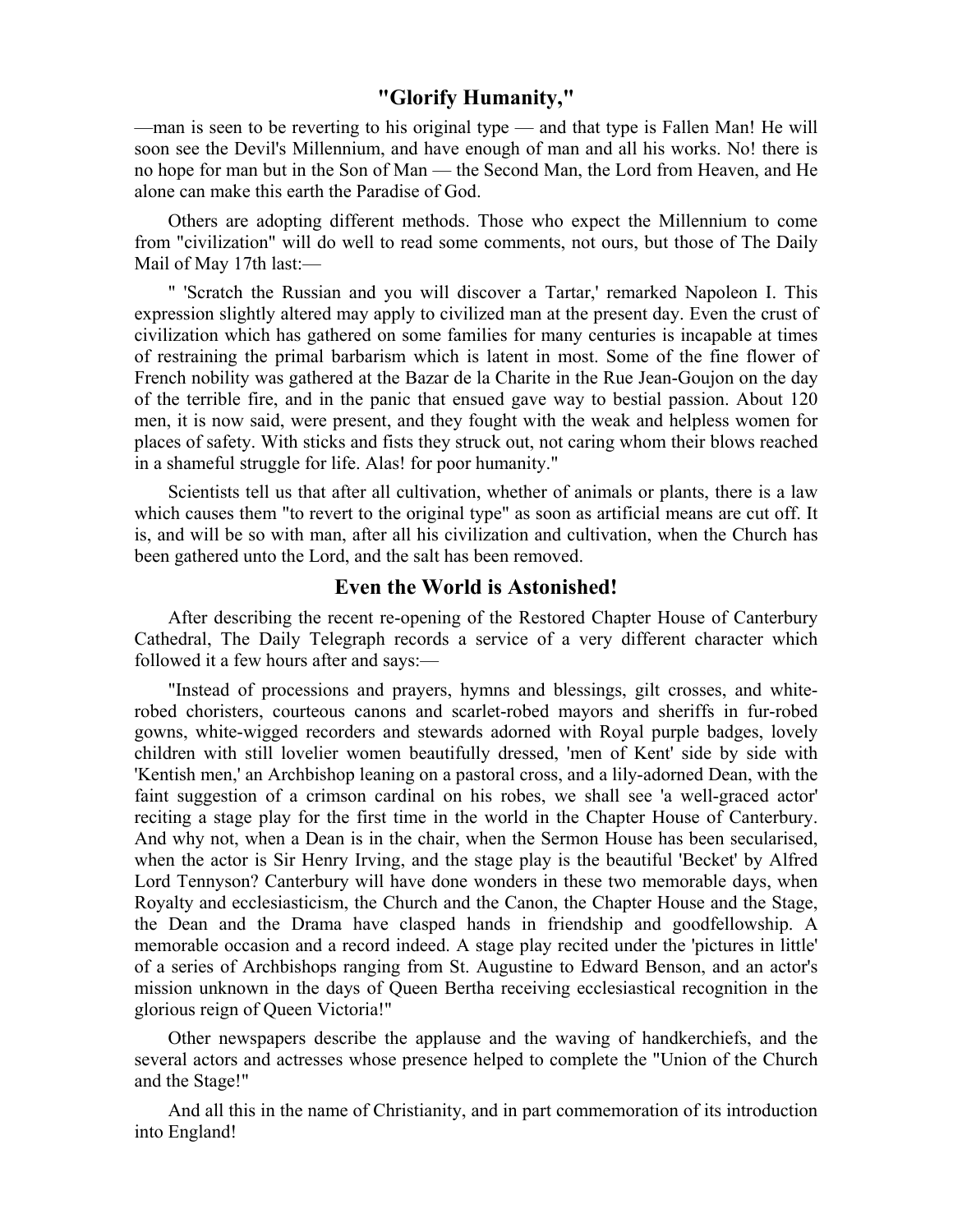## "Glorify Humanity,"

—man is seen to be reverting to his original type — and that type is Fallen Man! He will soon see the Devil's Millennium, and have enough of man and all his works. No! there is no hope for man but in the Son of Man — the Second Man, the Lord from Heaven, and He alone can make this earth the Paradise of God.

Others are adopting different methods. Those who expect the Millennium to come from "civilization" will do well to read some comments, not ours, but those of The Daily Mail of May 17th last:—

" 'Scratch the Russian and you will discover a Tartar,' remarked Napoleon I. This expression slightly altered may apply to civilized man at the present day. Even the crust of civilization which has gathered on some families for many centuries is incapable at times of restraining the primal barbarism which is latent in most. Some of the fine flower of French nobility was gathered at the Bazar de la Charite in the Rue Jean-Goujon on the day of the terrible fire, and in the panic that ensued gave way to bestial passion. About 120 men, it is now said, were present, and they fought with the weak and helpless women for places of safety. With sticks and fists they struck out, not caring whom their blows reached in a shameful struggle for life. Alas! for poor humanity."

Scientists tell us that after all cultivation, whether of animals or plants, there is a law which causes them "to revert to the original type" as soon as artificial means are cut off. It is, and will be so with man, after all his civilization and cultivation, when the Church has been gathered unto the Lord, and the salt has been removed.

## Even the World is Astonished!

After describing the recent re-opening of the Restored Chapter House of Canterbury Cathedral, The Daily Telegraph records a service of a very different character which followed it a few hours after and says:—

"Instead of processions and prayers, hymns and blessings, gilt crosses, and white-robed choristers, courteous canons and scarlet-robed mayors and sheriffs in fur-robed gowns, white-wigged recorders and stewards adorned with Royal purple badges, lovely children with still lovelier women beautifully dressed, 'men of Kent' side by side with 'Kentish men,' an Archbishop leaning on a pastoral cross, and a lily-adorned Dean, with the faint suggestion of a crimson cardinal on his robes, we shall see 'a well-graced actor' reciting a stage play for the first time in the world in the Chapter House of Canterbury. And why not, when a Dean is in the chair, when the Sermon House has been secularised, when the actor is Sir Henry Irving, and the stage play is the beautiful 'Becket' by Alfred Lord Tennyson? Canterbury will have done wonders in these two memorable days, when Royalty and ecclesiasticism, the Church and the Canon, the Chapter House and the Stage, the Dean and the Drama have clasped hands in friendship and goodfellowship. A memorable occasion and a record indeed. A stage play recited under the 'pictures in little' of a series of Archbishops ranging from St. Augustine to Edward Benson, and an actor's mission unknown in the days of Queen Bertha receiving ecclesiastical recognition in the glorious reign of Queen Victoria!"

Other newspapers describe the applause and the waving of handkerchiefs, and the several actors and actresses whose presence helped to complete the "Union of the Church and the Stage!"

And all this in the name of Christianity, and in part commemoration of its introduction into England!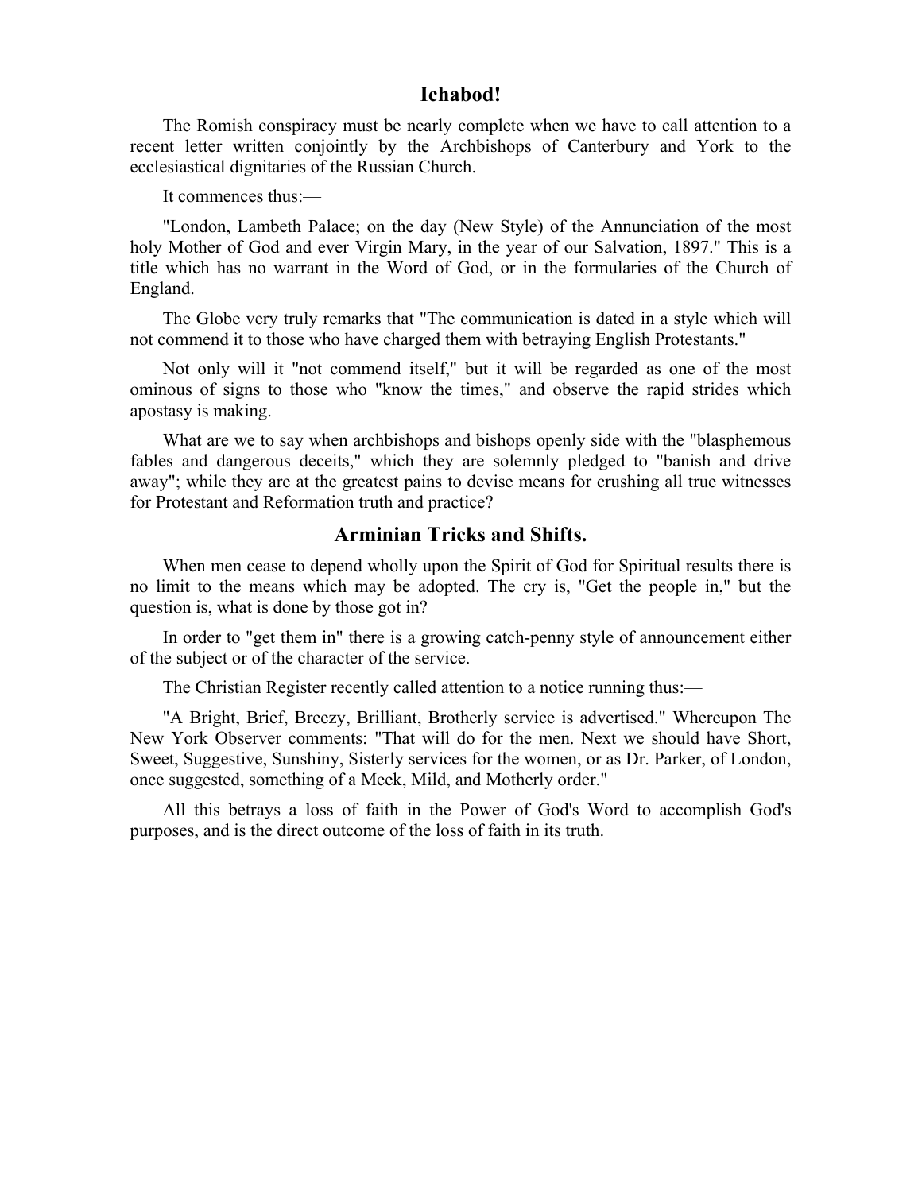## Ichabod!

The Romish conspiracy must be nearly complete when we have to call attention to a recent letter written conjointly by the Archbishops of Canterbury and York to the ecclesiastical dignitaries of the Russian Church.

It commences thus:—

"London, Lambeth Palace; on the day (New Style) of the Annunciation of the most holy Mother of God and ever Virgin Mary, in the year of our Salvation, 1897." This is a title which has no warrant in the Word of God, or in the formularies of the Church of England.

The Globe very truly remarks that "The communication is dated in a style which will not commend it to those who have charged them with betraying English Protestants."

Not only will it "not commend itself," but it will be regarded as one of the most ominous of signs to those who "know the times," and observe the rapid strides which apostasy is making.

What are we to say when archbishops and bishops openly side with the "blasphemous fables and dangerous deceits," which they are solemnly pledged to "banish and drive away"; while they are at the greatest pains to devise means for crushing all true witnesses for Protestant and Reformation truth and practice?

## Arminian Tricks and Shifts.

When men cease to depend wholly upon the Spirit of God for Spiritual results there is no limit to the means which may be adopted. The cry is, "Get the people in," but the question is, what is done by those got in?

In order to "get them in" there is a growing catch-penny style of announcement either of the subject or of the character of the service.

The Christian Register recently called attention to a notice running thus:—

"A Bright, Brief, Breezy, Brilliant, Brotherly service is advertised." Whereupon The New York Observer comments: "That will do for the men. Next we should have Short, Sweet, Suggestive, Sunshiny, Sisterly services for the women, or as Dr. Parker, of London, once suggested, something of a Meek, Mild, and Motherly order."

All this betrays a loss of faith in the Power of God's Word to accomplish God's purposes, and is the direct outcome of the loss of faith in its truth.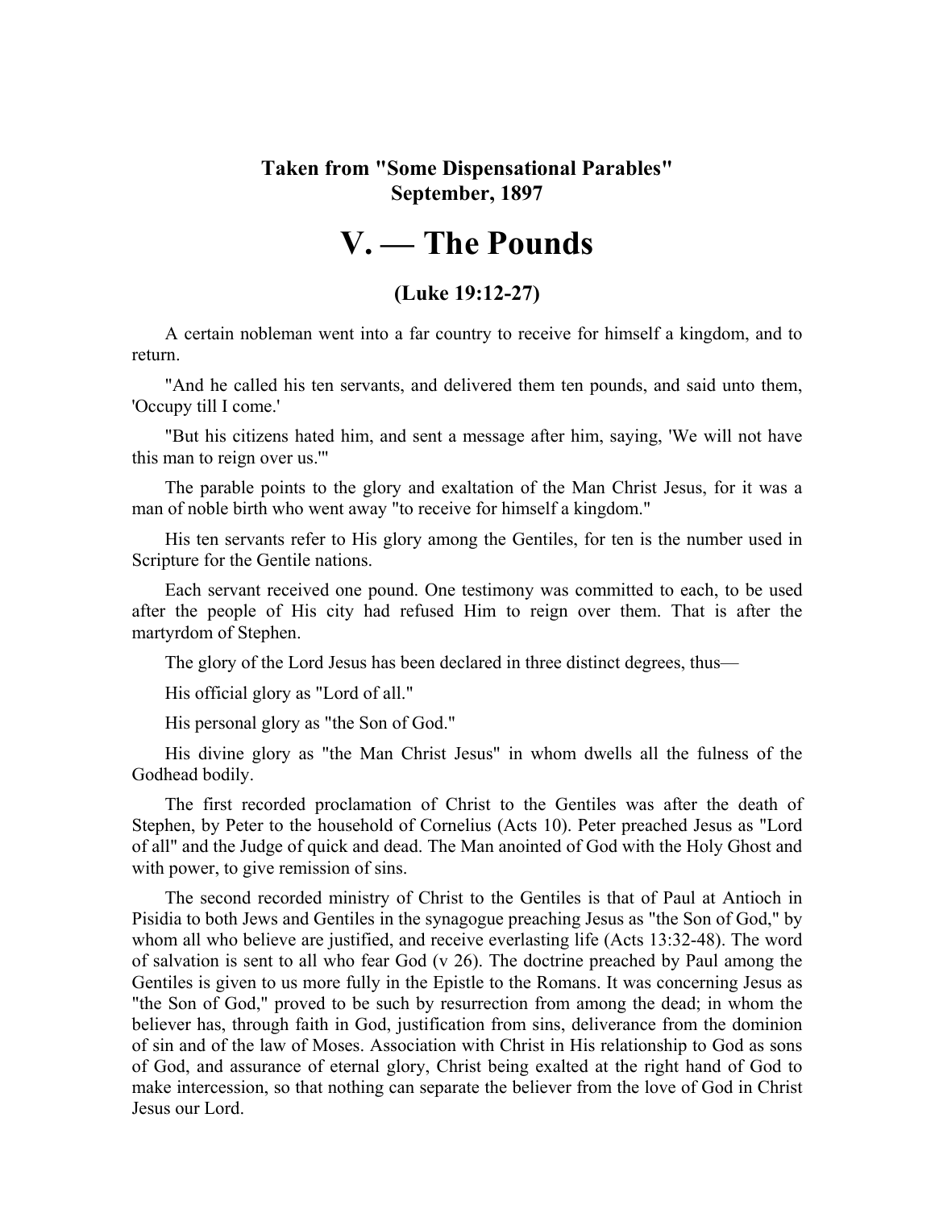**Taken from "Some Dispensational Parables"**
**September, 1897**

# V. — The Pounds

### (Luke 19:12-27)

A certain nobleman went into a far country to receive for himself a kingdom, and to return.

"And he called his ten servants, and delivered them ten pounds, and said unto them, 'Occupy till I come.'

"But his citizens hated him, and sent a message after him, saying, 'We will not have this man to reign over us.'"

The parable points to the glory and exaltation of the Man Christ Jesus, for it was a man of noble birth who went away "to receive for himself a kingdom."

His ten servants refer to His glory among the Gentiles, for ten is the number used in Scripture for the Gentile nations.

Each servant received one pound. One testimony was committed to each, to be used after the people of His city had refused Him to reign over them. That is after the martyrdom of Stephen.

The glory of the Lord Jesus has been declared in three distinct degrees, thus—

His official glory as "Lord of all."

His personal glory as "the Son of God."

His divine glory as "the Man Christ Jesus" in whom dwells all the fulness of the Godhead bodily.

The first recorded proclamation of Christ to the Gentiles was after the death of Stephen, by Peter to the household of Cornelius (Acts 10). Peter preached Jesus as "Lord of all" and the Judge of quick and dead. The Man anointed of God with the Holy Ghost and with power, to give remission of sins.

The second recorded ministry of Christ to the Gentiles is that of Paul at Antioch in Pisidia to both Jews and Gentiles in the synagogue preaching Jesus as "the Son of God," by whom all who believe are justified, and receive everlasting life (Acts 13:32-48). The word of salvation is sent to all who fear God (v 26). The doctrine preached by Paul among the Gentiles is given to us more fully in the Epistle to the Romans. It was concerning Jesus as "the Son of God," proved to be such by resurrection from among the dead; in whom the believer has, through faith in God, justification from sins, deliverance from the dominion of sin and of the law of Moses. Association with Christ in His relationship to God as sons of God, and assurance of eternal glory, Christ being exalted at the right hand of God to make intercession, so that nothing can separate the believer from the love of God in Christ Jesus our Lord.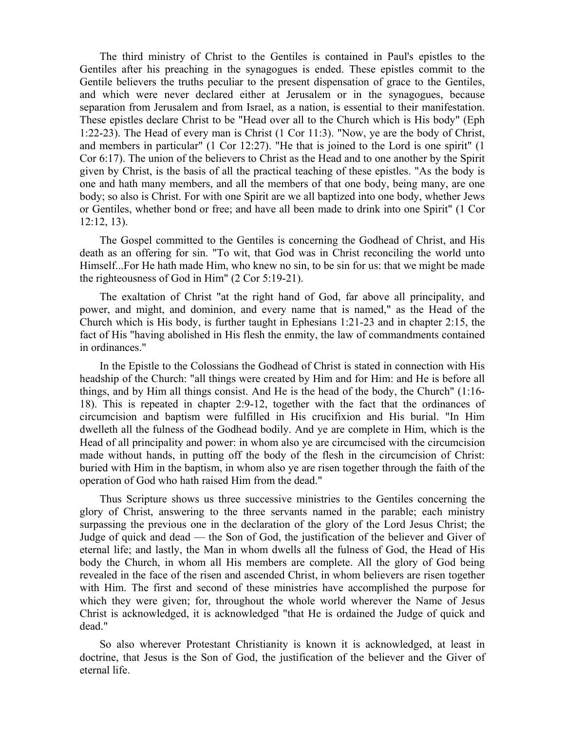The third ministry of Christ to the Gentiles is contained in Paul's epistles to the Gentiles after his preaching in the synagogues is ended. These epistles commit to the Gentile believers the truths peculiar to the present dispensation of grace to the Gentiles, and which were never declared either at Jerusalem or in the synagogues, because separation from Jerusalem and from Israel, as a nation, is essential to their manifestation. These epistles declare Christ to be "Head over all to the Church which is His body" (Eph 1:22-23). The Head of every man is Christ (1 Cor 11:3). "Now, ye are the body of Christ, and members in particular" (1 Cor 12:27). "He that is joined to the Lord is one spirit" (1 Cor 6:17). The union of the believers to Christ as the Head and to one another by the Spirit given by Christ, is the basis of all the practical teaching of these epistles. "As the body is one and hath many members, and all the members of that one body, being many, are one body; so also is Christ. For with one Spirit are we all baptized into one body, whether Jews or Gentiles, whether bond or free; and have all been made to drink into one Spirit" (1 Cor 12:12, 13).

The Gospel committed to the Gentiles is concerning the Godhead of Christ, and His death as an offering for sin. "To wit, that God was in Christ reconciling the world unto Himself...For He hath made Him, who knew no sin, to be sin for us: that we might be made the righteousness of God in Him" (2 Cor 5:19-21).

The exaltation of Christ "at the right hand of God, far above all principality, and power, and might, and dominion, and every name that is named," as the Head of the Church which is His body, is further taught in Ephesians 1:21-23 and in chapter 2:15, the fact of His "having abolished in His flesh the enmity, the law of commandments contained in ordinances."

In the Epistle to the Colossians the Godhead of Christ is stated in connection with His headship of the Church: "all things were created by Him and for Him: and He is before all things, and by Him all things consist. And He is the head of the body, the Church" (1:16-18). This is repeated in chapter 2:9-12, together with the fact that the ordinances of circumcision and baptism were fulfilled in His crucifixion and His burial. "In Him dwelleth all the fulness of the Godhead bodily. And ye are complete in Him, which is the Head of all principality and power: in whom also ye are circumcised with the circumcision made without hands, in putting off the body of the flesh in the circumcision of Christ: buried with Him in the baptism, in whom also ye are risen together through the faith of the operation of God who hath raised Him from the dead."

Thus Scripture shows us three successive ministries to the Gentiles concerning the glory of Christ, answering to the three servants named in the parable; each ministry surpassing the previous one in the declaration of the glory of the Lord Jesus Christ; the Judge of quick and dead — the Son of God, the justification of the believer and Giver of eternal life; and lastly, the Man in whom dwells all the fulness of God, the Head of His body the Church, in whom all His members are complete. All the glory of God being revealed in the face of the risen and ascended Christ, in whom believers are risen together with Him. The first and second of these ministries have accomplished the purpose for which they were given; for, throughout the whole world wherever the Name of Jesus Christ is acknowledged, it is acknowledged "that He is ordained the Judge of quick and dead."

So also wherever Protestant Christianity is known it is acknowledged, at least in doctrine, that Jesus is the Son of God, the justification of the believer and the Giver of eternal life.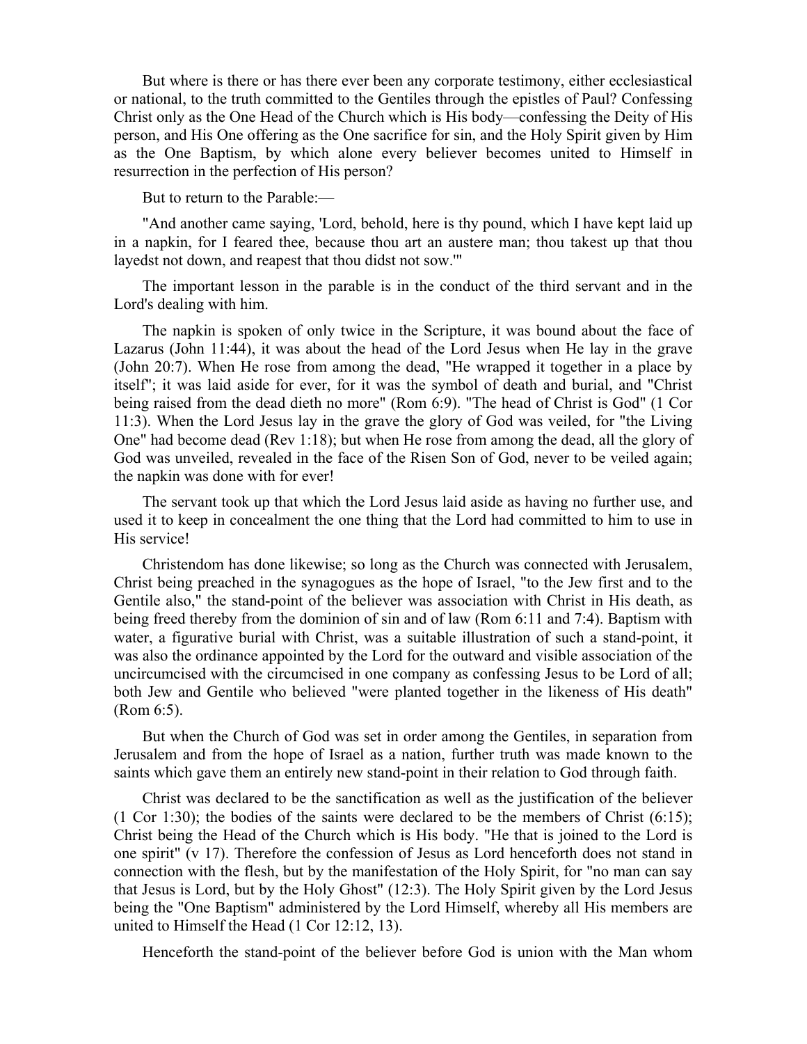But where is there or has there ever been any corporate testimony, either ecclesiastical or national, to the truth committed to the Gentiles through the epistles of Paul? Confessing Christ only as the One Head of the Church which is His body—confessing the Deity of His person, and His One offering as the One sacrifice for sin, and the Holy Spirit given by Him as the One Baptism, by which alone every believer becomes united to Himself in resurrection in the perfection of His person?

But to return to the Parable:—

"And another came saying, 'Lord, behold, here is thy pound, which I have kept laid up in a napkin, for I feared thee, because thou art an austere man; thou takest up that thou layedst not down, and reapest that thou didst not sow.'"

The important lesson in the parable is in the conduct of the third servant and in the Lord's dealing with him.

The napkin is spoken of only twice in the Scripture, it was bound about the face of Lazarus (John 11:44), it was about the head of the Lord Jesus when He lay in the grave (John 20:7). When He rose from among the dead, "He wrapped it together in a place by itself"; it was laid aside for ever, for it was the symbol of death and burial, and "Christ being raised from the dead dieth no more" (Rom 6:9). "The head of Christ is God" (1 Cor 11:3). When the Lord Jesus lay in the grave the glory of God was veiled, for "the Living One" had become dead (Rev 1:18); but when He rose from among the dead, all the glory of God was unveiled, revealed in the face of the Risen Son of God, never to be veiled again; the napkin was done with for ever!

The servant took up that which the Lord Jesus laid aside as having no further use, and used it to keep in concealment the one thing that the Lord had committed to him to use in His service!

Christendom has done likewise; so long as the Church was connected with Jerusalem, Christ being preached in the synagogues as the hope of Israel, "to the Jew first and to the Gentile also," the stand-point of the believer was association with Christ in His death, as being freed thereby from the dominion of sin and of law (Rom 6:11 and 7:4). Baptism with water, a figurative burial with Christ, was a suitable illustration of such a stand-point, it was also the ordinance appointed by the Lord for the outward and visible association of the uncircumcised with the circumcised in one company as confessing Jesus to be Lord of all; both Jew and Gentile who believed "were planted together in the likeness of His death" (Rom 6:5).

But when the Church of God was set in order among the Gentiles, in separation from Jerusalem and from the hope of Israel as a nation, further truth was made known to the saints which gave them an entirely new stand-point in their relation to God through faith.

Christ was declared to be the sanctification as well as the justification of the believer (1 Cor 1:30); the bodies of the saints were declared to be the members of Christ (6:15); Christ being the Head of the Church which is His body. "He that is joined to the Lord is one spirit" (v 17). Therefore the confession of Jesus as Lord henceforth does not stand in connection with the flesh, but by the manifestation of the Holy Spirit, for "no man can say that Jesus is Lord, but by the Holy Ghost" (12:3). The Holy Spirit given by the Lord Jesus being the "One Baptism" administered by the Lord Himself, whereby all His members are united to Himself the Head (1 Cor 12:12, 13).

Henceforth the stand-point of the believer before God is union with the Man whom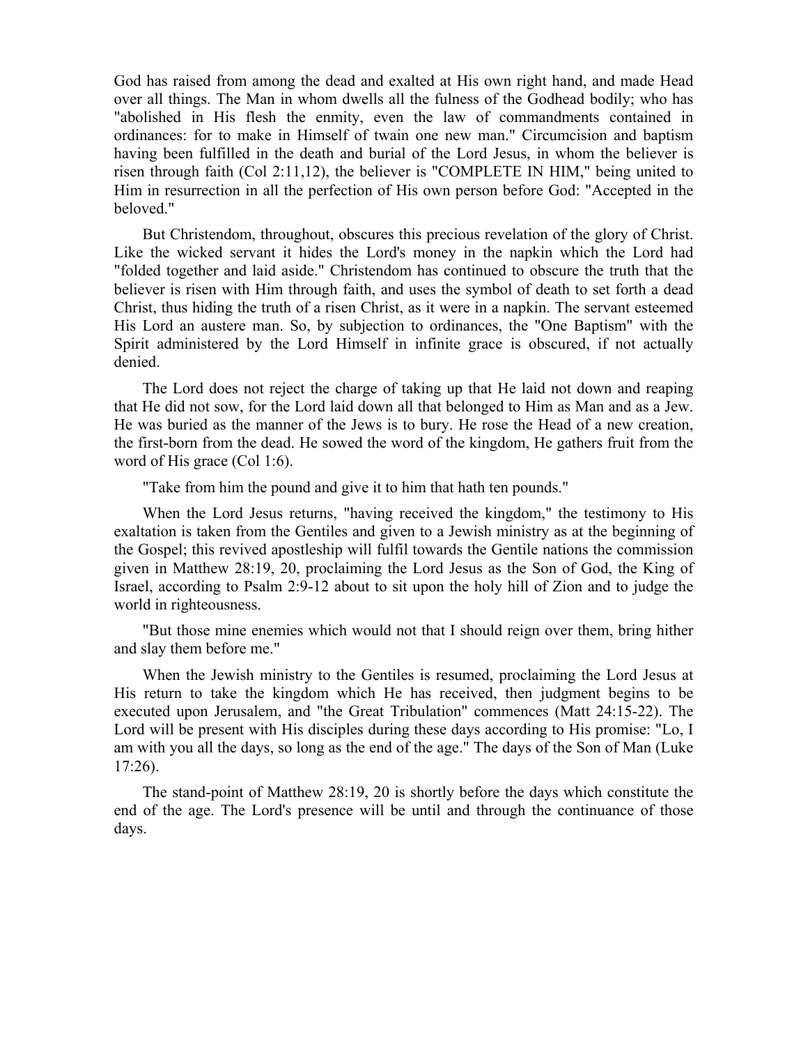God has raised from among the dead and exalted at His own right hand, and made Head over all things. The Man in whom dwells all the fulness of the Godhead bodily; who has "abolished in His flesh the enmity, even the law of commandments contained in ordinances: for to make in Himself of twain one new man." Circumcision and baptism having been fulfilled in the death and burial of the Lord Jesus, in whom the believer is risen through faith (Col 2:11,12), the believer is "COMPLETE IN HIM," being united to Him in resurrection in all the perfection of His own person before God: "Accepted in the beloved."

But Christendom, throughout, obscures this precious revelation of the glory of Christ. Like the wicked servant it hides the Lord's money in the napkin which the Lord had "folded together and laid aside." Christendom has continued to obscure the truth that the believer is risen with Him through faith, and uses the symbol of death to set forth a dead Christ, thus hiding the truth of a risen Christ, as it were in a napkin. The servant esteemed His Lord an austere man. So, by subjection to ordinances, the "One Baptism" with the Spirit administered by the Lord Himself in infinite grace is obscured, if not actually denied.

The Lord does not reject the charge of taking up that He laid not down and reaping that He did not sow, for the Lord laid down all that belonged to Him as Man and as a Jew. He was buried as the manner of the Jews is to bury. He rose the Head of a new creation, the first-born from the dead. He sowed the word of the kingdom, He gathers fruit from the word of His grace (Col 1:6).

"Take from him the pound and give it to him that hath ten pounds."

When the Lord Jesus returns, "having received the kingdom," the testimony to His exaltation is taken from the Gentiles and given to a Jewish ministry as at the beginning of the Gospel; this revived apostleship will fulfil towards the Gentile nations the commission given in Matthew 28:19, 20, proclaiming the Lord Jesus as the Son of God, the King of Israel, according to Psalm 2:9-12 about to sit upon the holy hill of Zion and to judge the world in righteousness.

"But those mine enemies which would not that I should reign over them, bring hither and slay them before me."

When the Jewish ministry to the Gentiles is resumed, proclaiming the Lord Jesus at His return to take the kingdom which He has received, then judgment begins to be executed upon Jerusalem, and "the Great Tribulation" commences (Matt 24:15-22). The Lord will be present with His disciples during these days according to His promise: "Lo, I am with you all the days, so long as the end of the age." The days of the Son of Man (Luke 17:26).

The stand-point of Matthew 28:19, 20 is shortly before the days which constitute the end of the age. The Lord's presence will be until and through the continuance of those days.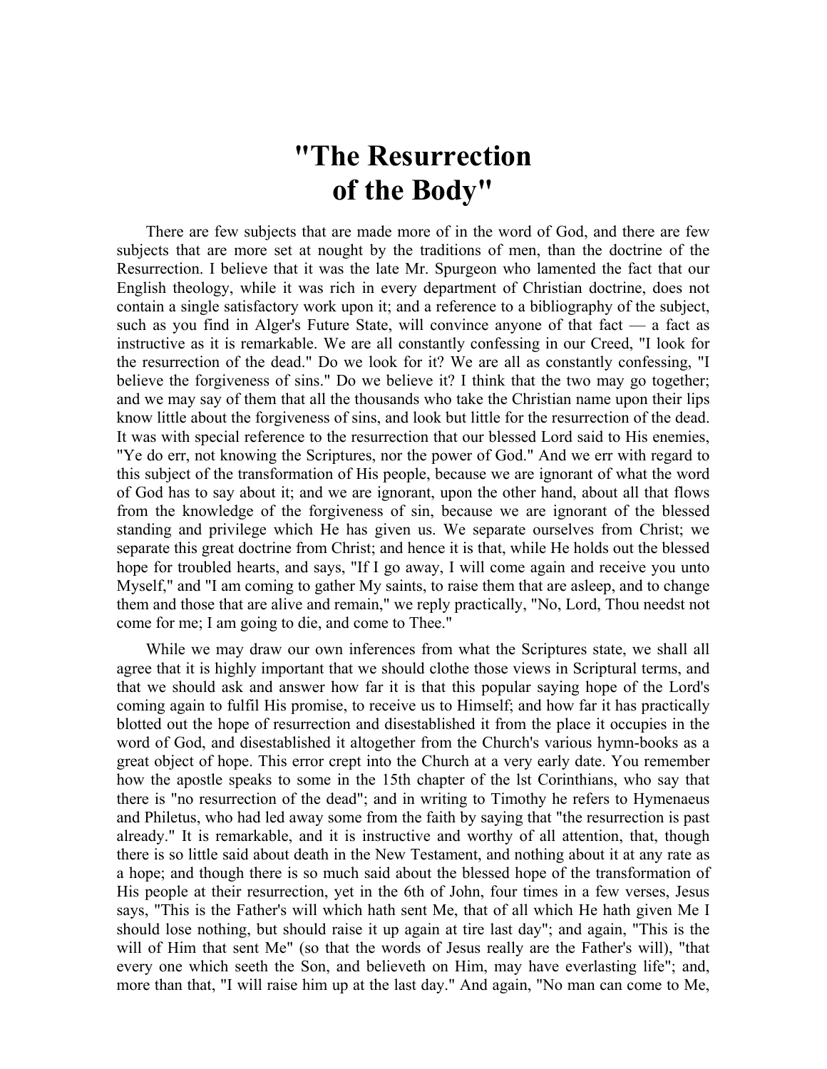# "The Resurrection of the Body"

There are few subjects that are made more of in the word of God, and there are few subjects that are more set at nought by the traditions of men, than the doctrine of the Resurrection. I believe that it was the late Mr. Spurgeon who lamented the fact that our English theology, while it was rich in every department of Christian doctrine, does not contain a single satisfactory work upon it; and a reference to a bibliography of the subject, such as you find in Alger's Future State, will convince anyone of that fact — a fact as instructive as it is remarkable. We are all constantly confessing in our Creed, "I look for the resurrection of the dead." Do we look for it? We are all as constantly confessing, "I believe the forgiveness of sins." Do we believe it? I think that the two may go together; and we may say of them that all the thousands who take the Christian name upon their lips know little about the forgiveness of sins, and look but little for the resurrection of the dead. It was with special reference to the resurrection that our blessed Lord said to His enemies, "Ye do err, not knowing the Scriptures, nor the power of God." And we err with regard to this subject of the transformation of His people, because we are ignorant of what the word of God has to say about it; and we are ignorant, upon the other hand, about all that flows from the knowledge of the forgiveness of sin, because we are ignorant of the blessed standing and privilege which He has given us. We separate ourselves from Christ; we separate this great doctrine from Christ; and hence it is that, while He holds out the blessed hope for troubled hearts, and says, "If I go away, I will come again and receive you unto Myself," and "I am coming to gather My saints, to raise them that are asleep, and to change them and those that are alive and remain," we reply practically, "No, Lord, Thou needst not come for me; I am going to die, and come to Thee."

While we may draw our own inferences from what the Scriptures state, we shall all agree that it is highly important that we should clothe those views in Scriptural terms, and that we should ask and answer how far it is that this popular saying hope of the Lord's coming again to fulfil His promise, to receive us to Himself; and how far it has practically blotted out the hope of resurrection and disestablished it from the place it occupies in the word of God, and disestablished it altogether from the Church's various hymn-books as a great object of hope. This error crept into the Church at a very early date. You remember how the apostle speaks to some in the 15th chapter of the lst Corinthians, who say that there is "no resurrection of the dead"; and in writing to Timothy he refers to Hymenaeus and Philetus, who had led away some from the faith by saying that "the resurrection is past already." It is remarkable, and it is instructive and worthy of all attention, that, though there is so little said about death in the New Testament, and nothing about it at any rate as a hope; and though there is so much said about the blessed hope of the transformation of His people at their resurrection, yet in the 6th of John, four times in a few verses, Jesus says, "This is the Father's will which hath sent Me, that of all which He hath given Me I should lose nothing, but should raise it up again at tire last day"; and again, "This is the will of Him that sent Me" (so that the words of Jesus really are the Father's will), "that every one which seeth the Son, and believeth on Him, may have everlasting life"; and, more than that, "I will raise him up at the last day." And again, "No man can come to Me,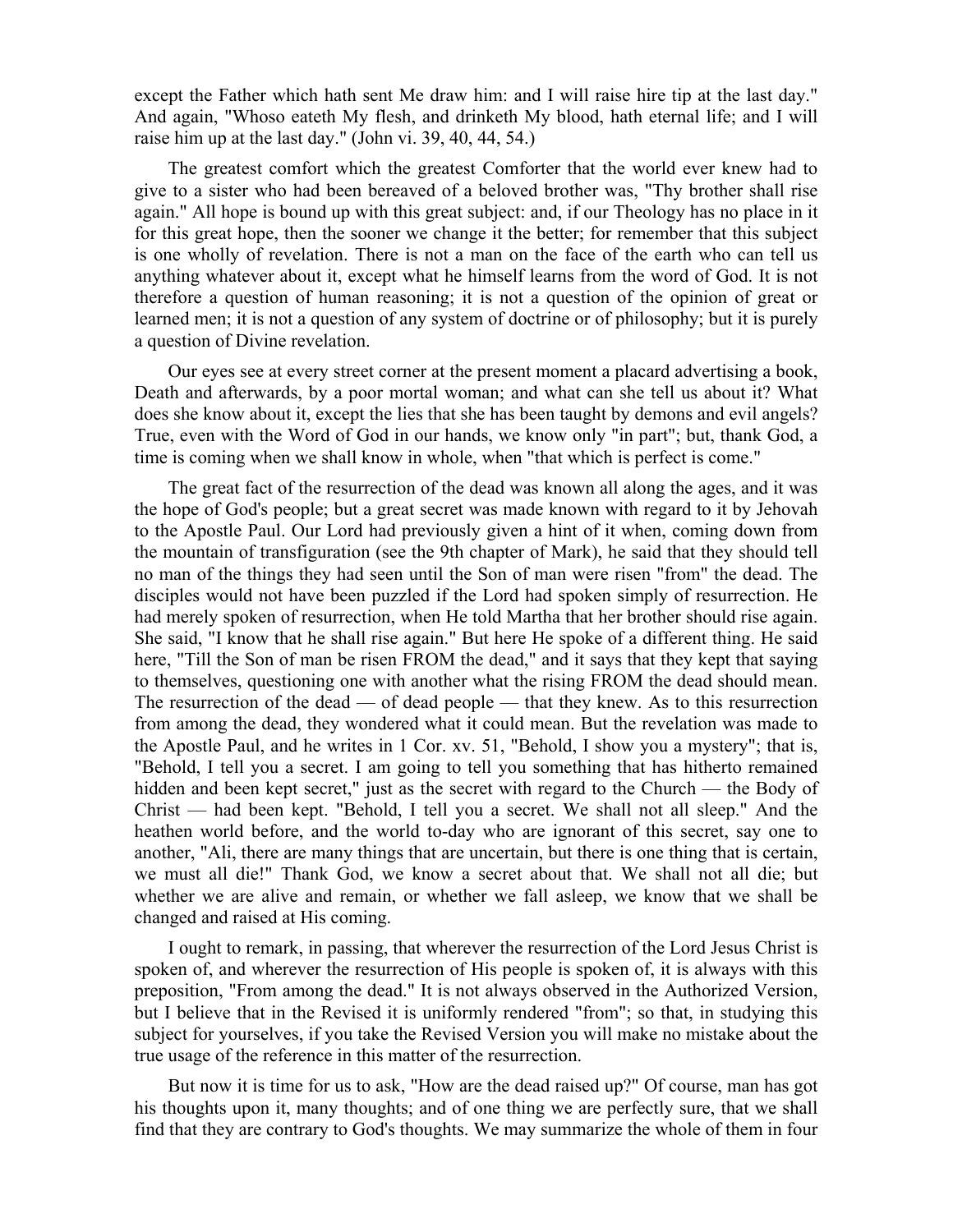except the Father which hath sent Me draw him: and I will raise hire tip at the last day." And again, "Whoso eateth My flesh, and drinketh My blood, hath eternal life; and I will raise him up at the last day." (John vi. 39, 40, 44, 54.)

The greatest comfort which the greatest Comforter that the world ever knew had to give to a sister who had been bereaved of a beloved brother was, "Thy brother shall rise again." All hope is bound up with this great subject: and, if our Theology has no place in it for this great hope, then the sooner we change it the better; for remember that this subject is one wholly of revelation. There is not a man on the face of the earth who can tell us anything whatever about it, except what he himself learns from the word of God. It is not therefore a question of human reasoning; it is not a question of the opinion of great or learned men; it is not a question of any system of doctrine or of philosophy; but it is purely a question of Divine revelation.

Our eyes see at every street corner at the present moment a placard advertising a book, Death and afterwards, by a poor mortal woman; and what can she tell us about it? What does she know about it, except the lies that she has been taught by demons and evil angels? True, even with the Word of God in our hands, we know only "in part"; but, thank God, a time is coming when we shall know in whole, when "that which is perfect is come."

The great fact of the resurrection of the dead was known all along the ages, and it was the hope of God's people; but a great secret was made known with regard to it by Jehovah to the Apostle Paul. Our Lord had previously given a hint of it when, coming down from the mountain of transfiguration (see the 9th chapter of Mark), he said that they should tell no man of the things they had seen until the Son of man were risen "from" the dead. The disciples would not have been puzzled if the Lord had spoken simply of resurrection. He had merely spoken of resurrection, when He told Martha that her brother should rise again. She said, "I know that he shall rise again." But here He spoke of a different thing. He said here, "Till the Son of man be risen FROM the dead," and it says that they kept that saying to themselves, questioning one with another what the rising FROM the dead should mean. The resurrection of the dead — of dead people — that they knew. As to this resurrection from among the dead, they wondered what it could mean. But the revelation was made to the Apostle Paul, and he writes in 1 Cor. xv. 51, "Behold, I show you a mystery"; that is, "Behold, I tell you a secret. I am going to tell you something that has hitherto remained hidden and been kept secret," just as the secret with regard to the Church — the Body of Christ — had been kept. "Behold, I tell you a secret. We shall not all sleep." And the heathen world before, and the world to-day who are ignorant of this secret, say one to another, "Ali, there are many things that are uncertain, but there is one thing that is certain, we must all die!" Thank God, we know a secret about that. We shall not all die; but whether we are alive and remain, or whether we fall asleep, we know that we shall be changed and raised at His coming.

I ought to remark, in passing, that wherever the resurrection of the Lord Jesus Christ is spoken of, and wherever the resurrection of His people is spoken of, it is always with this preposition, "From among the dead." It is not always observed in the Authorized Version, but I believe that in the Revised it is uniformly rendered "from"; so that, in studying this subject for yourselves, if you take the Revised Version you will make no mistake about the true usage of the reference in this matter of the resurrection.

But now it is time for us to ask, "How are the dead raised up?" Of course, man has got his thoughts upon it, many thoughts; and of one thing we are perfectly sure, that we shall find that they are contrary to God's thoughts. We may summarize the whole of them in four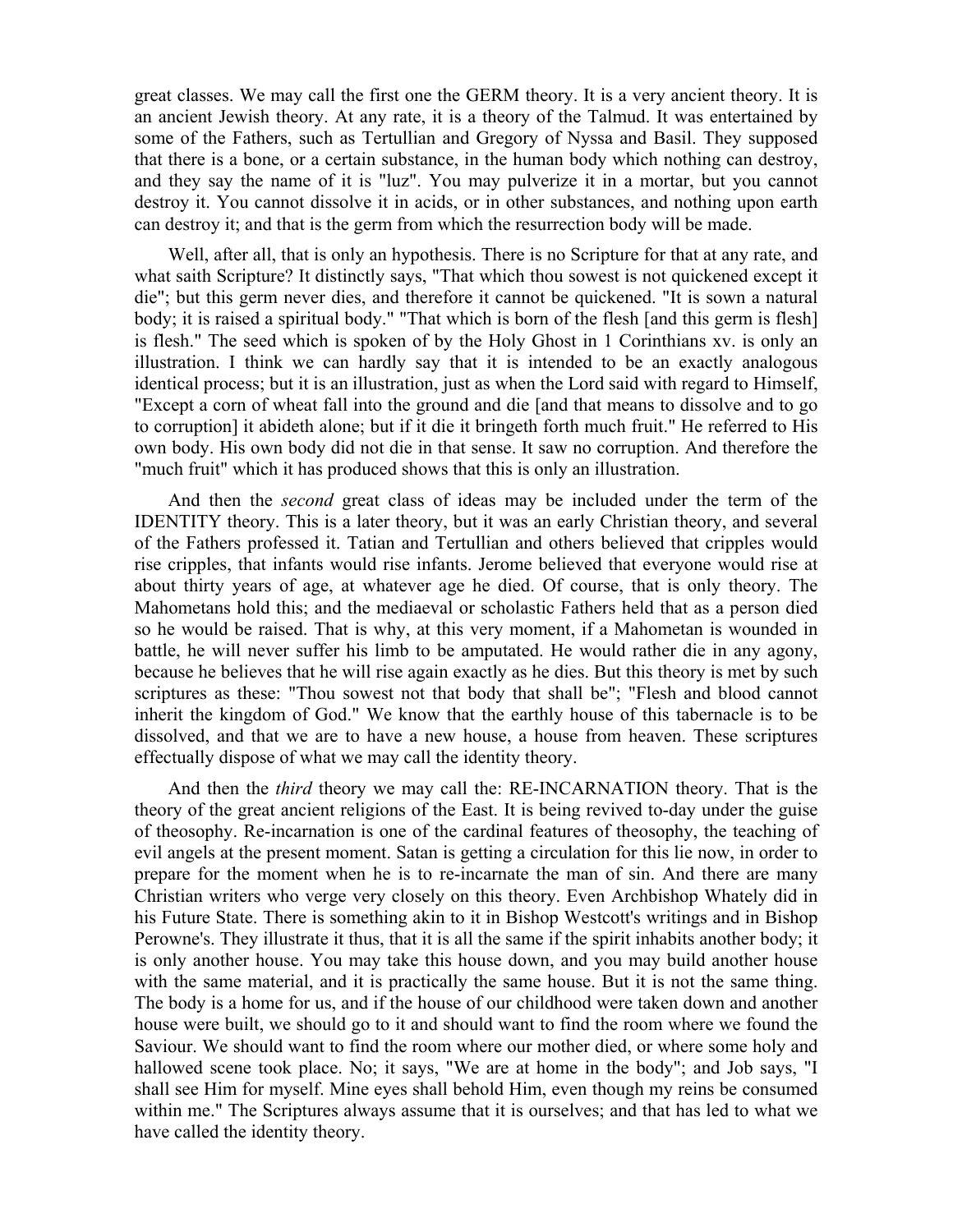great classes. We may call the first one the GERM theory. It is a very ancient theory. It is an ancient Jewish theory. At any rate, it is a theory of the Talmud. It was entertained by some of the Fathers, such as Tertullian and Gregory of Nyssa and Basil. They supposed that there is a bone, or a certain substance, in the human body which nothing can destroy, and they say the name of it is "luz". You may pulverize it in a mortar, but you cannot destroy it. You cannot dissolve it in acids, or in other substances, and nothing upon earth can destroy it; and that is the germ from which the resurrection body will be made.

Well, after all, that is only an hypothesis. There is no Scripture for that at any rate, and what saith Scripture? It distinctly says, "That which thou sowest is not quickened except it die"; but this germ never dies, and therefore it cannot be quickened. "It is sown a natural body; it is raised a spiritual body." "That which is born of the flesh [and this germ is flesh] is flesh." The seed which is spoken of by the Holy Ghost in 1 Corinthians xv. is only an illustration. I think we can hardly say that it is intended to be an exactly analogous identical process; but it is an illustration, just as when the Lord said with regard to Himself, "Except a corn of wheat fall into the ground and die [and that means to dissolve and to go to corruption] it abideth alone; but if it die it bringeth forth much fruit." He referred to His own body. His own body did not die in that sense. It saw no corruption. And therefore the "much fruit" which it has produced shows that this is only an illustration.

And then the *second* great class of ideas may be included under the term of the IDENTITY theory. This is a later theory, but it was an early Christian theory, and several of the Fathers professed it. Tatian and Tertullian and others believed that cripples would rise cripples, that infants would rise infants. Jerome believed that everyone would rise at about thirty years of age, at whatever age he died. Of course, that is only theory. The Mahometans hold this; and the mediaeval or scholastic Fathers held that as a person died so he would be raised. That is why, at this very moment, if a Mahometan is wounded in battle, he will never suffer his limb to be amputated. He would rather die in any agony, because he believes that he will rise again exactly as he dies. But this theory is met by such scriptures as these: "Thou sowest not that body that shall be"; "Flesh and blood cannot inherit the kingdom of God." We know that the earthly house of this tabernacle is to be dissolved, and that we are to have a new house, a house from heaven. These scriptures effectually dispose of what we may call the identity theory.

And then the *third* theory we may call the: RE-INCARNATION theory. That is the theory of the great ancient religions of the East. It is being revived to-day under the guise of theosophy. Re-incarnation is one of the cardinal features of theosophy, the teaching of evil angels at the present moment. Satan is getting a circulation for this lie now, in order to prepare for the moment when he is to re-incarnate the man of sin. And there are many Christian writers who verge very closely on this theory. Even Archbishop Whately did in his Future State. There is something akin to it in Bishop Westcott's writings and in Bishop Perowne's. They illustrate it thus, that it is all the same if the spirit inhabits another body; it is only another house. You may take this house down, and you may build another house with the same material, and it is practically the same house. But it is not the same thing. The body is a home for us, and if the house of our childhood were taken down and another house were built, we should go to it and should want to find the room where we found the Saviour. We should want to find the room where our mother died, or where some holy and hallowed scene took place. No; it says, "We are at home in the body"; and Job says, "I shall see Him for myself. Mine eyes shall behold Him, even though my reins be consumed within me." The Scriptures always assume that it is ourselves; and that has led to what we have called the identity theory.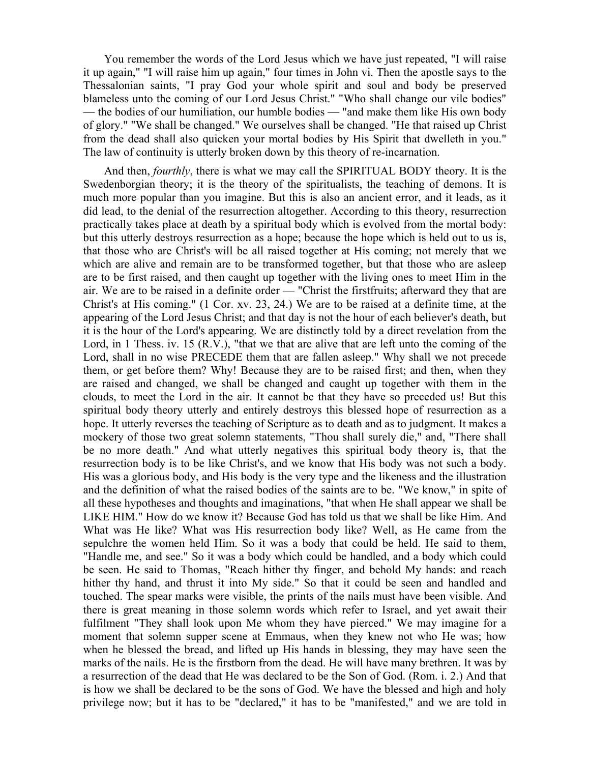You remember the words of the Lord Jesus which we have just repeated, "I will raise it up again," "I will raise him up again," four times in John vi. Then the apostle says to the Thessalonian saints, "I pray God your whole spirit and soul and body be preserved blameless unto the coming of our Lord Jesus Christ." "Who shall change our vile bodies" — the bodies of our humiliation, our humble bodies — "and make them like His own body of glory." "We shall be changed." We ourselves shall be changed. "He that raised up Christ from the dead shall also quicken your mortal bodies by His Spirit that dwelleth in you." The law of continuity is utterly broken down by this theory of re-incarnation.

And then, *fourthly*, there is what we may call the SPIRITUAL BODY theory. It is the Swedenborgian theory; it is the theory of the spiritualists, the teaching of demons. It is much more popular than you imagine. But this is also an ancient error, and it leads, as it did lead, to the denial of the resurrection altogether. According to this theory, resurrection practically takes place at death by a spiritual body which is evolved from the mortal body: but this utterly destroys resurrection as a hope; because the hope which is held out to us is, that those who are Christ's will be all raised together at His coming; not merely that we which are alive and remain are to be transformed together, but that those who are asleep are to be first raised, and then caught up together with the living ones to meet Him in the air. We are to be raised in a definite order — "Christ the firstfruits; afterward they that are Christ's at His coming." (1 Cor. xv. 23, 24.) We are to be raised at a definite time, at the appearing of the Lord Jesus Christ; and that day is not the hour of each believer's death, but it is the hour of the Lord's appearing. We are distinctly told by a direct revelation from the Lord, in 1 Thess. iv. 15 (R.V.), "that we that are alive that are left unto the coming of the Lord, shall in no wise PRECEDE them that are fallen asleep." Why shall we not precede them, or get before them? Why! Because they are to be raised first; and then, when they are raised and changed, we shall be changed and caught up together with them in the clouds, to meet the Lord in the air. It cannot be that they have so preceded us! But this spiritual body theory utterly and entirely destroys this blessed hope of resurrection as a hope. It utterly reverses the teaching of Scripture as to death and as to judgment. It makes a mockery of those two great solemn statements, "Thou shall surely die," and, "There shall be no more death." And what utterly negatives this spiritual body theory is, that the resurrection body is to be like Christ's, and we know that His body was not such a body. His was a glorious body, and His body is the very type and the likeness and the illustration and the definition of what the raised bodies of the saints are to be. "We know," in spite of all these hypotheses and thoughts and imaginations, "that when He shall appear we shall be LIKE HIM." How do we know it? Because God has told us that we shall be like Him. And What was He like? What was His resurrection body like? Well, as He came from the sepulchre the women held Him. So it was a body that could be held. He said to them, "Handle me, and see." So it was a body which could be handled, and a body which could be seen. He said to Thomas, "Reach hither thy finger, and behold My hands: and reach hither thy hand, and thrust it into My side." So that it could be seen and handled and touched. The spear marks were visible, the prints of the nails must have been visible. And there is great meaning in those solemn words which refer to Israel, and yet await their fulfilment "They shall look upon Me whom they have pierced." We may imagine for a moment that solemn supper scene at Emmaus, when they knew not who He was; how when he blessed the bread, and lifted up His hands in blessing, they may have seen the marks of the nails. He is the firstborn from the dead. He will have many brethren. It was by a resurrection of the dead that He was declared to be the Son of God. (Rom. i. 2.) And that is how we shall be declared to be the sons of God. We have the blessed and high and holy privilege now; but it has to be "declared," it has to be "manifested," and we are told in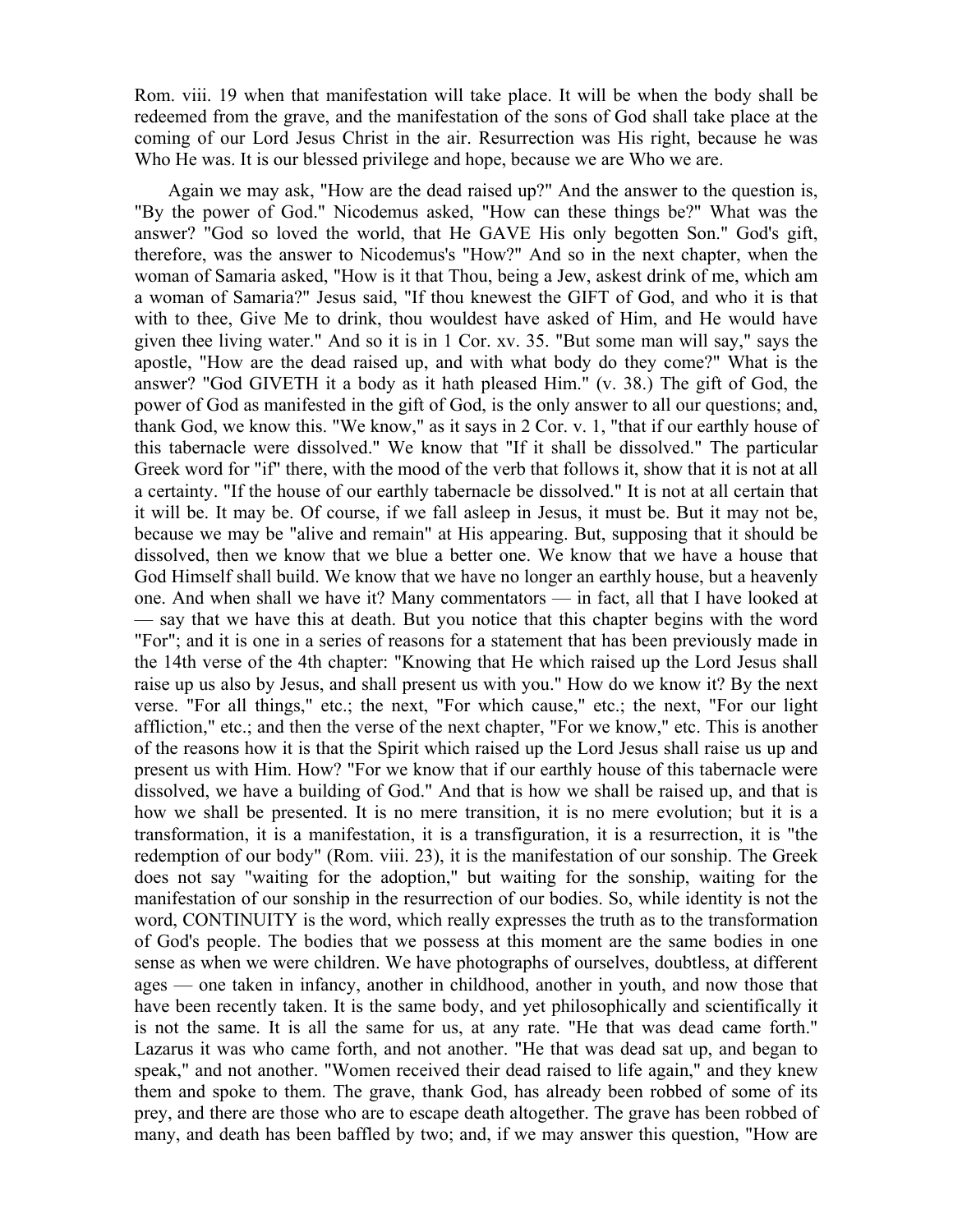Rom. viii. 19 when that manifestation will take place. It will be when the body shall be redeemed from the grave, and the manifestation of the sons of God shall take place at the coming of our Lord Jesus Christ in the air. Resurrection was His right, because he was Who He was. It is our blessed privilege and hope, because we are Who we are.

Again we may ask, "How are the dead raised up?" And the answer to the question is, "By the power of God." Nicodemus asked, "How can these things be?" What was the answer? "God so loved the world, that He GAVE His only begotten Son." God's gift, therefore, was the answer to Nicodemus's "How?" And so in the next chapter, when the woman of Samaria asked, "How is it that Thou, being a Jew, askest drink of me, which am a woman of Samaria?" Jesus said, "If thou knewest the GIFT of God, and who it is that with to thee, Give Me to drink, thou wouldest have asked of Him, and He would have given thee living water." And so it is in 1 Cor. xv. 35. "But some man will say," says the apostle, "How are the dead raised up, and with what body do they come?" What is the answer? "God GIVETH it a body as it hath pleased Him." (v. 38.) The gift of God, the power of God as manifested in the gift of God, is the only answer to all our questions; and, thank God, we know this. "We know," as it says in 2 Cor. v. 1, "that if our earthly house of this tabernacle were dissolved." We know that "If it shall be dissolved." The particular Greek word for "if" there, with the mood of the verb that follows it, show that it is not at all a certainty. "If the house of our earthly tabernacle be dissolved." It is not at all certain that it will be. It may be. Of course, if we fall asleep in Jesus, it must be. But it may not be, because we may be "alive and remain" at His appearing. But, supposing that it should be dissolved, then we know that we blue a better one. We know that we have a house that God Himself shall build. We know that we have no longer an earthly house, but a heavenly one. And when shall we have it? Many commentators — in fact, all that I have looked at — say that we have this at death. But you notice that this chapter begins with the word "For"; and it is one in a series of reasons for a statement that has been previously made in the 14th verse of the 4th chapter: "Knowing that He which raised up the Lord Jesus shall raise up us also by Jesus, and shall present us with you." How do we know it? By the next verse. "For all things," etc.; the next, "For which cause," etc.; the next, "For our light affliction," etc.; and then the verse of the next chapter, "For we know," etc. This is another of the reasons how it is that the Spirit which raised up the Lord Jesus shall raise us up and present us with Him. How? "For we know that if our earthly house of this tabernacle were dissolved, we have a building of God." And that is how we shall be raised up, and that is how we shall be presented. It is no mere transition, it is no mere evolution; but it is a transformation, it is a manifestation, it is a transfiguration, it is a resurrection, it is "the redemption of our body" (Rom. viii. 23), it is the manifestation of our sonship. The Greek does not say "waiting for the adoption," but waiting for the sonship, waiting for the manifestation of our sonship in the resurrection of our bodies. So, while identity is not the word, CONTINUITY is the word, which really expresses the truth as to the transformation of God's people. The bodies that we possess at this moment are the same bodies in one sense as when we were children. We have photographs of ourselves, doubtless, at different ages — one taken in infancy, another in childhood, another in youth, and now those that have been recently taken. It is the same body, and yet philosophically and scientifically it is not the same. It is all the same for us, at any rate. "He that was dead came forth." Lazarus it was who came forth, and not another. "He that was dead sat up, and began to speak," and not another. "Women received their dead raised to life again," and they knew them and spoke to them. The grave, thank God, has already been robbed of some of its prey, and there are those who are to escape death altogether. The grave has been robbed of many, and death has been baffled by two; and, if we may answer this question, "How are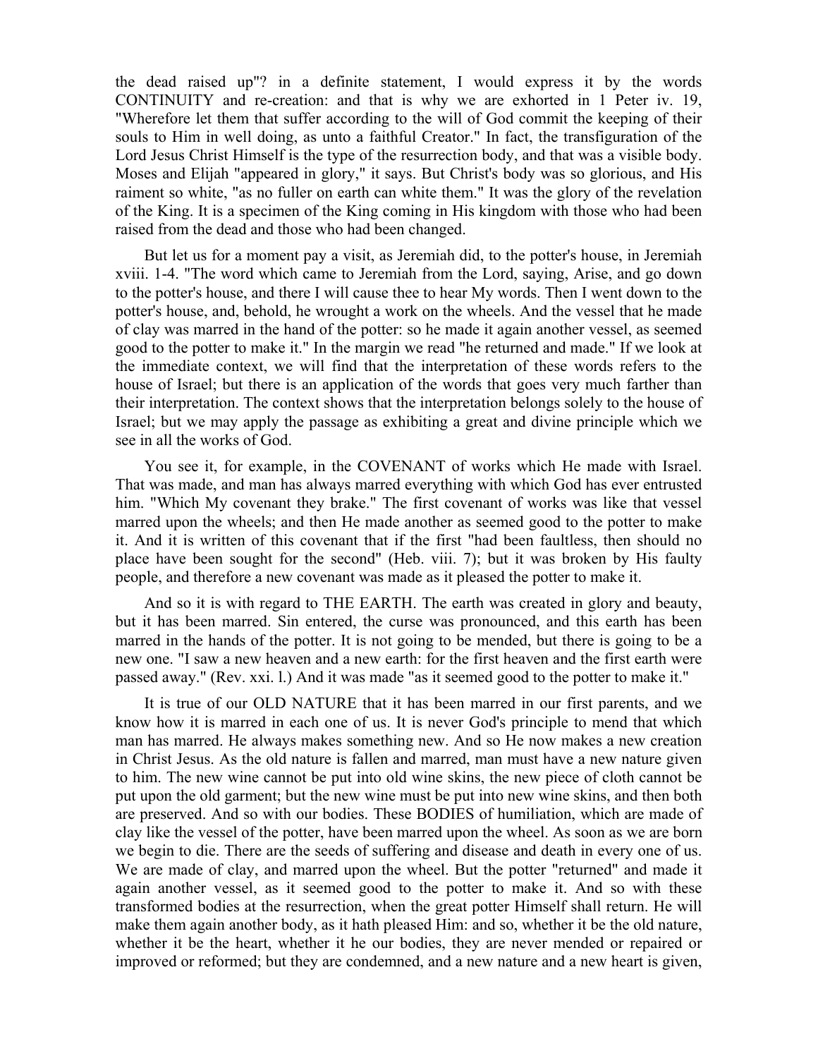the dead raised up"? in a definite statement, I would express it by the words CONTINUITY and re-creation: and that is why we are exhorted in 1 Peter iv. 19, "Wherefore let them that suffer according to the will of God commit the keeping of their souls to Him in well doing, as unto a faithful Creator." In fact, the transfiguration of the Lord Jesus Christ Himself is the type of the resurrection body, and that was a visible body. Moses and Elijah "appeared in glory," it says. But Christ's body was so glorious, and His raiment so white, "as no fuller on earth can white them." It was the glory of the revelation of the King. It is a specimen of the King coming in His kingdom with those who had been raised from the dead and those who had been changed.

But let us for a moment pay a visit, as Jeremiah did, to the potter's house, in Jeremiah xviii. 1-4. "The word which came to Jeremiah from the Lord, saying, Arise, and go down to the potter's house, and there I will cause thee to hear My words. Then I went down to the potter's house, and, behold, he wrought a work on the wheels. And the vessel that he made of clay was marred in the hand of the potter: so he made it again another vessel, as seemed good to the potter to make it." In the margin we read "he returned and made." If we look at the immediate context, we will find that the interpretation of these words refers to the house of Israel; but there is an application of the words that goes very much farther than their interpretation. The context shows that the interpretation belongs solely to the house of Israel; but we may apply the passage as exhibiting a great and divine principle which we see in all the works of God.

You see it, for example, in the COVENANT of works which He made with Israel. That was made, and man has always marred everything with which God has ever entrusted him. "Which My covenant they brake." The first covenant of works was like that vessel marred upon the wheels; and then He made another as seemed good to the potter to make it. And it is written of this covenant that if the first "had been faultless, then should no place have been sought for the second" (Heb. viii. 7); but it was broken by His faulty people, and therefore a new covenant was made as it pleased the potter to make it.

And so it is with regard to THE EARTH. The earth was created in glory and beauty, but it has been marred. Sin entered, the curse was pronounced, and this earth has been marred in the hands of the potter. It is not going to be mended, but there is going to be a new one. "I saw a new heaven and a new earth: for the first heaven and the first earth were passed away." (Rev. xxi. l.) And it was made "as it seemed good to the potter to make it."

It is true of our OLD NATURE that it has been marred in our first parents, and we know how it is marred in each one of us. It is never God's principle to mend that which man has marred. He always makes something new. And so He now makes a new creation in Christ Jesus. As the old nature is fallen and marred, man must have a new nature given to him. The new wine cannot be put into old wine skins, the new piece of cloth cannot be put upon the old garment; but the new wine must be put into new wine skins, and then both are preserved. And so with our bodies. These BODIES of humiliation, which are made of clay like the vessel of the potter, have been marred upon the wheel. As soon as we are born we begin to die. There are the seeds of suffering and disease and death in every one of us. We are made of clay, and marred upon the wheel. But the potter "returned" and made it again another vessel, as it seemed good to the potter to make it. And so with these transformed bodies at the resurrection, when the great potter Himself shall return. He will make them again another body, as it hath pleased Him: and so, whether it be the old nature, whether it be the heart, whether it he our bodies, they are never mended or repaired or improved or reformed; but they are condemned, and a new nature and a new heart is given,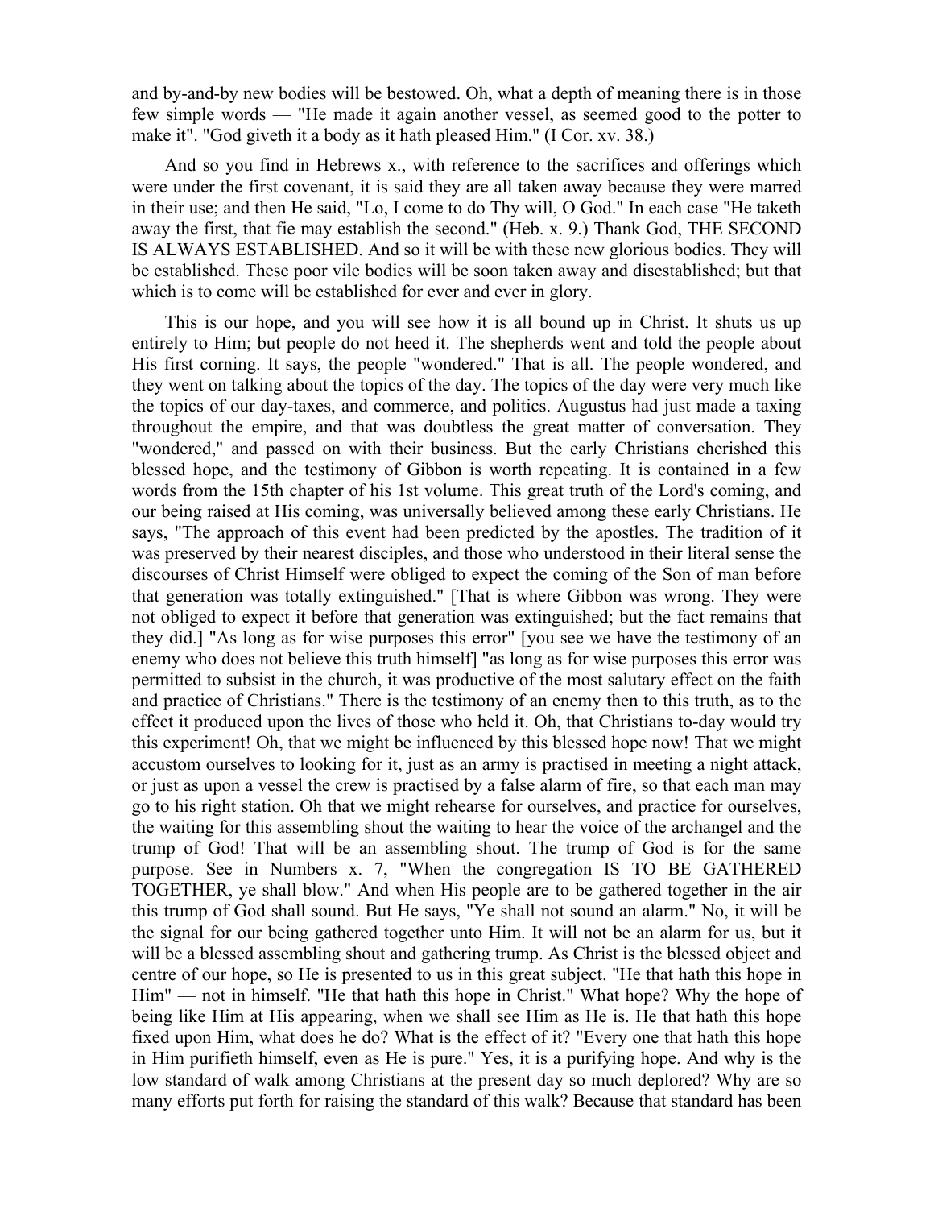and by-and-by new bodies will be bestowed. Oh, what a depth of meaning there is in those few simple words — "He made it again another vessel, as seemed good to the potter to make it". "God giveth it a body as it hath pleased Him." (I Cor. xv. 38.)

And so you find in Hebrews x., with reference to the sacrifices and offerings which were under the first covenant, it is said they are all taken away because they were marred in their use; and then He said, "Lo, I come to do Thy will, O God." In each case "He taketh away the first, that fie may establish the second." (Heb. x. 9.) Thank God, THE SECOND IS ALWAYS ESTABLISHED. And so it will be with these new glorious bodies. They will be established. These poor vile bodies will be soon taken away and disestablished; but that which is to come will be established for ever and ever in glory.

This is our hope, and you will see how it is all bound up in Christ. It shuts us up entirely to Him; but people do not heed it. The shepherds went and told the people about His first corning. It says, the people "wondered." That is all. The people wondered, and they went on talking about the topics of the day. The topics of the day were very much like the topics of our day-taxes, and commerce, and politics. Augustus had just made a taxing throughout the empire, and that was doubtless the great matter of conversation. They "wondered," and passed on with their business. But the early Christians cherished this blessed hope, and the testimony of Gibbon is worth repeating. It is contained in a few words from the 15th chapter of his 1st volume. This great truth of the Lord's coming, and our being raised at His coming, was universally believed among these early Christians. He says, "The approach of this event had been predicted by the apostles. The tradition of it was preserved by their nearest disciples, and those who understood in their literal sense the discourses of Christ Himself were obliged to expect the coming of the Son of man before that generation was totally extinguished." [That is where Gibbon was wrong. They were not obliged to expect it before that generation was extinguished; but the fact remains that they did.] "As long as for wise purposes this error" [you see we have the testimony of an enemy who does not believe this truth himself] "as long as for wise purposes this error was permitted to subsist in the church, it was productive of the most salutary effect on the faith and practice of Christians." There is the testimony of an enemy then to this truth, as to the effect it produced upon the lives of those who held it. Oh, that Christians to-day would try this experiment! Oh, that we might be influenced by this blessed hope now! That we might accustom ourselves to looking for it, just as an army is practised in meeting a night attack, or just as upon a vessel the crew is practised by a false alarm of fire, so that each man may go to his right station. Oh that we might rehearse for ourselves, and practice for ourselves, the waiting for this assembling shout the waiting to hear the voice of the archangel and the trump of God! That will be an assembling shout. The trump of God is for the same purpose. See in Numbers x. 7, "When the congregation IS TO BE GATHERED TOGETHER, ye shall blow." And when His people are to be gathered together in the air this trump of God shall sound. But He says, "Ye shall not sound an alarm." No, it will be the signal for our being gathered together unto Him. It will not be an alarm for us, but it will be a blessed assembling shout and gathering trump. As Christ is the blessed object and centre of our hope, so He is presented to us in this great subject. "He that hath this hope in Him" — not in himself. "He that hath this hope in Christ." What hope? Why the hope of being like Him at His appearing, when we shall see Him as He is. He that hath this hope fixed upon Him, what does he do? What is the effect of it? "Every one that hath this hope in Him purifieth himself, even as He is pure." Yes, it is a purifying hope. And why is the low standard of walk among Christians at the present day so much deplored? Why are so many efforts put forth for raising the standard of this walk? Because that standard has been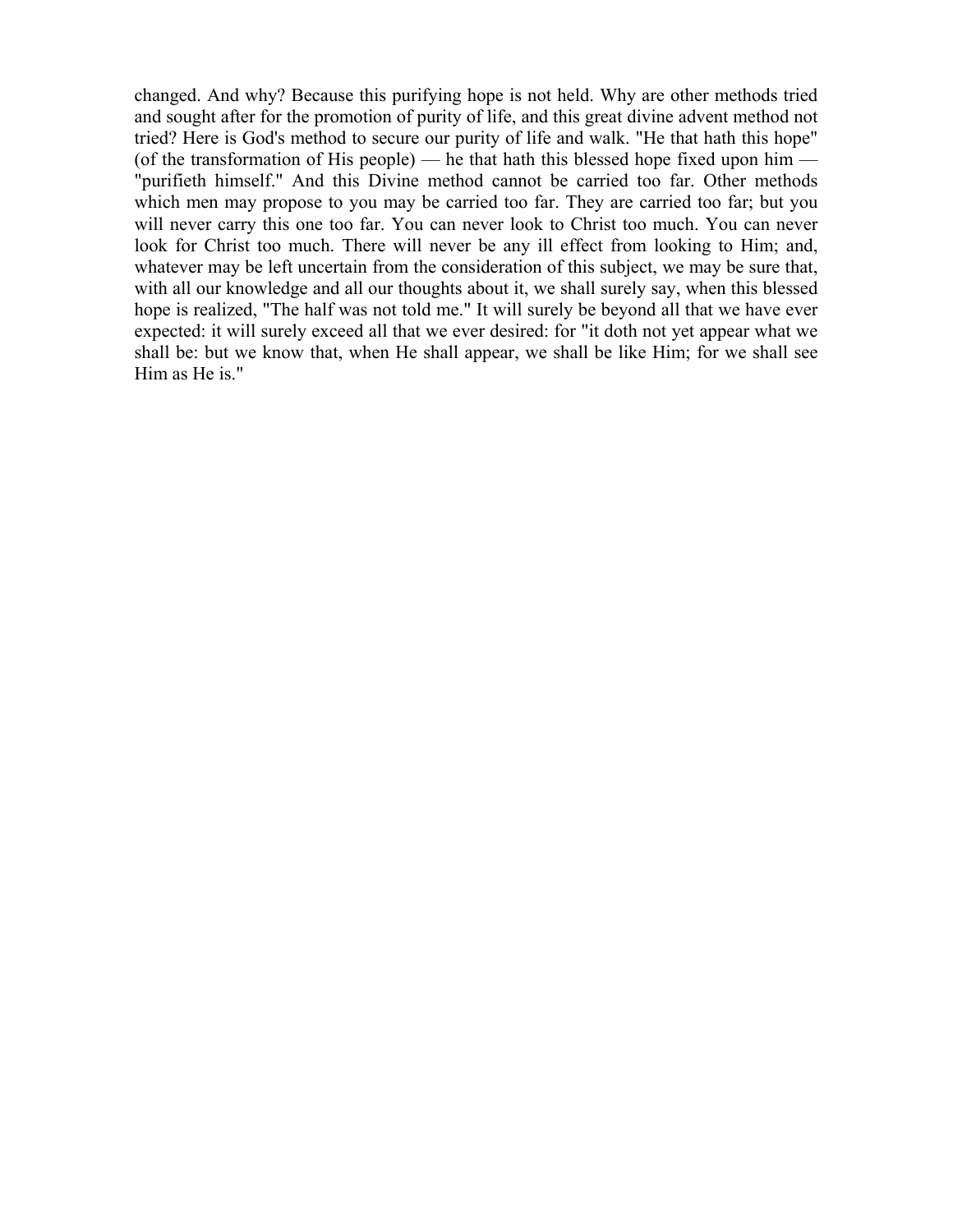changed. And why? Because this purifying hope is not held. Why are other methods tried and sought after for the promotion of purity of life, and this great divine advent method not tried? Here is God's method to secure our purity of life and walk. "He that hath this hope" (of the transformation of His people) — he that hath this blessed hope fixed upon him — "purifieth himself." And this Divine method cannot be carried too far. Other methods which men may propose to you may be carried too far. They are carried too far; but you will never carry this one too far. You can never look to Christ too much. You can never look for Christ too much. There will never be any ill effect from looking to Him; and, whatever may be left uncertain from the consideration of this subject, we may be sure that, with all our knowledge and all our thoughts about it, we shall surely say, when this blessed hope is realized, "The half was not told me." It will surely be beyond all that we have ever expected: it will surely exceed all that we ever desired: for "it doth not yet appear what we shall be: but we know that, when He shall appear, we shall be like Him; for we shall see Him as He is."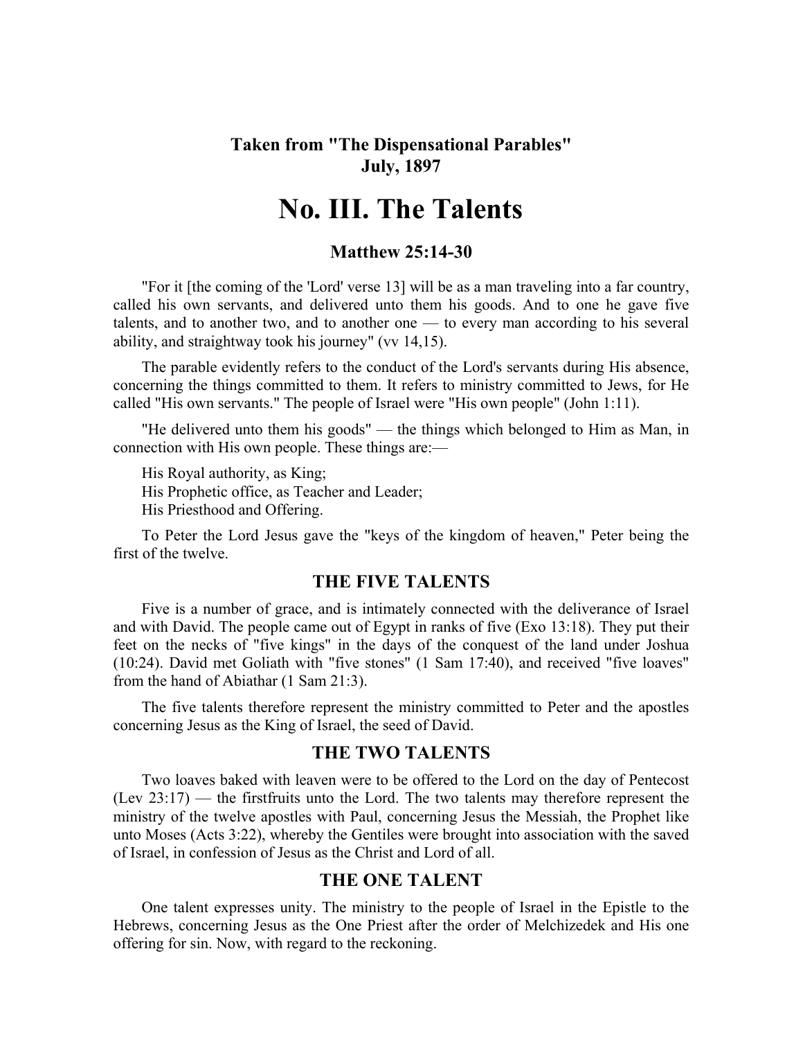**Taken from "The Dispensational Parables"**
**July, 1897**

# No. III. The Talents

### Matthew 25:14-30

"For it [the coming of the 'Lord' verse 13] will be as a man traveling into a far country, called his own servants, and delivered unto them his goods. And to one he gave five talents, and to another two, and to another one — to every man according to his several ability, and straightway took his journey" (vv 14,15).

The parable evidently refers to the conduct of the Lord's servants during His absence, concerning the things committed to them. It refers to ministry committed to Jews, for He called "His own servants." The people of Israel were "His own people" (John 1:11).

"He delivered unto them his goods" — the things which belonged to Him as Man, in connection with His own people. These things are:—

His Royal authority, as King;
His Prophetic office, as Teacher and Leader;
His Priesthood and Offering.

To Peter the Lord Jesus gave the "keys of the kingdom of heaven," Peter being the first of the twelve.

## THE FIVE TALENTS

Five is a number of grace, and is intimately connected with the deliverance of Israel and with David. The people came out of Egypt in ranks of five (Exo 13:18). They put their feet on the necks of "five kings" in the days of the conquest of the land under Joshua (10:24). David met Goliath with "five stones" (1 Sam 17:40), and received "five loaves" from the hand of Abiathar (1 Sam 21:3).

The five talents therefore represent the ministry committed to Peter and the apostles concerning Jesus as the King of Israel, the seed of David.

## THE TWO TALENTS

Two loaves baked with leaven were to be offered to the Lord on the day of Pentecost (Lev 23:17) — the firstfruits unto the Lord. The two talents may therefore represent the ministry of the twelve apostles with Paul, concerning Jesus the Messiah, the Prophet like unto Moses (Acts 3:22), whereby the Gentiles were brought into association with the saved of Israel, in confession of Jesus as the Christ and Lord of all.

## THE ONE TALENT

One talent expresses unity. The ministry to the people of Israel in the Epistle to the Hebrews, concerning Jesus as the One Priest after the order of Melchizedek and His one offering for sin. Now, with regard to the reckoning.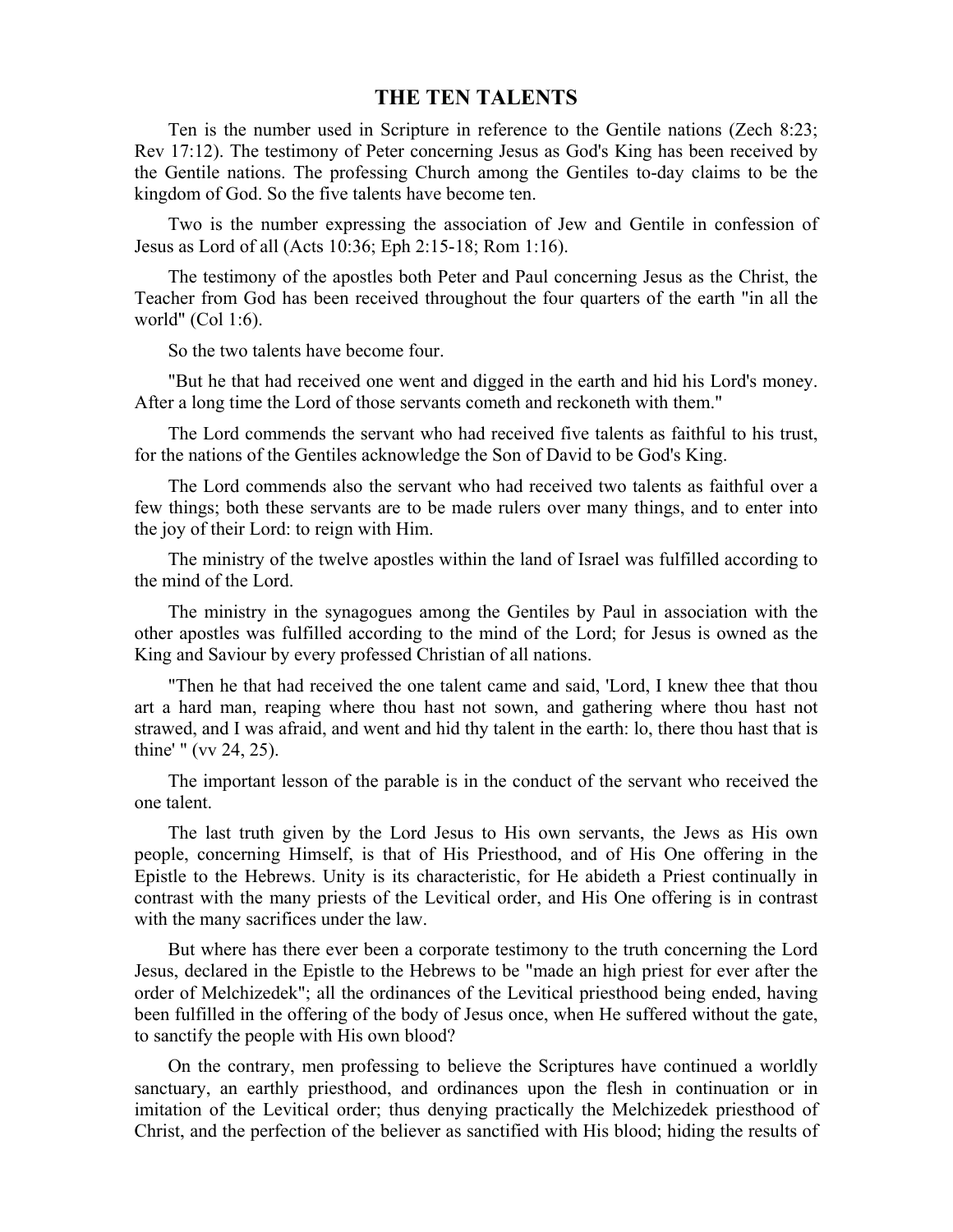## THE TEN TALENTS

Ten is the number used in Scripture in reference to the Gentile nations (Zech 8:23; Rev 17:12). The testimony of Peter concerning Jesus as God's King has been received by the Gentile nations. The professing Church among the Gentiles to-day claims to be the kingdom of God. So the five talents have become ten.

Two is the number expressing the association of Jew and Gentile in confession of Jesus as Lord of all (Acts 10:36; Eph 2:15-18; Rom 1:16).

The testimony of the apostles both Peter and Paul concerning Jesus as the Christ, the Teacher from God has been received throughout the four quarters of the earth "in all the world" (Col 1:6).

So the two talents have become four.

"But he that had received one went and digged in the earth and hid his Lord's money. After a long time the Lord of those servants cometh and reckoneth with them."

The Lord commends the servant who had received five talents as faithful to his trust, for the nations of the Gentiles acknowledge the Son of David to be God's King.

The Lord commends also the servant who had received two talents as faithful over a few things; both these servants are to be made rulers over many things, and to enter into the joy of their Lord: to reign with Him.

The ministry of the twelve apostles within the land of Israel was fulfilled according to the mind of the Lord.

The ministry in the synagogues among the Gentiles by Paul in association with the other apostles was fulfilled according to the mind of the Lord; for Jesus is owned as the King and Saviour by every professed Christian of all nations.

"Then he that had received the one talent came and said, 'Lord, I knew thee that thou art a hard man, reaping where thou hast not sown, and gathering where thou hast not strawed, and I was afraid, and went and hid thy talent in the earth: lo, there thou hast that is thine' " (vv 24, 25).

The important lesson of the parable is in the conduct of the servant who received the one talent.

The last truth given by the Lord Jesus to His own servants, the Jews as His own people, concerning Himself, is that of His Priesthood, and of His One offering in the Epistle to the Hebrews. Unity is its characteristic, for He abideth a Priest continually in contrast with the many priests of the Levitical order, and His One offering is in contrast with the many sacrifices under the law.

But where has there ever been a corporate testimony to the truth concerning the Lord Jesus, declared in the Epistle to the Hebrews to be "made an high priest for ever after the order of Melchizedek"; all the ordinances of the Levitical priesthood being ended, having been fulfilled in the offering of the body of Jesus once, when He suffered without the gate, to sanctify the people with His own blood?

On the contrary, men professing to believe the Scriptures have continued a worldly sanctuary, an earthly priesthood, and ordinances upon the flesh in continuation or in imitation of the Levitical order; thus denying practically the Melchizedek priesthood of Christ, and the perfection of the believer as sanctified with His blood; hiding the results of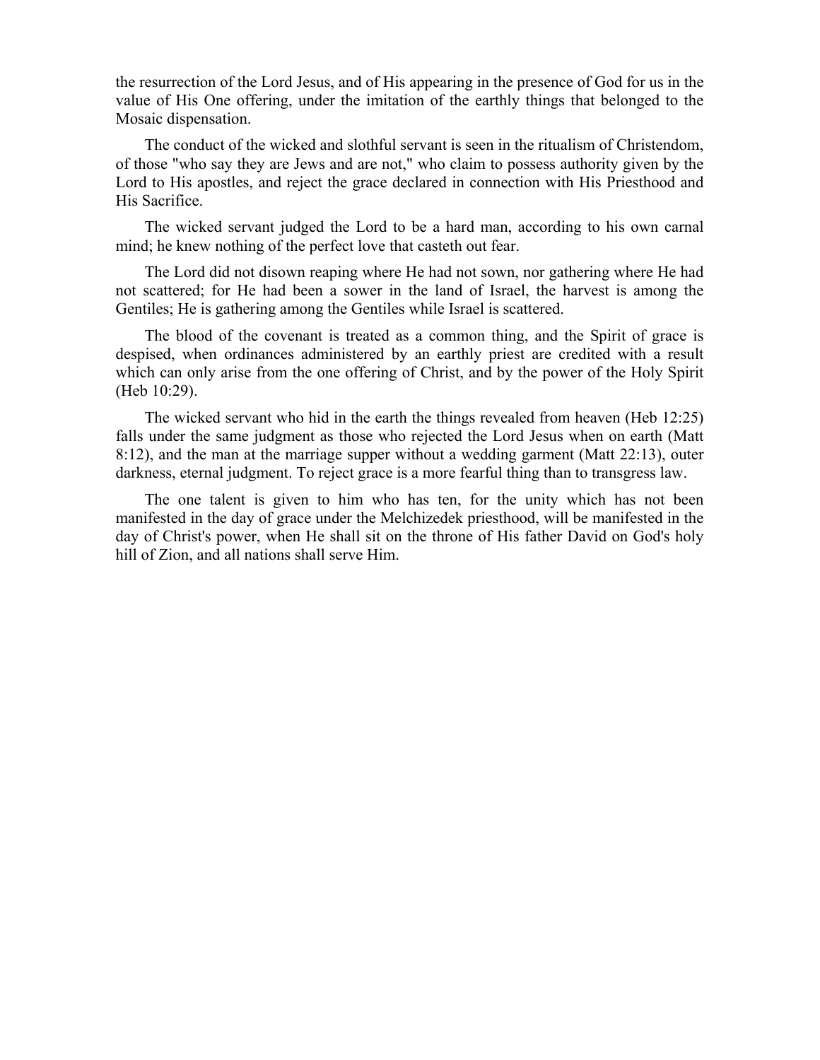the resurrection of the Lord Jesus, and of His appearing in the presence of God for us in the value of His One offering, under the imitation of the earthly things that belonged to the Mosaic dispensation.

The conduct of the wicked and slothful servant is seen in the ritualism of Christendom, of those "who say they are Jews and are not," who claim to possess authority given by the Lord to His apostles, and reject the grace declared in connection with His Priesthood and His Sacrifice.

The wicked servant judged the Lord to be a hard man, according to his own carnal mind; he knew nothing of the perfect love that casteth out fear.

The Lord did not disown reaping where He had not sown, nor gathering where He had not scattered; for He had been a sower in the land of Israel, the harvest is among the Gentiles; He is gathering among the Gentiles while Israel is scattered.

The blood of the covenant is treated as a common thing, and the Spirit of grace is despised, when ordinances administered by an earthly priest are credited with a result which can only arise from the one offering of Christ, and by the power of the Holy Spirit (Heb 10:29).

The wicked servant who hid in the earth the things revealed from heaven (Heb 12:25) falls under the same judgment as those who rejected the Lord Jesus when on earth (Matt 8:12), and the man at the marriage supper without a wedding garment (Matt 22:13), outer darkness, eternal judgment. To reject grace is a more fearful thing than to transgress law.

The one talent is given to him who has ten, for the unity which has not been manifested in the day of grace under the Melchizedek priesthood, will be manifested in the day of Christ's power, when He shall sit on the throne of His father David on God's holy hill of Zion, and all nations shall serve Him.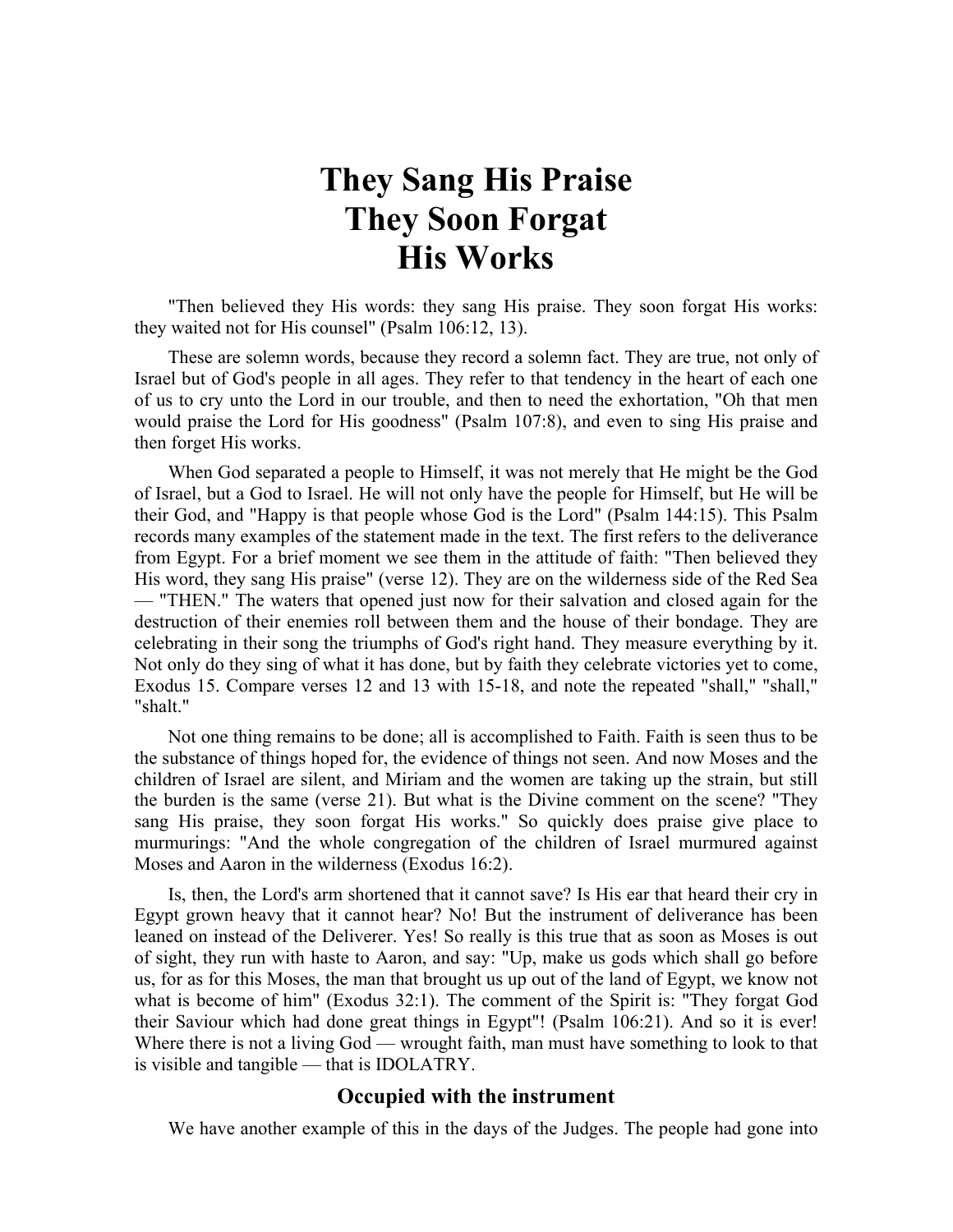# They Sang His Praise They Soon Forgat His Works

"Then believed they His words: they sang His praise. They soon forgat His works: they waited not for His counsel" (Psalm 106:12, 13).

These are solemn words, because they record a solemn fact. They are true, not only of Israel but of God's people in all ages. They refer to that tendency in the heart of each one of us to cry unto the Lord in our trouble, and then to need the exhortation, "Oh that men would praise the Lord for His goodness" (Psalm 107:8), and even to sing His praise and then forget His works.

When God separated a people to Himself, it was not merely that He might be the God of Israel, but a God to Israel. He will not only have the people for Himself, but He will be their God, and "Happy is that people whose God is the Lord" (Psalm 144:15). This Psalm records many examples of the statement made in the text. The first refers to the deliverance from Egypt. For a brief moment we see them in the attitude of faith: "Then believed they His word, they sang His praise" (verse 12). They are on the wilderness side of the Red Sea — "THEN." The waters that opened just now for their salvation and closed again for the destruction of their enemies roll between them and the house of their bondage. They are celebrating in their song the triumphs of God's right hand. They measure everything by it. Not only do they sing of what it has done, but by faith they celebrate victories yet to come, Exodus 15. Compare verses 12 and 13 with 15-18, and note the repeated "shall," "shall," "shalt."

Not one thing remains to be done; all is accomplished to Faith. Faith is seen thus to be the substance of things hoped for, the evidence of things not seen. And now Moses and the children of Israel are silent, and Miriam and the women are taking up the strain, but still the burden is the same (verse 21). But what is the Divine comment on the scene? "They sang His praise, they soon forgat His works." So quickly does praise give place to murmurings: "And the whole congregation of the children of Israel murmured against Moses and Aaron in the wilderness (Exodus 16:2).

Is, then, the Lord's arm shortened that it cannot save? Is His ear that heard their cry in Egypt grown heavy that it cannot hear? No! But the instrument of deliverance has been leaned on instead of the Deliverer. Yes! So really is this true that as soon as Moses is out of sight, they run with haste to Aaron, and say: "Up, make us gods which shall go before us, for as for this Moses, the man that brought us up out of the land of Egypt, we know not what is become of him" (Exodus 32:1). The comment of the Spirit is: "They forgat God their Saviour which had done great things in Egypt"! (Psalm 106:21). And so it is ever! Where there is not a living God — wrought faith, man must have something to look to that is visible and tangible — that is IDOLATRY.

### Occupied with the instrument

We have another example of this in the days of the Judges. The people had gone into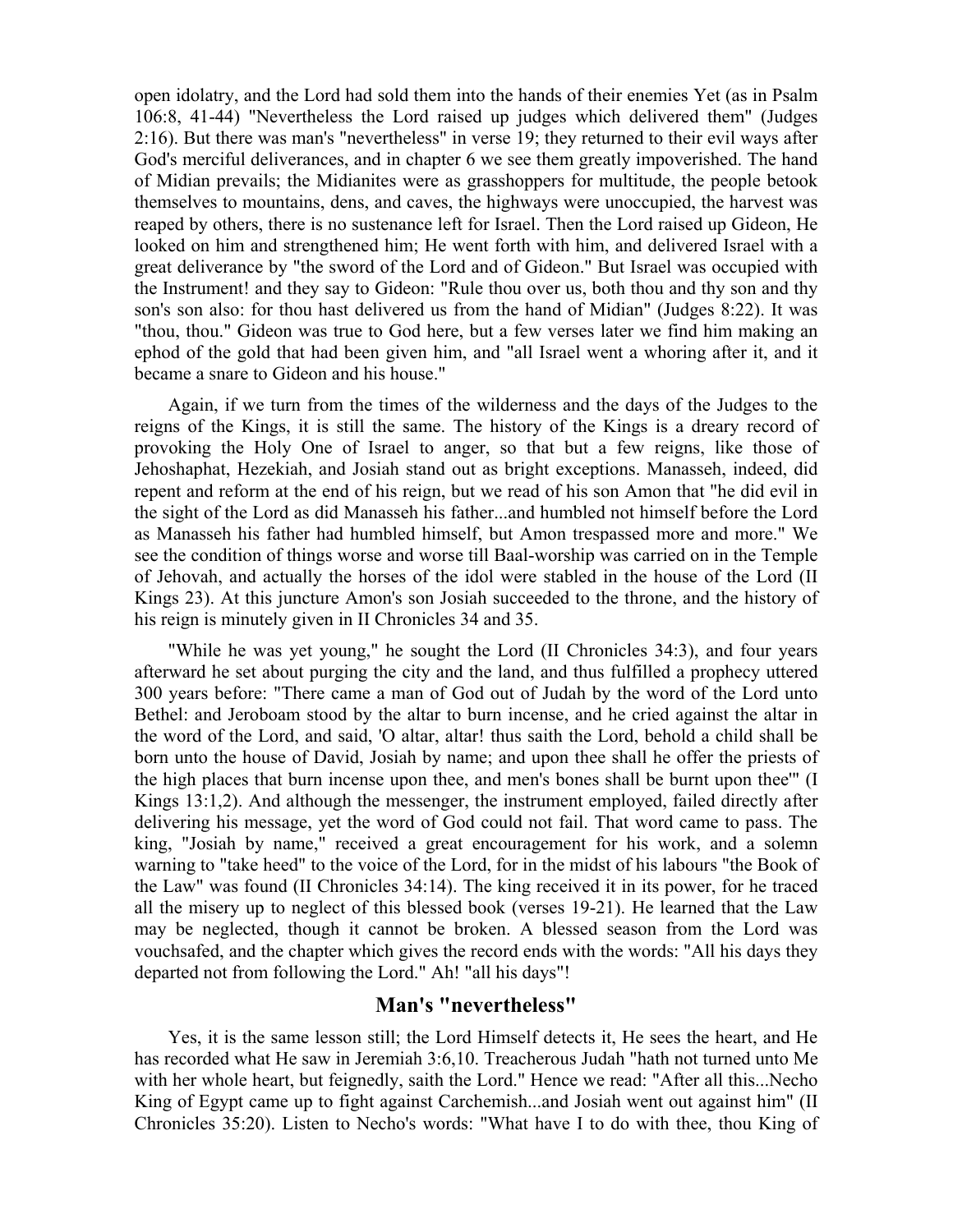open idolatry, and the Lord had sold them into the hands of their enemies Yet (as in Psalm 106:8, 41-44) "Nevertheless the Lord raised up judges which delivered them" (Judges 2:16). But there was man's "nevertheless" in verse 19; they returned to their evil ways after God's merciful deliverances, and in chapter 6 we see them greatly impoverished. The hand of Midian prevails; the Midianites were as grasshoppers for multitude, the people betook themselves to mountains, dens, and caves, the highways were unoccupied, the harvest was reaped by others, there is no sustenance left for Israel. Then the Lord raised up Gideon, He looked on him and strengthened him; He went forth with him, and delivered Israel with a great deliverance by "the sword of the Lord and of Gideon." But Israel was occupied with the Instrument! and they say to Gideon: "Rule thou over us, both thou and thy son and thy son's son also: for thou hast delivered us from the hand of Midian" (Judges 8:22). It was "thou, thou." Gideon was true to God here, but a few verses later we find him making an ephod of the gold that had been given him, and "all Israel went a whoring after it, and it became a snare to Gideon and his house."

Again, if we turn from the times of the wilderness and the days of the Judges to the reigns of the Kings, it is still the same. The history of the Kings is a dreary record of provoking the Holy One of Israel to anger, so that but a few reigns, like those of Jehoshaphat, Hezekiah, and Josiah stand out as bright exceptions. Manasseh, indeed, did repent and reform at the end of his reign, but we read of his son Amon that "he did evil in the sight of the Lord as did Manasseh his father...and humbled not himself before the Lord as Manasseh his father had humbled himself, but Amon trespassed more and more." We see the condition of things worse and worse till Baal-worship was carried on in the Temple of Jehovah, and actually the horses of the idol were stabled in the house of the Lord (II Kings 23). At this juncture Amon's son Josiah succeeded to the throne, and the history of his reign is minutely given in II Chronicles 34 and 35.

"While he was yet young," he sought the Lord (II Chronicles 34:3), and four years afterward he set about purging the city and the land, and thus fulfilled a prophecy uttered 300 years before: "There came a man of God out of Judah by the word of the Lord unto Bethel: and Jeroboam stood by the altar to burn incense, and he cried against the altar in the word of the Lord, and said, 'O altar, altar! thus saith the Lord, behold a child shall be born unto the house of David, Josiah by name; and upon thee shall he offer the priests of the high places that burn incense upon thee, and men's bones shall be burnt upon thee'" (I Kings 13:1,2). And although the messenger, the instrument employed, failed directly after delivering his message, yet the word of God could not fail. That word came to pass. The king, "Josiah by name," received a great encouragement for his work, and a solemn warning to "take heed" to the voice of the Lord, for in the midst of his labours "the Book of the Law" was found (II Chronicles 34:14). The king received it in its power, for he traced all the misery up to neglect of this blessed book (verses 19-21). He learned that the Law may be neglected, though it cannot be broken. A blessed season from the Lord was vouchsafed, and the chapter which gives the record ends with the words: "All his days they departed not from following the Lord." Ah! "all his days"!

## Man's "nevertheless"

Yes, it is the same lesson still; the Lord Himself detects it, He sees the heart, and He has recorded what He saw in Jeremiah 3:6,10. Treacherous Judah "hath not turned unto Me with her whole heart, but feignedly, saith the Lord." Hence we read: "After all this...Necho King of Egypt came up to fight against Carchemish...and Josiah went out against him" (II Chronicles 35:20). Listen to Necho's words: "What have I to do with thee, thou King of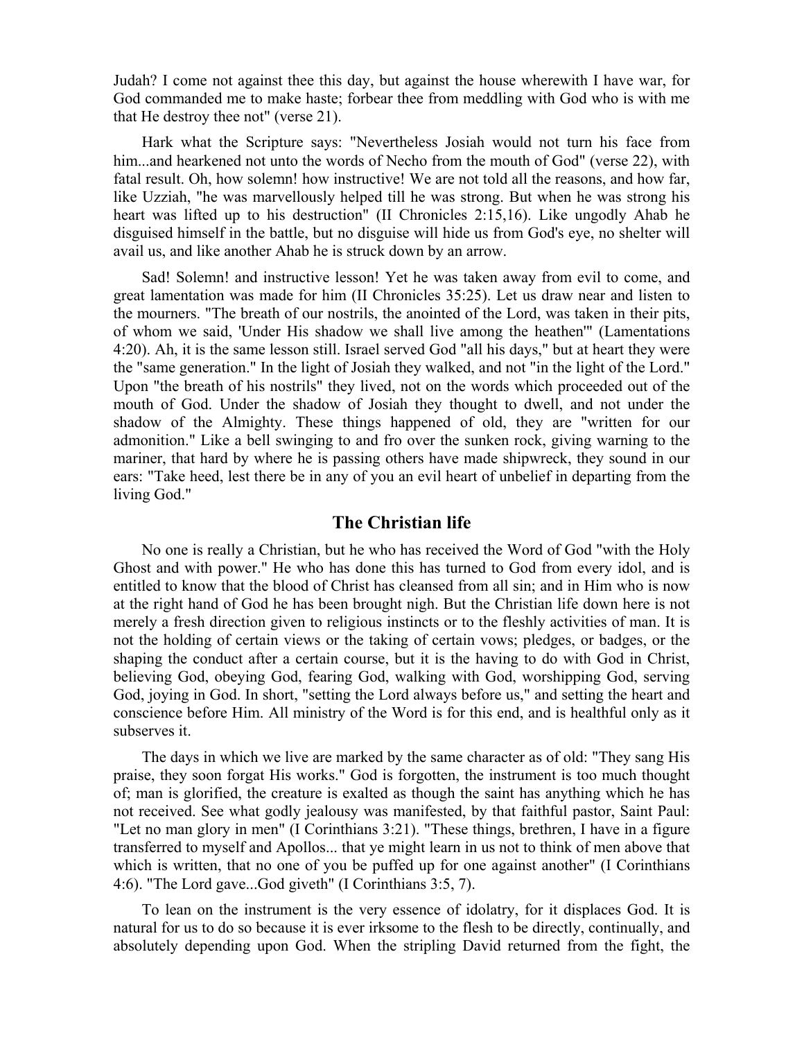Judah? I come not against thee this day, but against the house wherewith I have war, for God commanded me to make haste; forbear thee from meddling with God who is with me that He destroy thee not" (verse 21).

Hark what the Scripture says: "Nevertheless Josiah would not turn his face from him...and hearkened not unto the words of Necho from the mouth of God" (verse 22), with fatal result. Oh, how solemn! how instructive! We are not told all the reasons, and how far, like Uzziah, "he was marvellously helped till he was strong. But when he was strong his heart was lifted up to his destruction" (II Chronicles 2:15,16). Like ungodly Ahab he disguised himself in the battle, but no disguise will hide us from God's eye, no shelter will avail us, and like another Ahab he is struck down by an arrow.

Sad! Solemn! and instructive lesson! Yet he was taken away from evil to come, and great lamentation was made for him (II Chronicles 35:25). Let us draw near and listen to the mourners. "The breath of our nostrils, the anointed of the Lord, was taken in their pits, of whom we said, 'Under His shadow we shall live among the heathen'" (Lamentations 4:20). Ah, it is the same lesson still. Israel served God "all his days," but at heart they were the "same generation." In the light of Josiah they walked, and not "in the light of the Lord." Upon "the breath of his nostrils" they lived, not on the words which proceeded out of the mouth of God. Under the shadow of Josiah they thought to dwell, and not under the shadow of the Almighty. These things happened of old, they are "written for our admonition." Like a bell swinging to and fro over the sunken rock, giving warning to the mariner, that hard by where he is passing others have made shipwreck, they sound in our ears: "Take heed, lest there be in any of you an evil heart of unbelief in departing from the living God."

## The Christian life

No one is really a Christian, but he who has received the Word of God "with the Holy Ghost and with power." He who has done this has turned to God from every idol, and is entitled to know that the blood of Christ has cleansed from all sin; and in Him who is now at the right hand of God he has been brought nigh. But the Christian life down here is not merely a fresh direction given to religious instincts or to the fleshly activities of man. It is not the holding of certain views or the taking of certain vows; pledges, or badges, or the shaping the conduct after a certain course, but it is the having to do with God in Christ, believing God, obeying God, fearing God, walking with God, worshipping God, serving God, joying in God. In short, "setting the Lord always before us," and setting the heart and conscience before Him. All ministry of the Word is for this end, and is healthful only as it subserves it.

The days in which we live are marked by the same character as of old: "They sang His praise, they soon forgat His works." God is forgotten, the instrument is too much thought of; man is glorified, the creature is exalted as though the saint has anything which he has not received. See what godly jealousy was manifested, by that faithful pastor, Saint Paul: "Let no man glory in men" (I Corinthians 3:21). "These things, brethren, I have in a figure transferred to myself and Apollos... that ye might learn in us not to think of men above that which is written, that no one of you be puffed up for one against another" (I Corinthians 4:6). "The Lord gave...God giveth" (I Corinthians 3:5, 7).

To lean on the instrument is the very essence of idolatry, for it displaces God. It is natural for us to do so because it is ever irksome to the flesh to be directly, continually, and absolutely depending upon God. When the stripling David returned from the fight, the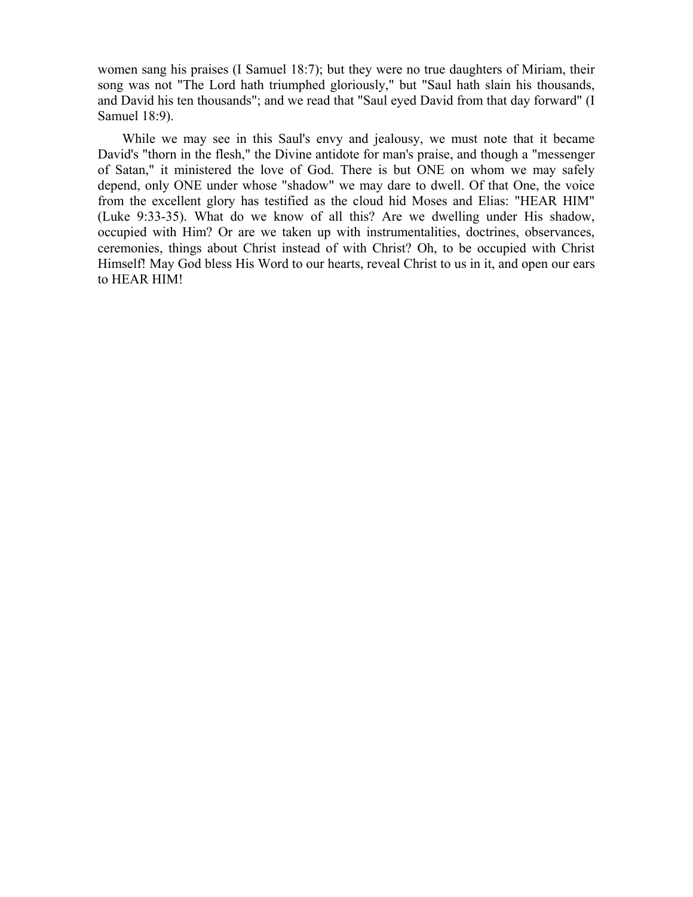women sang his praises (I Samuel 18:7); but they were no true daughters of Miriam, their song was not "The Lord hath triumphed gloriously," but "Saul hath slain his thousands, and David his ten thousands"; and we read that "Saul eyed David from that day forward" (I Samuel 18:9).

While we may see in this Saul's envy and jealousy, we must note that it became David's "thorn in the flesh," the Divine antidote for man's praise, and though a "messenger of Satan," it ministered the love of God. There is but ONE on whom we may safely depend, only ONE under whose "shadow" we may dare to dwell. Of that One, the voice from the excellent glory has testified as the cloud hid Moses and Elias: "HEAR HIM" (Luke 9:33-35). What do we know of all this? Are we dwelling under His shadow, occupied with Him? Or are we taken up with instrumentalities, doctrines, observances, ceremonies, things about Christ instead of with Christ? Oh, to be occupied with Christ Himself! May God bless His Word to our hearts, reveal Christ to us in it, and open our ears to HEAR HIM!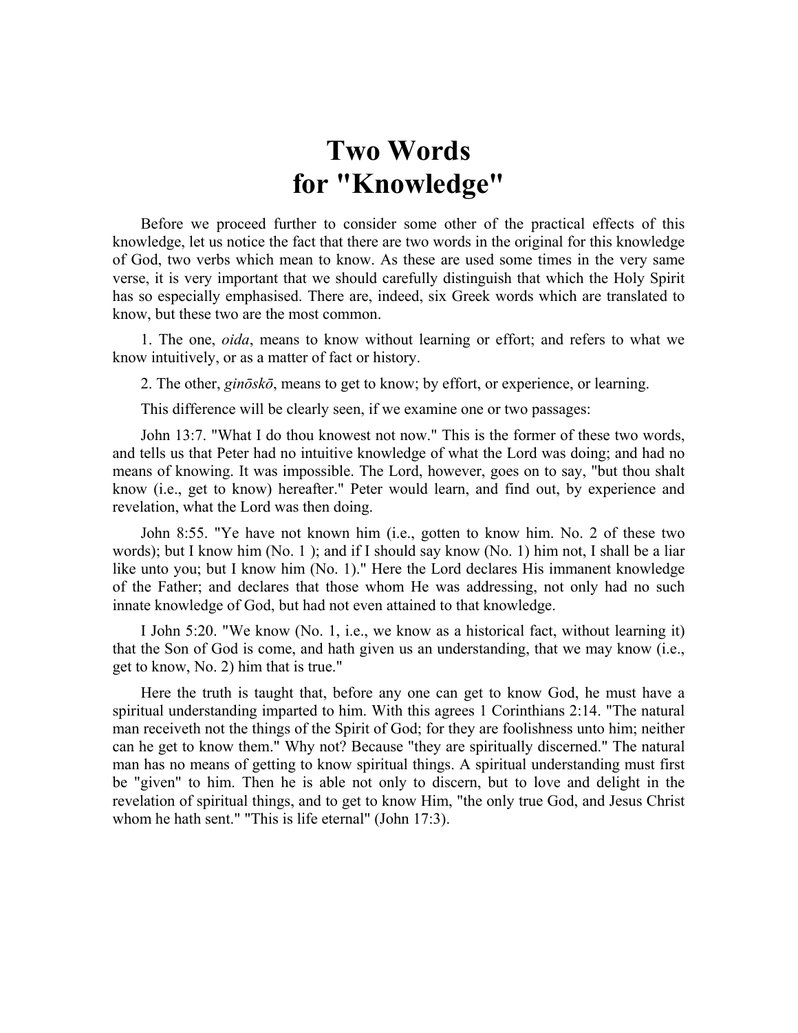# Two Words for "Knowledge"

Before we proceed further to consider some other of the practical effects of this knowledge, let us notice the fact that there are two words in the original for this knowledge of God, two verbs which mean to know. As these are used some times in the very same verse, it is very important that we should carefully distinguish that which the Holy Spirit has so especially emphasised. There are, indeed, six Greek words which are translated to know, but these two are the most common.

1. The one, *oida*, means to know without learning or effort; and refers to what we know intuitively, or as a matter of fact or history.

2. The other, *ginōskō*, means to get to know; by effort, or experience, or learning.

This difference will be clearly seen, if we examine one or two passages:

John 13:7. "What I do thou knowest not now." This is the former of these two words, and tells us that Peter had no intuitive knowledge of what the Lord was doing; and had no means of knowing. It was impossible. The Lord, however, goes on to say, "but thou shalt know (i.e., get to know) hereafter." Peter would learn, and find out, by experience and revelation, what the Lord was then doing.

John 8:55. "Ye have not known him (i.e., gotten to know him. No. 2 of these two words); but I know him (No. 1 ); and if I should say know (No. 1) him not, I shall be a liar like unto you; but I know him (No. 1)." Here the Lord declares His immanent knowledge of the Father; and declares that those whom He was addressing, not only had no such innate knowledge of God, but had not even attained to that knowledge.

I John 5:20. "We know (No. 1, i.e., we know as a historical fact, without learning it) that the Son of God is come, and hath given us an understanding, that we may know (i.e., get to know, No. 2) him that is true."

Here the truth is taught that, before any one can get to know God, he must have a spiritual understanding imparted to him. With this agrees 1 Corinthians 2:14. "The natural man receiveth not the things of the Spirit of God; for they are foolishness unto him; neither can he get to know them." Why not? Because "they are spiritually discerned." The natural man has no means of getting to know spiritual things. A spiritual understanding must first be "given" to him. Then he is able not only to discern, but to love and delight in the revelation of spiritual things, and to get to know Him, "the only true God, and Jesus Christ whom he hath sent." "This is life eternal" (John 17:3).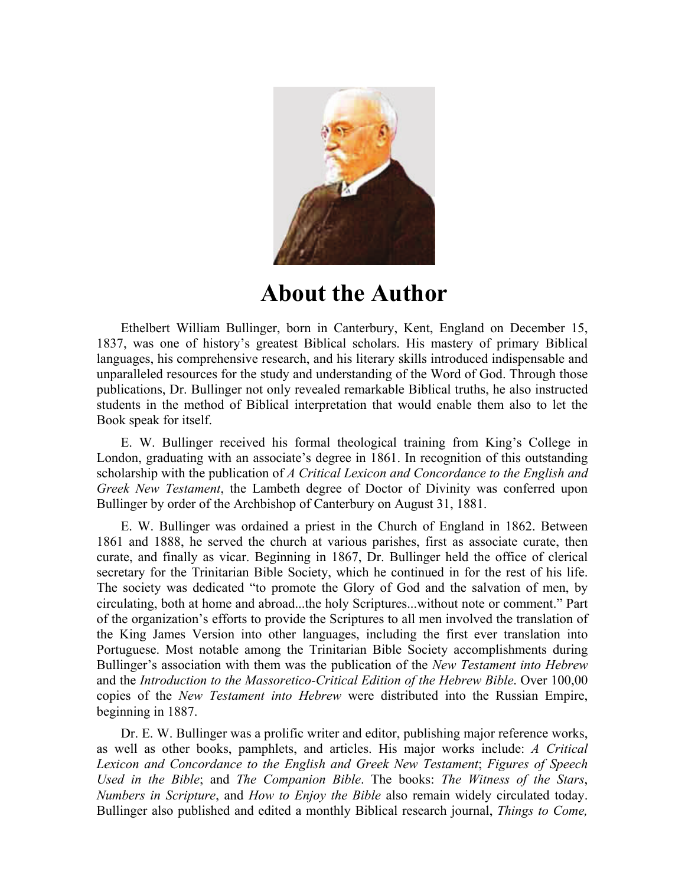# About the Author

Ethelbert William Bullinger, born in Canterbury, Kent, England on December 15, 1837, was one of history's greatest Biblical scholars. His mastery of primary Biblical languages, his comprehensive research, and his literary skills introduced indispensable and unparalleled resources for the study and understanding of the Word of God. Through those publications, Dr. Bullinger not only revealed remarkable Biblical truths, he also instructed students in the method of Biblical interpretation that would enable them also to let the Book speak for itself.

E. W. Bullinger received his formal theological training from King's College in London, graduating with an associate's degree in 1861. In recognition of this outstanding scholarship with the publication of *A Critical Lexicon and Concordance to the English and Greek New Testament*, the Lambeth degree of Doctor of Divinity was conferred upon Bullinger by order of the Archbishop of Canterbury on August 31, 1881.

E. W. Bullinger was ordained a priest in the Church of England in 1862. Between 1861 and 1888, he served the church at various parishes, first as associate curate, then curate, and finally as vicar. Beginning in 1867, Dr. Bullinger held the office of clerical secretary for the Trinitarian Bible Society, which he continued in for the rest of his life. The society was dedicated "to promote the Glory of God and the salvation of men, by circulating, both at home and abroad...the holy Scriptures...without note or comment." Part of the organization's efforts to provide the Scriptures to all men involved the translation of the King James Version into other languages, including the first ever translation into Portuguese. Most notable among the Trinitarian Bible Society accomplishments during Bullinger's association with them was the publication of the *New Testament into Hebrew* and the *Introduction to the Massoretico-Critical Edition of the Hebrew Bible*. Over 100,00 copies of the *New Testament into Hebrew* were distributed into the Russian Empire, beginning in 1887.

Dr. E. W. Bullinger was a prolific writer and editor, publishing major reference works, as well as other books, pamphlets, and articles. His major works include: *A Critical Lexicon and Concordance to the English and Greek New Testament*; *Figures of Speech Used in the Bible*; and *The Companion Bible*. The books: *The Witness of the Stars*, *Numbers in Scripture*, and *How to Enjoy the Bible* also remain widely circulated today. Bullinger also published and edited a monthly Biblical research journal, *Things to Come,*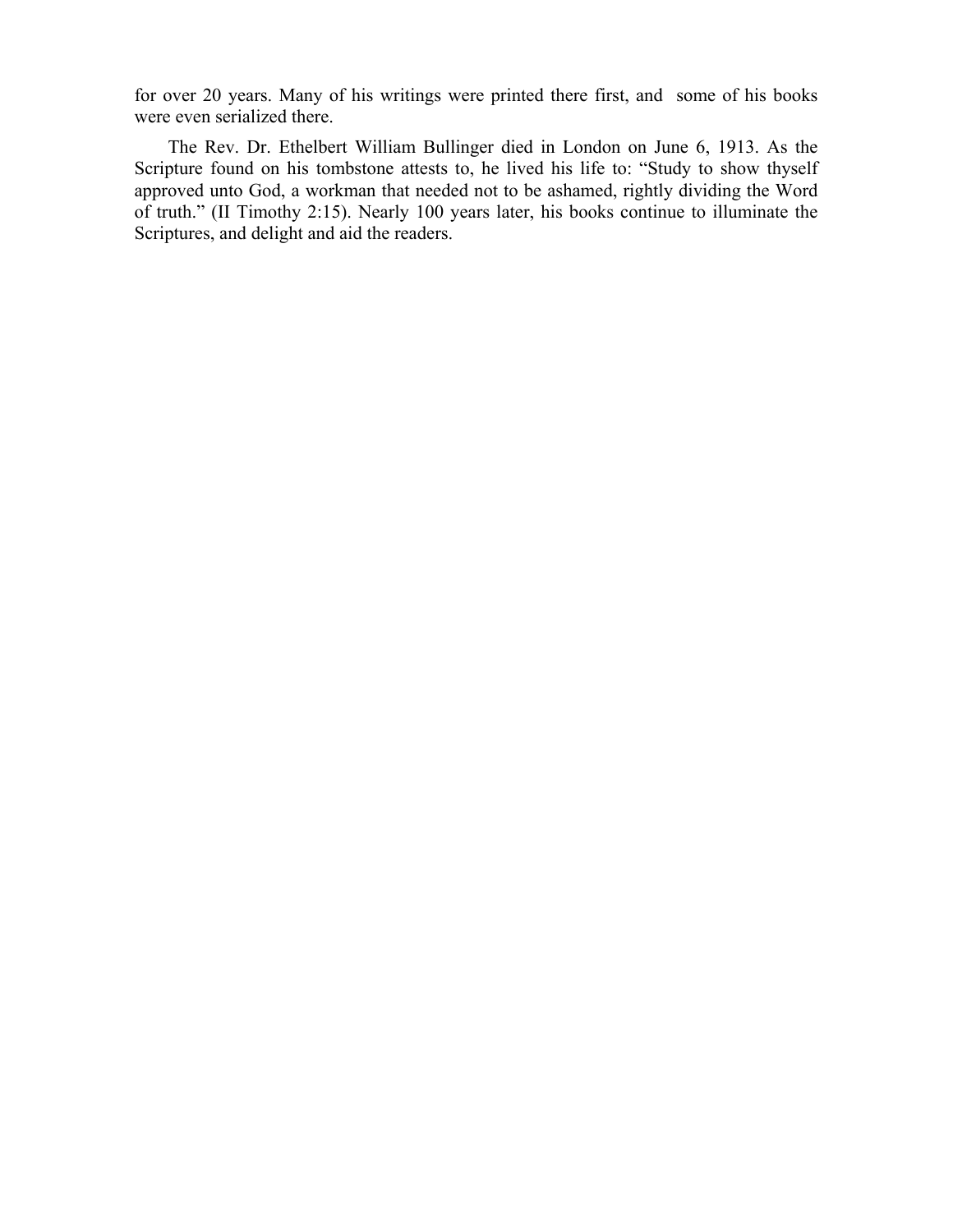for over 20 years. Many of his writings were printed there first, and some of his books were even serialized there.

The Rev. Dr. Ethelbert William Bullinger died in London on June 6, 1913. As the Scripture found on his tombstone attests to, he lived his life to: "Study to show thyself approved unto God, a workman that needed not to be ashamed, rightly dividing the Word of truth." (II Timothy 2:15). Nearly 100 years later, his books continue to illuminate the Scriptures, and delight and aid the readers.